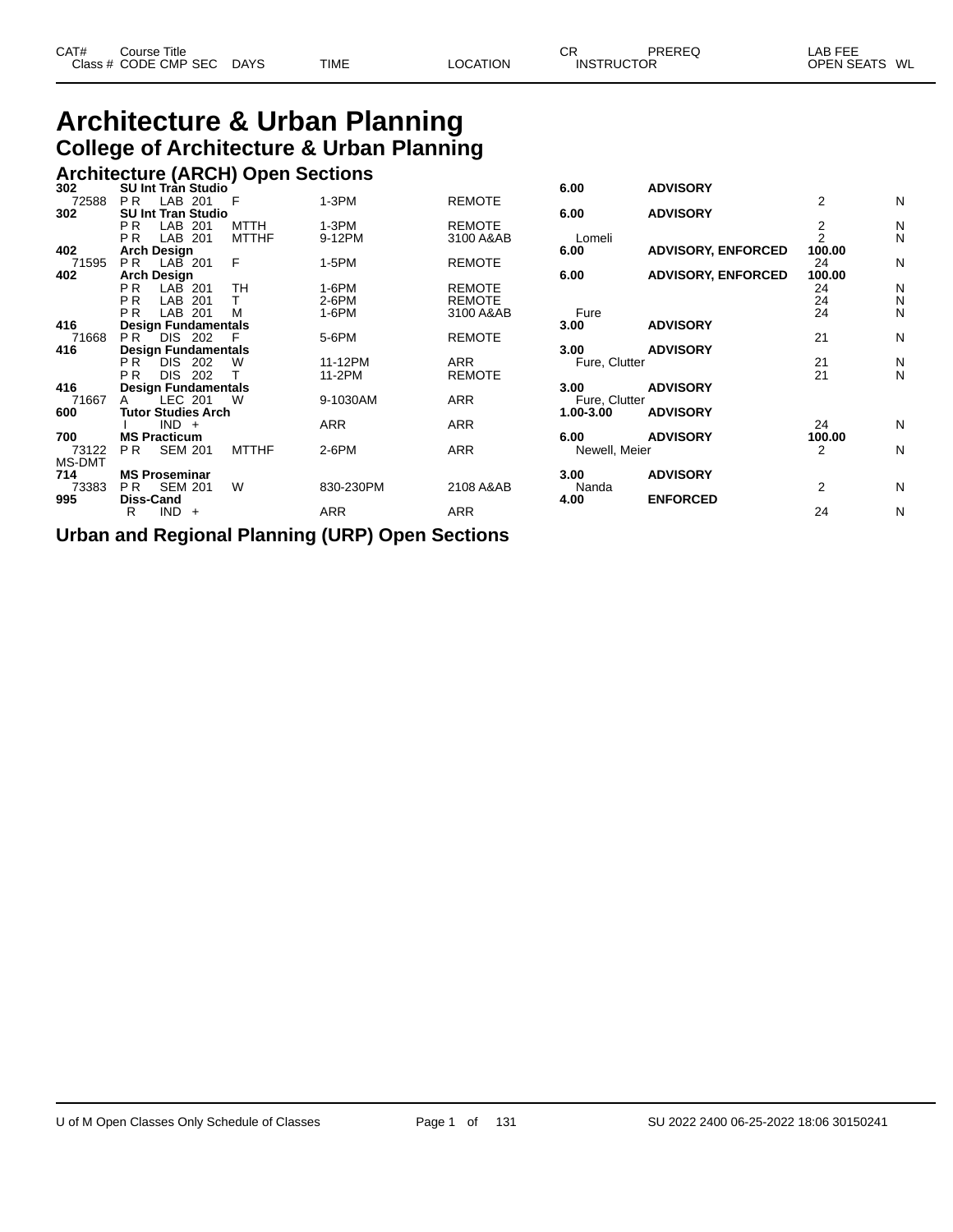# Architecture & Urban Planning

## College of Architecture & Urban Planning

### Architecture (ARCH) Open Sections

| CAT# / Class # | Course Title / CODE CMP SEC | DAYS | TIME | LOCATION | CR / INSTRUCTOR | PREREQ | LAB FEE / OPEN SEATS | WL |
|---|---|---|---|---|---|---|---|---|
| **302** | **SU Int Tran Studio** | | | | **6.00** | **ADVISORY** | | |
| 72588 | P R LAB 201 | F | 1-3PM | REMOTE | | | 2 | N |
| **302** | **SU Int Tran Studio** | | | | **6.00** | **ADVISORY** | | |
| | P R LAB 201 | MTTH | 1-3PM | REMOTE | | | 2 | N |
| | P R LAB 201 | MTTHF | 9-12PM | 3100 A&AB | Lomeli | | 2 | N |
| **402** | **Arch Design** | | | | **6.00** | **ADVISORY, ENFORCED** | **100.00** | |
| 71595 | P R LAB 201 | F | 1-5PM | REMOTE | | | 24 | N |
| **402** | **Arch Design** | | | | **6.00** | **ADVISORY, ENFORCED** | **100.00** | |
| | P R LAB 201 | TH | 1-6PM | REMOTE | | | 24 | N |
| | P R LAB 201 | T | 2-6PM | REMOTE | | | 24 | N |
| | P R LAB 201 | M | 1-6PM | 3100 A&AB | Fure | | 24 | N |
| **416** | **Design Fundamentals** | | | | **3.00** | **ADVISORY** | | |
| 71668 | P R DIS 202 | F | 5-6PM | REMOTE | | | 21 | N |
| **416** | **Design Fundamentals** | | | | **3.00** | **ADVISORY** | | |
| | P R DIS 202 | W | 11-12PM | ARR | Fure, Clutter | | 21 | N |
| | P R DIS 202 | T | 11-2PM | REMOTE | | | 21 | N |
| **416** | **Design Fundamentals** | | | | **3.00** | **ADVISORY** | | |
| 71667 | A LEC 201 | W | 9-1030AM | ARR | Fure, Clutter | | | |
| **600** | **Tutor Studies Arch** | | | | **1.00-3.00** | **ADVISORY** | | |
| | I IND + | | ARR | ARR | | | 24 | N |
| **700** | **MS Practicum** | | | | **6.00** | **ADVISORY** | **100.00** | |
| 73122 MS-DMT | P R SEM 201 | MTTHF | 2-6PM | ARR | Newell, Meier | | 2 | N |
| **714** | **MS Proseminar** | | | | **3.00** | **ADVISORY** | | |
| 73383 | P R SEM 201 | W | 830-230PM | 2108 A&AB | Nanda | | 2 | N |
| **995** | **Diss-Cand** | | | | **4.00** | **ENFORCED** | | |
| | R IND + | | ARR | ARR | | | 24 | N |

### Urban and Regional Planning (URP) Open Sections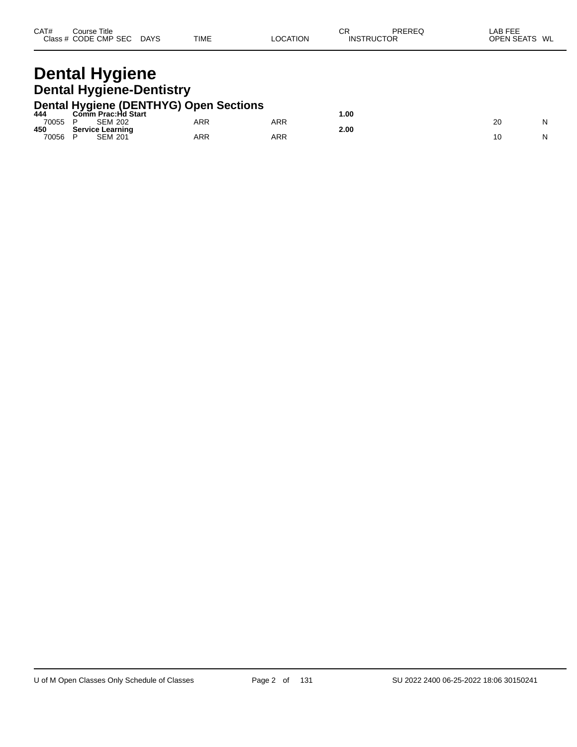| CAT# Class # | Course Title CODE | CMP | SEC | DAYS | TIME | LOCATION | CR INSTRUCTOR | PREREQ | LAB FEE OPEN SEATS | WL |
|---|---|---|---|---|---|---|---|---|---|---|

# Dental Hygiene

## Dental Hygiene-Dentistry

### Dental Hygiene (DENTHYG) Open Sections

| CAT# Class # | Course Title CODE | CMP | SEC | DAYS | TIME | LOCATION | CR INSTRUCTOR | PREREQ | LAB FEE OPEN SEATS | WL |
|---|---|---|---|---|---|---|---|---|---|---|
| **444** | **Comm Prac:Hd Start** | | | | | | **1.00** | | | |
| 70055 | P | SEM | 202 | | ARR | ARR | | | 20 | N |
| **450** | **Service Learning** | | | | | | **2.00** | | | |
| 70056 | P | SEM | 201 | | ARR | ARR | | | 10 | N |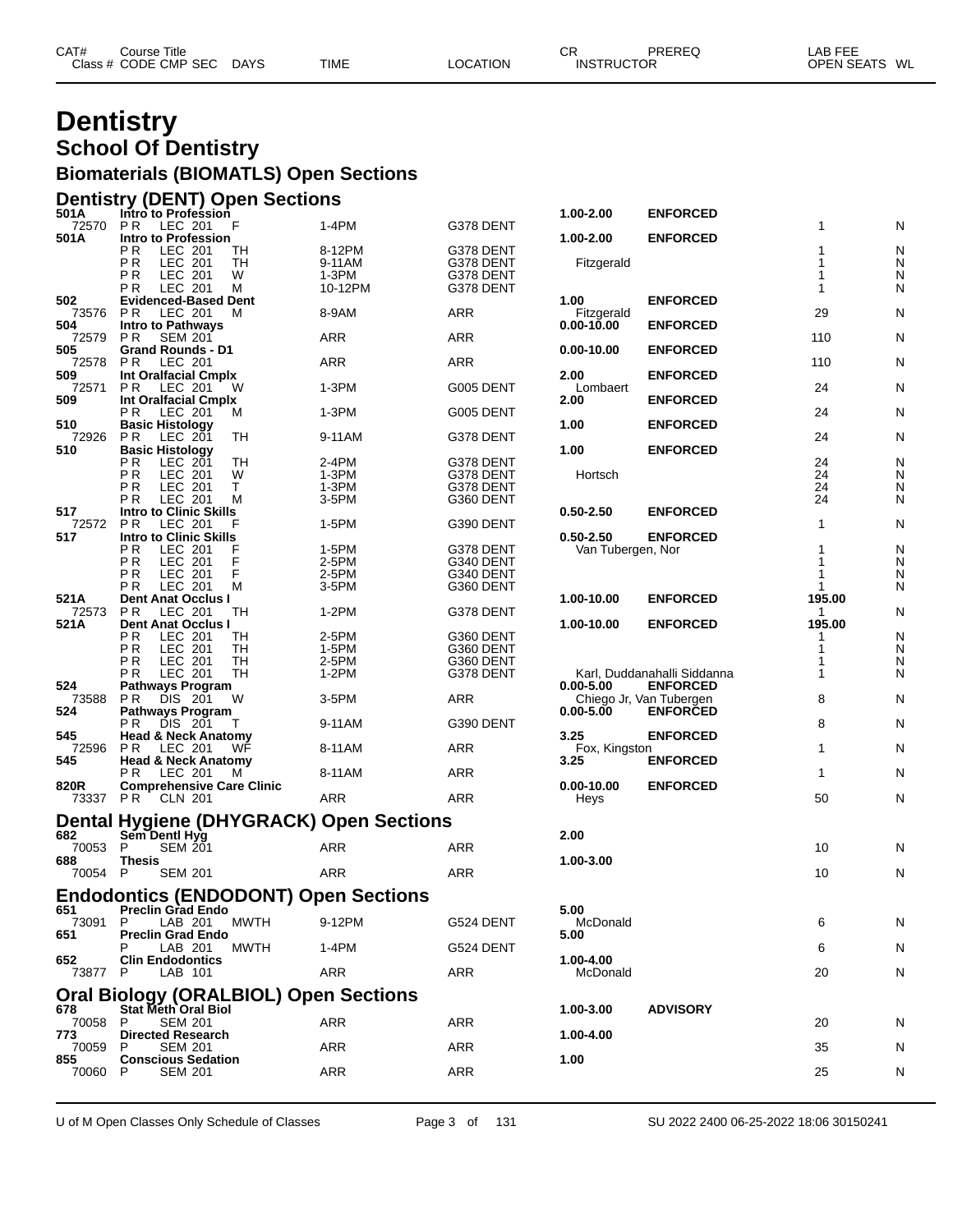# Dentistry

## School Of Dentistry

### Biomaterials (BIOMATLS) Open Sections

### Dentistry (DENT) Open Sections

| CAT# / Class # | Course Title / CODE CMP SEC | DAYS | TIME | LOCATION | CR / INSTRUCTOR | PREREQ | LAB FEE / OPEN SEATS | WL |
|---|---|---|---|---|---|---|---|---|
| 501A | Intro to Profession | | | | 1.00-2.00 | ENFORCED | | |
| 72570 | P R LEC 201 | F | 1-4PM | G378 DENT | | | 1 | N |
| 501A | Intro to Profession | | | | 1.00-2.00 | ENFORCED | | |
| | P R LEC 201 | TH | 8-12PM | G378 DENT | | | 1 | N |
| | P R LEC 201 | TH | 9-11AM | G378 DENT | Fitzgerald | | 1 | N |
| | P R LEC 201 | W | 1-3PM | G378 DENT | | | 1 | N |
| | P R LEC 201 | M | 10-12PM | G378 DENT | | | 1 | N |
| 502 | Evidenced-Based Dent | | | | 1.00 | ENFORCED | | |
| 73576 | P R LEC 201 | M | 8-9AM | ARR | Fitzgerald | | 29 | N |
| 504 | Intro to Pathways | | | | 0.00-10.00 | ENFORCED | | |
| 72579 | P R SEM 201 | | ARR | ARR | | | 110 | N |
| 505 | Grand Rounds - D1 | | | | 0.00-10.00 | ENFORCED | | |
| 72578 | P R LEC 201 | | ARR | ARR | | | 110 | N |
| 509 | Int Oralfacial Cmplx | | | | 2.00 | ENFORCED | | |
| 72571 | P R LEC 201 | W | 1-3PM | G005 DENT | Lombaert | | 24 | N |
| 509 | Int Oralfacial Cmplx | | | | 2.00 | ENFORCED | | |
| | P R LEC 201 | M | 1-3PM | G005 DENT | | | 24 | N |
| 510 | Basic Histology | | | | 1.00 | ENFORCED | | |
| 72926 | P R LEC 201 | TH | 9-11AM | G378 DENT | | | 24 | N |
| 510 | Basic Histology | | | | 1.00 | ENFORCED | | |
| | P R LEC 201 | TH | 2-4PM | G378 DENT | | | 24 | N |
| | P R LEC 201 | W | 1-3PM | G378 DENT | Hortsch | | 24 | N |
| | P R LEC 201 | T | 1-3PM | G378 DENT | | | 24 | N |
| | P R LEC 201 | M | 3-5PM | G360 DENT | | | 24 | N |
| 517 | Intro to Clinic Skills | | | | 0.50-2.50 | ENFORCED | | |
| 72572 | P R LEC 201 | F | 1-5PM | G390 DENT | | | 1 | N |
| 517 | Intro to Clinic Skills | | | | 0.50-2.50 | ENFORCED | | |
| | P R LEC 201 | F | 1-5PM | G378 DENT | Van Tubergen, Nor | | 1 | N |
| | P R LEC 201 | F | 2-5PM | G340 DENT | | | 1 | N |
| | P R LEC 201 | F | 2-5PM | G340 DENT | | | 1 | N |
| | P R LEC 201 | M | 3-5PM | G360 DENT | | | 1 | N |
| 521A | Dent Anat Occlus I | | | | 1.00-10.00 | ENFORCED | 195.00 | |
| 72573 | P R LEC 201 | TH | 1-2PM | G378 DENT | | | 1 | N |
| 521A | Dent Anat Occlus I | | | | 1.00-10.00 | ENFORCED | 195.00 | |
| | P R LEC 201 | TH | 2-5PM | G360 DENT | | | 1 | N |
| | P R LEC 201 | TH | 1-5PM | G360 DENT | | | 1 | N |
| | P R LEC 201 | TH | 2-5PM | G360 DENT | | | 1 | N |
| | P R LEC 201 | TH | 1-2PM | G378 DENT | Karl, Duddanahalli Siddanna | | 1 | N |
| 524 | Pathways Program | | | | 0.00-5.00 | ENFORCED | | |
| 73588 | P R DIS 201 | W | 3-5PM | ARR | Chiego Jr, Van Tubergen | | 8 | N |
| 524 | Pathways Program | | | | 0.00-5.00 | ENFORCED | | |
| | P R DIS 201 | T | 9-11AM | G390 DENT | | | 8 | N |
| 545 | Head & Neck Anatomy | | | | 3.25 | ENFORCED | | |
| 72596 | P R LEC 201 | WF | 8-11AM | ARR | Fox, Kingston | | 1 | N |
| 545 | Head & Neck Anatomy | | | | 3.25 | ENFORCED | | |
| | P R LEC 201 | M | 8-11AM | ARR | | | 1 | N |
| 820R | Comprehensive Care Clinic | | | | 0.00-10.00 | ENFORCED | | |
| 73337 | P R CLN 201 | | ARR | ARR | Heys | | 50 | N |

### Dental Hygiene (DHYGRACK) Open Sections

| CAT# / Class # | Course Title / CODE CMP SEC | DAYS | TIME | LOCATION | CR / INSTRUCTOR | PREREQ | LAB FEE / OPEN SEATS | WL |
|---|---|---|---|---|---|---|---|---|
| 682 | Sem Dentl Hyg | | | | 2.00 | | | |
| 70053 | P SEM 201 | | ARR | ARR | | | 10 | N |
| 688 | Thesis | | | | 1.00-3.00 | | | |
| 70054 | P SEM 201 | | ARR | ARR | | | 10 | N |

### Endodontics (ENDODONT) Open Sections

| CAT# / Class # | Course Title / CODE CMP SEC | DAYS | TIME | LOCATION | CR / INSTRUCTOR | PREREQ | LAB FEE / OPEN SEATS | WL |
|---|---|---|---|---|---|---|---|---|
| 651 | Preclin Grad Endo | | | | 5.00 | | | |
| 73091 | P LAB 201 | MWTH | 9-12PM | G524 DENT | McDonald | | 6 | N |
| 651 | Preclin Grad Endo | | | | 5.00 | | | |
| | P LAB 201 | MWTH | 1-4PM | G524 DENT | | | 6 | N |
| 652 | Clin Endodontics | | | | 1.00-4.00 | | | |
| 73877 | P LAB 101 | | ARR | ARR | McDonald | | 20 | N |

### Oral Biology (ORALBIOL) Open Sections

| CAT# / Class # | Course Title / CODE CMP SEC | DAYS | TIME | LOCATION | CR / INSTRUCTOR | PREREQ | LAB FEE / OPEN SEATS | WL |
|---|---|---|---|---|---|---|---|---|
| 678 | Stat Meth Oral Biol | | | | 1.00-3.00 | ADVISORY | | |
| 70058 | P SEM 201 | | ARR | ARR | | | 20 | N |
| 773 | Directed Research | | | | 1.00-4.00 | | | |
| 70059 | P SEM 201 | | ARR | ARR | | | 35 | N |
| 855 | Conscious Sedation | | | | 1.00 | | | |
| 70060 | P SEM 201 | | ARR | ARR | | | 25 | N |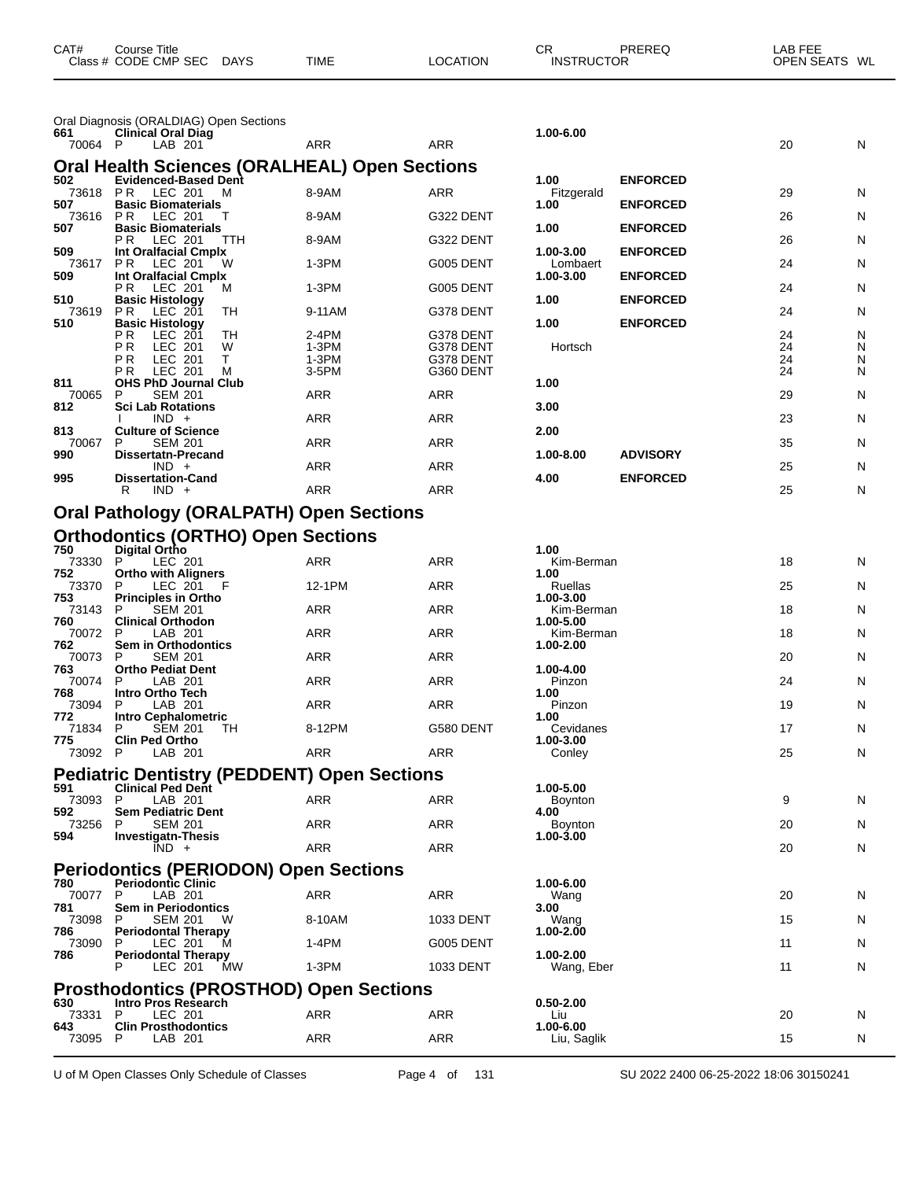| CAT# | Course Title / Class # CODE CMP SEC | DAYS | TIME | LOCATION | CR / INSTRUCTOR | PREREQ | LAB FEE / OPEN SEATS | WL |
|---|---|---|---|---|---|---|---|---|

Oral Diagnosis (ORALDIAG) Open Sections

| CAT# | Course Title / Class # CODE CMP SEC | DAYS | TIME | LOCATION | CR / INSTRUCTOR | PREREQ | OPEN SEATS | WL |
|---|---|---|---|---|---|---|---|---|
| 661 | **Clinical Oral Diag** | | | | 1.00-6.00 | | | |
| 70064 | P LAB 201 | | ARR | ARR | | | 20 | N |

## Oral Health Sciences (ORALHEAL) Open Sections

| CAT# | Course Title / Class # CODE CMP SEC | DAYS | TIME | LOCATION | CR / INSTRUCTOR | PREREQ | OPEN SEATS | WL |
|---|---|---|---|---|---|---|---|---|
| 502 | **Evidenced-Based Dent** | | | | 1.00 | ENFORCED | | |
| 73618 | P R LEC 201 | M | 8-9AM | ARR | Fitzgerald | | 29 | N |
| 507 | **Basic Biomaterials** | | | | 1.00 | ENFORCED | | |
| 73616 | P R LEC 201 | T | 8-9AM | G322 DENT | | | 26 | N |
| 507 | **Basic Biomaterials** | | | | 1.00 | ENFORCED | | |
| | P R LEC 201 | TTH | 8-9AM | G322 DENT | | | 26 | N |
| 509 | **Int Oralfacial Cmplx** | | | | 1.00-3.00 | ENFORCED | | |
| 73617 | P R LEC 201 | W | 1-3PM | G005 DENT | Lombaert | | 24 | N |
| 509 | **Int Oralfacial Cmplx** | | | | 1.00-3.00 | ENFORCED | | |
| | P R LEC 201 | M | 1-3PM | G005 DENT | | | 24 | N |
| 510 | **Basic Histology** | | | | 1.00 | ENFORCED | | |
| 73619 | P R LEC 201 | TH | 9-11AM | G378 DENT | | | 24 | N |
| 510 | **Basic Histology** | | | | 1.00 | ENFORCED | | |
| | P R LEC 201 | TH | 2-4PM | G378 DENT | | | 24 | N |
| | P R LEC 201 | W | 1-3PM | G378 DENT | Hortsch | | 24 | N |
| | P R LEC 201 | T | 1-3PM | G378 DENT | | | 24 | N |
| | P R LEC 201 | M | 3-5PM | G360 DENT | | | 24 | N |
| 811 | **OHS PhD Journal Club** | | | | 1.00 | | | |
| 70065 | P SEM 201 | | ARR | ARR | | | 29 | N |
| 812 | **Sci Lab Rotations** | | | | 3.00 | | | |
| | I IND + | | ARR | ARR | | | 23 | N |
| 813 | **Culture of Science** | | | | 2.00 | | | |
| 70067 | P SEM 201 | | ARR | ARR | | | 35 | N |
| 990 | **Dissertatn-Precand** | | | | 1.00-8.00 | ADVISORY | | |
| | IND + | | ARR | ARR | | | 25 | N |
| 995 | **Dissertation-Cand** | | | | 4.00 | ENFORCED | | |
| | R IND + | | ARR | ARR | | | 25 | N |

## Oral Pathology (ORALPATH) Open Sections

## Orthodontics (ORTHO) Open Sections

| CAT# | Course Title / Class # CODE CMP SEC | DAYS | TIME | LOCATION | CR / INSTRUCTOR | PREREQ | OPEN SEATS | WL |
|---|---|---|---|---|---|---|---|---|
| 750 | **Digital Ortho** | | | | 1.00 | | | |
| 73330 | P LEC 201 | | ARR | ARR | Kim-Berman | | 18 | N |
| 752 | **Ortho with Aligners** | | | | 1.00 | | | |
| 73370 | P LEC 201 | F | 12-1PM | ARR | Ruellas | | 25 | N |
| 753 | **Principles in Ortho** | | | | 1.00-3.00 | | | |
| 73143 | P SEM 201 | | ARR | ARR | Kim-Berman | | 18 | N |
| 760 | **Clinical Orthodon** | | | | 1.00-5.00 | | | |
| 70072 | P LAB 201 | | ARR | ARR | Kim-Berman | | 18 | N |
| 762 | **Sem in Orthodontics** | | | | 1.00-2.00 | | | |
| 70073 | P SEM 201 | | ARR | ARR | | | 20 | N |
| 763 | **Ortho Pediat Dent** | | | | 1.00-4.00 | | | |
| 70074 | P LAB 201 | | ARR | ARR | Pinzon | | 24 | N |
| 768 | **Intro Ortho Tech** | | | | 1.00 | | | |
| 73094 | P LAB 201 | | ARR | ARR | Pinzon | | 19 | N |
| 772 | **Intro Cephalometric** | | | | 1.00 | | | |
| 71834 | P SEM 201 | TH | 8-12PM | G580 DENT | Cevidanes | | 17 | N |
| 775 | **Clin Ped Ortho** | | | | 1.00-3.00 | | | |
| 73092 | P LAB 201 | | ARR | ARR | Conley | | 25 | N |

## Pediatric Dentistry (PEDDENT) Open Sections

| CAT# | Course Title / Class # CODE CMP SEC | DAYS | TIME | LOCATION | CR / INSTRUCTOR | PREREQ | OPEN SEATS | WL |
|---|---|---|---|---|---|---|---|---|
| 591 | **Clinical Ped Dent** | | | | 1.00-5.00 | | | |
| 73093 | P LAB 201 | | ARR | ARR | Boynton | | 9 | N |
| 592 | **Sem Pediatric Dent** | | | | 4.00 | | | |
| 73256 | P SEM 201 | | ARR | ARR | Boynton | | 20 | N |
| 594 | **Investigatn-Thesis** | | | | 1.00-3.00 | | | |
| | IND + | | ARR | ARR | | | 20 | N |

## Periodontics (PERIODON) Open Sections

| CAT# | Course Title / Class # CODE CMP SEC | DAYS | TIME | LOCATION | CR / INSTRUCTOR | PREREQ | OPEN SEATS | WL |
|---|---|---|---|---|---|---|---|---|
| 780 | **Periodontic Clinic** | | | | 1.00-6.00 | | | |
| 70077 | P LAB 201 | | ARR | ARR | Wang | | 20 | N |
| 781 | **Sem in Periodontics** | | | | 3.00 | | | |
| 73098 | P SEM 201 | W | 8-10AM | 1033 DENT | Wang | | 15 | N |
| 786 | **Periodontal Therapy** | | | | 1.00-2.00 | | | |
| 73090 | P LEC 201 | M | 1-4PM | G005 DENT | | | 11 | N |
| 786 | **Periodontal Therapy** | | | | 1.00-2.00 | | | |
| | P LEC 201 | MW | 1-3PM | 1033 DENT | Wang, Eber | | 11 | N |

## Prosthodontics (PROSTHOD) Open Sections

| CAT# | Course Title / Class # CODE CMP SEC | DAYS | TIME | LOCATION | CR / INSTRUCTOR | PREREQ | OPEN SEATS | WL |
|---|---|---|---|---|---|---|---|---|
| 630 | **Intro Pros Research** | | | | 0.50-2.00 | | | |
| 73331 | P LEC 201 | | ARR | ARR | Liu | | 20 | N |
| 643 | **Clin Prosthodontics** | | | | 1.00-6.00 | | | |
| 73095 | P LAB 201 | | ARR | ARR | Liu, Saglik | | 15 | N |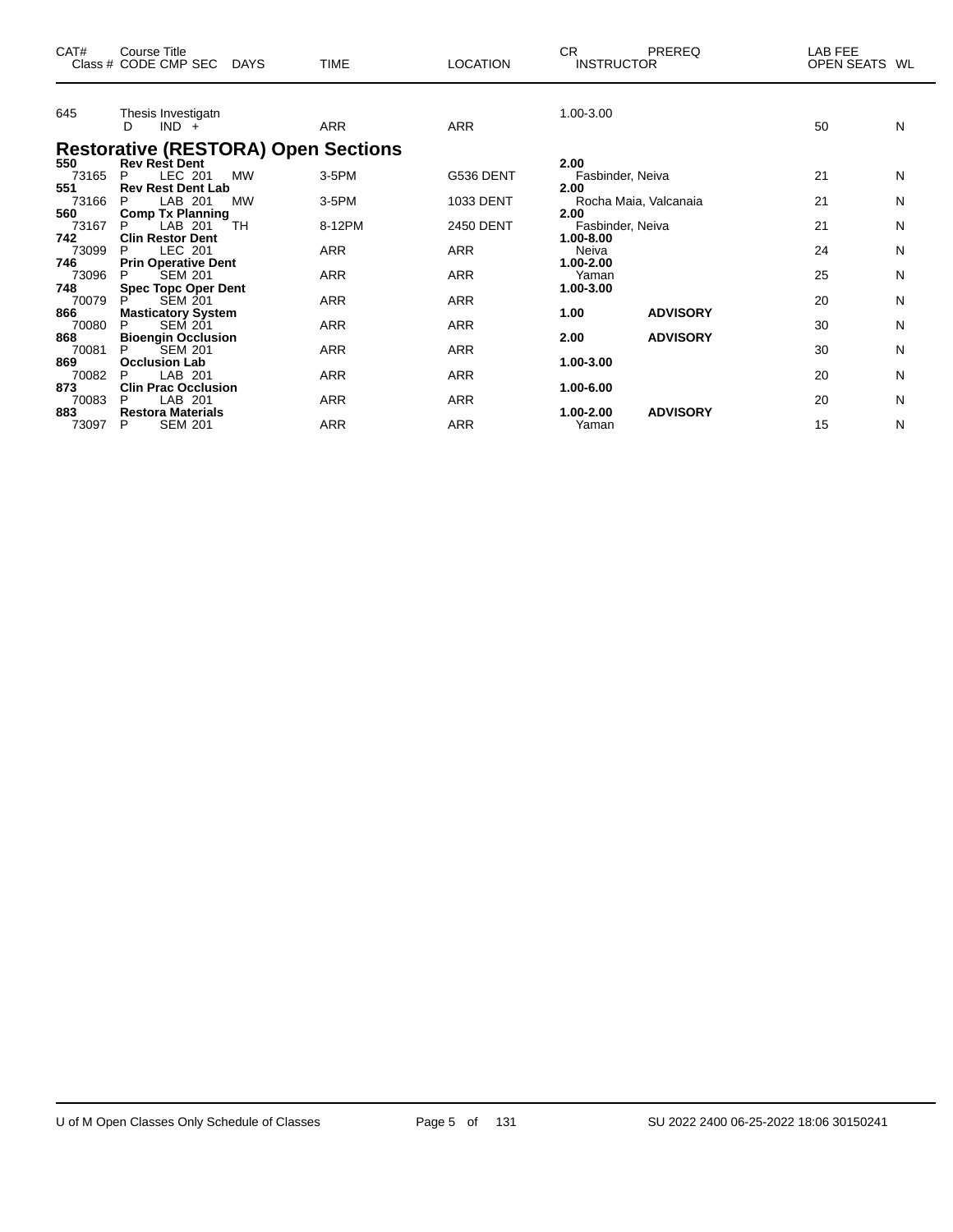| CAT# | Course Title<br>Class # CODE CMP SEC DAYS | TIME | LOCATION | CR<br>INSTRUCTOR | PREREQ | LAB FEE<br>OPEN SEATS | WL |
|---|---|---|---|---|---|---|---|
| 645 | Thesis Investigatn | | | 1.00-3.00 | | | |
| | D IND + | ARR | ARR | | | 50 | N |

## Restorative (RESTORA) Open Sections

| CAT# | Course Title<br>Class # CODE CMP SEC DAYS | TIME | LOCATION | CR<br>INSTRUCTOR | PREREQ | LAB FEE<br>OPEN SEATS | WL |
|---|---|---|---|---|---|---|---|
| **550** | **Rev Rest Dent** | | | **2.00** | | | |
| 73165 | P LEC 201 MW | 3-5PM | G536 DENT | Fasbinder, Neiva | | 21 | N |
| **551** | **Rev Rest Dent Lab** | | | **2.00** | | | |
| 73166 | P LAB 201 MW | 3-5PM | 1033 DENT | Rocha Maia, Valcanaia | | 21 | N |
| **560** | **Comp Tx Planning** | | | **2.00** | | | |
| 73167 | P LAB 201 TH | 8-12PM | 2450 DENT | Fasbinder, Neiva | | 21 | N |
| **742** | **Clin Restor Dent** | | | **1.00-8.00** | | | |
| 73099 | P LEC 201 | ARR | ARR | Neiva | | 24 | N |
| **746** | **Prin Operative Dent** | | | **1.00-2.00** | | | |
| 73096 | P SEM 201 | ARR | ARR | Yaman | | 25 | N |
| **748** | **Spec Topc Oper Dent** | | | **1.00-3.00** | | | |
| 70079 | P SEM 201 | ARR | ARR | | | 20 | N |
| **866** | **Masticatory System** | | | **1.00** | **ADVISORY** | | |
| 70080 | P SEM 201 | ARR | ARR | | | 30 | N |
| **868** | **Bioengin Occlusion** | | | **2.00** | **ADVISORY** | | |
| 70081 | P SEM 201 | ARR | ARR | | | 30 | N |
| **869** | **Occlusion Lab** | | | **1.00-3.00** | | | |
| 70082 | P LAB 201 | ARR | ARR | | | 20 | N |
| **873** | **Clin Prac Occlusion** | | | **1.00-6.00** | | | |
| 70083 | P LAB 201 | ARR | ARR | | | 20 | N |
| **883** | **Restora Materials** | | | **1.00-2.00** | **ADVISORY** | | |
| 73097 | P SEM 201 | ARR | ARR | Yaman | | 15 | N |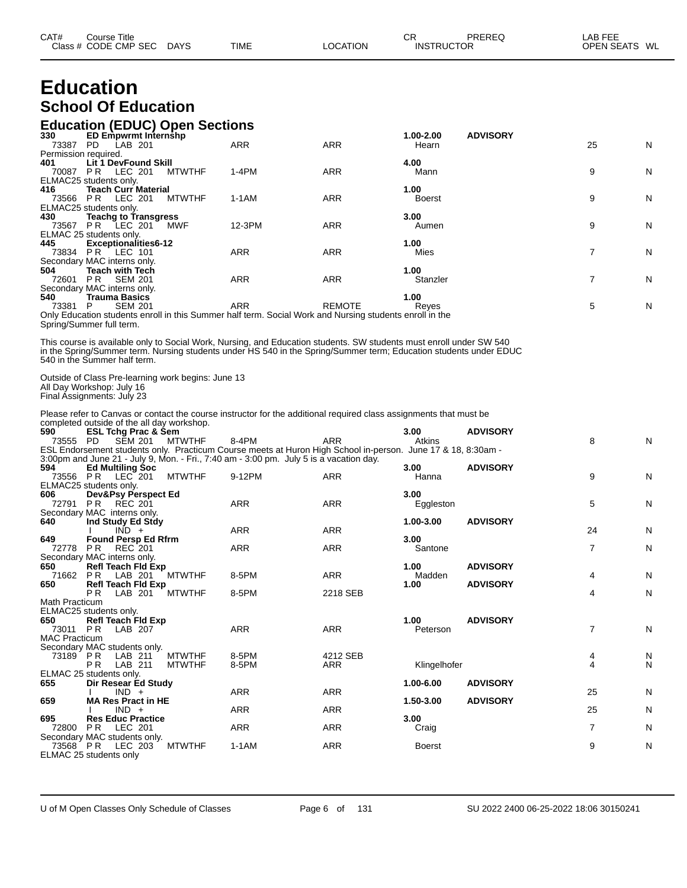# Education

## School Of Education

### Education (EDUC) Open Sections

| CAT# / Class # | Course Title / CODE CMP SEC | DAYS | TIME | LOCATION | CR / INSTRUCTOR | PREREQ | LAB FEE / OPEN SEATS | WL |
|---|---|---|---|---|---|---|---|---|
| **330** | **ED Empwrmt Internshp** | | | | **1.00-2.00** | **ADVISORY** | | |
| 73387 | PD LAB 201 | | ARR | ARR | Hearn | | 25 | N |
| Permission required. | | | | | | | | |
| **401** | **Lit 1 DevFound Skill** | | | | **4.00** | | | |
| 70087 | P R LEC 201 | MTWTHF | 1-4PM | ARR | Mann | | 9 | N |
| ELMAC25 students only. | | | | | | | | |
| **416** | **Teach Curr Material** | | | | **1.00** | | | |
| 73566 | P R LEC 201 | MTWTHF | 1-1AM | ARR | Boerst | | 9 | N |
| ELMAC25 students only. | | | | | | | | |
| **430** | **Teachg to Transgress** | | | | **3.00** | | | |
| 73567 | P R LEC 201 | MWF | 12-3PM | ARR | Aumen | | 9 | N |
| ELMAC 25 students only. | | | | | | | | |
| **445** | **Exceptionalities6-12** | | | | **1.00** | | | |
| 73834 | P R LEC 101 | | ARR | ARR | Mies | | 7 | N |
| Secondary MAC interns only. | | | | | | | | |
| **504** | **Teach with Tech** | | | | **1.00** | | | |
| 72601 | P R SEM 201 | | ARR | ARR | Stanzler | | 7 | N |
| Secondary MAC interns only. | | | | | | | | |
| **540** | **Trauma Basics** | | | | **1.00** | | | |
| 73381 | P SEM 201 | | ARR | REMOTE | Reyes | | 5 | N |

Only Education students enroll in this Summer half term. Social Work and Nursing students enroll in the Spring/Summer full term.

This course is available only to Social Work, Nursing, and Education students. SW students must enroll under SW 540 in the Spring/Summer term. Nursing students under HS 540 in the Spring/Summer term; Education students under EDUC 540 in the Summer half term.

Outside of Class Pre-learning work begins: June 13
All Day Workshop: July 16
Final Assignments: July 23

Please refer to Canvas or contact the course instructor for the additional required class assignments that must be completed outside of the all day workshop.

| CAT# / Class # | Course Title / CODE CMP SEC | DAYS | TIME | LOCATION | CR / INSTRUCTOR | PREREQ | LAB FEE / OPEN SEATS | WL |
|---|---|---|---|---|---|---|---|---|
| **590** | **ESL Tchg Prac & Sem** | | | | **3.00** | **ADVISORY** | | |
| 73555 | PD SEM 201 | MTWTHF | 8-4PM | ARR | Atkins | | 8 | N |
| ESL Endorsement students only. Practicum Course meets at Huron High School in-person. June 17 & 18, 8:30am - 3:00pm and June 21 - July 9, Mon. - Fri., 7:40 am - 3:00 pm. July 5 is a vacation day. | | | | | | | | |
| **594** | **Ed Multiling Soc** | | | | **3.00** | **ADVISORY** | | |
| 73556 | P R LEC 201 | MTWTHF | 9-12PM | ARR | Hanna | | 9 | N |
| ELMAC25 students only. | | | | | | | | |
| **606** | **Dev&Psy Perspect Ed** | | | | **3.00** | | | |
| 72791 | P R REC 201 | | ARR | ARR | Eggleston | | 5 | N |
| Secondary MAC interns only. | | | | | | | | |
| **640** | **Ind Study Ed Stdy** | | | | **1.00-3.00** | **ADVISORY** | | |
| | I IND + | | ARR | ARR | | | 24 | N |
| **649** | **Found Persp Ed Rfrm** | | | | **3.00** | | | |
| 72778 | P R REC 201 | | ARR | ARR | Santone | | 7 | N |
| Secondary MAC interns only. | | | | | | | | |
| **650** | **Refl Teach Fld Exp** | | | | **1.00** | **ADVISORY** | | |
| 71662 | P R LAB 201 | MTWTHF | 8-5PM | ARR | Madden | | 4 | N |
| **650** | **Refl Teach Fld Exp** | | | | **1.00** | **ADVISORY** | | |
| | P R LAB 201 | MTWTHF | 8-5PM | 2218 SEB | | | 4 | N |
| Math Practicum | | | | | | | | |
| ELMAC25 students only. | | | | | | | | |
| **650** | **Refl Teach Fld Exp** | | | | **1.00** | **ADVISORY** | | |
| 73011 | P R LAB 207 | | ARR | ARR | Peterson | | 7 | N |
| MAC Practicum | | | | | | | | |
| Secondary MAC students only. | | | | | | | | |
| 73189 | P R LAB 211 | MTWTHF | 8-5PM | 4212 SEB | | | 4 | N |
| | P R LAB 211 | MTWTHF | 8-5PM | ARR | Klingelhofer | | 4 | N |
| ELMAC 25 students only. | | | | | | | | |
| **655** | **Dir Resear Ed Study** | | | | **1.00-6.00** | **ADVISORY** | | |
| | I IND + | | ARR | ARR | | | 25 | N |
| **659** | **MA Res Pract in HE** | | | | **1.50-3.00** | **ADVISORY** | | |
| | I IND + | | ARR | ARR | | | 25 | N |
| **695** | **Res Educ Practice** | | | | **3.00** | | | |
| 72800 | P R LEC 201 | | ARR | ARR | Craig | | 7 | N |
| Secondary MAC students only. | | | | | | | | |
| 73568 | P R LEC 203 | MTWTHF | 1-1AM | ARR | Boerst | | 9 | N |
| ELMAC 25 students only | | | | | | | | |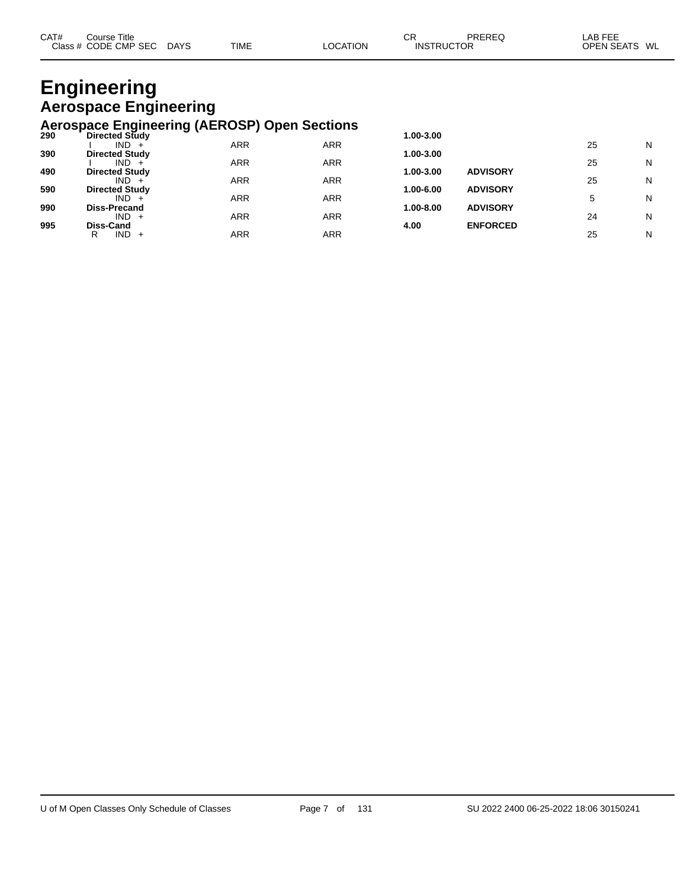| CAT# | Course Title | | | | | | | |
|---|---|---|---|---|---|---|---|---|
| Class # | CODE CMP SEC | DAYS | TIME | LOCATION | CR | PREREQ | LAB FEE | |
| | | | | | INSTRUCTOR | | OPEN SEATS | WL |

# Engineering

## Aerospace Engineering

### Aerospace Engineering (AEROSP) Open Sections

| CAT# | Course Title / Class # CODE CMP SEC | DAYS | TIME | LOCATION | CR | PREREQ | OPEN SEATS | WL |
|---|---|---|---|---|---|---|---|---|
| **290** | **Directed Study** | | | | **1.00-3.00** | | | |
| | I IND + | | ARR | ARR | | | 25 | N |
| **390** | **Directed Study** | | | | **1.00-3.00** | | | |
| | I IND + | | ARR | ARR | | | 25 | N |
| **490** | **Directed Study** | | | | **1.00-3.00** | **ADVISORY** | | |
| | IND + | | ARR | ARR | | | 25 | N |
| **590** | **Directed Study** | | | | **1.00-6.00** | **ADVISORY** | | |
| | IND + | | ARR | ARR | | | 5 | N |
| **990** | **Diss-Precand** | | | | **1.00-8.00** | **ADVISORY** | | |
| | IND + | | ARR | ARR | | | 24 | N |
| **995** | **Diss-Cand** | | | | **4.00** | **ENFORCED** | | |
| | R IND + | | ARR | ARR | | | 25 | N |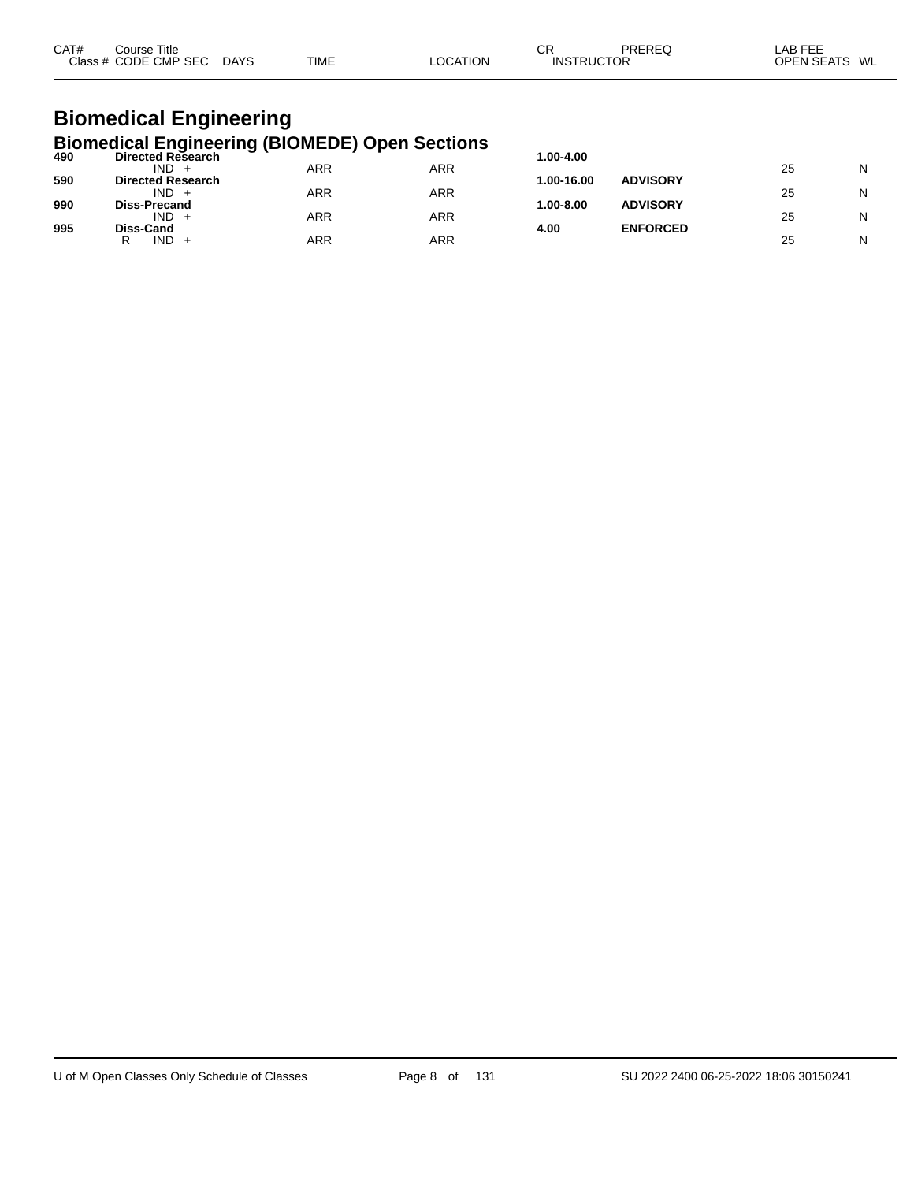# Biomedical Engineering

## Biomedical Engineering (BIOMEDE) Open Sections

| CAT# | Course Title<br>Class # CODE CMP SEC | DAYS | TIME | LOCATION | CR<br>INSTRUCTOR | PREREQ | LAB FEE<br>OPEN SEATS | WL |
|---|---|---|---|---|---|---|---|---|
| **490** | **Directed Research** | | | | **1.00-4.00** | | | |
| | IND + | | ARR | ARR | | | 25 | N |
| **590** | **Directed Research** | | | | **1.00-16.00** | **ADVISORY** | | |
| | IND + | | ARR | ARR | | | 25 | N |
| **990** | **Diss-Precand** | | | | **1.00-8.00** | **ADVISORY** | | |
| | IND + | | ARR | ARR | | | 25 | N |
| **995** | **Diss-Cand** | | | | **4.00** | **ENFORCED** | | |
| | R IND + | | ARR | ARR | | | 25 | N |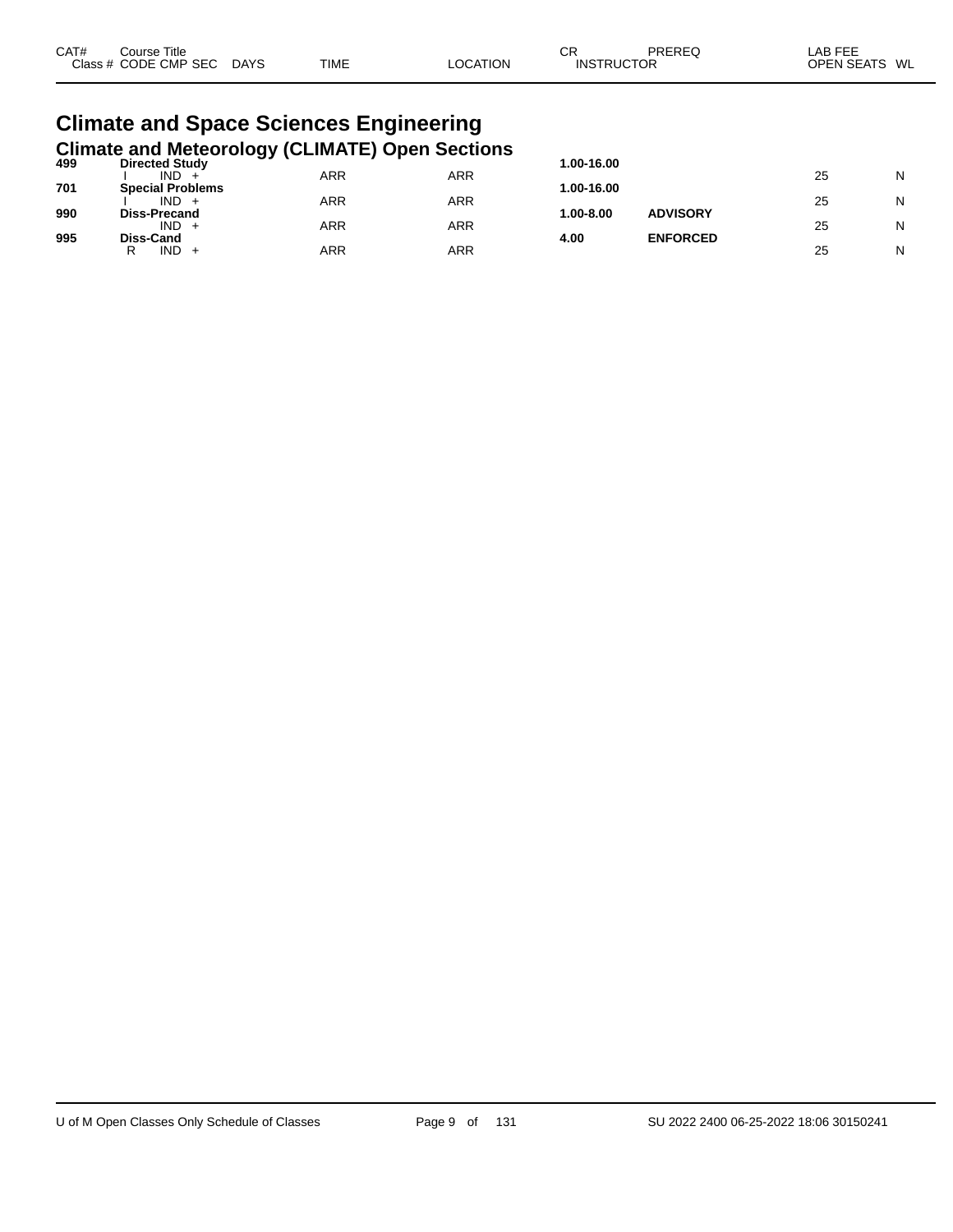# Climate and Space Sciences Engineering

## Climate and Meteorology (CLIMATE) Open Sections

| CAT# | Course Title | | | | | CR | PREREQ | LAB FEE | |
|---|---|---|---|---|---|---|---|---|---|
| Class # | CODE | CMP | SEC | DAYS | TIME | LOCATION | INSTRUCTOR | OPEN SEATS | WL |
| **499** | **Directed Study** | | | | | **1.00-16.00** | | | |
| | I | IND | + | | ARR | ARR | | 25 | N |
| **701** | **Special Problems** | | | | | **1.00-16.00** | | | |
| | I | IND | + | | ARR | ARR | | 25 | N |
| **990** | **Diss-Precand** | | | | | **1.00-8.00** | **ADVISORY** | | |
| | | IND | + | | ARR | ARR | | 25 | N |
| **995** | **Diss-Cand** | | | | | **4.00** | **ENFORCED** | | |
| | R | IND | + | | ARR | ARR | | 25 | N |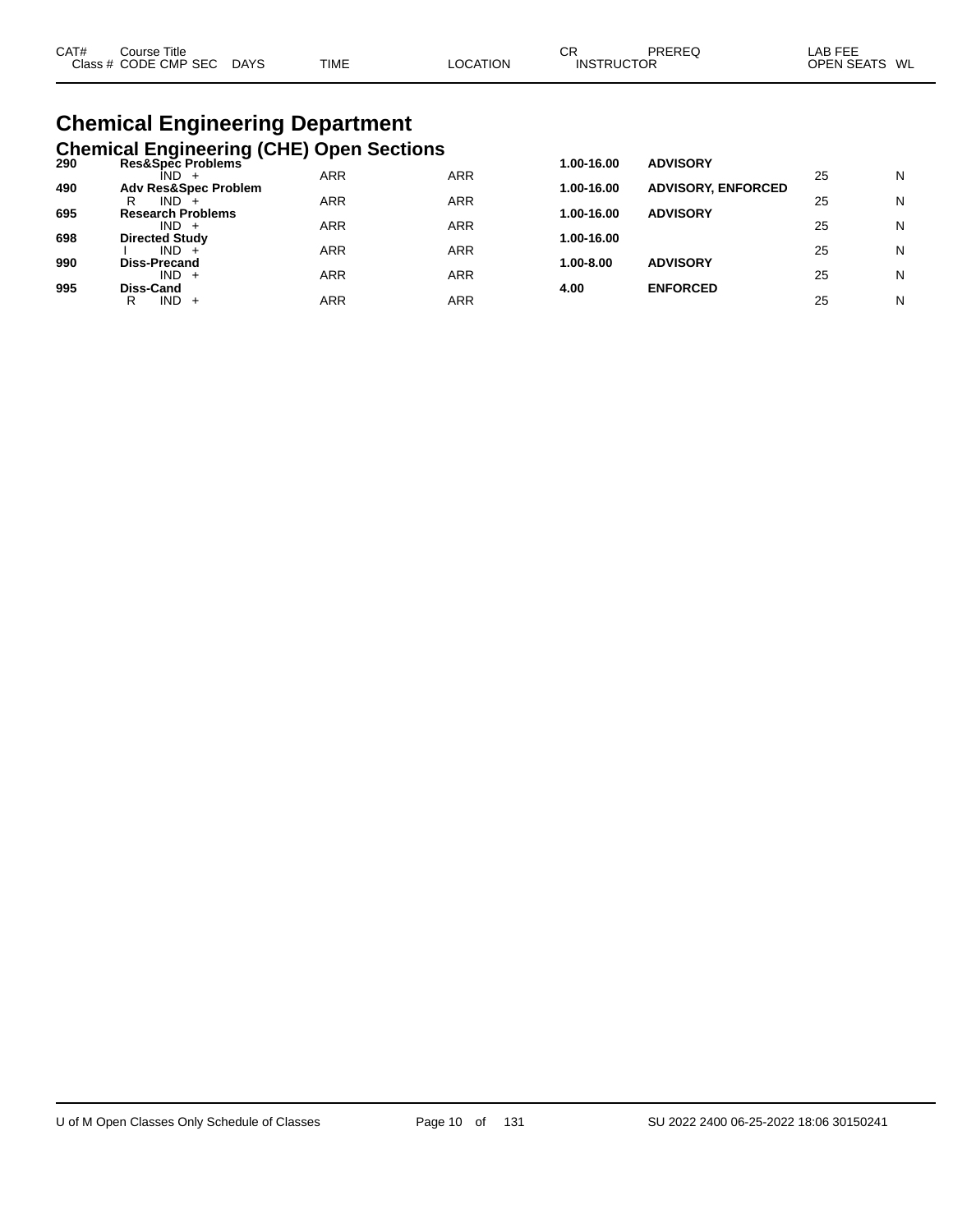# Chemical Engineering Department

## Chemical Engineering (CHE) Open Sections

| CAT# / Class # | Course Title / CODE CMP SEC | DAYS | TIME | LOCATION | CR / INSTRUCTOR | PREREQ | LAB FEE / OPEN SEATS | WL |
|---|---|---|---|---|---|---|---|---|
| **290** | **Res&Spec Problems** | | | | **1.00-16.00** | **ADVISORY** | | |
| | IND + | | ARR | ARR | | | 25 | N |
| **490** | **Adv Res&Spec Problem** | | | | **1.00-16.00** | **ADVISORY, ENFORCED** | | |
| | R IND + | | ARR | ARR | | | 25 | N |
| **695** | **Research Problems** | | | | **1.00-16.00** | **ADVISORY** | | |
| | IND + | | ARR | ARR | | | 25 | N |
| **698** | **Directed Study** | | | | **1.00-16.00** | | | |
| | I IND + | | ARR | ARR | | | 25 | N |
| **990** | **Diss-Precand** | | | | **1.00-8.00** | **ADVISORY** | | |
| | IND + | | ARR | ARR | | | 25 | N |
| **995** | **Diss-Cand** | | | | **4.00** | **ENFORCED** | | |
| | R IND + | | ARR | ARR | | | 25 | N |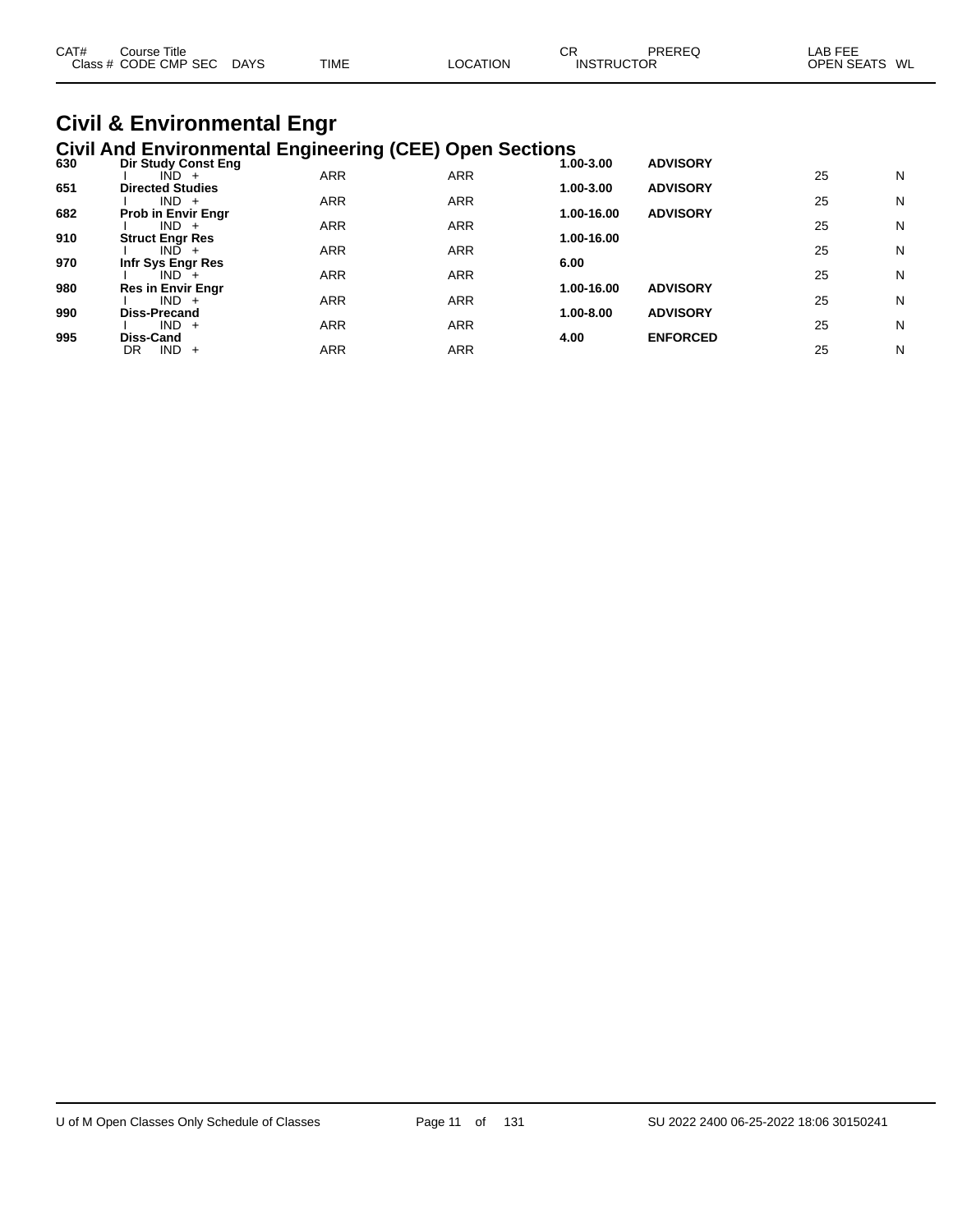# Civil & Environmental Engr

## Civil And Environmental Engineering (CEE) Open Sections

| CAT# / Class # | Course Title / CODE CMP SEC | DAYS | TIME | LOCATION | CR / INSTRUCTOR | PREREQ | LAB FEE / OPEN SEATS | WL |
|---|---|---|---|---|---|---|---|---|
| **630** | **Dir Study Const Eng** | | | | **1.00-3.00** | **ADVISORY** | | |
| | I IND + | | ARR | ARR | | | 25 | N |
| **651** | **Directed Studies** | | | | **1.00-3.00** | **ADVISORY** | | |
| | I IND + | | ARR | ARR | | | 25 | N |
| **682** | **Prob in Envir Engr** | | | | **1.00-16.00** | **ADVISORY** | | |
| | I IND + | | ARR | ARR | | | 25 | N |
| **910** | **Struct Engr Res** | | | | **1.00-16.00** | | | |
| | I IND + | | ARR | ARR | | | 25 | N |
| **970** | **Infr Sys Engr Res** | | | | **6.00** | | | |
| | I IND + | | ARR | ARR | | | 25 | N |
| **980** | **Res in Envir Engr** | | | | **1.00-16.00** | **ADVISORY** | | |
| | I IND + | | ARR | ARR | | | 25 | N |
| **990** | **Diss-Precand** | | | | **1.00-8.00** | **ADVISORY** | | |
| | I IND + | | ARR | ARR | | | 25 | N |
| **995** | **Diss-Cand** | | | | **4.00** | **ENFORCED** | | |
| | DR IND + | | ARR | ARR | | | 25 | N |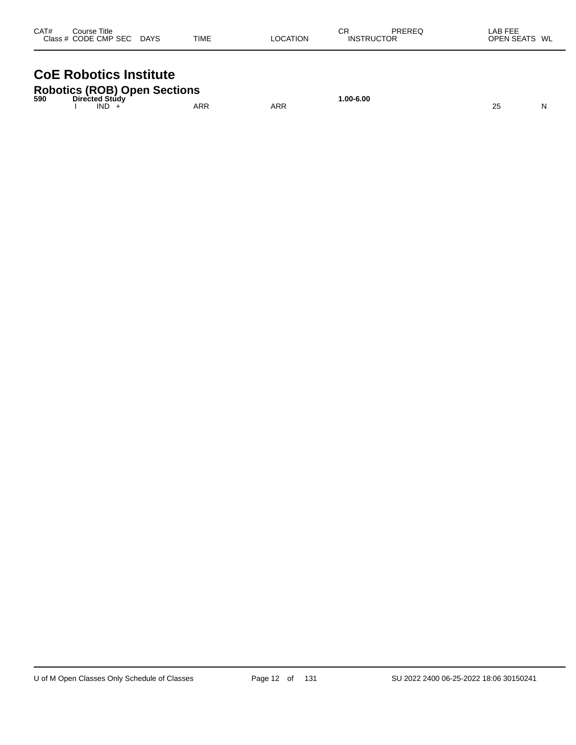| CAT# | Course Title / Class # CODE CMP SEC | DAYS | TIME | LOCATION | CR / INSTRUCTOR | PREREQ | LAB FEE / OPEN SEATS | WL |
|---|---|---|---|---|---|---|---|---|

# CoE Robotics Institute

## Robotics (ROB) Open Sections

| CAT# | Course Title / Class # CODE CMP SEC | DAYS | TIME | LOCATION | CR / INSTRUCTOR | PREREQ | LAB FEE / OPEN SEATS | WL |
|---|---|---|---|---|---|---|---|---|
| **590** | **Directed Study** | | | | **1.00-6.00** | | | |
| | I IND + | | ARR | ARR | | | 25 | N |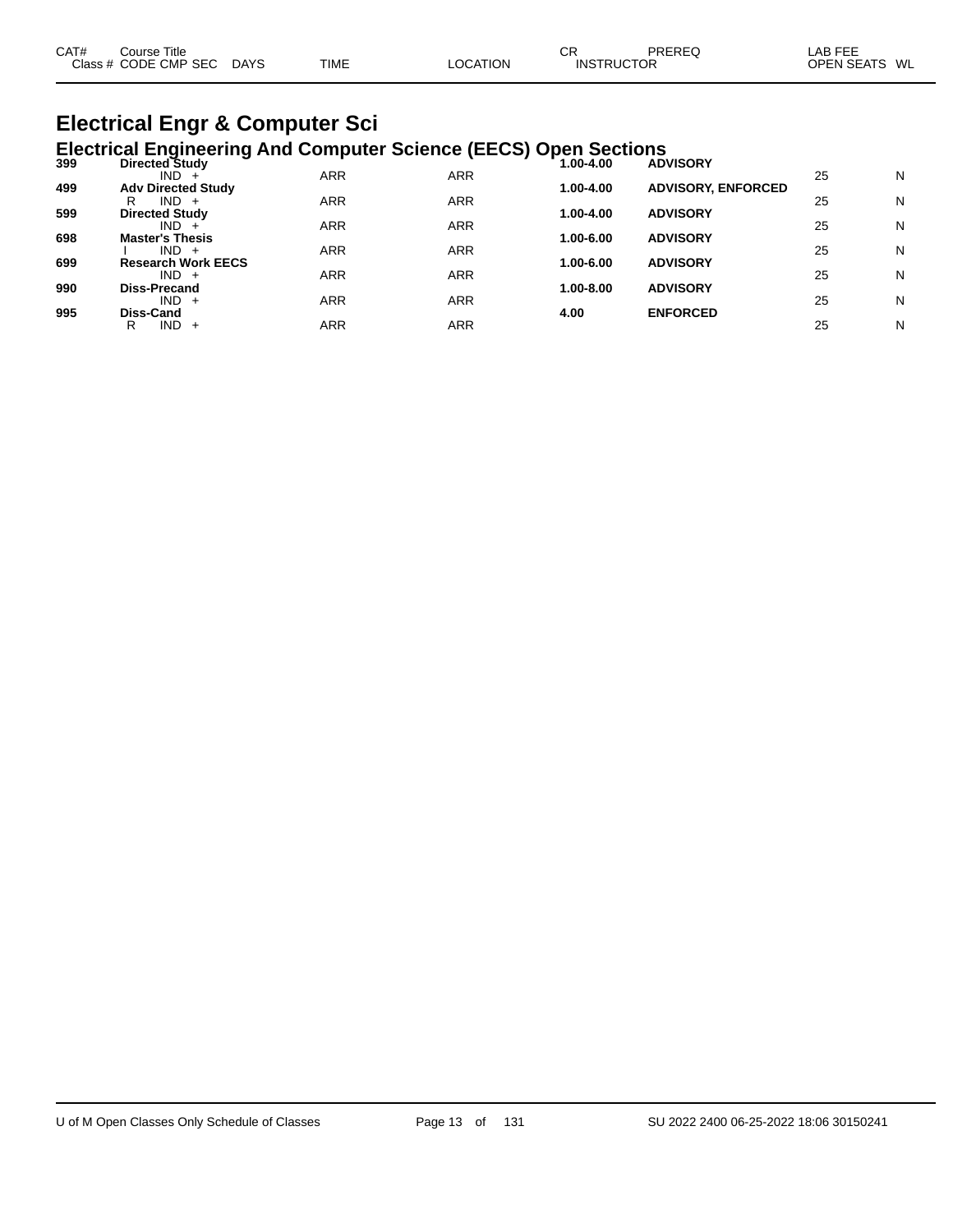| CAT# Class # | Course Title CODE CMP SEC | DAYS | TIME | LOCATION | CR INSTRUCTOR | PREREQ | LAB FEE OPEN SEATS | WL |
|---|---|---|---|---|---|---|---|---|

# Electrical Engr & Computer Sci

## Electrical Engineering And Computer Science (EECS) Open Sections

| CAT# Class # | Course Title CODE CMP SEC | DAYS | TIME | LOCATION | CR INSTRUCTOR | PREREQ | LAB FEE OPEN SEATS | WL |
|---|---|---|---|---|---|---|---|---|
| **399** | **Directed Study** | | | | **1.00-4.00** | **ADVISORY** | | |
| | IND + | | ARR | ARR | | | 25 | N |
| **499** | **Adv Directed Study** | | | | **1.00-4.00** | **ADVISORY, ENFORCED** | | |
| | R IND + | | ARR | ARR | | | 25 | N |
| **599** | **Directed Study** | | | | **1.00-4.00** | **ADVISORY** | | |
| | IND + | | ARR | ARR | | | 25 | N |
| **698** | **Master's Thesis** | | | | **1.00-6.00** | **ADVISORY** | | |
| | I IND + | | ARR | ARR | | | 25 | N |
| **699** | **Research Work EECS** | | | | **1.00-6.00** | **ADVISORY** | | |
| | IND + | | ARR | ARR | | | 25 | N |
| **990** | **Diss-Precand** | | | | **1.00-8.00** | **ADVISORY** | | |
| | IND + | | ARR | ARR | | | 25 | N |
| **995** | **Diss-Cand** | | | | **4.00** | **ENFORCED** | | |
| | R IND + | | ARR | ARR | | | 25 | N |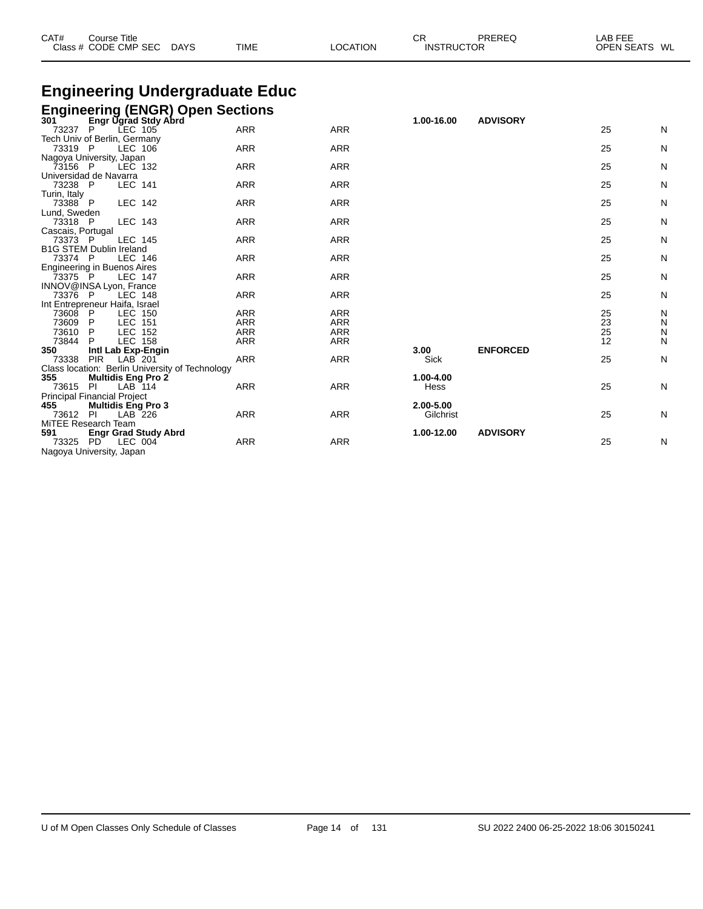| CAT# | Course Title | | | | | CR | PREREQ | LAB FEE | |
|---|---|---|---|---|---|---|---|---|---|
| Class # | CODE CMP SEC | DAYS | TIME | LOCATION | | INSTRUCTOR | | OPEN SEATS | WL |

# Engineering Undergraduate Educ

## Engineering (ENGR) Open Sections

| CAT# / Class # | Course Title / CODE CMP SEC | DAYS | TIME | LOCATION | CR / INSTRUCTOR | PREREQ | OPEN SEATS | WL |
|---|---|---|---|---|---|---|---|---|
| **301** | **Engr Ugrad Stdy Abrd** | | | | **1.00-16.00** | **ADVISORY** | | |
| 73237 | P LEC 105 | | ARR | ARR | | | 25 | N |
| Tech Univ of Berlin, Germany | | | | | | | | |
| 73319 | P LEC 106 | | ARR | ARR | | | 25 | N |
| Nagoya University, Japan | | | | | | | | |
| 73156 | P LEC 132 | | ARR | ARR | | | 25 | N |
| Universidad de Navarra | | | | | | | | |
| 73238 | P LEC 141 | | ARR | ARR | | | 25 | N |
| Turin, Italy | | | | | | | | |
| 73388 | P LEC 142 | | ARR | ARR | | | 25 | N |
| Lund, Sweden | | | | | | | | |
| 73318 | P LEC 143 | | ARR | ARR | | | 25 | N |
| Cascais, Portugal | | | | | | | | |
| 73373 | P LEC 145 | | ARR | ARR | | | 25 | N |
| B1G STEM Dublin Ireland | | | | | | | | |
| 73374 | P LEC 146 | | ARR | ARR | | | 25 | N |
| Engineering in Buenos Aires | | | | | | | | |
| 73375 | P LEC 147 | | ARR | ARR | | | 25 | N |
| INNOV@INSA Lyon, France | | | | | | | | |
| 73376 | P LEC 148 | | ARR | ARR | | | 25 | N |
| Int Entrepreneur Haifa, Israel | | | | | | | | |
| 73608 | P LEC 150 | | ARR | ARR | | | 25 | N |
| 73609 | P LEC 151 | | ARR | ARR | | | 23 | N |
| 73610 | P LEC 152 | | ARR | ARR | | | 25 | N |
| 73844 | P LEC 158 | | ARR | ARR | | | 12 | N |
| **350** | **Intl Lab Exp-Engin** | | | | **3.00** | **ENFORCED** | | |
| 73338 | PIR LAB 201 | | ARR | ARR | Sick | | 25 | N |
| Class location: Berlin University of Technology | | | | | | | | |
| **355** | **Multidis Eng Pro 2** | | | | **1.00-4.00** | | | |
| 73615 | PI LAB 114 | | ARR | ARR | Hess | | 25 | N |
| Principal Financial Project | | | | | | | | |
| **455** | **Multidis Eng Pro 3** | | | | **2.00-5.00** | | | |
| 73612 | PI LAB 226 | | ARR | ARR | Gilchrist | | 25 | N |
| MiTEE Research Team | | | | | | | | |
| **591** | **Engr Grad Study Abrd** | | | | **1.00-12.00** | **ADVISORY** | | |
| 73325 | PD LEC 004 | | ARR | ARR | | | 25 | N |
| Nagoya University, Japan | | | | | | | | |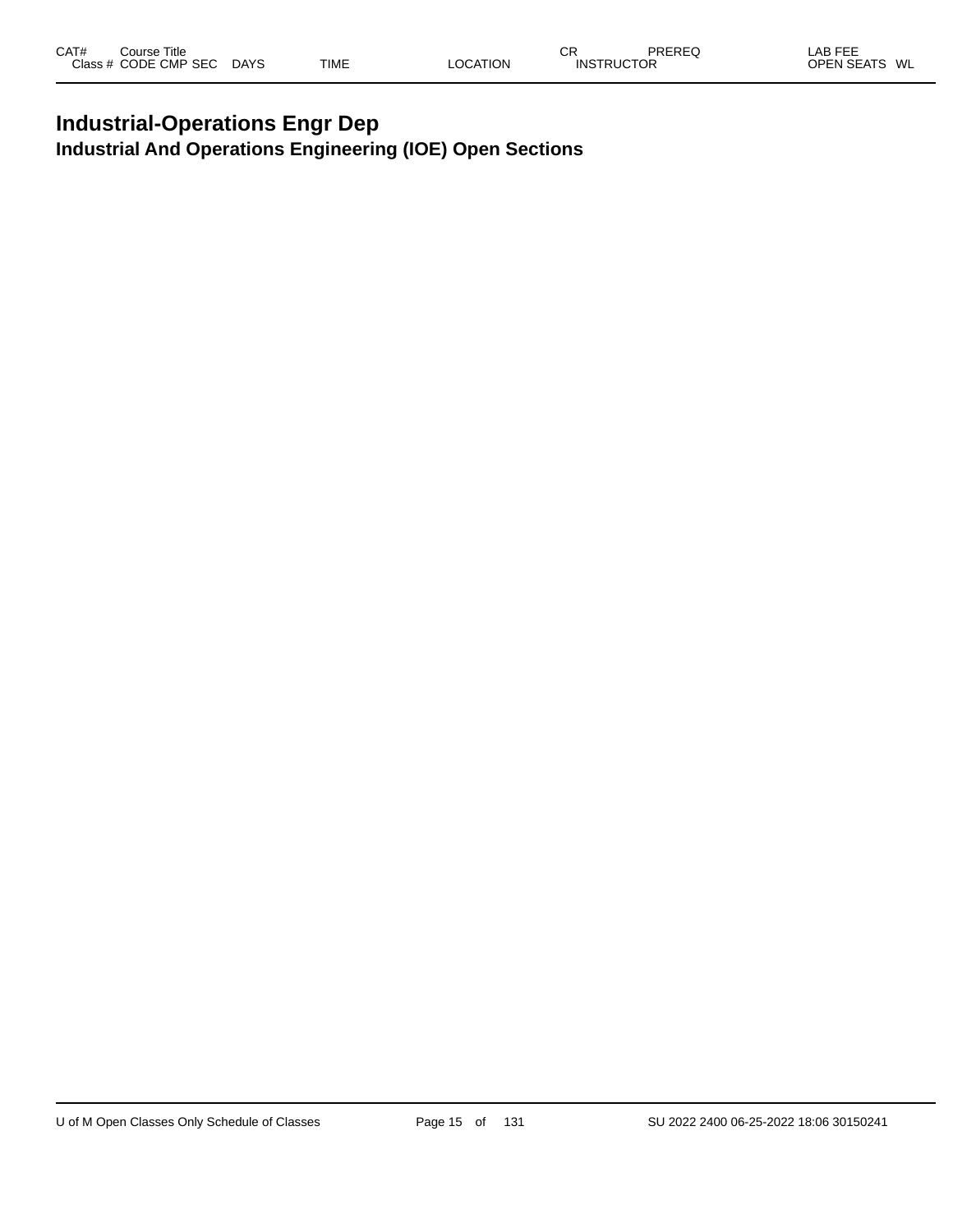# Industrial-Operations Engr Dep

## Industrial And Operations Engineering (IOE) Open Sections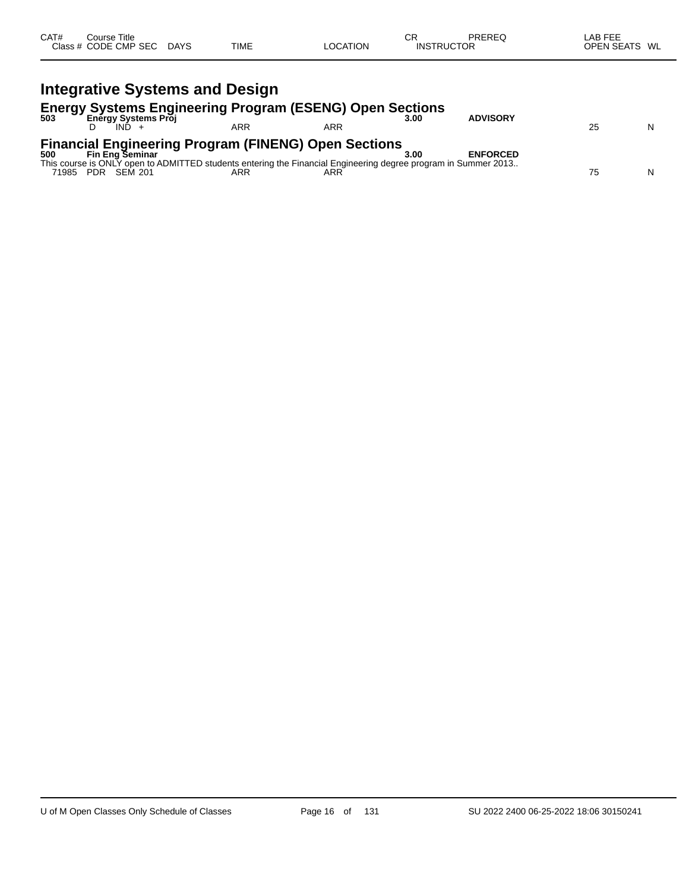| CAT# | Course Title |  |  |  | CR | PREREQ | LAB FEE |  |
|---|---|---|---|---|---|---|---|---|
| Class # | CODE CMP SEC | DAYS | TIME | LOCATION | INSTRUCTOR |  | OPEN SEATS | WL |

# Integrative Systems and Design

## Energy Systems Engineering Program (ESENG) Open Sections

| CAT# | Course Title |  |  |  | CR | PREREQ | OPEN SEATS | WL |
|---|---|---|---|---|---|---|---|---|
| **503** | **Energy Systems Proj** |  |  |  | **3.00** | **ADVISORY** |  |  |
|  | D IND + |  | ARR | ARR |  |  | 25 | N |

## Financial Engineering Program (FINENG) Open Sections

| CAT# | Course Title |  |  |  | CR | PREREQ | OPEN SEATS | WL |
|---|---|---|---|---|---|---|---|---|
| **500** | **Fin Eng Seminar** |  |  |  | **3.00** | **ENFORCED** |  |  |

This course is ONLY open to ADMITTED students entering the Financial Engineering degree program in Summer 2013..

| Class # | CODE CMP SEC | DAYS | TIME | LOCATION | INSTRUCTOR | OPEN SEATS | WL |
|---|---|---|---|---|---|---|---|
| 71985 | PDR SEM 201 |  | ARR | ARR |  | 75 | N |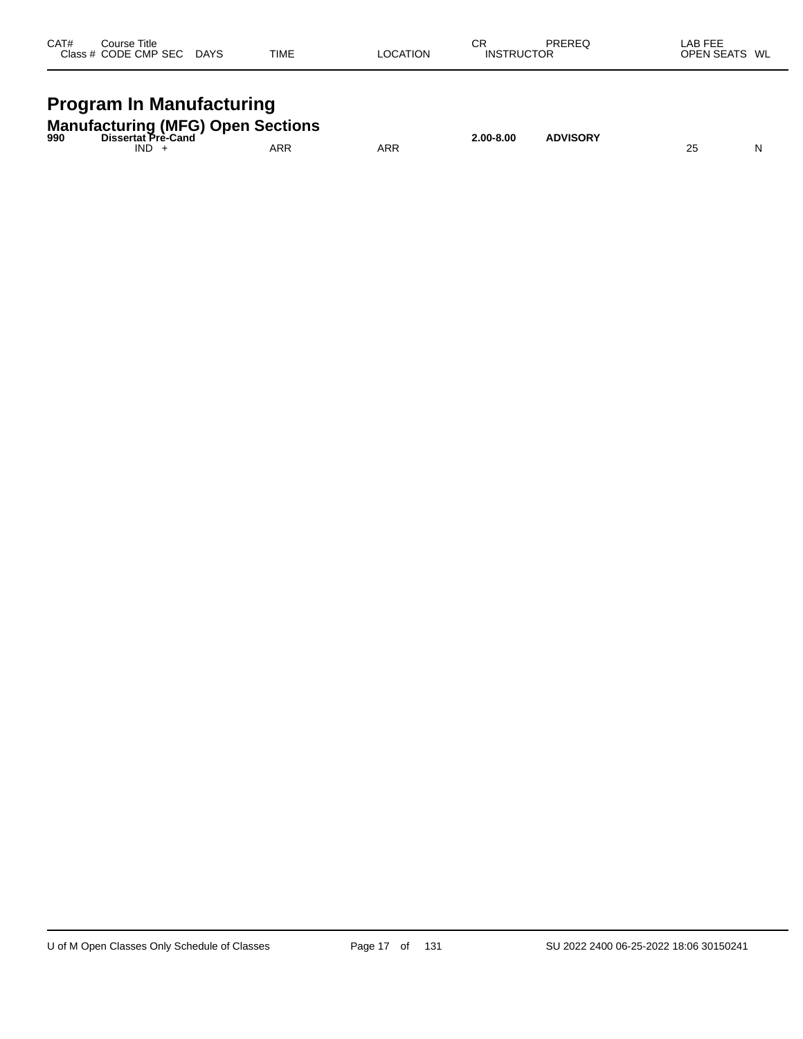| CAT# | Course Title<br>Class # CODE CMP SEC DAYS | TIME | LOCATION | CR<br>INSTRUCTOR | PREREQ | LAB FEE<br>OPEN SEATS | WL |
|---|---|---|---|---|---|---|---|

# Program In Manufacturing

## Manufacturing (MFG) Open Sections

| CAT# | Course Title<br>Class # CODE CMP SEC DAYS | TIME | LOCATION | CR<br>INSTRUCTOR | PREREQ | LAB FEE<br>OPEN SEATS | WL |
|---|---|---|---|---|---|---|---|
| **990** | **Dissertat Pre-Cand** | | | **2.00-8.00** | **ADVISORY** | | |
| | IND + | ARR | ARR | | | 25 | N |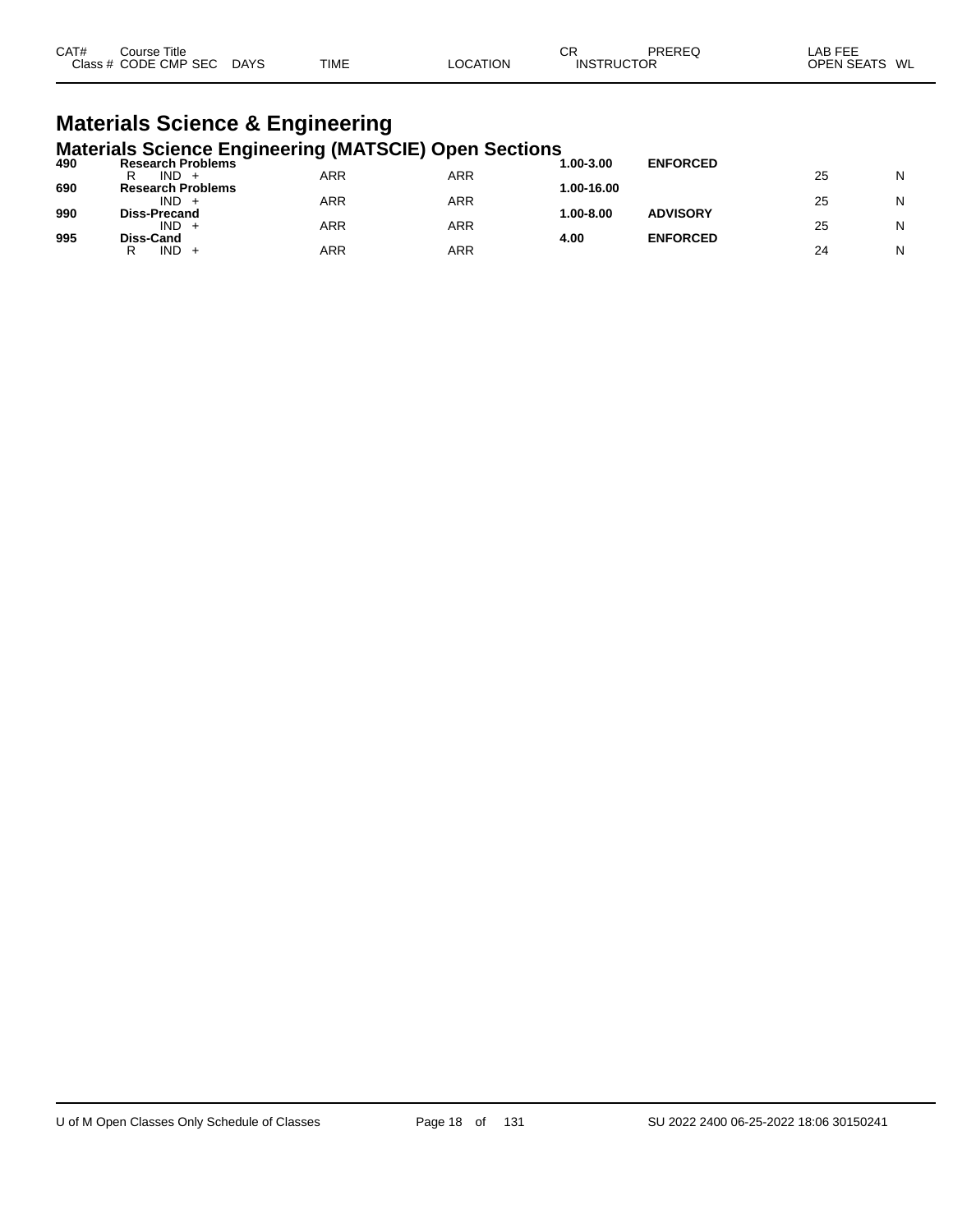| CAT# | Course Title | | | | | CR | PREREQ | LAB FEE | |
|---|---|---|---|---|---|---|---|---|---|
| Class # | CODE | CMP | SEC | DAYS | TIME | LOCATION | INSTRUCTOR | OPEN SEATS | WL |

# Materials Science & Engineering

## Materials Science Engineering (MATSCIE) Open Sections

| CAT# | Course Title | | | | TIME | LOCATION | CR | PREREQ | OPEN SEATS | WL |
|---|---|---|---|---|---|---|---|---|---|---|
| **490** | **Research Problems** | | | | | | **1.00-3.00** | **ENFORCED** | | |
| | R | IND | + | | ARR | ARR | | | 25 | N |
| **690** | **Research Problems** | | | | | | **1.00-16.00** | | | |
| | | IND | + | | ARR | ARR | | | 25 | N |
| **990** | **Diss-Precand** | | | | | | **1.00-8.00** | **ADVISORY** | | |
| | | IND | + | | ARR | ARR | | | 25 | N |
| **995** | **Diss-Cand** | | | | | | **4.00** | **ENFORCED** | | |
| | R | IND | + | | ARR | ARR | | | 24 | N |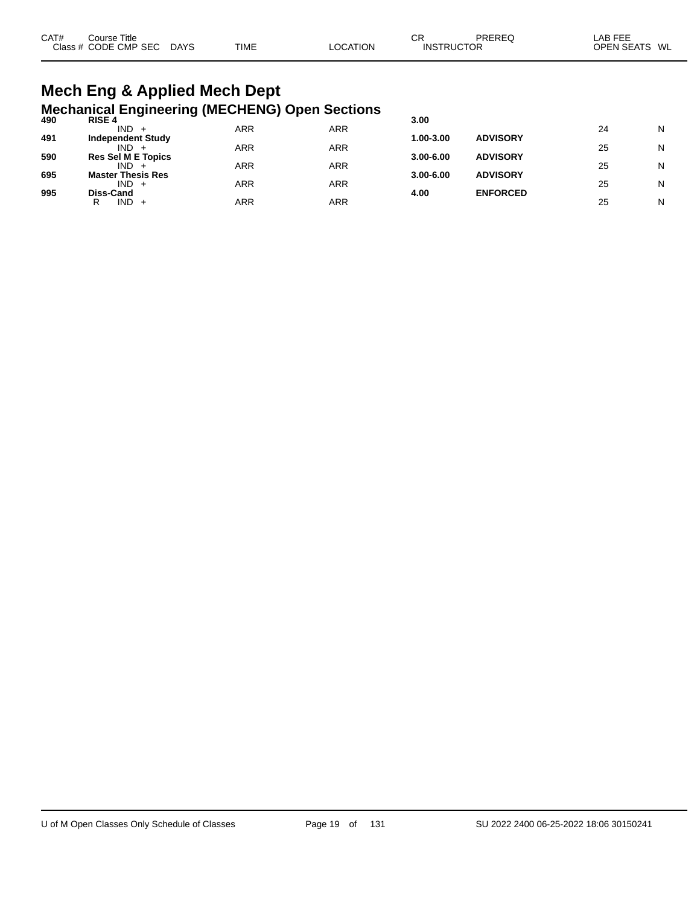| CAT# | Course Title | | | | | CR | PREREQ | LAB FEE | |
|---|---|---|---|---|---|---|---|---|---|
| Class # | CODE CMP SEC | DAYS | TIME | LOCATION | | INSTRUCTOR | | OPEN SEATS | WL |

# Mech Eng & Applied Mech Dept

## Mechanical Engineering (MECHENG) Open Sections

| CAT# | Course Title | DAYS | TIME | LOCATION | CR | PREREQ | OPEN SEATS | WL |
|---|---|---|---|---|---|---|---|---|
| **490** | **RISE 4** | | | | **3.00** | | | |
| | IND + | | ARR | ARR | | | 24 | N |
| **491** | **Independent Study** | | | | **1.00-3.00** | **ADVISORY** | | |
| | IND + | | ARR | ARR | | | 25 | N |
| **590** | **Res Sel M E Topics** | | | | **3.00-6.00** | **ADVISORY** | | |
| | IND + | | ARR | ARR | | | 25 | N |
| **695** | **Master Thesis Res** | | | | **3.00-6.00** | **ADVISORY** | | |
| | IND + | | ARR | ARR | | | 25 | N |
| **995** | **Diss-Cand** | | | | **4.00** | **ENFORCED** | | |
| | R IND + | | ARR | ARR | | | 25 | N |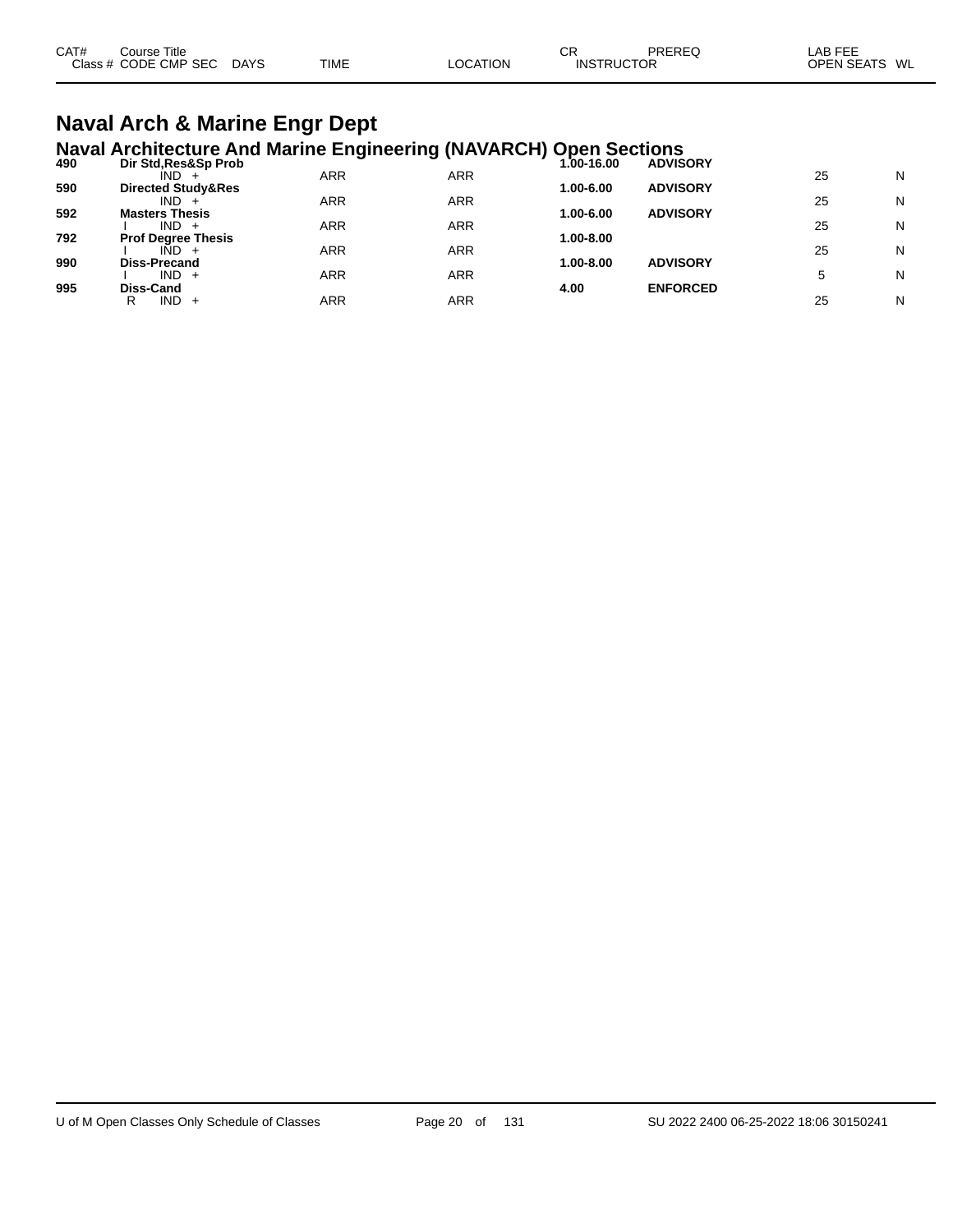| CAT# Class # | Course Title CODE CMP SEC | DAYS | TIME | LOCATION | CR INSTRUCTOR | PREREQ | LAB FEE OPEN SEATS | WL |
|---|---|---|---|---|---|---|---|---|

# Naval Arch & Marine Engr Dept

## Naval Architecture And Marine Engineering (NAVARCH) Open Sections

| CAT# Class # | Course Title CODE CMP SEC | DAYS | TIME | LOCATION | CR INSTRUCTOR | PREREQ | LAB FEE OPEN SEATS | WL |
|---|---|---|---|---|---|---|---|---|
| **490** | **Dir Std,Res&Sp Prob** | | | | **1.00-16.00** | **ADVISORY** | | |
| | IND + | | ARR | ARR | | | 25 | N |
| **590** | **Directed Study&Res** | | | | **1.00-6.00** | **ADVISORY** | | |
| | IND + | | ARR | ARR | | | 25 | N |
| **592** | **Masters Thesis** | | | | **1.00-6.00** | **ADVISORY** | | |
| | I IND + | | ARR | ARR | | | 25 | N |
| **792** | **Prof Degree Thesis** | | | | **1.00-8.00** | | | |
| | I IND + | | ARR | ARR | | | 25 | N |
| **990** | **Diss-Precand** | | | | **1.00-8.00** | **ADVISORY** | | |
| | I IND + | | ARR | ARR | | | 5 | N |
| **995** | **Diss-Cand** | | | | **4.00** | **ENFORCED** | | |
| | R IND + | | ARR | ARR | | | 25 | N |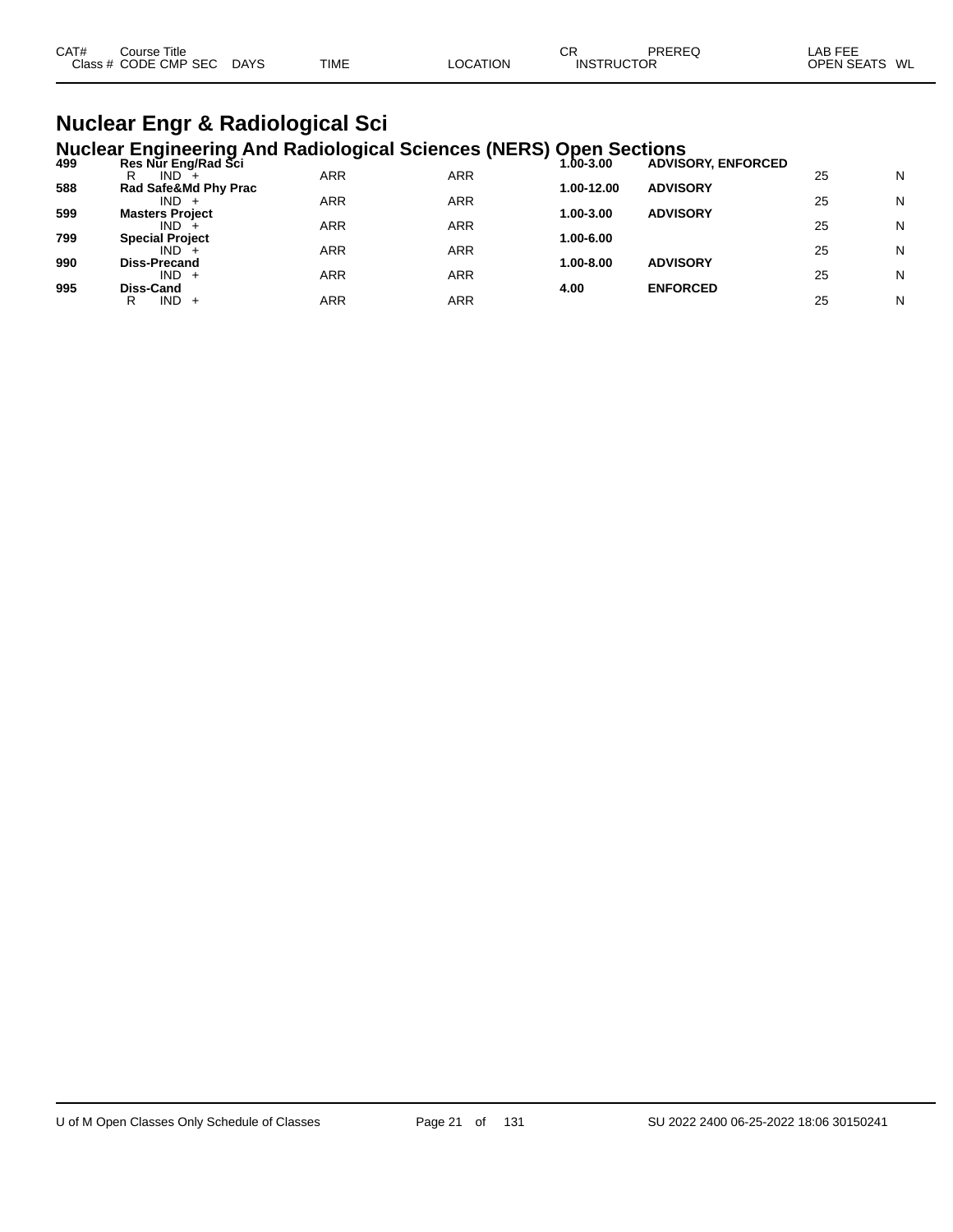# Nuclear Engr & Radiological Sci

## Nuclear Engineering And Radiological Sciences (NERS) Open Sections

| CAT# | Course Title / Class # CODE CMP SEC | DAYS | TIME | LOCATION | CR | PREREQ / INSTRUCTOR | LAB FEE / OPEN SEATS | WL |
|---|---|---|---|---|---|---|---|---|
| **499** | **Res Nur Eng/Rad Sci** | | | | **1.00-3.00** | **ADVISORY, ENFORCED** | | |
| | R IND + | | ARR | ARR | | | 25 | N |
| **588** | **Rad Safe&Md Phy Prac** | | | | **1.00-12.00** | **ADVISORY** | | |
| | IND + | | ARR | ARR | | | 25 | N |
| **599** | **Masters Project** | | | | **1.00-3.00** | **ADVISORY** | | |
| | IND + | | ARR | ARR | | | 25 | N |
| **799** | **Special Project** | | | | **1.00-6.00** | | | |
| | IND + | | ARR | ARR | | | 25 | N |
| **990** | **Diss-Precand** | | | | **1.00-8.00** | **ADVISORY** | | |
| | IND + | | ARR | ARR | | | 25 | N |
| **995** | **Diss-Cand** | | | | **4.00** | **ENFORCED** | | |
| | R IND + | | ARR | ARR | | | 25 | N |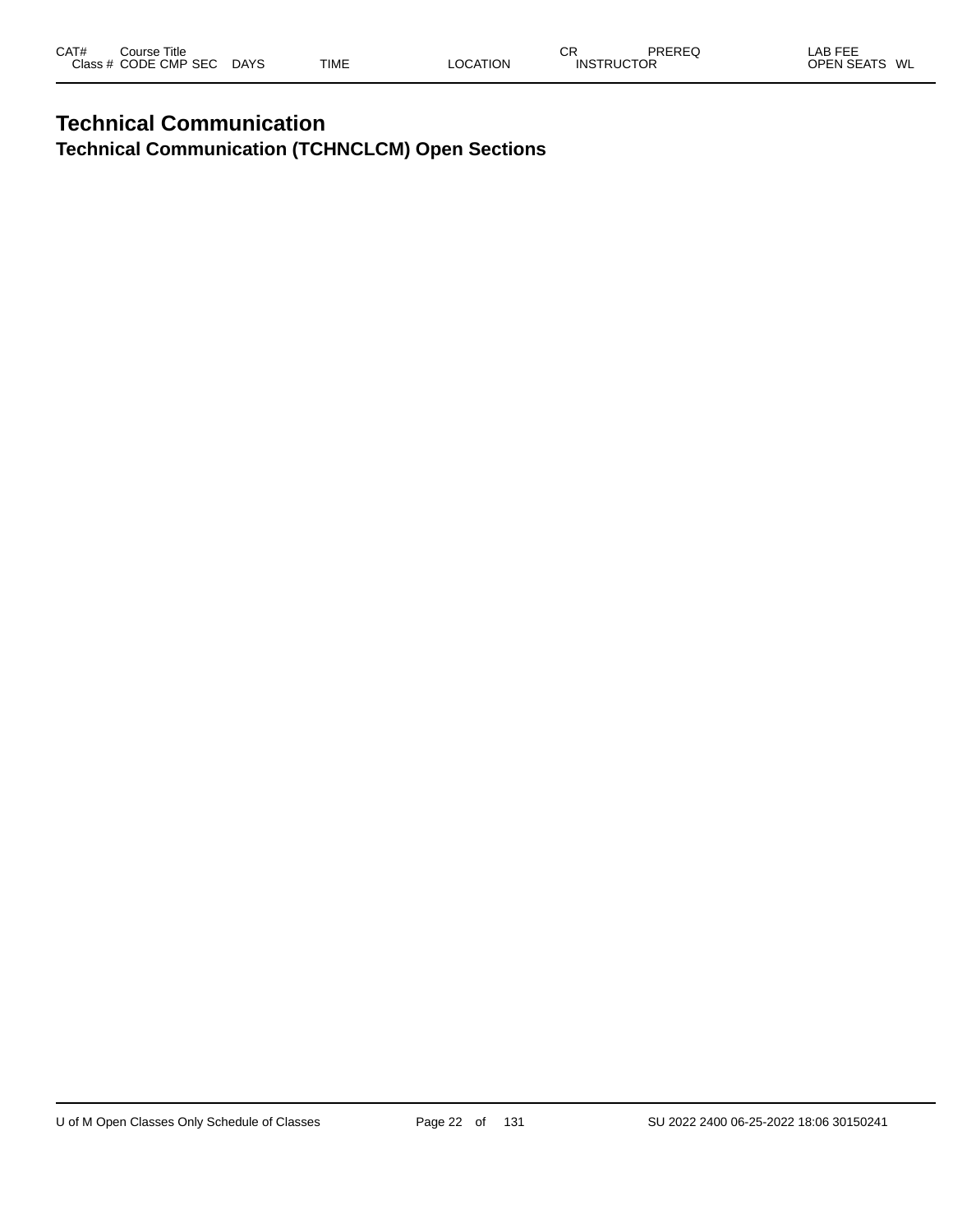# Technical Communication

## Technical Communication (TCHNCLCM) Open Sections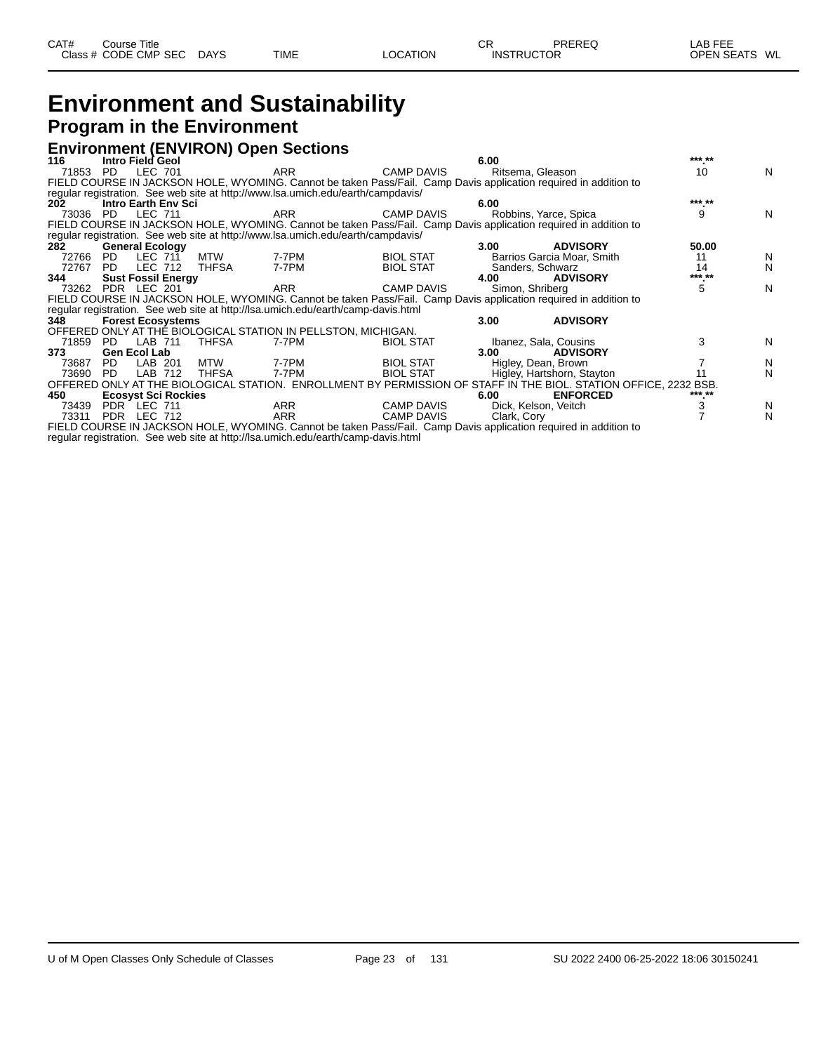# Environment and Sustainability

## Program in the Environment

### Environment (ENVIRON) Open Sections

| CAT# / Class # | CODE | CMP SEC | DAYS | TIME | LOCATION | CR / INSTRUCTOR | PREREQ | LAB FEE / OPEN SEATS | WL |
|---|---|---|---|---|---|---|---|---|---|
| **116** | **Intro Field Geol** | | | | | **6.00** | | *** ** | |
| 71853 | PD | LEC 701 | | ARR | CAMP DAVIS | Ritsema, Gleason | | 10 | N |
| FIELD COURSE IN JACKSON HOLE, WYOMING. Cannot be taken Pass/Fail. Camp Davis application required in addition to regular registration. See web site at http://www.lsa.umich.edu/earth/campdavis/ | | | | | | | | | |
| **202** | **Intro Earth Env Sci** | | | | | **6.00** | | *** ** | |
| 73036 | PD | LEC 711 | | ARR | CAMP DAVIS | Robbins, Yarce, Spica | | 9 | N |
| FIELD COURSE IN JACKSON HOLE, WYOMING. Cannot be taken Pass/Fail. Camp Davis application required in addition to regular registration. See web site at http://www.lsa.umich.edu/earth/campdavis/ | | | | | | | | | |
| **282** | **General Ecology** | | | | | **3.00** | **ADVISORY** | **50.00** | |
| 72766 | PD | LEC 711 | MTW | 7-7PM | BIOL STAT | Barrios Garcia Moar, Smith | | 11 | N |
| 72767 | PD | LEC 712 | THFSA | 7-7PM | BIOL STAT | Sanders, Schwarz | | 14 | N |
| **344** | **Sust Fossil Energy** | | | | | **4.00** | **ADVISORY** | *** ** | |
| 73262 | PDR | LEC 201 | | ARR | CAMP DAVIS | Simon, Shriberg | | 5 | N |
| FIELD COURSE IN JACKSON HOLE, WYOMING. Cannot be taken Pass/Fail. Camp Davis application required in addition to regular registration. See web site at http://lsa.umich.edu/earth/camp-davis.html | | | | | | | | | |
| **348** | **Forest Ecosystems** | | | | | **3.00** | **ADVISORY** | | |
| OFFERED ONLY AT THE BIOLOGICAL STATION IN PELLSTON, MICHIGAN. | | | | | | | | | |
| 71859 | PD | LAB 711 | THFSA | 7-7PM | BIOL STAT | Ibanez, Sala, Cousins | | 3 | N |
| **373** | **Gen Ecol Lab** | | | | | **3.00** | **ADVISORY** | | |
| 73687 | PD | LAB 201 | MTW | 7-7PM | BIOL STAT | Higley, Dean, Brown | | 7 | N |
| 73690 | PD | LAB 712 | THFSA | 7-7PM | BIOL STAT | Higley, Hartshorn, Stayton | | 11 | N |
| OFFERED ONLY AT THE BIOLOGICAL STATION. ENROLLMENT BY PERMISSION OF STAFF IN THE BIOL. STATION OFFICE, 2232 BSB. | | | | | | | | | |
| **450** | **Ecosyst Sci Rockies** | | | | | **6.00** | **ENFORCED** | *** ** | |
| 73439 | PDR | LEC 711 | | ARR | CAMP DAVIS | Dick, Kelson, Veitch | | 3 | N |
| 73311 | PDR | LEC 712 | | ARR | CAMP DAVIS | Clark, Cory | | 7 | N |
| FIELD COURSE IN JACKSON HOLE, WYOMING. Cannot be taken Pass/Fail. Camp Davis application required in addition to regular registration. See web site at http://lsa.umich.edu/earth/camp-davis.html | | | | | | | | | |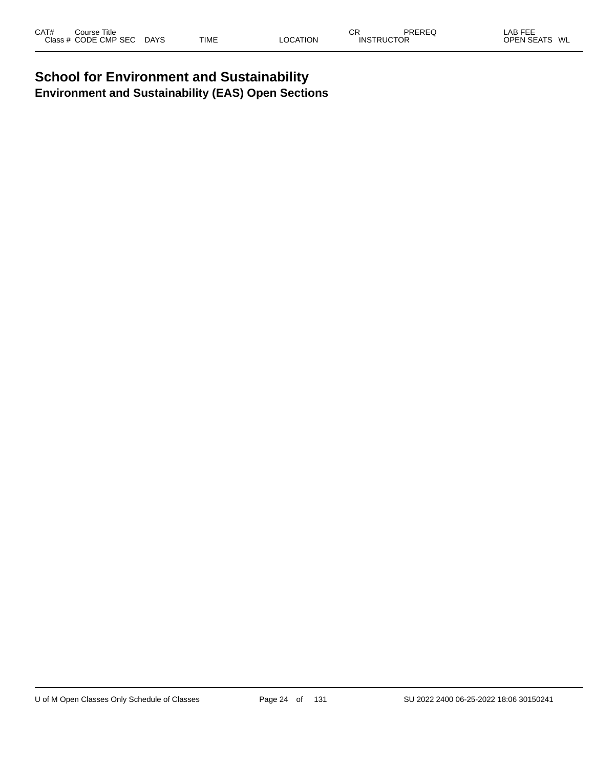# School for Environment and Sustainability

## Environment and Sustainability (EAS) Open Sections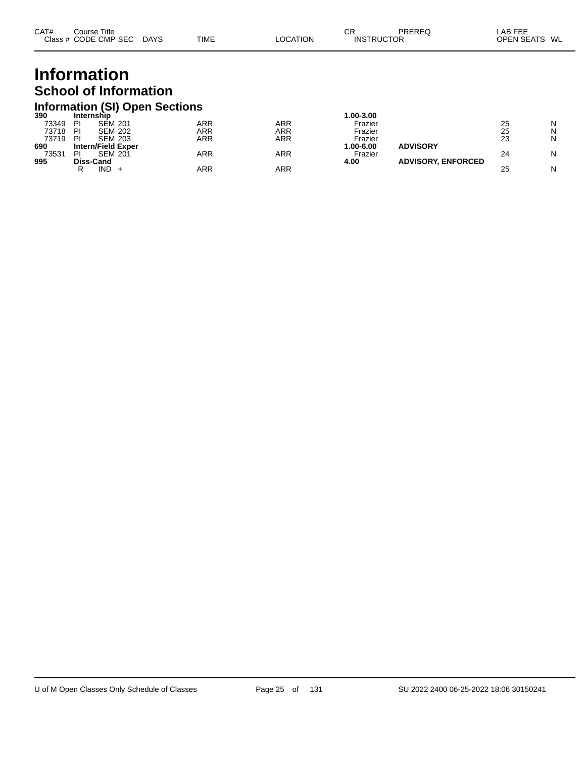| CAT# | Course Title | | | | | | CR | PREREQ | LAB FEE | |
|---|---|---|---|---|---|---|---|---|---|---|
| Class # | CODE | CMP | SEC | DAYS | TIME | LOCATION | INSTRUCTOR | | OPEN SEATS | WL |

# Information

## School of Information

### Information (SI) Open Sections

| CAT# / Class # | CODE | CMP | SEC | DAYS | TIME | LOCATION | CR / INSTRUCTOR | PREREQ | OPEN SEATS | WL |
|---|---|---|---|---|---|---|---|---|---|---|
| **390** | **Internship** | | | | | | **1.00-3.00** | | | |
| 73349 | PI | SEM | 201 | | ARR | ARR | Frazier | | 25 | N |
| 73718 | PI | SEM | 202 | | ARR | ARR | Frazier | | 25 | N |
| 73719 | PI | SEM | 203 | | ARR | ARR | Frazier | | 23 | N |
| **690** | **Intern/Field Exper** | | | | | | **1.00-6.00** | **ADVISORY** | | |
| 73531 | PI | SEM | 201 | | ARR | ARR | Frazier | | 24 | N |
| **995** | **Diss-Cand** | | | | | | **4.00** | **ADVISORY, ENFORCED** | | |
| | R | IND | + | | ARR | ARR | | | 25 | N |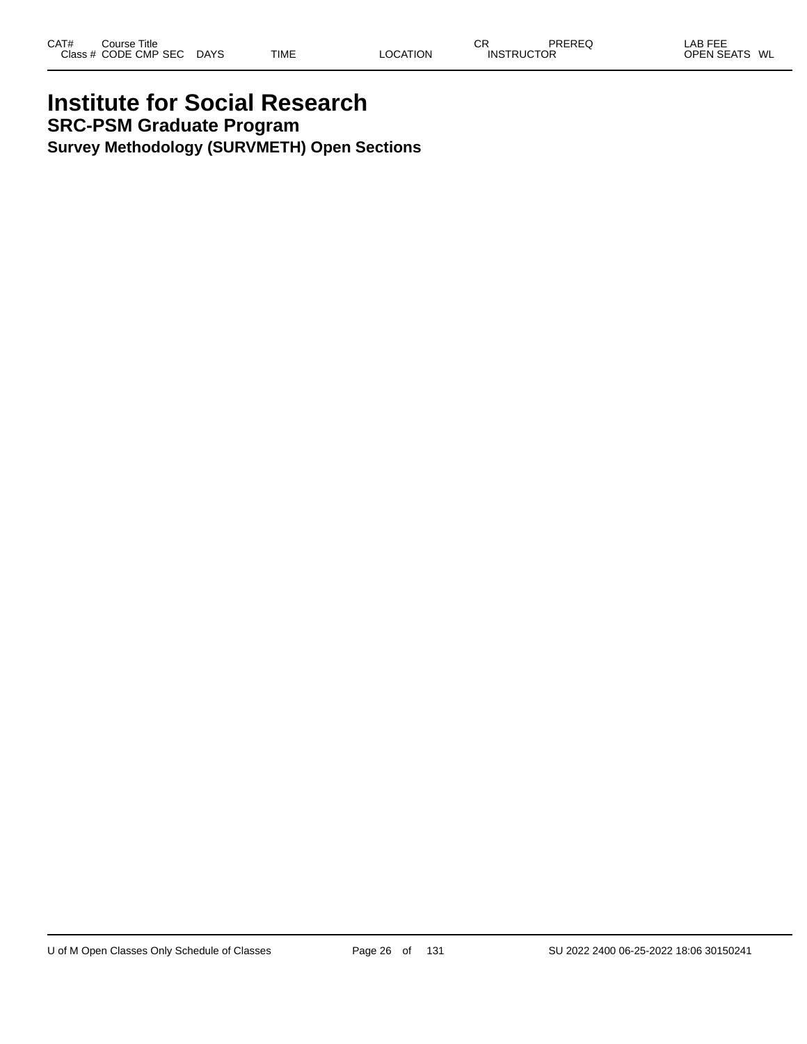# Institute for Social Research

## SRC-PSM Graduate Program

### Survey Methodology (SURVMETH) Open Sections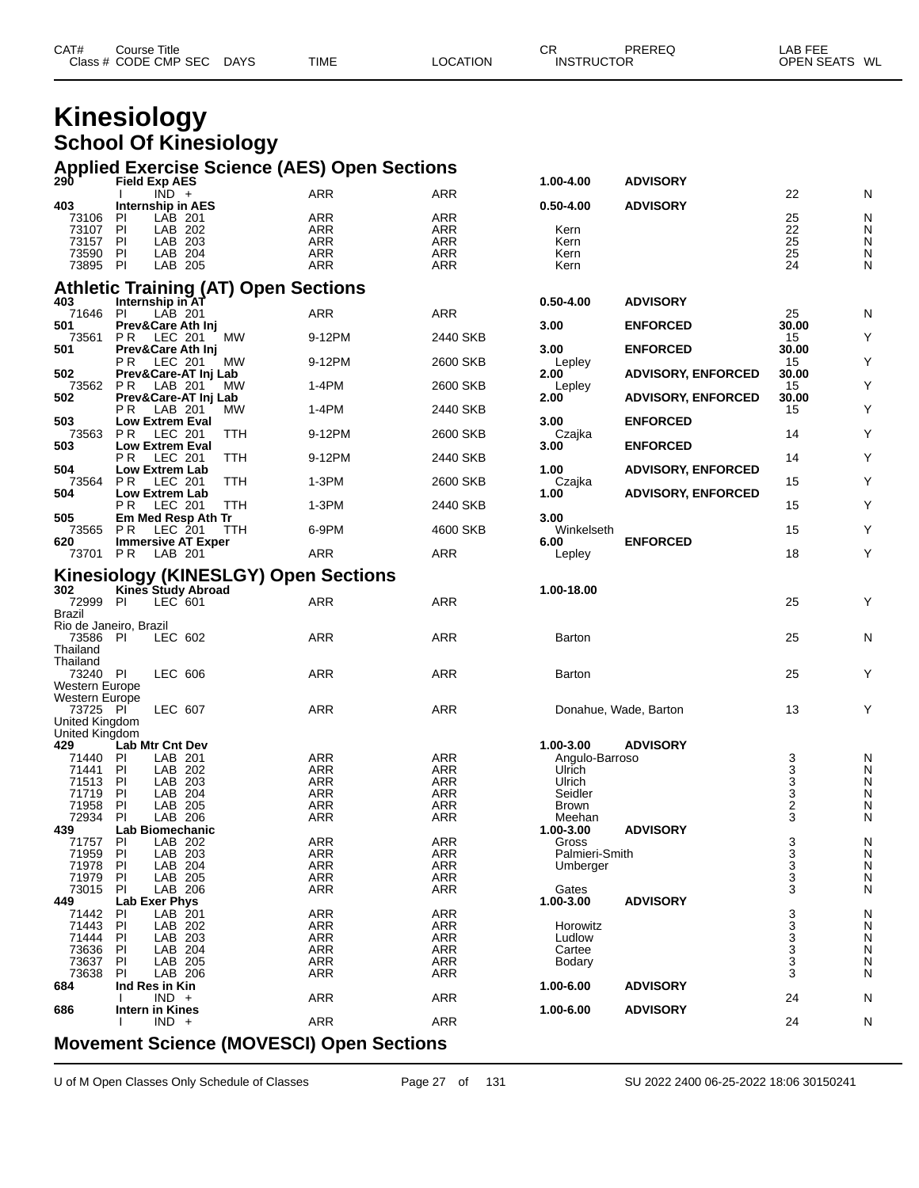# Kinesiology

## School Of Kinesiology

### Applied Exercise Science (AES) Open Sections

| CAT# Class # | Course Title CODE CMP SEC | DAYS | TIME | LOCATION | CR INSTRUCTOR | PREREQ | LAB FEE OPEN SEATS | WL |
|---|---|---|---|---|---|---|---|---|
| **290** | **Field Exp AES** | | | | **1.00-4.00** | **ADVISORY** | | |
| | I IND + | | ARR | ARR | | | 22 | N |
| **403** | **Internship in AES** | | | | **0.50-4.00** | **ADVISORY** | | |
| 73106 | PI LAB 201 | | ARR | ARR | | | 25 | N |
| 73107 | PI LAB 202 | | ARR | ARR | Kern | | 22 | N |
| 73157 | PI LAB 203 | | ARR | ARR | Kern | | 25 | N |
| 73590 | PI LAB 204 | | ARR | ARR | Kern | | 25 | N |
| 73895 | PI LAB 205 | | ARR | ARR | Kern | | 24 | N |

### Athletic Training (AT) Open Sections

| CAT# Class # | Course Title CODE CMP SEC | DAYS | TIME | LOCATION | CR INSTRUCTOR | PREREQ | LAB FEE OPEN SEATS | WL |
|---|---|---|---|---|---|---|---|---|
| **403** | **Internship in AT** | | | | **0.50-4.00** | **ADVISORY** | | |
| 71646 | PI LAB 201 | | ARR | ARR | | | 25 | N |
| **501** | **Prev&Care Ath Inj** | | | | **3.00** | **ENFORCED** | **30.00** | |
| 73561 | P R LEC 201 | MW | 9-12PM | 2440 SKB | | | 15 | Y |
| **501** | **Prev&Care Ath Inj** | | | | **3.00** | **ENFORCED** | **30.00** | |
| | P R LEC 201 | MW | 9-12PM | 2600 SKB | Lepley | | 15 | Y |
| **502** | **Prev&Care-AT Inj Lab** | | | | **2.00** | **ADVISORY, ENFORCED** | **30.00** | |
| 73562 | P R LAB 201 | MW | 1-4PM | 2600 SKB | Lepley | | 15 | Y |
| **502** | **Prev&Care-AT Inj Lab** | | | | **2.00** | **ADVISORY, ENFORCED** | **30.00** | |
| | P R LAB 201 | MW | 1-4PM | 2440 SKB | | | 15 | Y |
| **503** | **Low Extrem Eval** | | | | **3.00** | **ENFORCED** | | |
| 73563 | P R LEC 201 | TTH | 9-12PM | 2600 SKB | Czajka | | 14 | Y |
| **503** | **Low Extrem Eval** | | | | **3.00** | **ENFORCED** | | |
| | P R LEC 201 | TTH | 9-12PM | 2440 SKB | | | 14 | Y |
| **504** | **Low Extrem Lab** | | | | **1.00** | **ADVISORY, ENFORCED** | | |
| 73564 | P R LEC 201 | TTH | 1-3PM | 2600 SKB | Czajka | | 15 | Y |
| **504** | **Low Extrem Lab** | | | | **1.00** | **ADVISORY, ENFORCED** | | |
| | P R LEC 201 | TTH | 1-3PM | 2440 SKB | | | 15 | Y |
| **505** | **Em Med Resp Ath Tr** | | | | **3.00** | | | |
| 73565 | P R LEC 201 | TTH | 6-9PM | 4600 SKB | Winkelseth | | 15 | Y |
| **620** | **Immersive AT Exper** | | | | **6.00** | **ENFORCED** | | |
| 73701 | P R LAB 201 | | ARR | ARR | Lepley | | 18 | Y |

### Kinesiology (KINESLGY) Open Sections

| CAT# Class # | Course Title CODE CMP SEC | DAYS | TIME | LOCATION | CR INSTRUCTOR | PREREQ | LAB FEE OPEN SEATS | WL |
|---|---|---|---|---|---|---|---|---|
| **302** | **Kines Study Abroad** | | | | **1.00-18.00** | | | |
| 72999 | PI LEC 601 | | ARR | ARR | | | 25 | Y |
| Brazil | | | | | | | | |
| Rio de Janeiro, Brazil | | | | | | | | |
| 73586 | PI LEC 602 | | ARR | ARR | Barton | | 25 | N |
| Thailand | | | | | | | | |
| Thailand | | | | | | | | |
| 73240 | PI LEC 606 | | ARR | ARR | Barton | | 25 | Y |
| Western Europe | | | | | | | | |
| Western Europe | | | | | | | | |
| 73725 | PI LEC 607 | | ARR | ARR | Donahue, Wade, Barton | | 13 | Y |
| United Kingdom | | | | | | | | |
| United Kingdom | | | | | | | | |
| **429** | **Lab Mtr Cnt Dev** | | | | **1.00-3.00** | **ADVISORY** | | |
| 71440 | PI LAB 201 | | ARR | ARR | Angulo-Barroso | | 3 | N |
| 71441 | PI LAB 202 | | ARR | ARR | Ulrich | | 3 | N |
| 71513 | PI LAB 203 | | ARR | ARR | Ulrich | | 3 | N |
| 71719 | PI LAB 204 | | ARR | ARR | Seidler | | 3 | N |
| 71958 | PI LAB 205 | | ARR | ARR | Brown | | 2 | N |
| 72934 | PI LAB 206 | | ARR | ARR | Meehan | | 3 | N |
| **439** | **Lab Biomechanic** | | | | **1.00-3.00** | **ADVISORY** | | |
| 71757 | PI LAB 202 | | ARR | ARR | Gross | | 3 | N |
| 71959 | PI LAB 203 | | ARR | ARR | Palmieri-Smith | | 3 | N |
| 71978 | PI LAB 204 | | ARR | ARR | Umberger | | 3 | N |
| 71979 | PI LAB 205 | | ARR | ARR | | | 3 | N |
| 73015 | PI LAB 206 | | ARR | ARR | Gates | | 3 | N |
| **449** | **Lab Exer Phys** | | | | **1.00-3.00** | **ADVISORY** | | |
| 71442 | PI LAB 201 | | ARR | ARR | | | 3 | N |
| 71443 | PI LAB 202 | | ARR | ARR | Horowitz | | 3 | N |
| 71444 | PI LAB 203 | | ARR | ARR | Ludlow | | 3 | N |
| 73636 | PI LAB 204 | | ARR | ARR | Cartee | | 3 | N |
| 73637 | PI LAB 205 | | ARR | ARR | Bodary | | 3 | N |
| 73638 | PI LAB 206 | | ARR | ARR | | | 3 | N |
| **684** | **Ind Res in Kin** | | | | **1.00-6.00** | **ADVISORY** | | |
| | I IND + | | ARR | ARR | | | 24 | N |
| **686** | **Intern in Kines** | | | | **1.00-6.00** | **ADVISORY** | | |
| | I IND + | | ARR | ARR | | | 24 | N |

### Movement Science (MOVESCI) Open Sections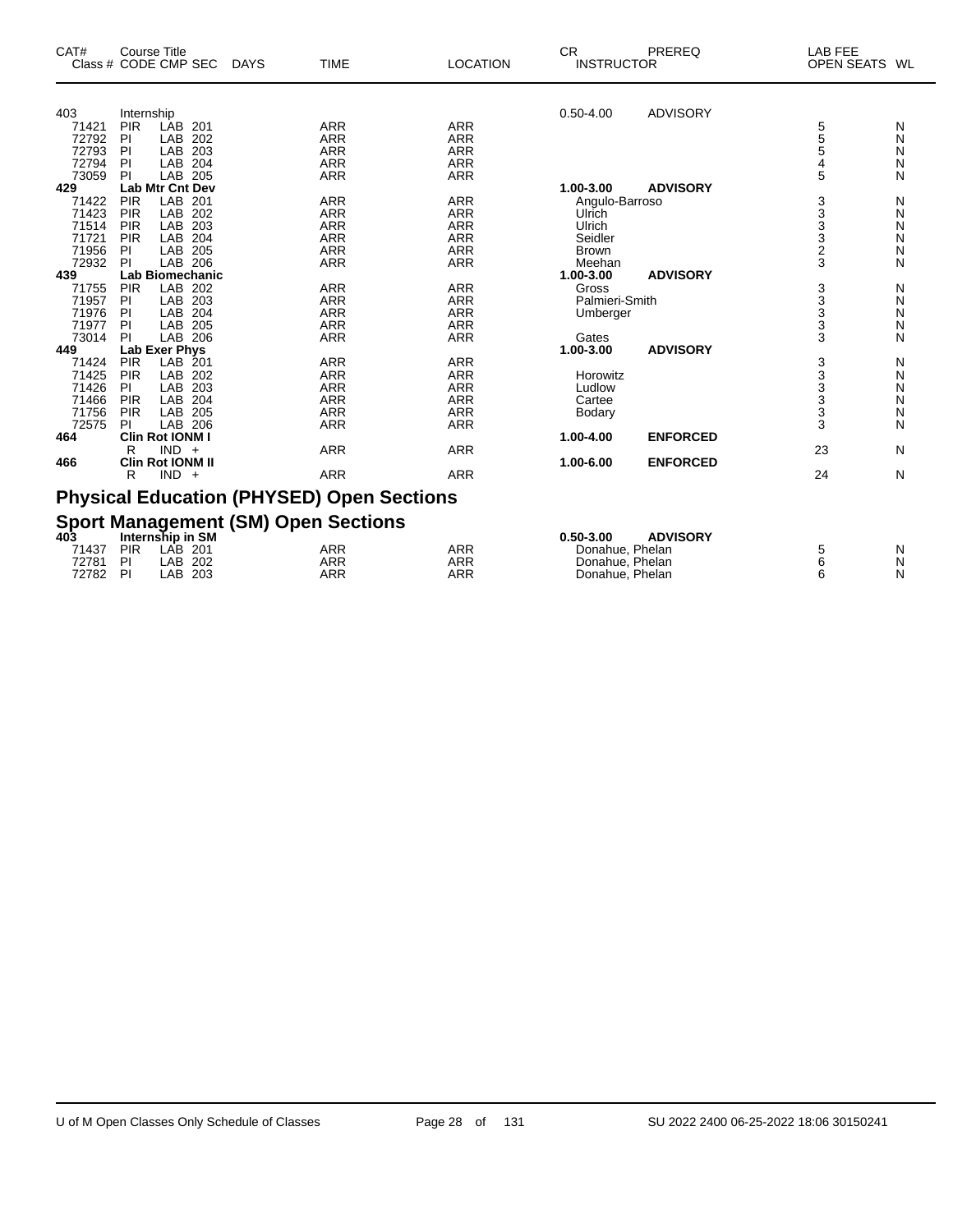| CAT# Class # | Course Title CODE | CMP | SEC | DAYS | TIME | LOCATION | CR INSTRUCTOR | PREREQ | LAB FEE OPEN SEATS | WL |
|---|---|---|---|---|---|---|---|---|---|---|
| 403 | Internship | | | | | | 0.50-4.00 | ADVISORY | | |
| 71421 | PIR | LAB | 201 | | ARR | ARR | | | 5 | N |
| 72792 | PI | LAB | 202 | | ARR | ARR | | | 5 | N |
| 72793 | PI | LAB | 203 | | ARR | ARR | | | 5 | N |
| 72794 | PI | LAB | 204 | | ARR | ARR | | | 4 | N |
| 73059 | PI | LAB | 205 | | ARR | ARR | | | 5 | N |
| **429** | **Lab Mtr Cnt Dev** | | | | | | **1.00-3.00** | **ADVISORY** | | |
| 71422 | PIR | LAB | 201 | | ARR | ARR | Angulo-Barroso | | 3 | N |
| 71423 | PIR | LAB | 202 | | ARR | ARR | Ulrich | | 3 | N |
| 71514 | PIR | LAB | 203 | | ARR | ARR | Ulrich | | 3 | N |
| 71721 | PIR | LAB | 204 | | ARR | ARR | Seidler | | 3 | N |
| 71956 | PI | LAB | 205 | | ARR | ARR | Brown | | 2 | N |
| 72932 | PI | LAB | 206 | | ARR | ARR | Meehan | | 3 | N |
| **439** | **Lab Biomechanic** | | | | | | **1.00-3.00** | **ADVISORY** | | |
| 71755 | PIR | LAB | 202 | | ARR | ARR | Gross | | 3 | N |
| 71957 | PI | LAB | 203 | | ARR | ARR | Palmieri-Smith | | 3 | N |
| 71976 | PI | LAB | 204 | | ARR | ARR | Umberger | | 3 | N |
| 71977 | PI | LAB | 205 | | ARR | ARR | | | 3 | N |
| 73014 | PI | LAB | 206 | | ARR | ARR | Gates | | 3 | N |
| **449** | **Lab Exer Phys** | | | | | | **1.00-3.00** | **ADVISORY** | | |
| 71424 | PIR | LAB | 201 | | ARR | ARR | | | 3 | N |
| 71425 | PIR | LAB | 202 | | ARR | ARR | Horowitz | | 3 | N |
| 71426 | PI | LAB | 203 | | ARR | ARR | Ludlow | | 3 | N |
| 71466 | PIR | LAB | 204 | | ARR | ARR | Cartee | | 3 | N |
| 71756 | PIR | LAB | 205 | | ARR | ARR | Bodary | | 3 | N |
| 72575 | PI | LAB | 206 | | ARR | ARR | | | 3 | N |
| **464** | **Clin Rot IONM I** | | | | | | **1.00-4.00** | **ENFORCED** | | |
| | R | IND | + | | ARR | ARR | | | 23 | N |
| **466** | **Clin Rot IONM II** | | | | | | **1.00-6.00** | **ENFORCED** | | |
| | R | IND | + | | ARR | ARR | | | 24 | N |

## Physical Education (PHYSED) Open Sections

## Sport Management (SM) Open Sections

| CAT# Class # | Course Title CODE | CMP | SEC | DAYS | TIME | LOCATION | CR INSTRUCTOR | PREREQ | LAB FEE OPEN SEATS | WL |
|---|---|---|---|---|---|---|---|---|---|---|
| **403** | **Internship in SM** | | | | | | **0.50-3.00** | **ADVISORY** | | |
| 71437 | PIR | LAB | 201 | | ARR | ARR | Donahue, Phelan | | 5 | N |
| 72781 | PI | LAB | 202 | | ARR | ARR | Donahue, Phelan | | 6 | N |
| 72782 | PI | LAB | 203 | | ARR | ARR | Donahue, Phelan | | 6 | N |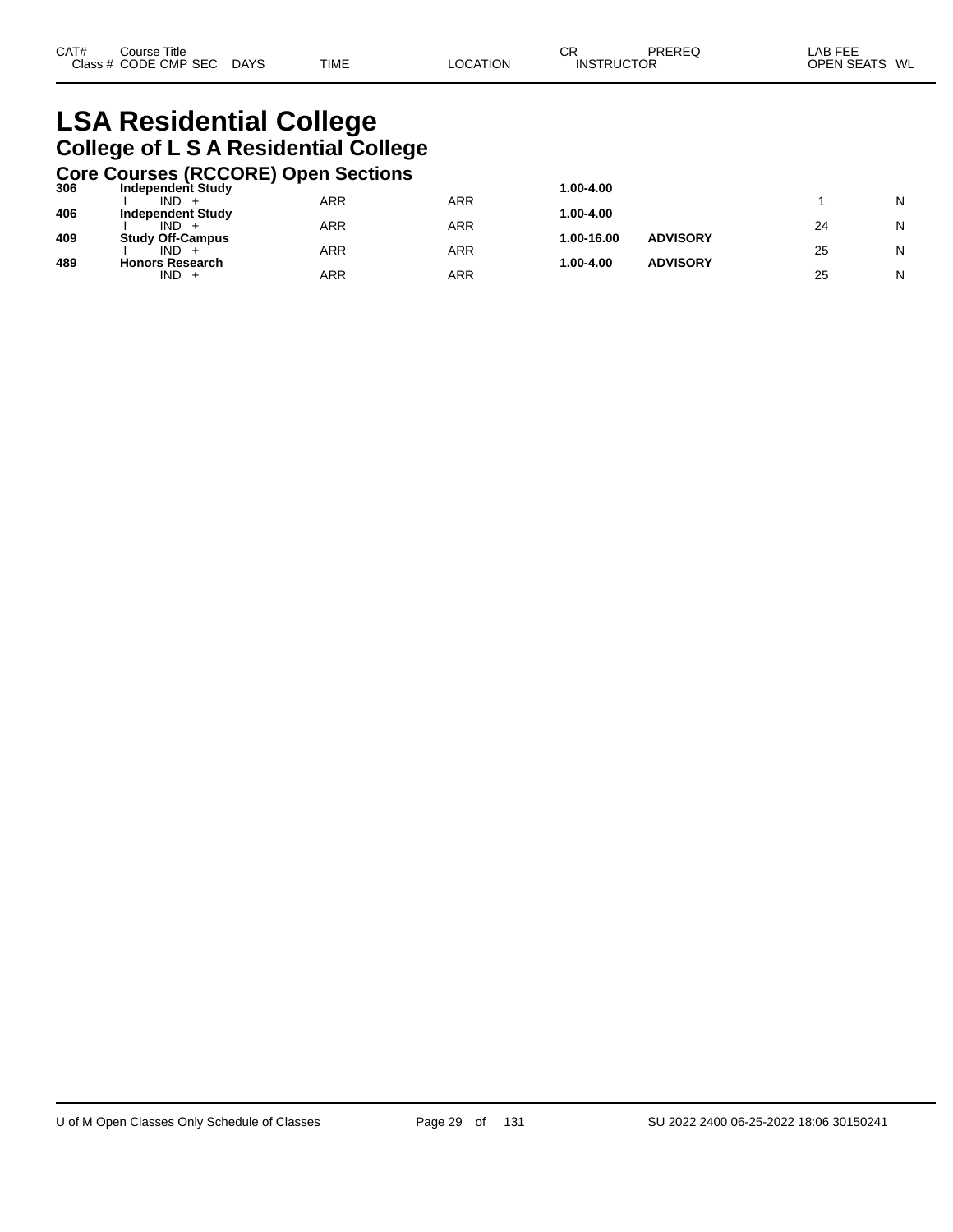# LSA Residential College

## College of L S A Residential College

### Core Courses (RCCORE) Open Sections

| CAT# | Course Title / Class # CODE CMP SEC | DAYS | TIME | LOCATION | CR / INSTRUCTOR | PREREQ | LAB FEE / OPEN SEATS | WL |
|---|---|---|---|---|---|---|---|---|
| 306 | **Independent Study** | | | | **1.00-4.00** | | | |
| | I IND + | | ARR | ARR | | | 1 | N |
| 406 | **Independent Study** | | | | **1.00-4.00** | | | |
| | I IND + | | ARR | ARR | | | 24 | N |
| 409 | **Study Off-Campus** | | | | **1.00-16.00** | **ADVISORY** | | |
| | I IND + | | ARR | ARR | | | 25 | N |
| 489 | **Honors Research** | | | | **1.00-4.00** | **ADVISORY** | | |
| | IND + | | ARR | ARR | | | 25 | N |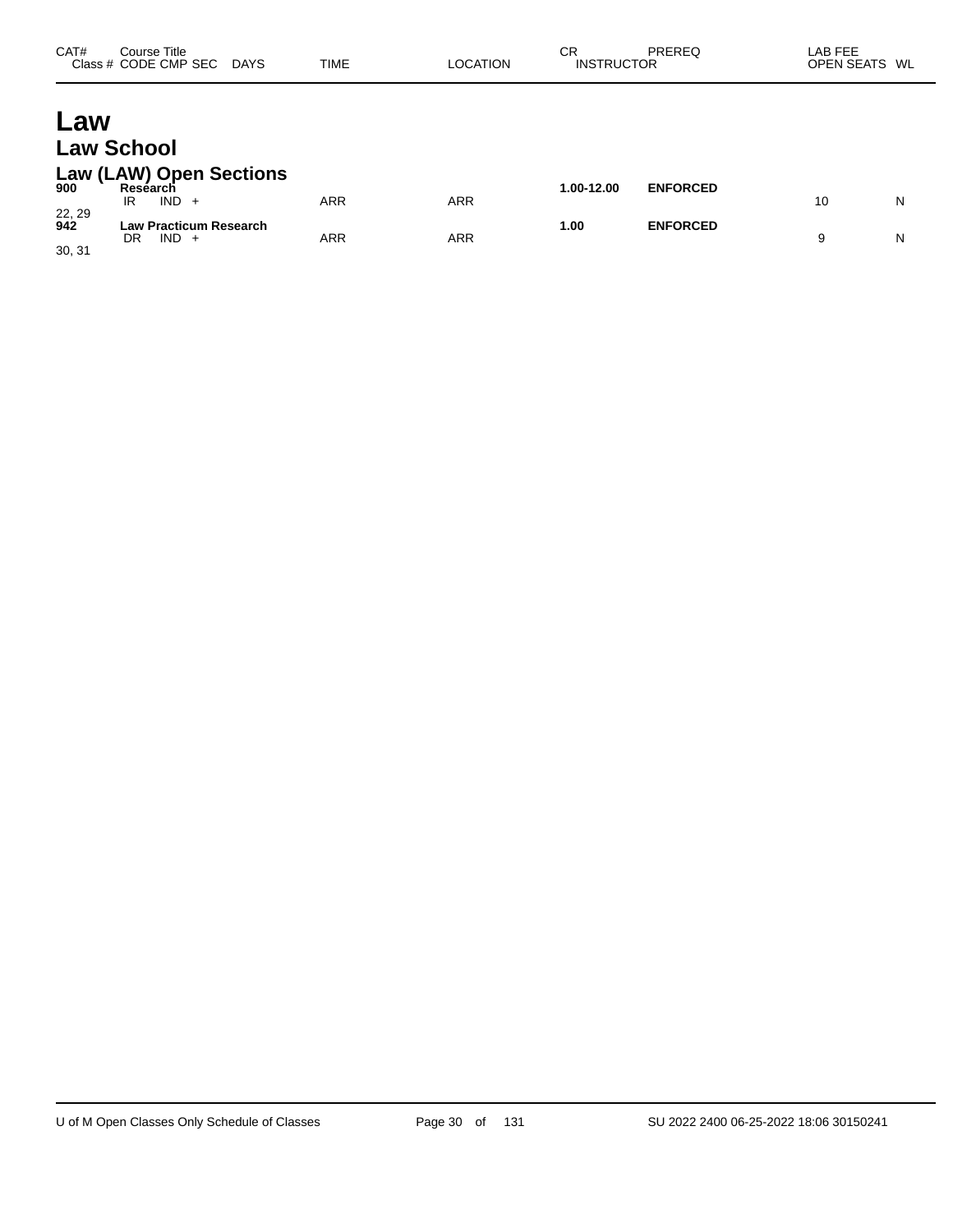| CAT# | Course Title<br>Class # CODE CMP SEC DAYS | TIME | LOCATION | CR<br>INSTRUCTOR | PREREQ | LAB FEE<br>OPEN SEATS | WL |
|---|---|---|---|---|---|---|---|

# Law

## Law School

### Law (LAW) Open Sections

| CAT# | Course Title / Class # CODE CMP SEC DAYS | TIME | LOCATION | CR / INSTRUCTOR | PREREQ | OPEN SEATS | WL |
|---|---|---|---|---|---|---|---|
| **900** | **Research** | | | **1.00-12.00** | **ENFORCED** | | |
| | IR IND + | ARR | ARR | | | 10 | N |
| 22, 29 | | | | | | | |
| **942** | **Law Practicum Research** | | | **1.00** | **ENFORCED** | | |
| | DR IND + | ARR | ARR | | | 9 | N |
| 30, 31 | | | | | | | |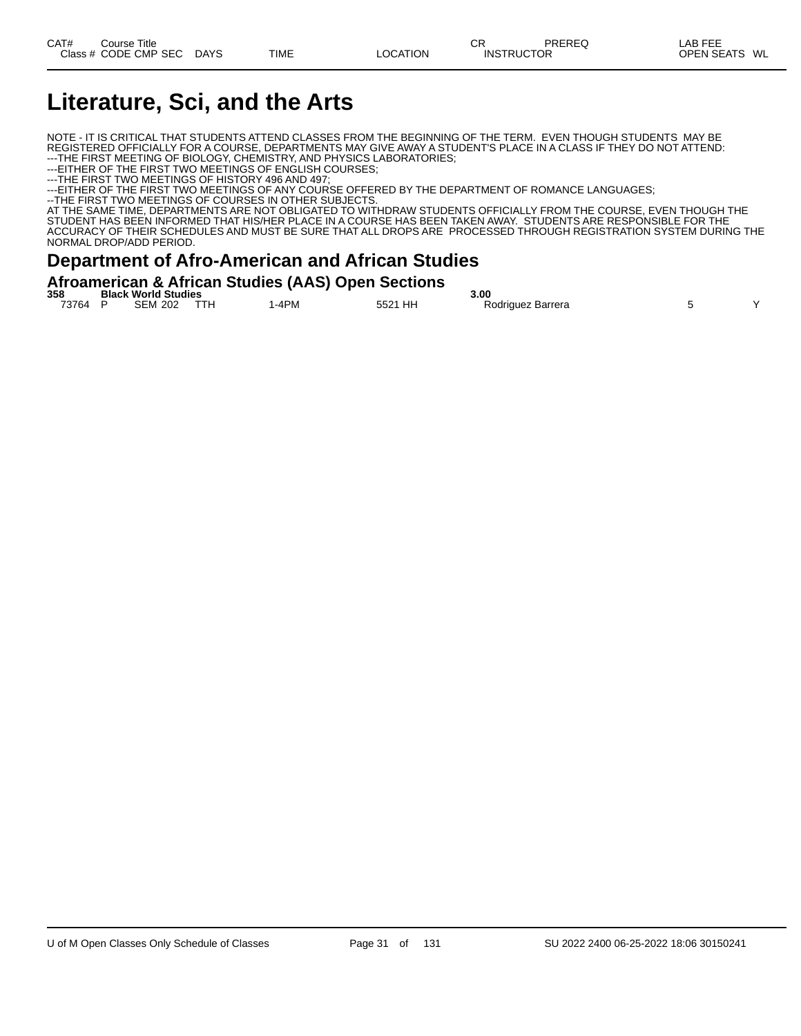| CAT# | Course Title | | | | | CR | PREREQ | LAB FEE | |
|---|---|---|---|---|---|---|---|---|---|
| Class # | CODE CMP SEC | DAYS | TIME | LOCATION | | INSTRUCTOR | | OPEN SEATS | WL |

# Literature, Sci, and the Arts

NOTE - IT IS CRITICAL THAT STUDENTS ATTEND CLASSES FROM THE BEGINNING OF THE TERM. EVEN THOUGH STUDENTS MAY BE REGISTERED OFFICIALLY FOR A COURSE, DEPARTMENTS MAY GIVE AWAY A STUDENT'S PLACE IN A CLASS IF THEY DO NOT ATTEND:
---THE FIRST MEETING OF BIOLOGY, CHEMISTRY, AND PHYSICS LABORATORIES;
---EITHER OF THE FIRST TWO MEETINGS OF ENGLISH COURSES;
---THE FIRST TWO MEETINGS OF HISTORY 496 AND 497;
---EITHER OF THE FIRST TWO MEETINGS OF ANY COURSE OFFERED BY THE DEPARTMENT OF ROMANCE LANGUAGES;
--THE FIRST TWO MEETINGS OF COURSES IN OTHER SUBJECTS.
AT THE SAME TIME, DEPARTMENTS ARE NOT OBLIGATED TO WITHDRAW STUDENTS OFFICIALLY FROM THE COURSE, EVEN THOUGH THE STUDENT HAS BEEN INFORMED THAT HIS/HER PLACE IN A COURSE HAS BEEN TAKEN AWAY. STUDENTS ARE RESPONSIBLE FOR THE ACCURACY OF THEIR SCHEDULES AND MUST BE SURE THAT ALL DROPS ARE PROCESSED THROUGH REGISTRATION SYSTEM DURING THE NORMAL DROP/ADD PERIOD.

## Department of Afro-American and African Studies

### Afroamerican & African Studies (AAS) Open Sections

| CAT# / Class # | Course Title / CODE CMP SEC | DAYS | TIME | LOCATION | CR / INSTRUCTOR | OPEN SEATS | WL |
|---|---|---|---|---|---|---|---|
| **358** | **Black World Studies** | | | | **3.00** | | |
| 73764 | P SEM 202 | TTH | 1-4PM | 5521 HH | Rodriguez Barrera | 5 | Y |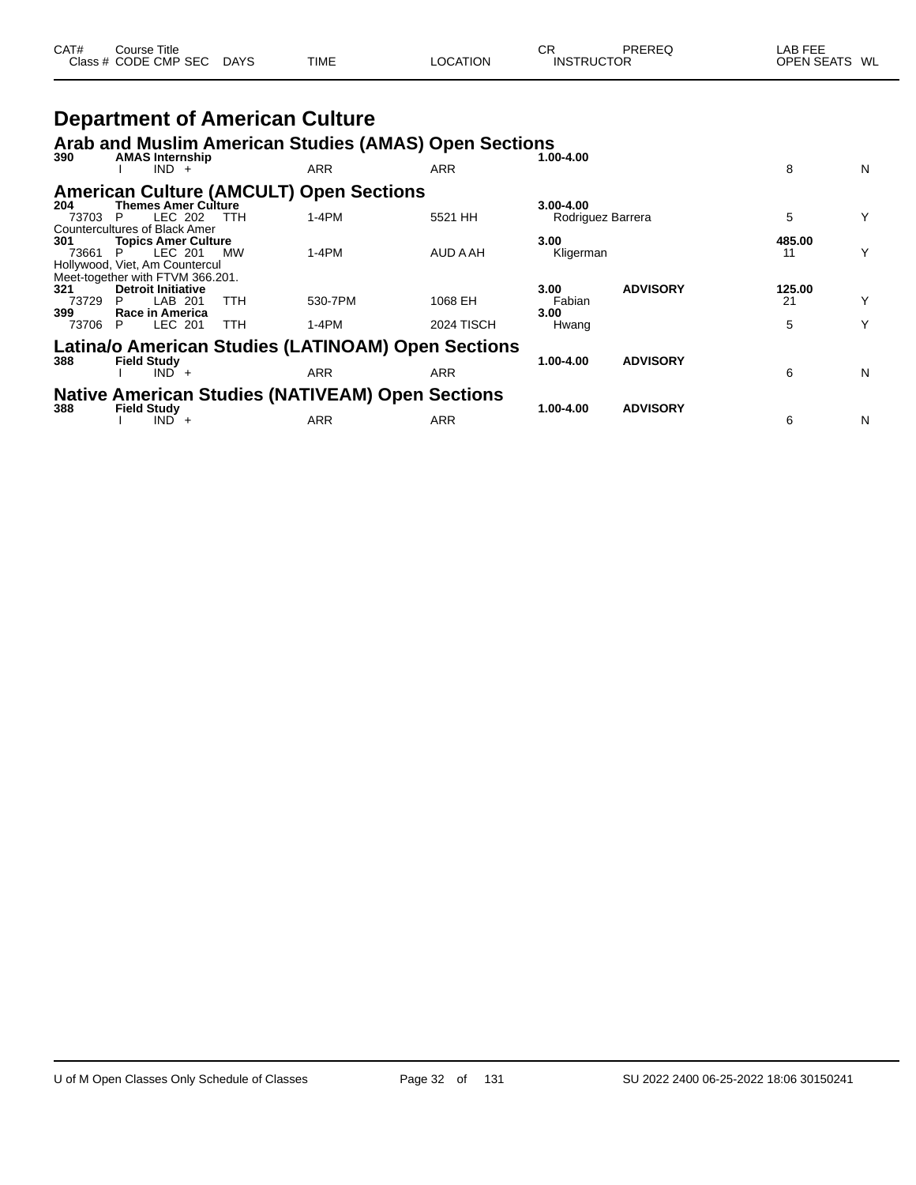# Department of American Culture

## Arab and Muslim American Studies (AMAS) Open Sections

| CAT# / Class # | Course Title / CODE CMP SEC | DAYS | TIME | LOCATION | CR / INSTRUCTOR | PREREQ | LAB FEE / OPEN SEATS | WL |
|---|---|---|---|---|---|---|---|---|
| **390** | **AMAS Internship** | | | | **1.00-4.00** | | | |
| I | IND + | | ARR | ARR | | | 8 | N |

## American Culture (AMCULT) Open Sections

| CAT# / Class # | Course Title / CODE CMP SEC | DAYS | TIME | LOCATION | CR / INSTRUCTOR | PREREQ | LAB FEE / OPEN SEATS | WL |
|---|---|---|---|---|---|---|---|---|
| **204** | **Themes Amer Culture** | | | | **3.00-4.00** | | | |
| 73703 P | LEC 202 | TTH | 1-4PM | 5521 HH | Rodriguez Barrera | | 5 | Y |
| Countercultures of Black Amer | | | | | | | | |
| **301** | **Topics Amer Culture** | | | | **3.00** | | **485.00** | |
| 73661 P | LEC 201 | MW | 1-4PM | AUD A AH | Kligerman | | 11 | Y |
| Hollywood, Viet, Am Countercul | | | | | | | | |
| Meet-together with FTVM 366.201. | | | | | | | | |
| **321** | **Detroit Initiative** | | | | **3.00** | **ADVISORY** | **125.00** | |
| 73729 P | LAB 201 | TTH | 530-7PM | 1068 EH | Fabian | | 21 | Y |
| **399** | **Race in America** | | | | **3.00** | | | |
| 73706 P | LEC 201 | TTH | 1-4PM | 2024 TISCH | Hwang | | 5 | Y |

## Latina/o American Studies (LATINOAM) Open Sections

| CAT# / Class # | Course Title / CODE CMP SEC | DAYS | TIME | LOCATION | CR / INSTRUCTOR | PREREQ | LAB FEE / OPEN SEATS | WL |
|---|---|---|---|---|---|---|---|---|
| **388** | **Field Study** | | | | **1.00-4.00** | **ADVISORY** | | |
| I | IND + | | ARR | ARR | | | 6 | N |

## Native American Studies (NATIVEAM) Open Sections

| CAT# / Class # | Course Title / CODE CMP SEC | DAYS | TIME | LOCATION | CR / INSTRUCTOR | PREREQ | LAB FEE / OPEN SEATS | WL |
|---|---|---|---|---|---|---|---|---|
| **388** | **Field Study** | | | | **1.00-4.00** | **ADVISORY** | | |
| I | IND + | | ARR | ARR | | | 6 | N |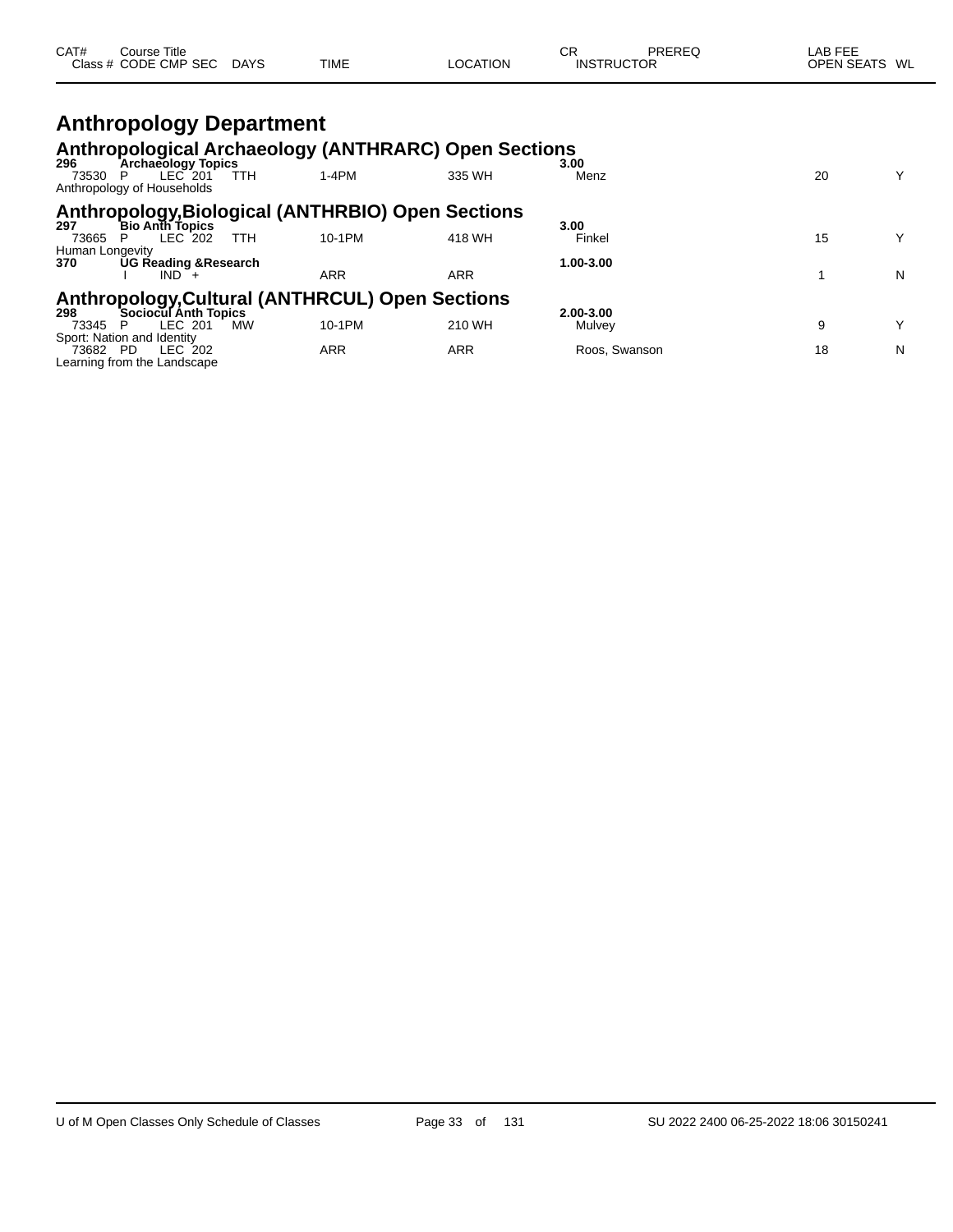| CAT# Class # | Course Title CODE CMP SEC | DAYS | TIME | LOCATION | CR INSTRUCTOR | PREREQ | LAB FEE OPEN SEATS | WL |
|---|---|---|---|---|---|---|---|---|

# Anthropology Department

## Anthropological Archaeology (ANTHRARC) Open Sections

| CAT# Class # | Course Title CODE CMP SEC | DAYS | TIME | LOCATION | CR INSTRUCTOR | PREREQ | LAB FEE OPEN SEATS | WL |
|---|---|---|---|---|---|---|---|---|
| **296** | **Archaeology Topics** | | | | **3.00** | | | |
| 73530 | P LEC 201 | TTH | 1-4PM | 335 WH | Menz | | 20 | Y |
| Anthropology of Households | | | | | | | | |

## Anthropology,Biological (ANTHRBIO) Open Sections

| CAT# Class # | Course Title CODE CMP SEC | DAYS | TIME | LOCATION | CR INSTRUCTOR | PREREQ | LAB FEE OPEN SEATS | WL |
|---|---|---|---|---|---|---|---|---|
| **297** | **Bio Anth Topics** | | | | **3.00** | | | |
| 73665 | P LEC 202 | TTH | 10-1PM | 418 WH | Finkel | | 15 | Y |
| Human Longevity | | | | | | | | |
| **370** | **UG Reading &Research** | | | | **1.00-3.00** | | | |
| | I IND + | | ARR | ARR | | | 1 | N |

## Anthropology,Cultural (ANTHRCUL) Open Sections

| CAT# Class # | Course Title CODE CMP SEC | DAYS | TIME | LOCATION | CR INSTRUCTOR | PREREQ | LAB FEE OPEN SEATS | WL |
|---|---|---|---|---|---|---|---|---|
| **298** | **Sociocul Anth Topics** | | | | **2.00-3.00** | | | |
| 73345 | P LEC 201 | MW | 10-1PM | 210 WH | Mulvey | | 9 | Y |
| Sport: Nation and Identity | | | | | | | | |
| 73682 | PD LEC 202 | | ARR | ARR | Roos, Swanson | | 18 | N |
| Learning from the Landscape | | | | | | | | |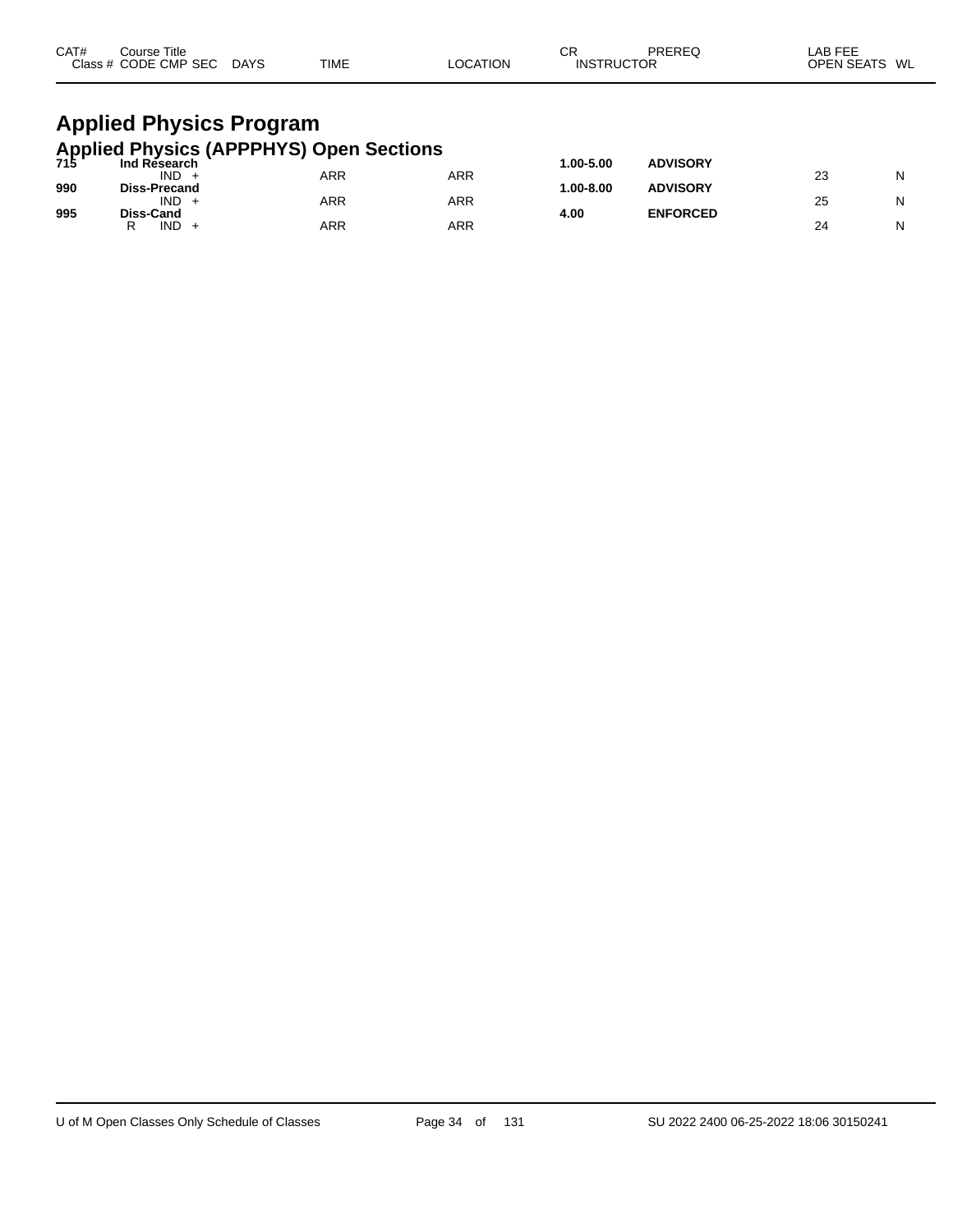# Applied Physics Program

## Applied Physics (APPPHYS) Open Sections

| CAT# | Course Title<br>Class # CODE CMP SEC | DAYS | TIME | LOCATION | CR<br>INSTRUCTOR | PREREQ | LAB FEE<br>OPEN SEATS | WL |
|---|---|---|---|---|---|---|---|---|
| **715** | **Ind Research** | | | | **1.00-5.00** | **ADVISORY** | | |
| | IND + | | ARR | ARR | | | 23 | N |
| **990** | **Diss-Precand** | | | | **1.00-8.00** | **ADVISORY** | | |
| | IND + | | ARR | ARR | | | 25 | N |
| **995** | **Diss-Cand** | | | | **4.00** | **ENFORCED** | | |
| | R IND + | | ARR | ARR | | | 24 | N |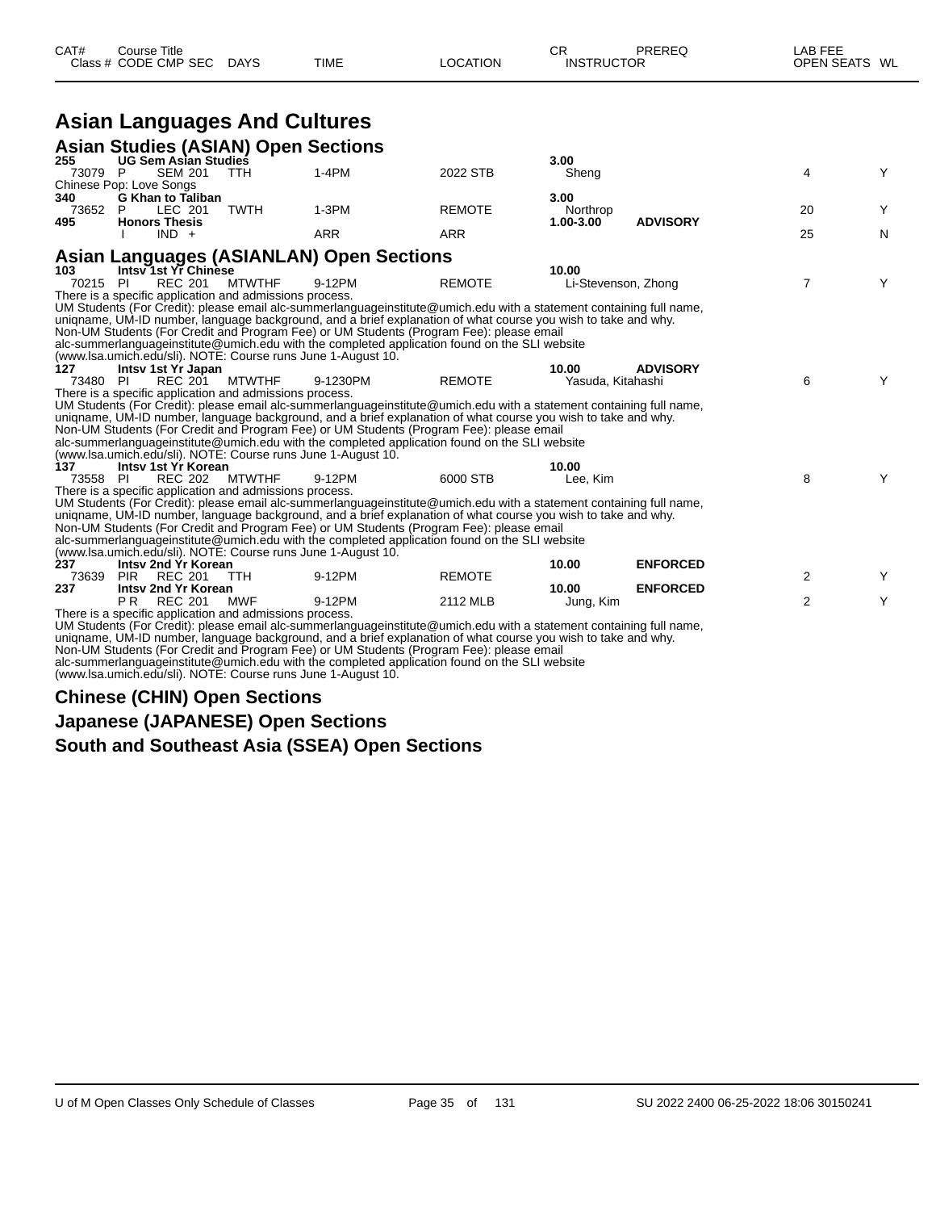| CAT# | Course Title | | | | | CR | PREREQ | LAB FEE | |
|---|---|---|---|---|---|---|---|---|---|
| Class # | CODE CMP SEC | DAYS | TIME | LOCATION | | INSTRUCTOR | | OPEN SEATS | WL |

# Asian Languages And Cultures

## Asian Studies (ASIAN) Open Sections

**255 UG Sem Asian Studies** — **3.00**

| Class # | CODE | CMP SEC | DAYS | TIME | LOCATION | INSTRUCTOR | PREREQ | OPEN SEATS | WL |
|---|---|---|---|---|---|---|---|---|---|
| 73079 | P | SEM 201 | TTH | 1-4PM | 2022 STB | Sheng | | 4 | Y |

Chinese Pop: Love Songs

**340 G Khan to Taliban** — **3.00**

| Class # | CODE | CMP SEC | DAYS | TIME | LOCATION | INSTRUCTOR | PREREQ | OPEN SEATS | WL |
|---|---|---|---|---|---|---|---|---|---|
| 73652 | P | LEC 201 | TWTH | 1-3PM | REMOTE | Northrop | | 20 | Y |

**495 Honors Thesis** — **1.00-3.00** — **ADVISORY**

| Class # | CODE | CMP SEC | DAYS | TIME | LOCATION | INSTRUCTOR | PREREQ | OPEN SEATS | WL |
|---|---|---|---|---|---|---|---|---|---|
| | I | IND + | | ARR | ARR | | | 25 | N |

## Asian Languages (ASIANLAN) Open Sections

**103 Intsv 1st Yr Chinese** — **10.00**

| Class # | CODE | CMP SEC | DAYS | TIME | LOCATION | INSTRUCTOR | PREREQ | OPEN SEATS | WL |
|---|---|---|---|---|---|---|---|---|---|
| 70215 | PI | REC 201 | MTWTHF | 9-12PM | REMOTE | Li-Stevenson, Zhong | | 7 | Y |

There is a specific application and admissions process.
UM Students (For Credit): please email alc-summerlanguageinstitute@umich.edu with a statement containing full name, uniqname, UM-ID number, language background, and a brief explanation of what course you wish to take and why.
Non-UM Students (For Credit and Program Fee) or UM Students (Program Fee): please email alc-summerlanguageinstitute@umich.edu with the completed application found on the SLI website (www.lsa.umich.edu/sli). NOTE: Course runs June 1-August 10.

**127 Intsv 1st Yr Japan** — **10.00** — **ADVISORY**

| Class # | CODE | CMP SEC | DAYS | TIME | LOCATION | INSTRUCTOR | PREREQ | OPEN SEATS | WL |
|---|---|---|---|---|---|---|---|---|---|
| 73480 | PI | REC 201 | MTWTHF | 9-1230PM | REMOTE | Yasuda, Kitahashi | | 6 | Y |

There is a specific application and admissions process.
UM Students (For Credit): please email alc-summerlanguageinstitute@umich.edu with a statement containing full name, uniqname, UM-ID number, language background, and a brief explanation of what course you wish to take and why.
Non-UM Students (For Credit and Program Fee) or UM Students (Program Fee): please email alc-summerlanguageinstitute@umich.edu with the completed application found on the SLI website (www.lsa.umich.edu/sli). NOTE: Course runs June 1-August 10.

**137 Intsv 1st Yr Korean** — **10.00**

| Class # | CODE | CMP SEC | DAYS | TIME | LOCATION | INSTRUCTOR | PREREQ | OPEN SEATS | WL |
|---|---|---|---|---|---|---|---|---|---|
| 73558 | PI | REC 202 | MTWTHF | 9-12PM | 6000 STB | Lee, Kim | | 8 | Y |

There is a specific application and admissions process.
UM Students (For Credit): please email alc-summerlanguageinstitute@umich.edu with a statement containing full name, uniqname, UM-ID number, language background, and a brief explanation of what course you wish to take and why.
Non-UM Students (For Credit and Program Fee) or UM Students (Program Fee): please email alc-summerlanguageinstitute@umich.edu with the completed application found on the SLI website (www.lsa.umich.edu/sli). NOTE: Course runs June 1-August 10.

**237 Intsv 2nd Yr Korean** — **10.00** — **ENFORCED**

| Class # | CODE | CMP SEC | DAYS | TIME | LOCATION | INSTRUCTOR | PREREQ | OPEN SEATS | WL |
|---|---|---|---|---|---|---|---|---|---|
| 73639 | PIR | REC 201 | TTH | 9-12PM | REMOTE | | | 2 | Y |

**237 Intsv 2nd Yr Korean** — **10.00** — **ENFORCED**

| Class # | CODE | CMP SEC | DAYS | TIME | LOCATION | INSTRUCTOR | PREREQ | OPEN SEATS | WL |
|---|---|---|---|---|---|---|---|---|---|
| | P R | REC 201 | MWF | 9-12PM | 2112 MLB | Jung, Kim | | 2 | Y |

There is a specific application and admissions process.
UM Students (For Credit): please email alc-summerlanguageinstitute@umich.edu with a statement containing full name, uniqname, UM-ID number, language background, and a brief explanation of what course you wish to take and why.
Non-UM Students (For Credit and Program Fee) or UM Students (Program Fee): please email alc-summerlanguageinstitute@umich.edu with the completed application found on the SLI website (www.lsa.umich.edu/sli). NOTE: Course runs June 1-August 10.

## Chinese (CHIN) Open Sections

## Japanese (JAPANESE) Open Sections

## South and Southeast Asia (SSEA) Open Sections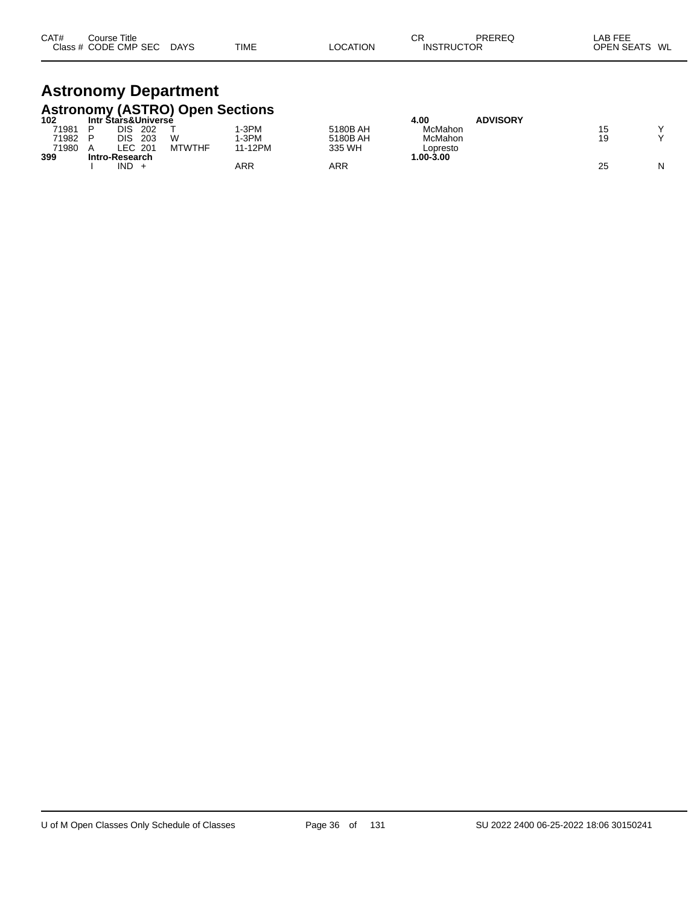# Astronomy Department

## Astronomy (ASTRO) Open Sections

| CAT# / Class # | Course Title / CODE | CMP | SEC | DAYS | TIME | LOCATION | CR / INSTRUCTOR | PREREQ | LAB FEE / OPEN SEATS | WL |
|---|---|---|---|---|---|---|---|---|---|---|
| **102** | **Intr Stars&Universe** | | | | | | **4.00** | **ADVISORY** | | |
| 71981 | P | DIS | 202 | T | 1-3PM | 5180B AH | McMahon | | 15 | Y |
| 71982 | P | DIS | 203 | W | 1-3PM | 5180B AH | McMahon | | 19 | Y |
| 71980 | A | LEC | 201 | MTWTHF | 11-12PM | 335 WH | Lopresto | | | |
| **399** | **Intro-Research** | | | | | | **1.00-3.00** | | | |
| | I | IND | + | | ARR | ARR | | | 25 | N |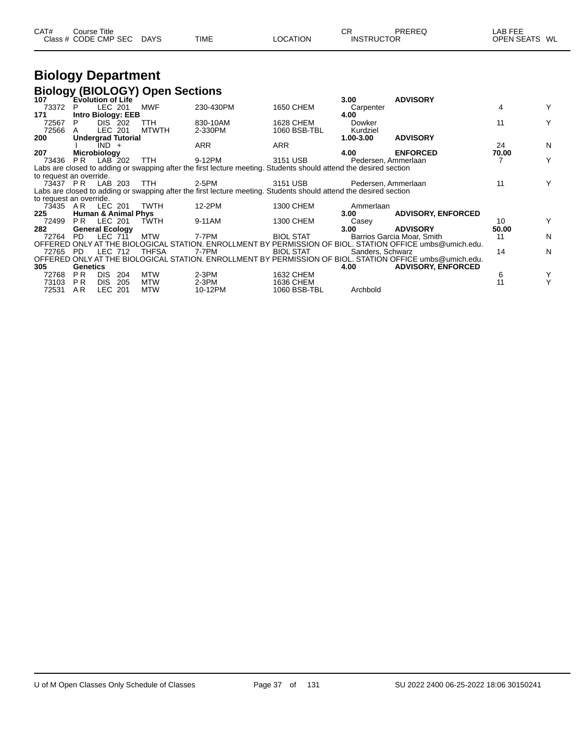| CAT# Class # | Course Title CODE | CMP | SEC | DAYS | TIME | LOCATION | CR INSTRUCTOR | PREREQ | LAB FEE OPEN SEATS | WL |
|---|---|---|---|---|---|---|---|---|---|---|

# Biology Department

## Biology (BIOLOGY) Open Sections

| CAT# Class # | CODE | CMP | SEC | DAYS | TIME | LOCATION | CR / INSTRUCTOR | PREREQ | LAB FEE / OPEN SEATS | WL |
|---|---|---|---|---|---|---|---|---|---|---|
| **107** | **Evolution of Life** | | | | | | **3.00** | **ADVISORY** | | |
| 73372 | P | LEC | 201 | MWF | 230-430PM | 1650 CHEM | Carpenter | | 4 | Y |
| **171** | **Intro Biology: EEB** | | | | | | **4.00** | | | |
| 72567 | P | DIS | 202 | TTH | 830-10AM | 1628 CHEM | Dowker | | 11 | Y |
| 72566 | A | LEC | 201 | MTWTH | 2-330PM | 1060 BSB-TBL | Kurdziel | | | |
| **200** | **Undergrad Tutorial** | | | | | | **1.00-3.00** | **ADVISORY** | | |
| | I | IND | + | | ARR | ARR | | | 24 | N |
| **207** | **Microbiology** | | | | | | **4.00** | **ENFORCED** | **70.00** | |
| 73436 | P R | LAB | 202 | TTH | 9-12PM | 3151 USB | Pedersen, Ammerlaan | | 7 | Y |
| Labs are closed to adding or swapping after the first lecture meeting. Students should attend the desired section to request an override. | | | | | | | | | | |
| 73437 | P R | LAB | 203 | TTH | 2-5PM | 3151 USB | Pedersen, Ammerlaan | | 11 | Y |
| Labs are closed to adding or swapping after the first lecture meeting. Students should attend the desired section to request an override. | | | | | | | | | | |
| 73435 | A R | LEC | 201 | TWTH | 12-2PM | 1300 CHEM | Ammerlaan | | | |
| **225** | **Human & Animal Phys** | | | | | | **3.00** | **ADVISORY, ENFORCED** | | |
| 72499 | P R | LEC | 201 | TWTH | 9-11AM | 1300 CHEM | Casey | | 10 | Y |
| **282** | **General Ecology** | | | | | | **3.00** | **ADVISORY** | **50.00** | |
| 72764 | PD | LEC | 711 | MTW | 7-7PM | BIOL STAT | Barrios Garcia Moar, Smith | | 11 | N |
| OFFERED ONLY AT THE BIOLOGICAL STATION. ENROLLMENT BY PERMISSION OF BIOL. STATION OFFICE umbs@umich.edu. | | | | | | | | | | |
| 72765 | PD | LEC | 712 | THFSA | 7-7PM | BIOL STAT | Sanders, Schwarz | | 14 | N |
| OFFERED ONLY AT THE BIOLOGICAL STATION. ENROLLMENT BY PERMISSION OF BIOL. STATION OFFICE umbs@umich.edu. | | | | | | | | | | |
| **305** | **Genetics** | | | | | | **4.00** | **ADVISORY, ENFORCED** | | |
| 72768 | P R | DIS | 204 | MTW | 2-3PM | 1632 CHEM | | | 6 | Y |
| 73103 | P R | DIS | 205 | MTW | 2-3PM | 1636 CHEM | | | 11 | Y |
| 72531 | A R | LEC | 201 | MTW | 10-12PM | 1060 BSB-TBL | Archbold | | | |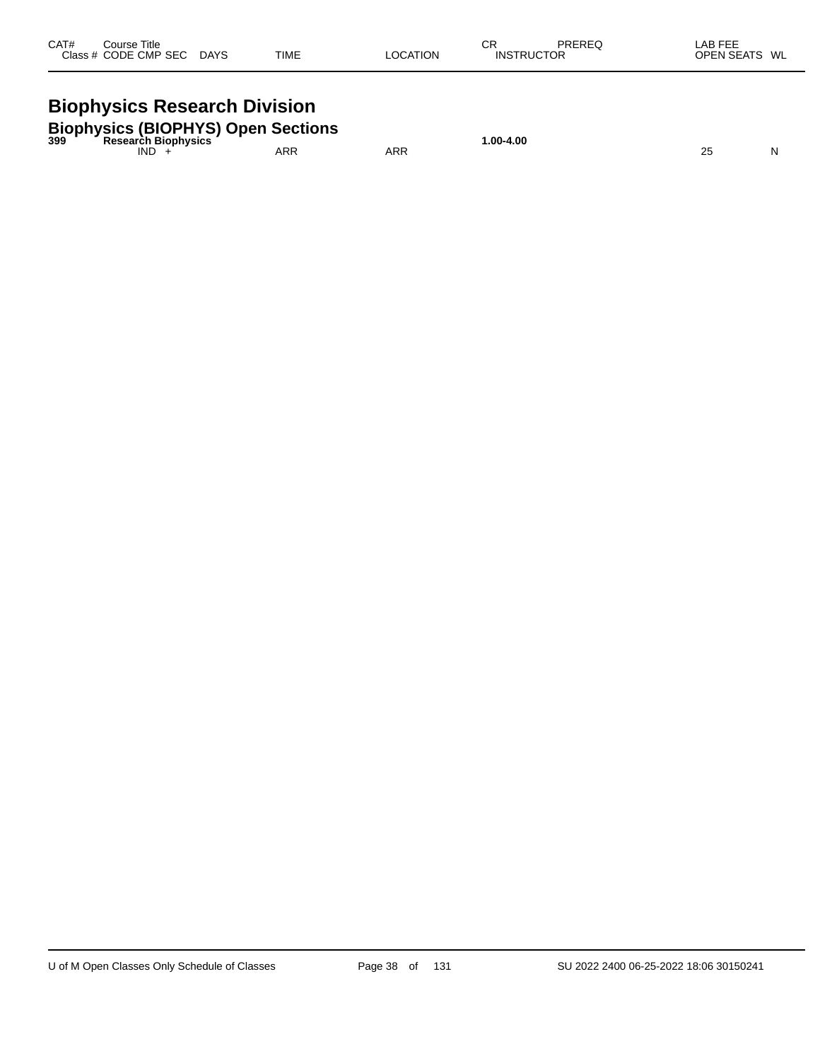| CAT# | Course Title | | | | | CR | PREREQ | LAB FEE | |
|---|---|---|---|---|---|---|---|---|---|
| | Class # CODE CMP SEC | DAYS | TIME | LOCATION | | INSTRUCTOR | | OPEN SEATS | WL |

# Biophysics Research Division

## Biophysics (BIOPHYS) Open Sections

| CAT# | Course Title / Class # CODE CMP SEC | DAYS | TIME | LOCATION | CR / INSTRUCTOR | PREREQ | LAB FEE / OPEN SEATS | WL |
|---|---|---|---|---|---|---|---|---|
| **399** | **Research Biophysics** | | | | **1.00-4.00** | | | |
| | IND + | | ARR | ARR | | | 25 | N |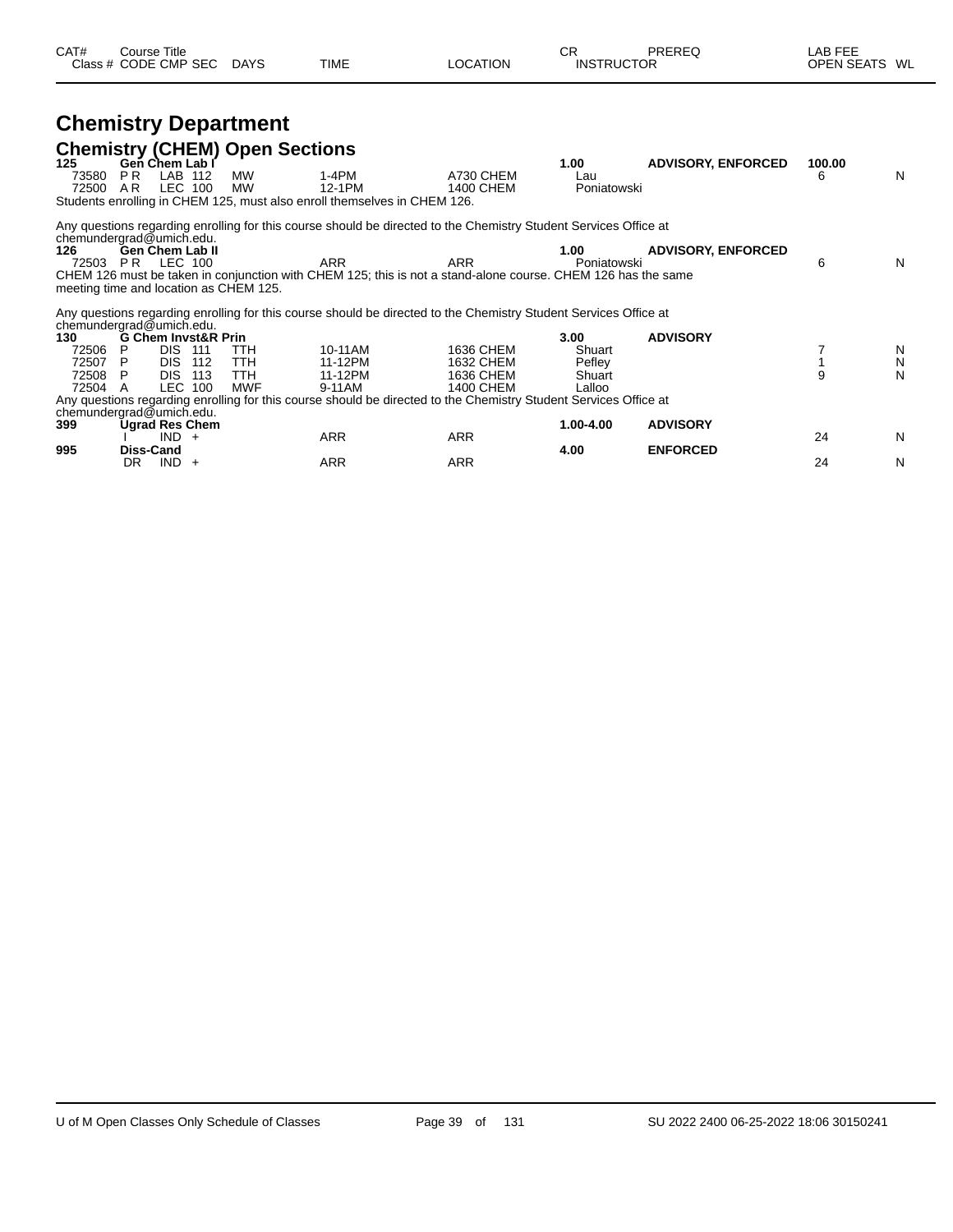| CAT# | Course Title | | | | | | CR | PREREQ | LAB FEE | |
|---|---|---|---|---|---|---|---|---|---|---|
| Class # | CODE | CMP | SEC | DAYS | TIME | LOCATION | INSTRUCTOR | | OPEN SEATS | WL |

# Chemistry Department

## Chemistry (CHEM) Open Sections

| CAT# | Course Title | | | | | | CR | PREREQ | LAB FEE | |
|---|---|---|---|---|---|---|---|---|---|---|
| **125** | **Gen Chem Lab I** | | | | | | **1.00** | **ADVISORY, ENFORCED** | **100.00** | |
| 73580 | P R | LAB | 112 | MW | 1-4PM | A730 CHEM | Lau | | 6 | N |
| 72500 | A R | LEC | 100 | MW | 12-1PM | 1400 CHEM | Poniatowski | | | |

Students enrolling in CHEM 125, must also enroll themselves in CHEM 126.

Any questions regarding enrolling for this course should be directed to the Chemistry Student Services Office at chemundergrad@umich.edu.

| CAT# | Course Title | | | | | | CR | PREREQ | LAB FEE | |
|---|---|---|---|---|---|---|---|---|---|---|
| **126** | **Gen Chem Lab II** | | | | | | **1.00** | **ADVISORY, ENFORCED** | | |
| 72503 | P R | LEC | 100 | | ARR | ARR | Poniatowski | | 6 | N |

CHEM 126 must be taken in conjunction with CHEM 125; this is not a stand-alone course. CHEM 126 has the same meeting time and location as CHEM 125.

Any questions regarding enrolling for this course should be directed to the Chemistry Student Services Office at chemundergrad@umich.edu.

| CAT# | Course Title | | | | | | CR | PREREQ | LAB FEE | |
|---|---|---|---|---|---|---|---|---|---|---|
| **130** | **G Chem Invst&R Prin** | | | | | | **3.00** | **ADVISORY** | | |
| 72506 | P | DIS | 111 | TTH | 10-11AM | 1636 CHEM | Shuart | | 7 | N |
| 72507 | P | DIS | 112 | TTH | 11-12PM | 1632 CHEM | Pefley | | 1 | N |
| 72508 | P | DIS | 113 | TTH | 11-12PM | 1636 CHEM | Shuart | | 9 | N |
| 72504 | A | LEC | 100 | MWF | 9-11AM | 1400 CHEM | Lalloo | | | |

Any questions regarding enrolling for this course should be directed to the Chemistry Student Services Office at chemundergrad@umich.edu.

| CAT# | Course Title | | | | | | CR | PREREQ | LAB FEE | |
|---|---|---|---|---|---|---|---|---|---|---|
| **399** | **Ugrad Res Chem** | | | | | | **1.00-4.00** | **ADVISORY** | | |
| | I | IND | + | | ARR | ARR | | | 24 | N |
| **995** | **Diss-Cand** | | | | | | **4.00** | **ENFORCED** | | |
| | DR | IND | + | | ARR | ARR | | | 24 | N |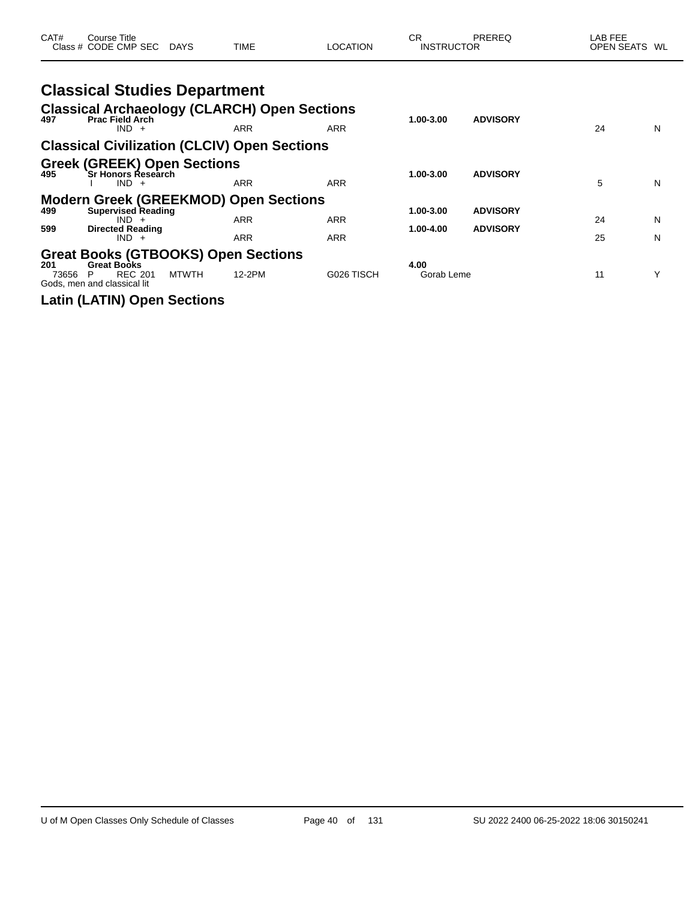| CAT# Class # | Course Title CODE CMP SEC | DAYS | TIME | LOCATION | CR INSTRUCTOR | PREREQ | LAB FEE OPEN SEATS | WL |
|---|---|---|---|---|---|---|---|---|

# Classical Studies Department

## Classical Archaeology (CLARCH) Open Sections

| CAT# Class # | Course Title CODE CMP SEC | DAYS | TIME | LOCATION | CR INSTRUCTOR | PREREQ | LAB FEE OPEN SEATS | WL |
|---|---|---|---|---|---|---|---|---|
| **497** | **Prac Field Arch** | | | | **1.00-3.00** | **ADVISORY** | | |
| | IND + | | ARR | ARR | | | 24 | N |

## Classical Civilization (CLCIV) Open Sections

## Greek (GREEK) Open Sections

| CAT# Class # | Course Title CODE CMP SEC | DAYS | TIME | LOCATION | CR INSTRUCTOR | PREREQ | LAB FEE OPEN SEATS | WL |
|---|---|---|---|---|---|---|---|---|
| **495** | **Sr Honors Research** | | | | **1.00-3.00** | **ADVISORY** | | |
| | I IND + | | ARR | ARR | | | 5 | N |

## Modern Greek (GREEKMOD) Open Sections

| CAT# Class # | Course Title CODE CMP SEC | DAYS | TIME | LOCATION | CR INSTRUCTOR | PREREQ | LAB FEE OPEN SEATS | WL |
|---|---|---|---|---|---|---|---|---|
| **499** | **Supervised Reading** | | | | **1.00-3.00** | **ADVISORY** | | |
| | IND + | | ARR | ARR | | | 24 | N |
| **599** | **Directed Reading** | | | | **1.00-4.00** | **ADVISORY** | | |
| | IND + | | ARR | ARR | | | 25 | N |

## Great Books (GTBOOKS) Open Sections

| CAT# Class # | Course Title CODE CMP SEC | DAYS | TIME | LOCATION | CR INSTRUCTOR | PREREQ | LAB FEE OPEN SEATS | WL |
|---|---|---|---|---|---|---|---|---|
| **201** | **Great Books** | | | | **4.00** | | | |
| 73656 | P REC 201 | MTWTH | 12-2PM | G026 TISCH | Gorab Leme | | 11 | Y |

Gods, men and classical lit

## Latin (LATIN) Open Sections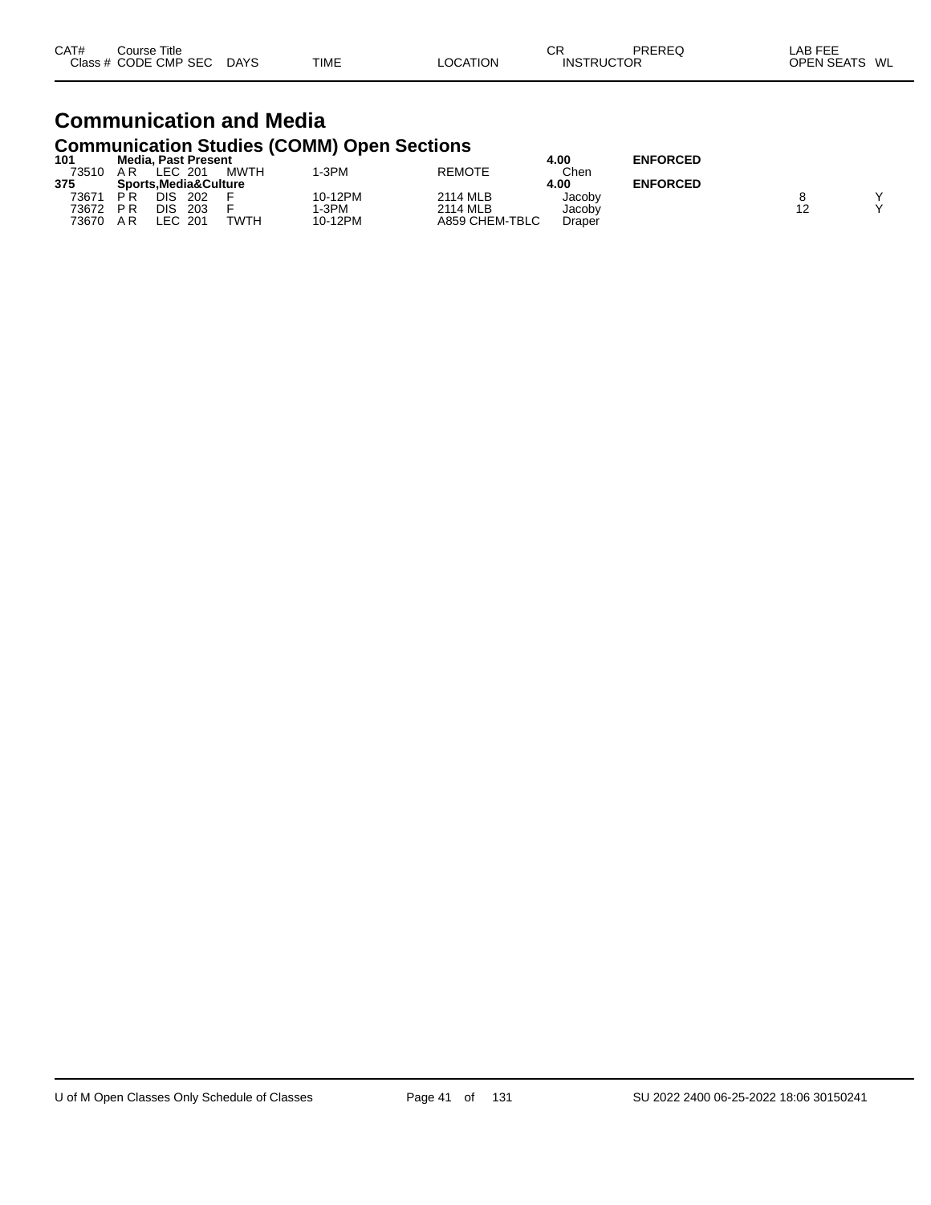| CAT# Class # | Course Title CODE | CMP | SEC | DAYS | TIME | LOCATION | CR INSTRUCTOR | PREREQ | LAB FEE OPEN SEATS | WL |
|---|---|---|---|---|---|---|---|---|---|---|

# Communication and Media

## Communication Studies (COMM) Open Sections

| CAT# Class # | Course Title CODE | CMP | SEC | DAYS | TIME | LOCATION | CR INSTRUCTOR | PREREQ | LAB FEE OPEN SEATS | WL |
|---|---|---|---|---|---|---|---|---|---|---|
| **101** | **Media, Past Present** | | | | | | **4.00** | **ENFORCED** | | |
| 73510 | A R | LEC | 201 | MWTH | 1-3PM | REMOTE | Chen | | | |
| **375** | **Sports,Media&Culture** | | | | | | **4.00** | **ENFORCED** | | |
| 73671 | P R | DIS | 202 | F | 10-12PM | 2114 MLB | Jacoby | | 8 | Y |
| 73672 | P R | DIS | 203 | F | 1-3PM | 2114 MLB | Jacoby | | 12 | Y |
| 73670 | A R | LEC | 201 | TWTH | 10-12PM | A859 CHEM-TBLC | Draper | | | |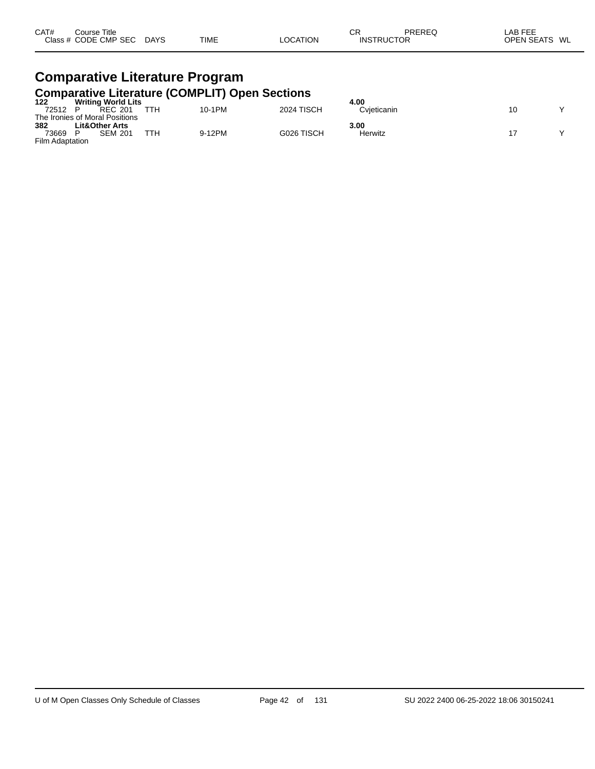| CAT# Class # | Course Title CODE | CMP | SEC | DAYS | TIME | LOCATION | CR INSTRUCTOR | PREREQ | LAB FEE OPEN SEATS | WL |
|---|---|---|---|---|---|---|---|---|---|---|

# Comparative Literature Program

## Comparative Literature (COMPLIT) Open Sections

| CAT# Class # | Course Title CODE | CMP | SEC | DAYS | TIME | LOCATION | CR INSTRUCTOR | PREREQ | LAB FEE OPEN SEATS | WL |
|---|---|---|---|---|---|---|---|---|---|---|
| **122** | **Writing World Lits** | | | | | | **4.00** | | | |
| 72512 | P | REC | 201 | TTH | 10-1PM | 2024 TISCH | Cvjeticanin | | 10 | Y |
| The Ironies of Moral Positions | | | | | | | | | | |
| **382** | **Lit&Other Arts** | | | | | | **3.00** | | | |
| 73669 | P | SEM | 201 | TTH | 9-12PM | G026 TISCH | Herwitz | | 17 | Y |
| Film Adaptation | | | | | | | | | | |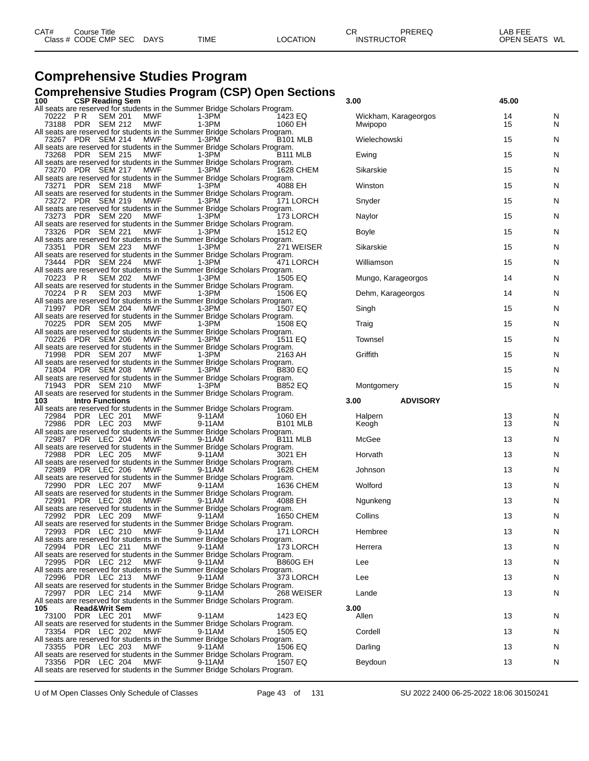| CAT# | Course Title | | | | | CR | PREREQ | LAB FEE | |
|---|---|---|---|---|---|---|---|---|---|
| Class # | CODE CMP SEC | DAYS | TIME | LOCATION | INSTRUCTOR | | | OPEN SEATS | WL |

# Comprehensive Studies Program

## Comprehensive Studies Program (CSP) Open Sections

**100 CSP Reading Sem** — 3.00 — 45.00

All seats are reserved for students in the Summer Bridge Scholars Program.

| Class # | CODE | CMP | SEC | DAYS | TIME | LOCATION | INSTRUCTOR | OPEN SEATS | WL |
|---|---|---|---|---|---|---|---|---|---|
| 70222 | P R | SEM | 201 | MWF | 1-3PM | 1423 EQ | Wickham, Karageorgos | 14 | N |
| 73188 | PDR | SEM | 212 | MWF | 1-3PM | 1060 EH | Mwipopo | 15 | N |
| 73267 | PDR | SEM | 214 | MWF | 1-3PM | B101 MLB | Wielechowski | 15 | N |
| 73268 | PDR | SEM | 215 | MWF | 1-3PM | B111 MLB | Ewing | 15 | N |
| 73270 | PDR | SEM | 217 | MWF | 1-3PM | 1628 CHEM | Sikarskie | 15 | N |
| 73271 | PDR | SEM | 218 | MWF | 1-3PM | 4088 EH | Winston | 15 | N |
| 73272 | PDR | SEM | 219 | MWF | 1-3PM | 171 LORCH | Snyder | 15 | N |
| 73273 | PDR | SEM | 220 | MWF | 1-3PM | 173 LORCH | Naylor | 15 | N |
| 73326 | PDR | SEM | 221 | MWF | 1-3PM | 1512 EQ | Boyle | 15 | N |
| 73351 | PDR | SEM | 223 | MWF | 1-3PM | 271 WEISER | Sikarskie | 15 | N |
| 73444 | PDR | SEM | 224 | MWF | 1-3PM | 471 LORCH | Williamson | 15 | N |
| 70223 | P R | SEM | 202 | MWF | 1-3PM | 1505 EQ | Mungo, Karageorgos | 14 | N |
| 70224 | P R | SEM | 203 | MWF | 1-3PM | 1506 EQ | Dehm, Karageorgos | 14 | N |
| 71997 | PDR | SEM | 204 | MWF | 1-3PM | 1507 EQ | Singh | 15 | N |
| 70225 | PDR | SEM | 205 | MWF | 1-3PM | 1508 EQ | Traig | 15 | N |
| 70226 | PDR | SEM | 206 | MWF | 1-3PM | 1511 EQ | Townsel | 15 | N |
| 71998 | PDR | SEM | 207 | MWF | 1-3PM | 2163 AH | Griffith | 15 | N |
| 71804 | PDR | SEM | 208 | MWF | 1-3PM | B830 EQ | | 15 | N |
| 71943 | PDR | SEM | 210 | MWF | 1-3PM | B852 EQ | Montgomery | 15 | N |

All seats are reserved for students in the Summer Bridge Scholars Program. (applies to each section above)

**103 Intro Functions** — 3.00 — ADVISORY

All seats are reserved for students in the Summer Bridge Scholars Program.

| Class # | CODE | CMP | SEC | DAYS | TIME | LOCATION | INSTRUCTOR | OPEN SEATS | WL |
|---|---|---|---|---|---|---|---|---|---|
| 72984 | PDR | LEC | 201 | MWF | 9-11AM | 1060 EH | Halpern | 13 | N |
| 72986 | PDR | LEC | 203 | MWF | 9-11AM | B101 MLB | Keogh | 13 | N |
| 72987 | PDR | LEC | 204 | MWF | 9-11AM | B111 MLB | McGee | 13 | N |
| 72988 | PDR | LEC | 205 | MWF | 9-11AM | 3021 EH | Horvath | 13 | N |
| 72989 | PDR | LEC | 206 | MWF | 9-11AM | 1628 CHEM | Johnson | 13 | N |
| 72990 | PDR | LEC | 207 | MWF | 9-11AM | 1636 CHEM | Wolford | 13 | N |
| 72991 | PDR | LEC | 208 | MWF | 9-11AM | 4088 EH | Ngunkeng | 13 | N |
| 72992 | PDR | LEC | 209 | MWF | 9-11AM | 1650 CHEM | Collins | 13 | N |
| 72993 | PDR | LEC | 210 | MWF | 9-11AM | 171 LORCH | Hembree | 13 | N |
| 72994 | PDR | LEC | 211 | MWF | 9-11AM | 173 LORCH | Herrera | 13 | N |
| 72995 | PDR | LEC | 212 | MWF | 9-11AM | B860G EH | Lee | 13 | N |
| 72996 | PDR | LEC | 213 | MWF | 9-11AM | 373 LORCH | Lee | 13 | N |
| 72997 | PDR | LEC | 214 | MWF | 9-11AM | 268 WEISER | Lande | 13 | N |

All seats are reserved for students in the Summer Bridge Scholars Program. (applies to each section above)

**105 Read&Writ Sem** — 3.00

| Class # | CODE | CMP | SEC | DAYS | TIME | LOCATION | INSTRUCTOR | OPEN SEATS | WL |
|---|---|---|---|---|---|---|---|---|---|
| 73100 | PDR | LEC | 201 | MWF | 9-11AM | 1423 EQ | Allen | 13 | N |
| 73354 | PDR | LEC | 202 | MWF | 9-11AM | 1505 EQ | Cordell | 13 | N |
| 73355 | PDR | LEC | 203 | MWF | 9-11AM | 1506 EQ | Darling | 13 | N |
| 73356 | PDR | LEC | 204 | MWF | 9-11AM | 1507 EQ | Beydoun | 13 | N |

All seats are reserved for students in the Summer Bridge Scholars Program. (applies to each section above)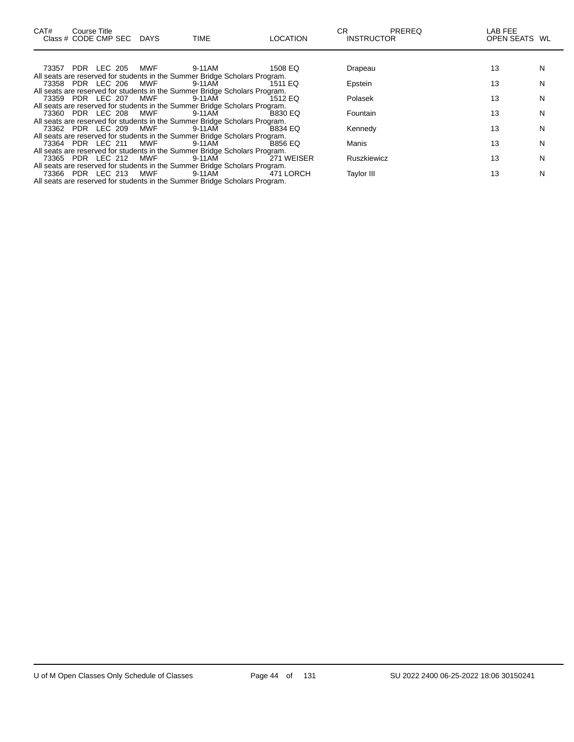| CAT# | Course Title | | | | | | CR | PREREQ | LAB FEE | | |
|---|---|---|---|---|---|---|---|---|---|---|---|
| Class # | CODE | CMP | SEC | DAYS | TIME | LOCATION | INSTRUCTOR | | | OPEN SEATS | WL |
| 73357 | PDR | LEC | 205 | MWF | 9-11AM | 1508 EQ | Drapeau | | | 13 | N |
| All seats are reserved for students in the Summer Bridge Scholars Program. | | | | | | | | | | | |
| 73358 | PDR | LEC | 206 | MWF | 9-11AM | 1511 EQ | Epstein | | | 13 | N |
| All seats are reserved for students in the Summer Bridge Scholars Program. | | | | | | | | | | | |
| 73359 | PDR | LEC | 207 | MWF | 9-11AM | 1512 EQ | Polasek | | | 13 | N |
| All seats are reserved for students in the Summer Bridge Scholars Program. | | | | | | | | | | | |
| 73360 | PDR | LEC | 208 | MWF | 9-11AM | B830 EQ | Fountain | | | 13 | N |
| All seats are reserved for students in the Summer Bridge Scholars Program. | | | | | | | | | | | |
| 73362 | PDR | LEC | 209 | MWF | 9-11AM | B834 EQ | Kennedy | | | 13 | N |
| All seats are reserved for students in the Summer Bridge Scholars Program. | | | | | | | | | | | |
| 73364 | PDR | LEC | 211 | MWF | 9-11AM | B856 EQ | Manis | | | 13 | N |
| All seats are reserved for students in the Summer Bridge Scholars Program. | | | | | | | | | | | |
| 73365 | PDR | LEC | 212 | MWF | 9-11AM | 271 WEISER | Ruszkiewicz | | | 13 | N |
| All seats are reserved for students in the Summer Bridge Scholars Program. | | | | | | | | | | | |
| 73366 | PDR | LEC | 213 | MWF | 9-11AM | 471 LORCH | Taylor III | | | 13 | N |
| All seats are reserved for students in the Summer Bridge Scholars Program. | | | | | | | | | | | |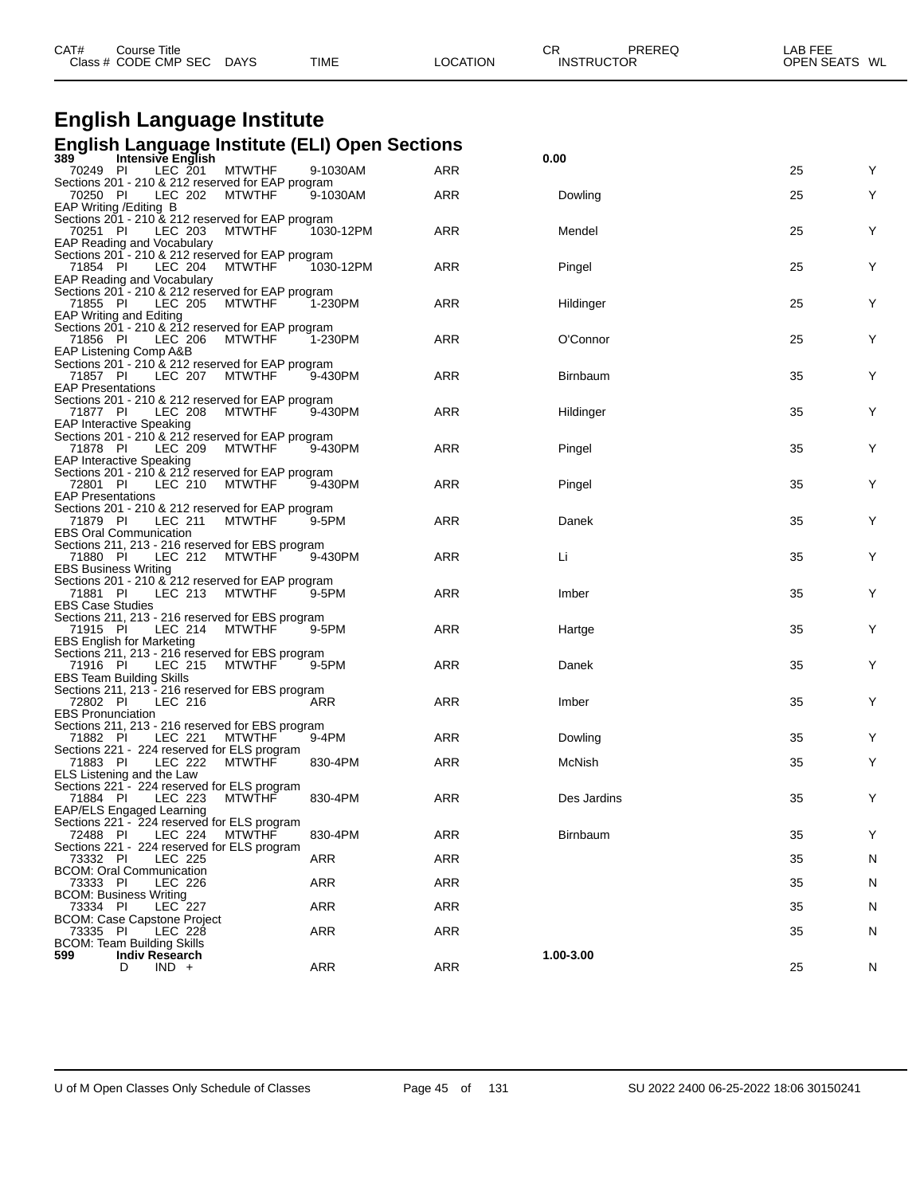# English Language Institute

## English Language Institute (ELI) Open Sections

| CAT# | Course Title | | | | | | CR | | PREREQ | LAB FEE | |
|---|---|---|---|---|---|---|---|---|---|---|---|
| Class # | CODE | CMP | SEC | DAYS | TIME | LOCATION | INSTRUCTOR | | | OPEN SEATS | WL |
| **389** | **Intensive English** | | | | | | **0.00** | | | | |
| 70249 | PI | LEC | 201 | MTWTHF | 9-1030AM | ARR | | | | 25 | Y |
| Sections 201 - 210 & 212 reserved for EAP program | | | | | | | | | | | |
| 70250 | PI | LEC | 202 | MTWTHF | 9-1030AM | ARR | Dowling | | | 25 | Y |
| EAP Writing /Editing B | | | | | | | | | | | |
| Sections 201 - 210 & 212 reserved for EAP program | | | | | | | | | | | |
| 70251 | PI | LEC | 203 | MTWTHF | 1030-12PM | ARR | Mendel | | | 25 | Y |
| EAP Reading and Vocabulary | | | | | | | | | | | |
| Sections 201 - 210 & 212 reserved for EAP program | | | | | | | | | | | |
| 71854 | PI | LEC | 204 | MTWTHF | 1030-12PM | ARR | Pingel | | | 25 | Y |
| EAP Reading and Vocabulary | | | | | | | | | | | |
| Sections 201 - 210 & 212 reserved for EAP program | | | | | | | | | | | |
| 71855 | PI | LEC | 205 | MTWTHF | 1-230PM | ARR | Hildinger | | | 25 | Y |
| EAP Writing and Editing | | | | | | | | | | | |
| Sections 201 - 210 & 212 reserved for EAP program | | | | | | | | | | | |
| 71856 | PI | LEC | 206 | MTWTHF | 1-230PM | ARR | O'Connor | | | 25 | Y |
| EAP Listening Comp A&B | | | | | | | | | | | |
| Sections 201 - 210 & 212 reserved for EAP program | | | | | | | | | | | |
| 71857 | PI | LEC | 207 | MTWTHF | 9-430PM | ARR | Birnbaum | | | 35 | Y |
| EAP Presentations | | | | | | | | | | | |
| Sections 201 - 210 & 212 reserved for EAP program | | | | | | | | | | | |
| 71877 | PI | LEC | 208 | MTWTHF | 9-430PM | ARR | Hildinger | | | 35 | Y |
| EAP Interactive Speaking | | | | | | | | | | | |
| Sections 201 - 210 & 212 reserved for EAP program | | | | | | | | | | | |
| 71878 | PI | LEC | 209 | MTWTHF | 9-430PM | ARR | Pingel | | | 35 | Y |
| EAP Interactive Speaking | | | | | | | | | | | |
| Sections 201 - 210 & 212 reserved for EAP program | | | | | | | | | | | |
| 72801 | PI | LEC | 210 | MTWTHF | 9-430PM | ARR | Pingel | | | 35 | Y |
| EAP Presentations | | | | | | | | | | | |
| Sections 201 - 210 & 212 reserved for EAP program | | | | | | | | | | | |
| 71879 | PI | LEC | 211 | MTWTHF | 9-5PM | ARR | Danek | | | 35 | Y |
| EBS Oral Communication | | | | | | | | | | | |
| Sections 211, 213 - 216 reserved for EBS program | | | | | | | | | | | |
| 71880 | PI | LEC | 212 | MTWTHF | 9-430PM | ARR | Li | | | 35 | Y |
| EBS Business Writing | | | | | | | | | | | |
| Sections 201 - 210 & 212 reserved for EAP program | | | | | | | | | | | |
| 71881 | PI | LEC | 213 | MTWTHF | 9-5PM | ARR | Imber | | | 35 | Y |
| EBS Case Studies | | | | | | | | | | | |
| Sections 211, 213 - 216 reserved for EBS program | | | | | | | | | | | |
| 71915 | PI | LEC | 214 | MTWTHF | 9-5PM | ARR | Hartge | | | 35 | Y |
| EBS English for Marketing | | | | | | | | | | | |
| Sections 211, 213 - 216 reserved for EBS program | | | | | | | | | | | |
| 71916 | PI | LEC | 215 | MTWTHF | 9-5PM | ARR | Danek | | | 35 | Y |
| EBS Team Building Skills | | | | | | | | | | | |
| Sections 211, 213 - 216 reserved for EBS program | | | | | | | | | | | |
| 72802 | PI | LEC | 216 | | ARR | ARR | Imber | | | 35 | Y |
| EBS Pronunciation | | | | | | | | | | | |
| Sections 211, 213 - 216 reserved for EBS program | | | | | | | | | | | |
| 71882 | PI | LEC | 221 | MTWTHF | 9-4PM | ARR | Dowling | | | 35 | Y |
| Sections 221 - 224 reserved for ELS program | | | | | | | | | | | |
| 71883 | PI | LEC | 222 | MTWTHF | 830-4PM | ARR | McNish | | | 35 | Y |
| ELS Listening and the Law | | | | | | | | | | | |
| Sections 221 - 224 reserved for ELS program | | | | | | | | | | | |
| 71884 | PI | LEC | 223 | MTWTHF | 830-4PM | ARR | Des Jardins | | | 35 | Y |
| EAP/ELS Engaged Learning | | | | | | | | | | | |
| Sections 221 - 224 reserved for ELS program | | | | | | | | | | | |
| 72488 | PI | LEC | 224 | MTWTHF | 830-4PM | ARR | Birnbaum | | | 35 | Y |
| Sections 221 - 224 reserved for ELS program | | | | | | | | | | | |
| 73332 | PI | LEC | 225 | | ARR | ARR | | | | 35 | N |
| BCOM: Oral Communication | | | | | | | | | | | |
| 73333 | PI | LEC | 226 | | ARR | ARR | | | | 35 | N |
| BCOM: Business Writing | | | | | | | | | | | |
| 73334 | PI | LEC | 227 | | ARR | ARR | | | | 35 | N |
| BCOM: Case Capstone Project | | | | | | | | | | | |
| 73335 | PI | LEC | 228 | | ARR | ARR | | | | 35 | N |
| BCOM: Team Building Skills | | | | | | | | | | | |
| **599** | **Indiv Research** | | | | | | **1.00-3.00** | | | | |
| | D | IND | + | | ARR | ARR | | | | 25 | N |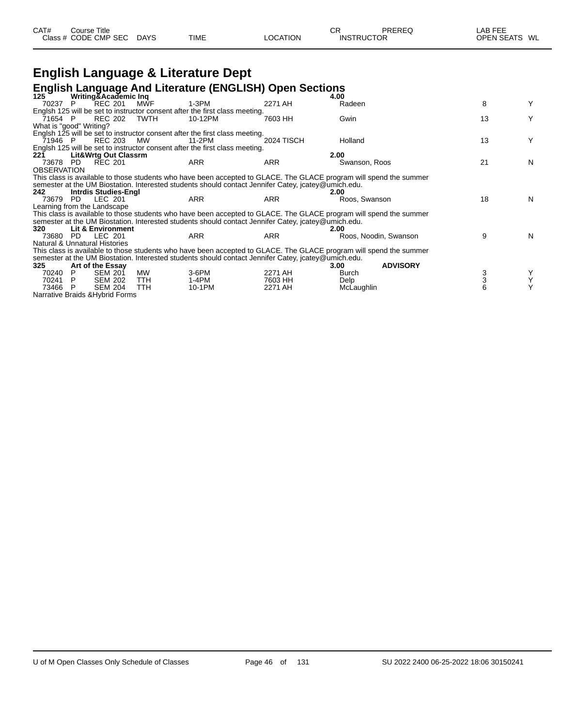# English Language & Literature Dept

## English Language And Literature (ENGLISH) Open Sections

| CAT# | Course Title | | | | | | CR | PREREQ | LAB FEE | |
|---|---|---|---|---|---|---|---|---|---|---|
| Class # | CODE | CMP SEC | DAYS | TIME | LOCATION | | INSTRUCTOR | | OPEN SEATS | WL |
| **125** | **Writing&Academic Inq** | | | | | | **4.00** | | | |
| 70237 | P | REC 201 | MWF | 1-3PM | 2271 AH | | Radeen | | 8 | Y |
| Englsh 125 will be set to instructor consent after the first class meeting. | | | | | | | | | | |
| 71654 | P | REC 202 | TWTH | 10-12PM | 7603 HH | | Gwin | | 13 | Y |
| What is "good" Writing? | | | | | | | | | | |
| Englsh 125 will be set to instructor consent after the first class meeting. | | | | | | | | | | |
| 71946 | P | REC 203 | MW | 11-2PM | 2024 TISCH | | Holland | | 13 | Y |
| Englsh 125 will be set to instructor consent after the first class meeting. | | | | | | | | | | |
| **221** | **Lit&Wrtg Out Classrm** | | | | | | **2.00** | | | |
| 73678 | PD | REC 201 | | ARR | ARR | | Swanson, Roos | | 21 | N |
| OBSERVATION | | | | | | | | | | |
| This class is available to those students who have been accepted to GLACE. The GLACE program will spend the summer semester at the UM Biostation. Interested students should contact Jennifer Catey, jcatey@umich.edu. | | | | | | | | | | |
| **242** | **Intrdis Studies-Engl** | | | | | | **2.00** | | | |
| 73679 | PD | LEC 201 | | ARR | ARR | | Roos, Swanson | | 18 | N |
| Learning from the Landscape | | | | | | | | | | |
| This class is available to those students who have been accepted to GLACE. The GLACE program will spend the summer semester at the UM Biostation. Interested students should contact Jennifer Catey, jcatey@umich.edu. | | | | | | | | | | |
| **320** | **Lit & Environment** | | | | | | **2.00** | | | |
| 73680 | PD | LEC 201 | | ARR | ARR | | Roos, Noodin, Swanson | | 9 | N |
| Natural & Unnatural Histories | | | | | | | | | | |
| This class is available to those students who have been accepted to GLACE. The GLACE program will spend the summer semester at the UM Biostation. Interested students should contact Jennifer Catey, jcatey@umich.edu. | | | | | | | | | | |
| **325** | **Art of the Essay** | | | | | | **3.00** | **ADVISORY** | | |
| 70240 | P | SEM 201 | MW | 3-6PM | 2271 AH | | Burch | | 3 | Y |
| 70241 | P | SEM 202 | TTH | 1-4PM | 7603 HH | | Delp | | 3 | Y |
| 73466 | P | SEM 204 | TTH | 10-1PM | 2271 AH | | McLaughlin | | 6 | Y |
| Narrative Braids &Hybrid Forms | | | | | | | | | | |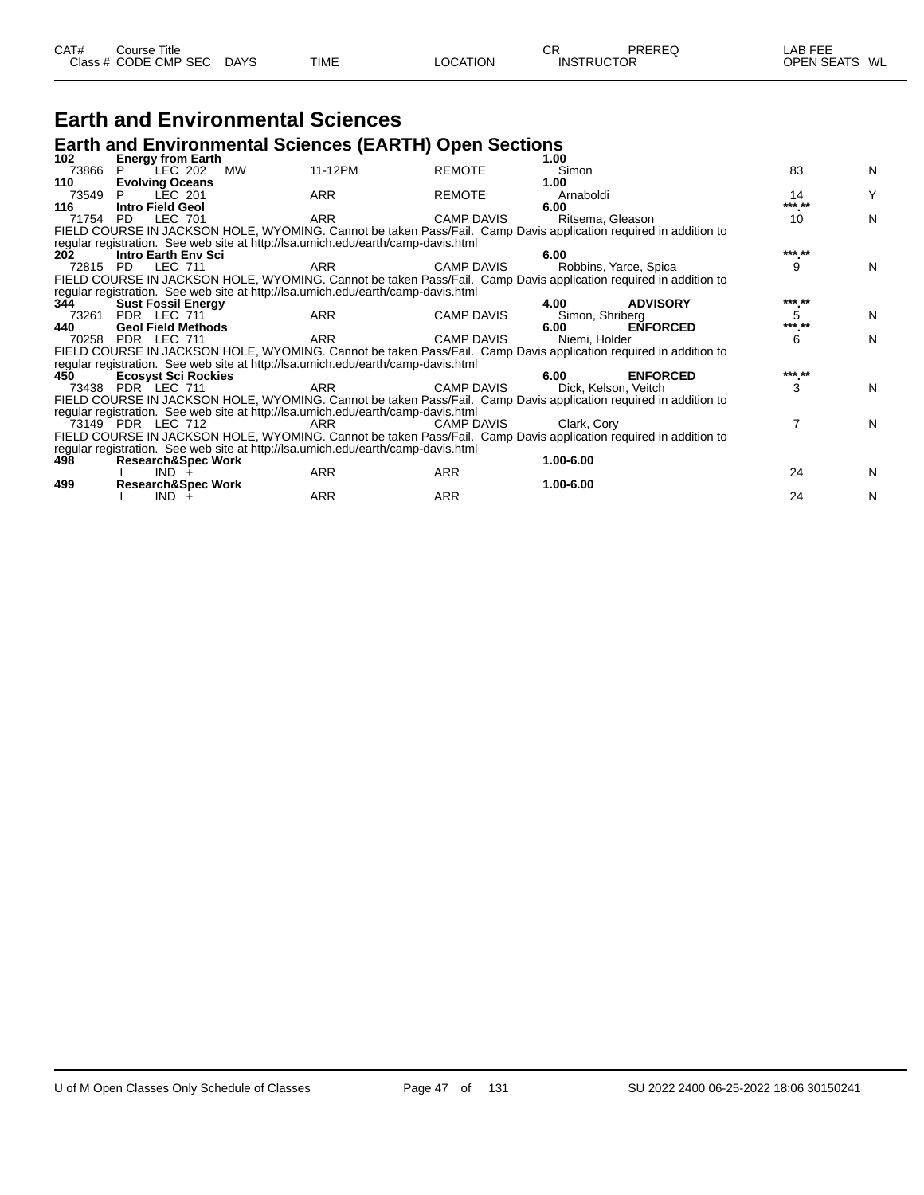# Earth and Environmental Sciences

## Earth and Environmental Sciences (EARTH) Open Sections

| CAT# / Class # | Course Title / CODE CMP SEC | DAYS | TIME | LOCATION | CR / INSTRUCTOR | PREREQ | LAB FEE / OPEN SEATS | WL |
|---|---|---|---|---|---|---|---|---|
| **102** | **Energy from Earth** | | | | **1.00** | | | |
| 73866 | P LEC 202 | MW | 11-12PM | REMOTE | Simon | | 83 | N |
| **110** | **Evolving Oceans** | | | | **1.00** | | | |
| 73549 | P LEC 201 | | ARR | REMOTE | Arnaboldi | | 14 | Y |
| **116** | **Intro Field Geol** | | | | **6.00** | | *** ** | |
| 71754 | PD LEC 701 | | ARR | CAMP DAVIS | Ritsema, Gleason | | 10 | N |
| | FIELD COURSE IN JACKSON HOLE, WYOMING. Cannot be taken Pass/Fail. Camp Davis application required in addition to regular registration. See web site at http://lsa.umich.edu/earth/camp-davis.html | | | | | | | |
| **202** | **Intro Earth Env Sci** | | | | **6.00** | | *** ** | |
| 72815 | PD LEC 711 | | ARR | CAMP DAVIS | Robbins, Yarce, Spica | | 9 | N |
| | FIELD COURSE IN JACKSON HOLE, WYOMING. Cannot be taken Pass/Fail. Camp Davis application required in addition to regular registration. See web site at http://lsa.umich.edu/earth/camp-davis.html | | | | | | | |
| **344** | **Sust Fossil Energy** | | | | **4.00** | **ADVISORY** | *** ** | |
| 73261 | PDR LEC 711 | | ARR | CAMP DAVIS | Simon, Shriberg | | 5 | N |
| **440** | **Geol Field Methods** | | | | **6.00** | **ENFORCED** | *** ** | |
| 70258 | PDR LEC 711 | | ARR | CAMP DAVIS | Niemi, Holder | | 6 | N |
| | FIELD COURSE IN JACKSON HOLE, WYOMING. Cannot be taken Pass/Fail. Camp Davis application required in addition to regular registration. See web site at http://lsa.umich.edu/earth/camp-davis.html | | | | | | | |
| **450** | **Ecosyst Sci Rockies** | | | | **6.00** | **ENFORCED** | *** ** | |
| 73438 | PDR LEC 711 | | ARR | CAMP DAVIS | Dick, Kelson, Veitch | | 3 | N |
| | FIELD COURSE IN JACKSON HOLE, WYOMING. Cannot be taken Pass/Fail. Camp Davis application required in addition to regular registration. See web site at http://lsa.umich.edu/earth/camp-davis.html | | | | | | | |
| 73149 | PDR LEC 712 | | ARR | CAMP DAVIS | Clark, Cory | | 7 | N |
| | FIELD COURSE IN JACKSON HOLE, WYOMING. Cannot be taken Pass/Fail. Camp Davis application required in addition to regular registration. See web site at http://lsa.umich.edu/earth/camp-davis.html | | | | | | | |
| **498** | **Research&Spec Work** | | | | **1.00-6.00** | | | |
| | I IND + | | ARR | ARR | | | 24 | N |
| **499** | **Research&Spec Work** | | | | **1.00-6.00** | | | |
| | I IND + | | ARR | ARR | | | 24 | N |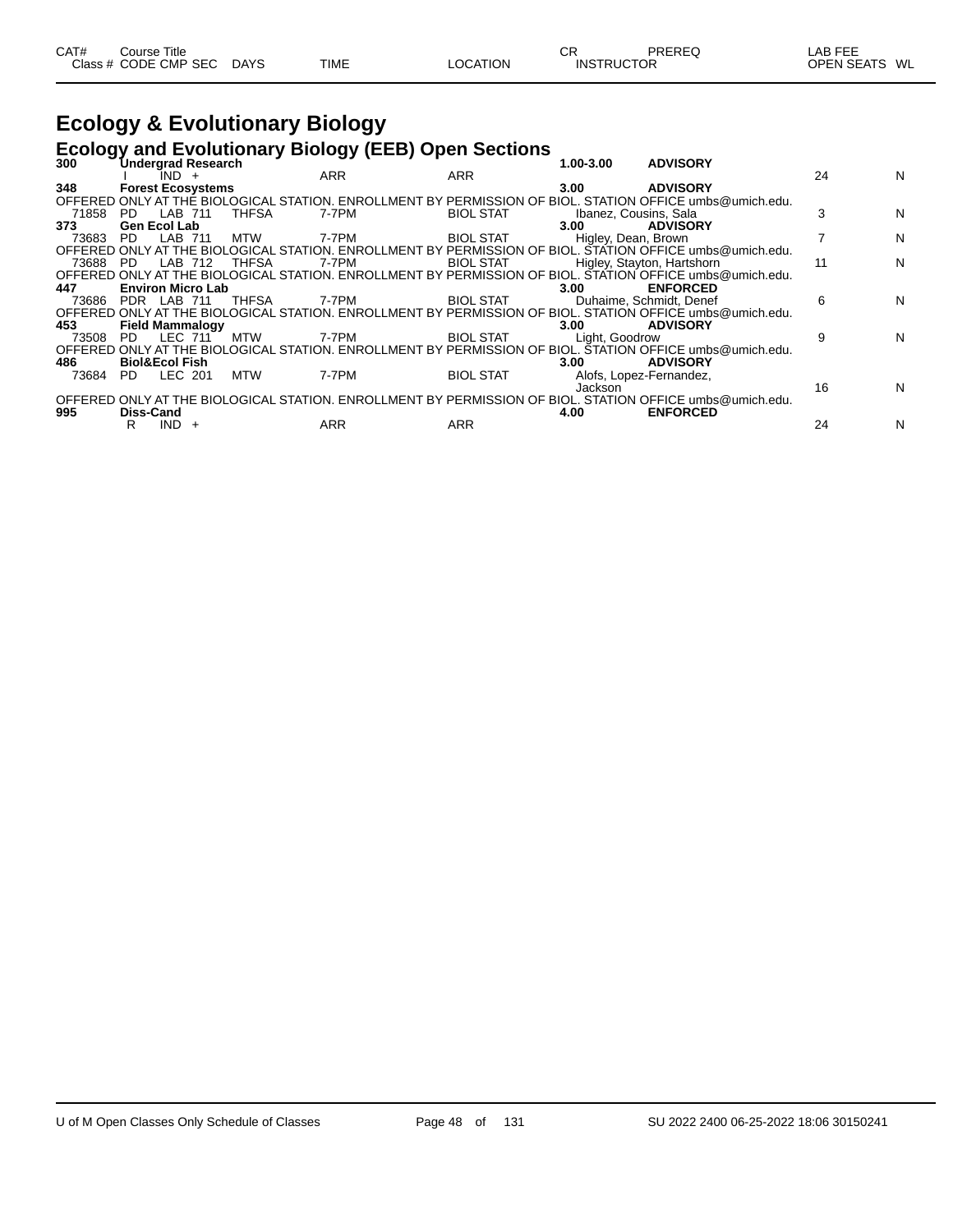| CAT# | Course Title |  |  |  |  |  | CR | PREREQ | LAB FEE |  |
|---|---|---|---|---|---|---|---|---|---|---|
| Class # | CODE | CMP | SEC | DAYS | TIME | LOCATION | INSTRUCTOR |  | OPEN SEATS | WL |

# Ecology & Evolutionary Biology

## Ecology and Evolutionary Biology (EEB) Open Sections

| CAT# / Class # | CODE | CMP | SEC | DAYS | TIME | LOCATION | CR / INSTRUCTOR | PREREQ | OPEN SEATS | WL |
|---|---|---|---|---|---|---|---|---|---|---|
| **300** | **Undergrad Research** |  |  |  |  |  | **1.00-3.00** | **ADVISORY** |  |  |
|  | I | IND | + |  | ARR | ARR |  |  | 24 | N |
| **348** | **Forest Ecosystems** |  |  |  |  |  | **3.00** | **ADVISORY** |  |  |
| OFFERED ONLY AT THE BIOLOGICAL STATION. ENROLLMENT BY PERMISSION OF BIOL. STATION OFFICE umbs@umich.edu. |  |  |  |  |  |  |  |  |  |  |
| 71858 | PD | LAB | 711 | THFSA | 7-7PM | BIOL STAT | Ibanez, Cousins, Sala |  | 3 | N |
| **373** | **Gen Ecol Lab** |  |  |  |  |  | **3.00** | **ADVISORY** |  |  |
| 73683 | PD | LAB | 711 | MTW | 7-7PM | BIOL STAT | Higley, Dean, Brown |  | 7 | N |
| OFFERED ONLY AT THE BIOLOGICAL STATION. ENROLLMENT BY PERMISSION OF BIOL. STATION OFFICE umbs@umich.edu. |  |  |  |  |  |  |  |  |  |  |
| 73688 | PD | LAB | 712 | THFSA | 7-7PM | BIOL STAT | Higley, Stayton, Hartshorn |  | 11 | N |
| OFFERED ONLY AT THE BIOLOGICAL STATION. ENROLLMENT BY PERMISSION OF BIOL. STATION OFFICE umbs@umich.edu. |  |  |  |  |  |  |  |  |  |  |
| **447** | **Environ Micro Lab** |  |  |  |  |  | **3.00** | **ENFORCED** |  |  |
| 73686 | PDR | LAB | 711 | THFSA | 7-7PM | BIOL STAT | Duhaime, Schmidt, Denef |  | 6 | N |
| OFFERED ONLY AT THE BIOLOGICAL STATION. ENROLLMENT BY PERMISSION OF BIOL. STATION OFFICE umbs@umich.edu. |  |  |  |  |  |  |  |  |  |  |
| **453** | **Field Mammalogy** |  |  |  |  |  | **3.00** | **ADVISORY** |  |  |
| 73508 | PD | LEC | 711 | MTW | 7-7PM | BIOL STAT | Light, Goodrow |  | 9 | N |
| OFFERED ONLY AT THE BIOLOGICAL STATION. ENROLLMENT BY PERMISSION OF BIOL. STATION OFFICE umbs@umich.edu. |  |  |  |  |  |  |  |  |  |  |
| **486** | **Biol&Ecol Fish** |  |  |  |  |  | **3.00** | **ADVISORY** |  |  |
| 73684 | PD | LEC | 201 | MTW | 7-7PM | BIOL STAT | Alofs, Lopez-Fernandez, Jackson |  | 16 | N |
| OFFERED ONLY AT THE BIOLOGICAL STATION. ENROLLMENT BY PERMISSION OF BIOL. STATION OFFICE umbs@umich.edu. |  |  |  |  |  |  |  |  |  |  |
| **995** | **Diss-Cand** |  |  |  |  |  | **4.00** | **ENFORCED** |  |  |
|  | R | IND | + |  | ARR | ARR |  |  | 24 | N |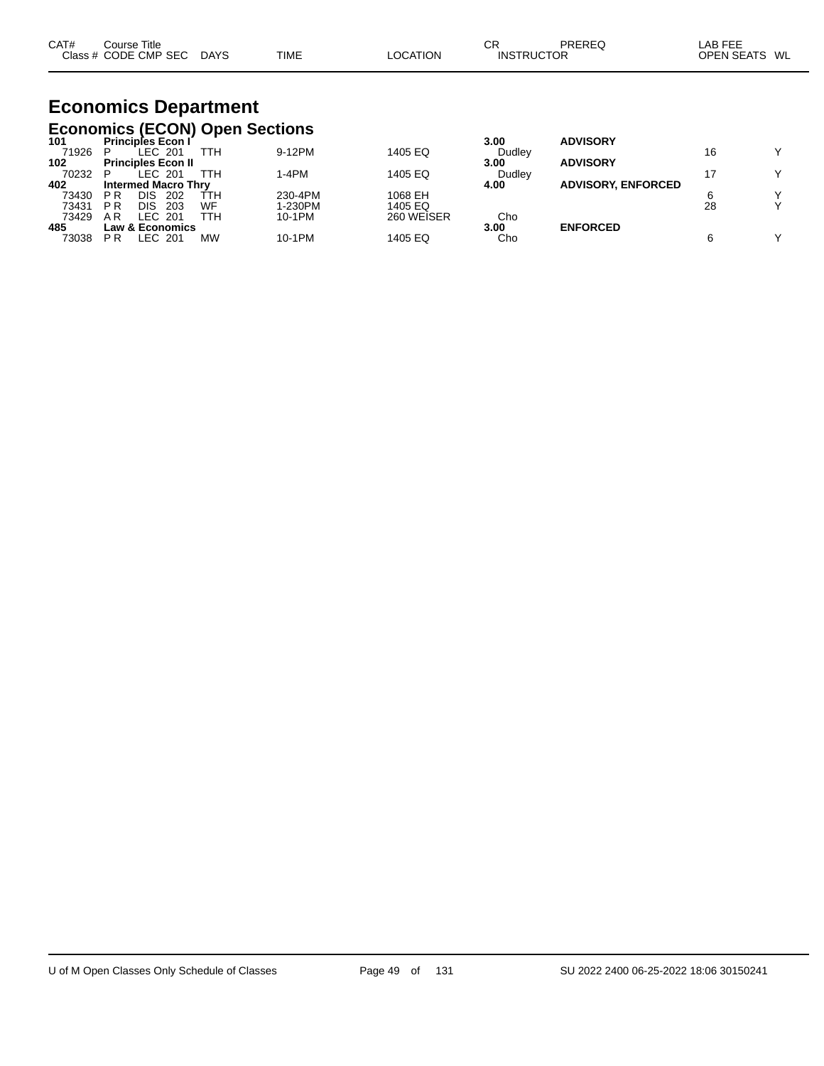# Economics Department

## Economics (ECON) Open Sections

| CAT# Class # | Course Title CODE | CMP | SEC | DAYS | TIME | LOCATION | CR INSTRUCTOR | PREREQ | LAB FEE OPEN SEATS | WL |
|---|---|---|---|---|---|---|---|---|---|---|
| **101** | **Principles Econ I** | | | | | | **3.00** | **ADVISORY** | | |
| 71926 | P | LEC | 201 | TTH | 9-12PM | 1405 EQ | Dudley | | 16 | Y |
| **102** | **Principles Econ II** | | | | | | **3.00** | **ADVISORY** | | |
| 70232 | P | LEC | 201 | TTH | 1-4PM | 1405 EQ | Dudley | | 17 | Y |
| **402** | **Intermed Macro Thry** | | | | | | **4.00** | **ADVISORY, ENFORCED** | | |
| 73430 | P R | DIS | 202 | TTH | 230-4PM | 1068 EH | | | 6 | Y |
| 73431 | P R | DIS | 203 | WF | 1-230PM | 1405 EQ | | | 28 | Y |
| 73429 | A R | LEC | 201 | TTH | 10-1PM | 260 WEISER | Cho | | | |
| **485** | **Law & Economics** | | | | | | **3.00** | **ENFORCED** | | |
| 73038 | P R | LEC | 201 | MW | 10-1PM | 1405 EQ | Cho | | 6 | Y |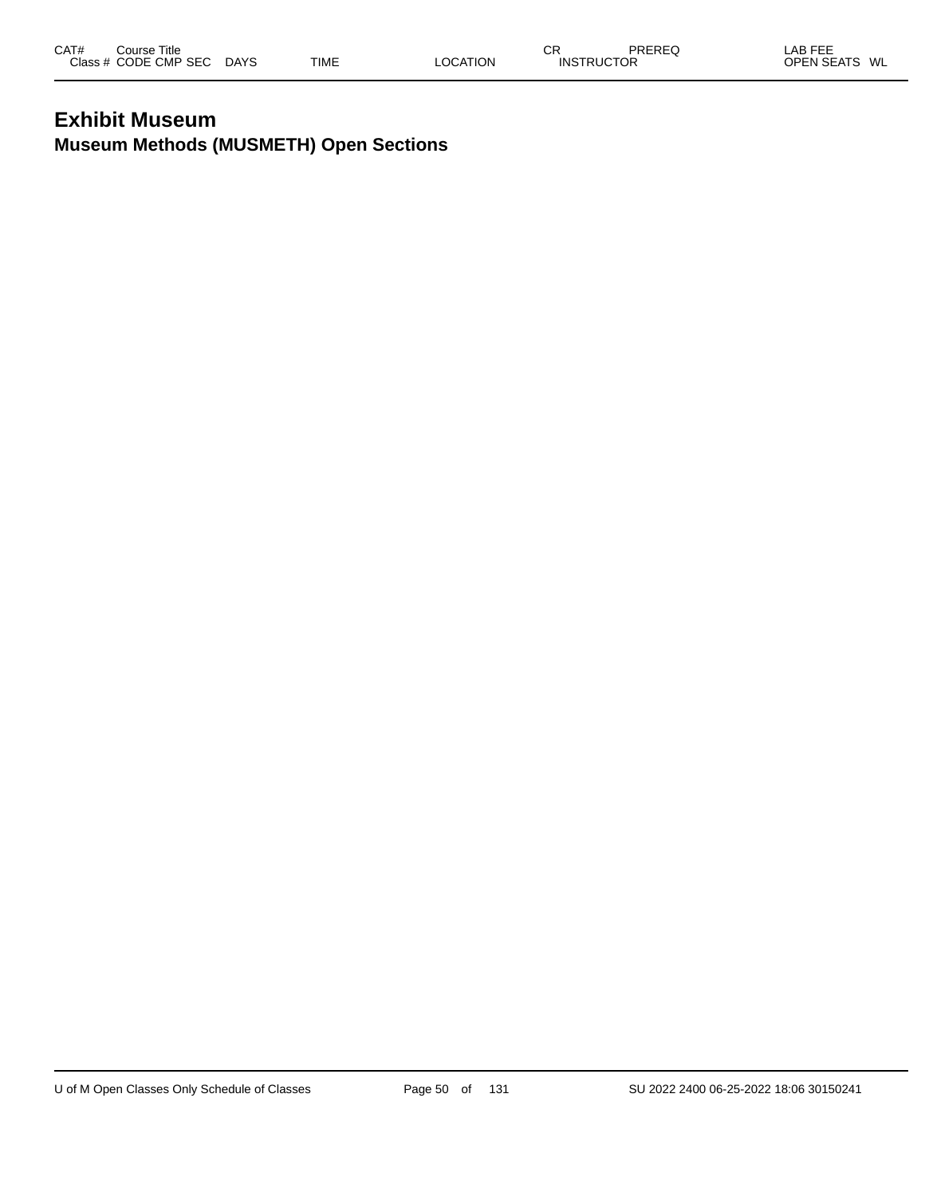# Exhibit Museum

## Museum Methods (MUSMETH) Open Sections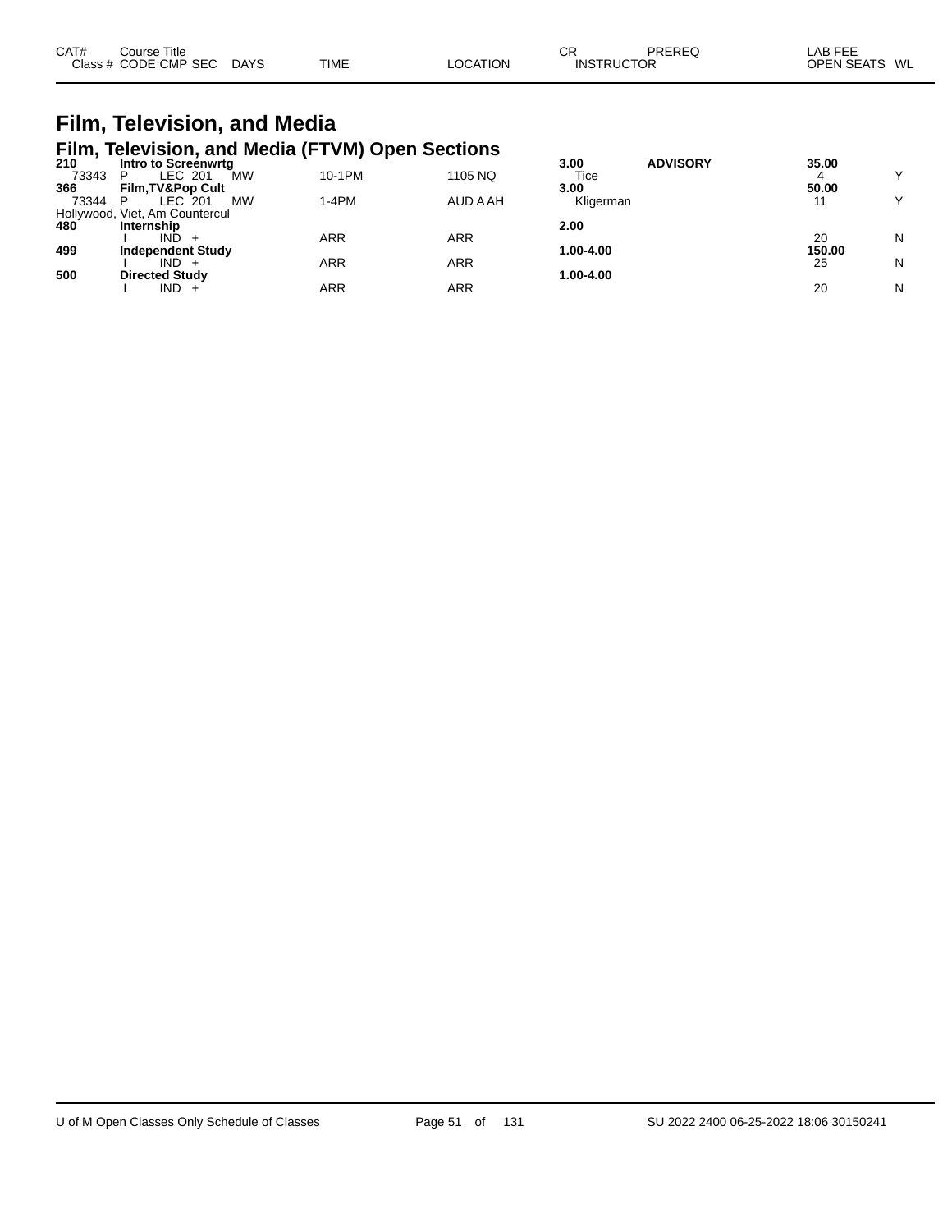# Film, Television, and Media

## Film, Television, and Media (FTVM) Open Sections

| CAT# / Class # | Course Title / CODE CMP SEC | DAYS | TIME | LOCATION | CR / INSTRUCTOR | PREREQ | LAB FEE / OPEN SEATS | WL |
|---|---|---|---|---|---|---|---|---|
| **210** | **Intro to Screenwrtg** | | | | **3.00** | **ADVISORY** | **35.00** | |
| 73343 | P LEC 201 | MW | 10-1PM | 1105 NQ | Tice | | 4 | Y |
| **366** | **Film,TV&Pop Cult** | | | | **3.00** | | **50.00** | |
| 73344 | P LEC 201 | MW | 1-4PM | AUD A AH | Kligerman | | 11 | Y |
| Hollywood, Viet, Am Countercul | | | | | | | | |
| **480** | **Internship** | | | | **2.00** | | | |
| | I IND + | | ARR | ARR | | | 20 | N |
| **499** | **Independent Study** | | | | **1.00-4.00** | | **150.00** | |
| | I IND + | | ARR | ARR | | | 25 | N |
| **500** | **Directed Study** | | | | **1.00-4.00** | | | |
| | I IND + | | ARR | ARR | | | 20 | N |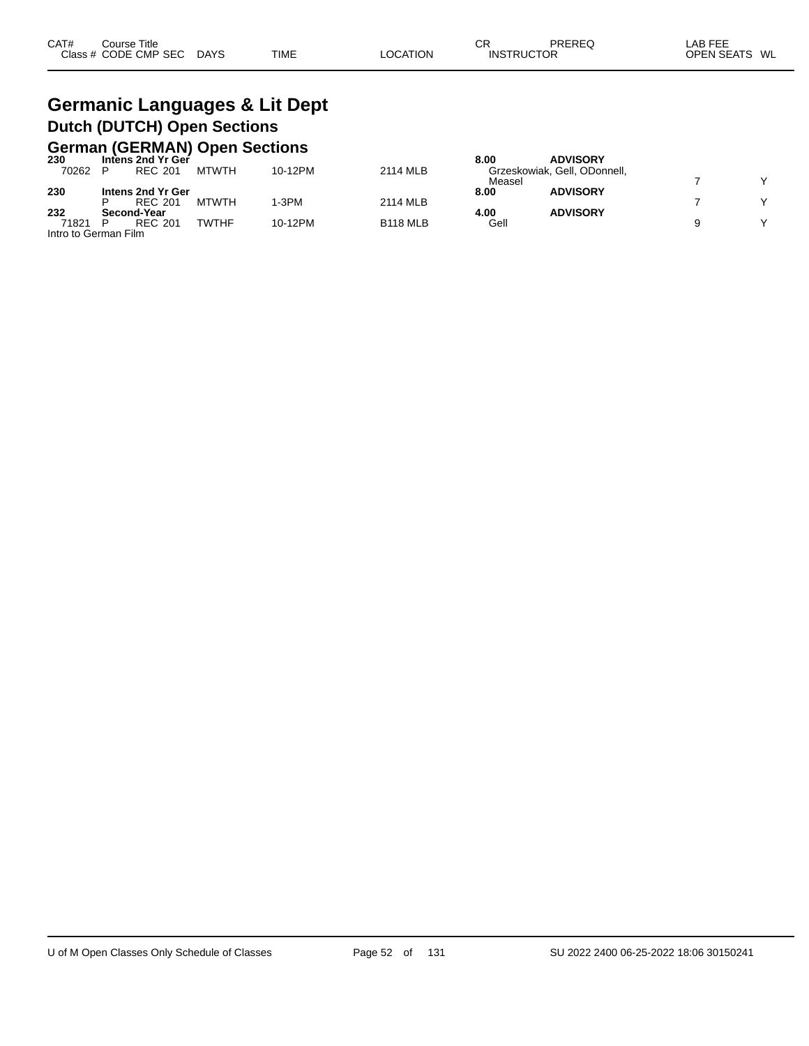| CAT# Class # | Course Title CODE | CMP | SEC | DAYS | TIME | LOCATION | CR INSTRUCTOR | PREREQ | LAB FEE OPEN SEATS | WL |
|---|---|---|---|---|---|---|---|---|---|---|

# Germanic Languages & Lit Dept

## Dutch (DUTCH) Open Sections

## German (GERMAN) Open Sections

| CAT# Class # | Course Title CODE | CMP | SEC | DAYS | TIME | LOCATION | CR INSTRUCTOR | PREREQ | LAB FEE OPEN SEATS | WL |
|---|---|---|---|---|---|---|---|---|---|---|
| **230** | **Intens 2nd Yr Ger** | | | | | | **8.00** | **ADVISORY** | | |
| 70262 | P | REC | 201 | MTWTH | 10-12PM | 2114 MLB | Grzeskowiak, Gell, ODonnell, Measel | | 7 | Y |
| **230** | **Intens 2nd Yr Ger** | | | | | | **8.00** | **ADVISORY** | | |
| | P | REC | 201 | MTWTH | 1-3PM | 2114 MLB | | | 7 | Y |
| **232** | **Second-Year** | | | | | | **4.00** | **ADVISORY** | | |
| 71821 | P | REC | 201 | TWTHF | 10-12PM | B118 MLB | Gell | | 9 | Y |

Intro to German Film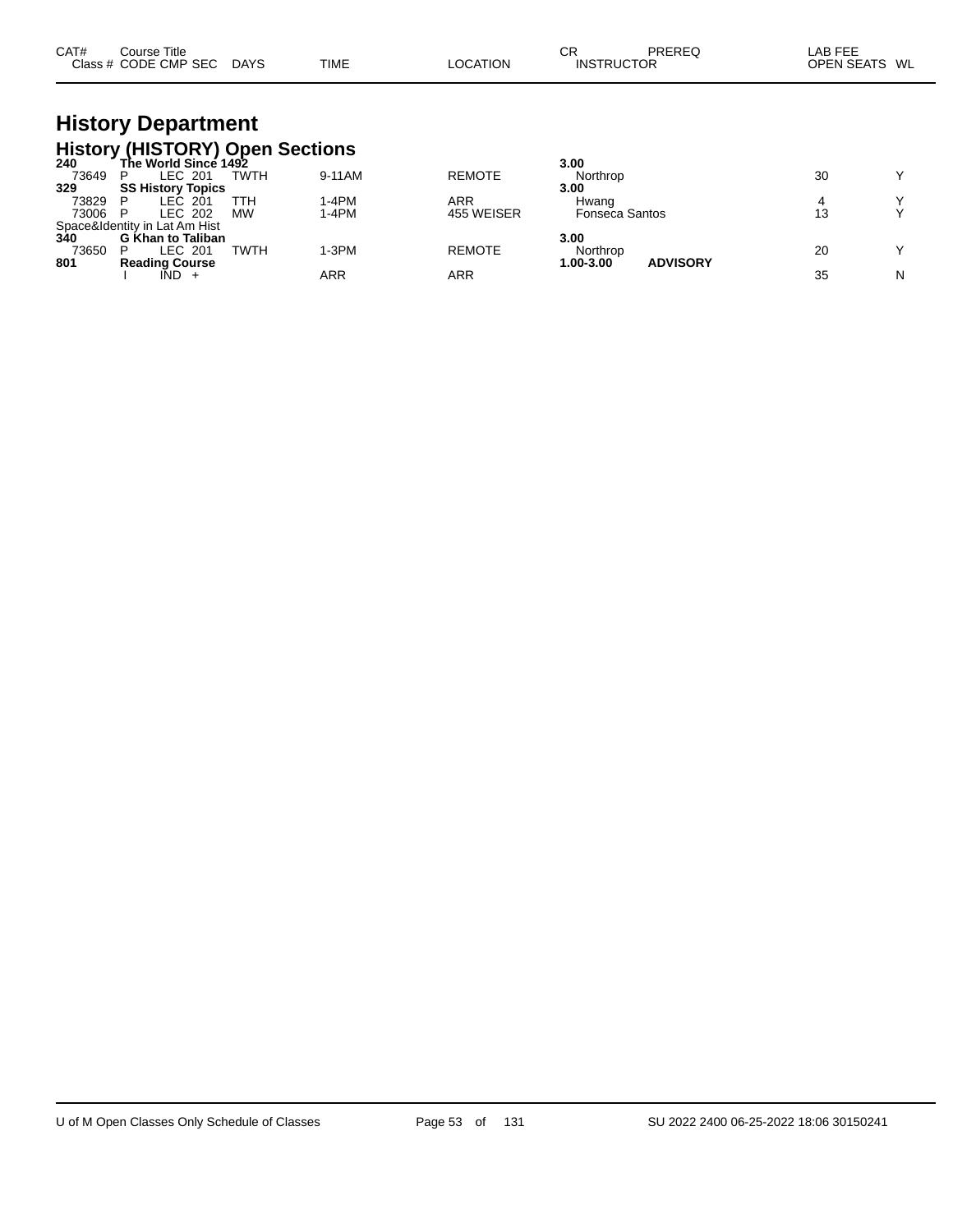| CAT# Class # | Course Title CODE CMP SEC | DAYS | TIME | LOCATION | CR INSTRUCTOR | PREREQ | LAB FEE OPEN SEATS | WL |
|---|---|---|---|---|---|---|---|---|

# History Department

## History (HISTORY) Open Sections

| CAT# Class # | Course Title CODE CMP SEC | DAYS | TIME | LOCATION | CR INSTRUCTOR | PREREQ | LAB FEE OPEN SEATS | WL |
|---|---|---|---|---|---|---|---|---|
| **240** | **The World Since 1492** | | | | **3.00** | | | |
| 73649 | P LEC 201 | TWTH | 9-11AM | REMOTE | Northrop | | 30 | Y |
| **329** | **SS History Topics** | | | | **3.00** | | | |
| 73829 | P LEC 201 | TTH | 1-4PM | ARR | Hwang | | 4 | Y |
| 73006 | P LEC 202 | MW | 1-4PM | 455 WEISER | Fonseca Santos | | 13 | Y |
| Space&Identity in Lat Am Hist | | | | | | | | |
| **340** | **G Khan to Taliban** | | | | **3.00** | | | |
| 73650 | P LEC 201 | TWTH | 1-3PM | REMOTE | Northrop | | 20 | Y |
| **801** | **Reading Course** | | | | **1.00-3.00** | **ADVISORY** | | |
| | I IND + | | ARR | ARR | | | 35 | N |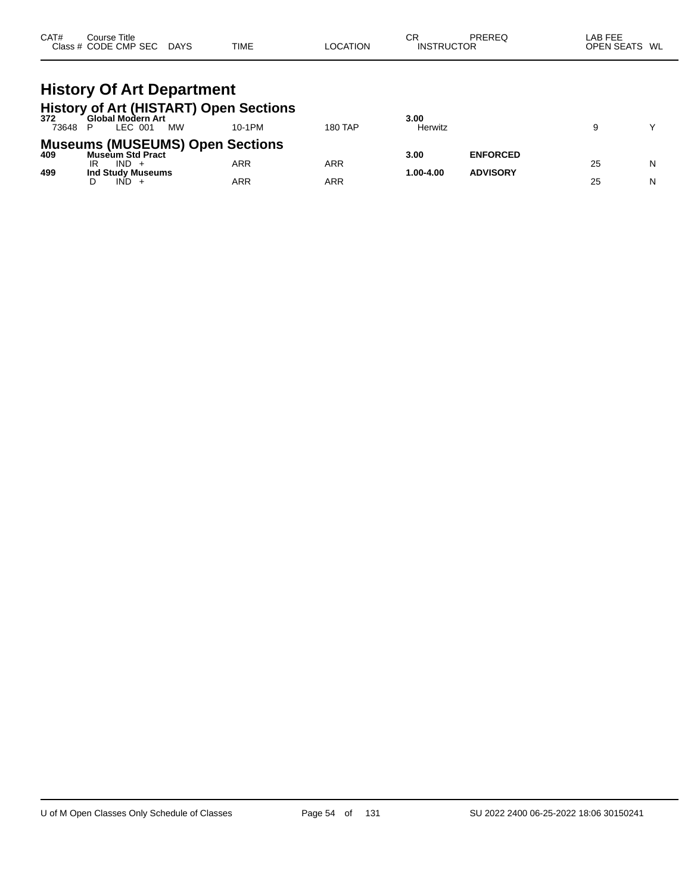| CAT# | Course Title<br>Class # CODE CMP SEC | DAYS | TIME | LOCATION | CR<br>INSTRUCTOR | PREREQ | LAB FEE<br>OPEN SEATS | WL |
|---|---|---|---|---|---|---|---|---|

# History Of Art Department

## History of Art (HISTART) Open Sections

| CAT# | Course Title / Class # CODE CMP SEC | DAYS | TIME | LOCATION | CR / INSTRUCTOR | PREREQ | OPEN SEATS | WL |
|---|---|---|---|---|---|---|---|---|
| **372** | **Global Modern Art** | | | | **3.00** | | | |
| 73648 | P LEC 001 | MW | 10-1PM | 180 TAP | Herwitz | | 9 | Y |

## Museums (MUSEUMS) Open Sections

| CAT# | Course Title / Class # CODE CMP SEC | DAYS | TIME | LOCATION | CR / INSTRUCTOR | PREREQ | OPEN SEATS | WL |
|---|---|---|---|---|---|---|---|---|
| **409** | **Museum Std Pract** | | | | **3.00** | **ENFORCED** | | |
| | IR IND + | | ARR | ARR | | | 25 | N |
| **499** | **Ind Study Museums** | | | | **1.00-4.00** | **ADVISORY** | | |
| | D IND + | | ARR | ARR | | | 25 | N |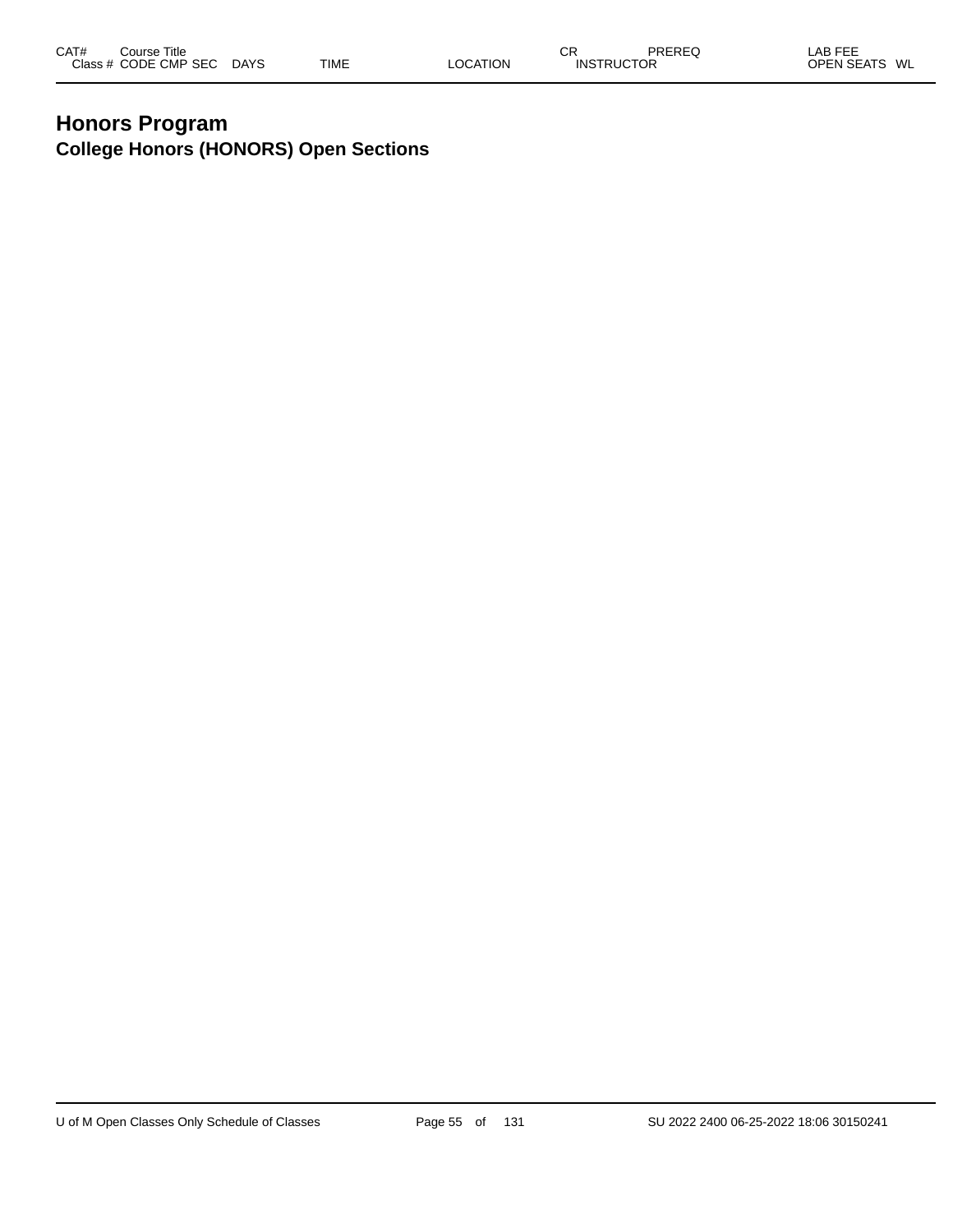## Honors Program

### College Honors (HONORS) Open Sections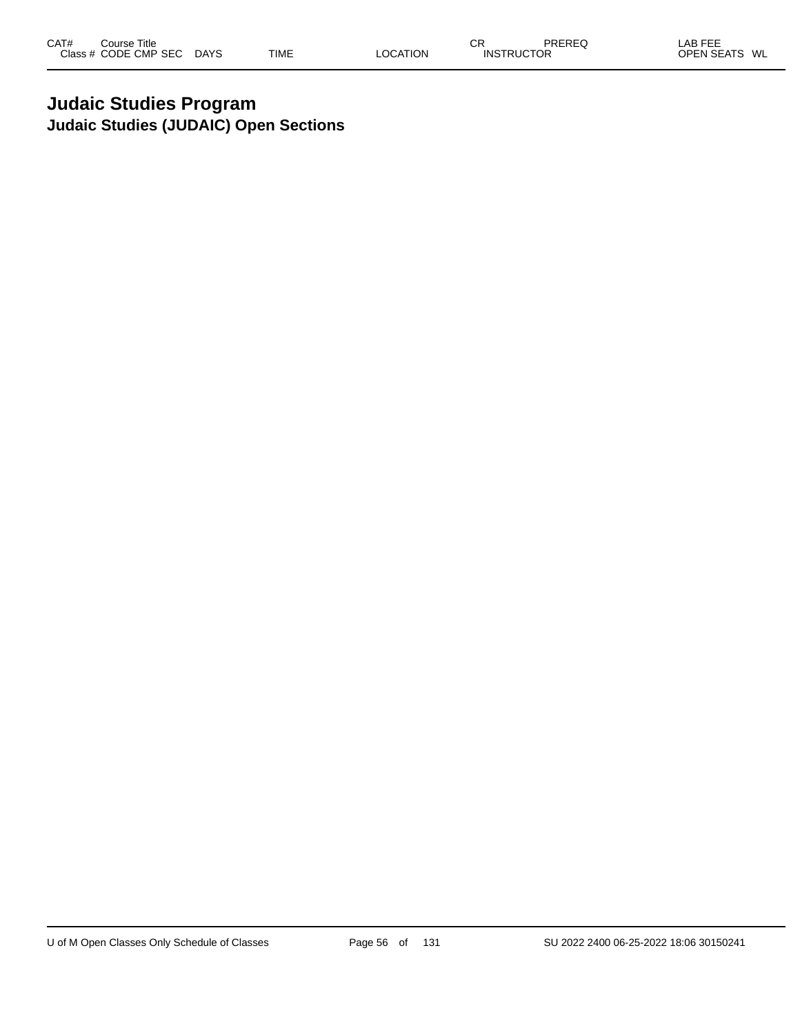| CAT# | Course Title |  |  |  | CR | PREREQ | LAB FEE |
| --- | --- | --- | --- | --- | --- | --- | --- |
| Class # | CODE CMP SEC | DAYS | TIME | LOCATION | INSTRUCTOR |  | OPEN SEATS WL |

# Judaic Studies Program

## Judaic Studies (JUDAIC) Open Sections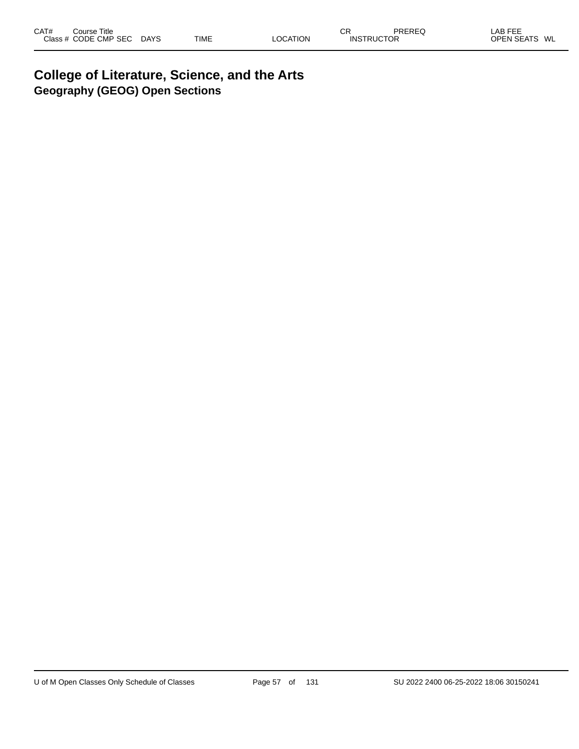# College of Literature, Science, and the Arts
## Geography (GEOG) Open Sections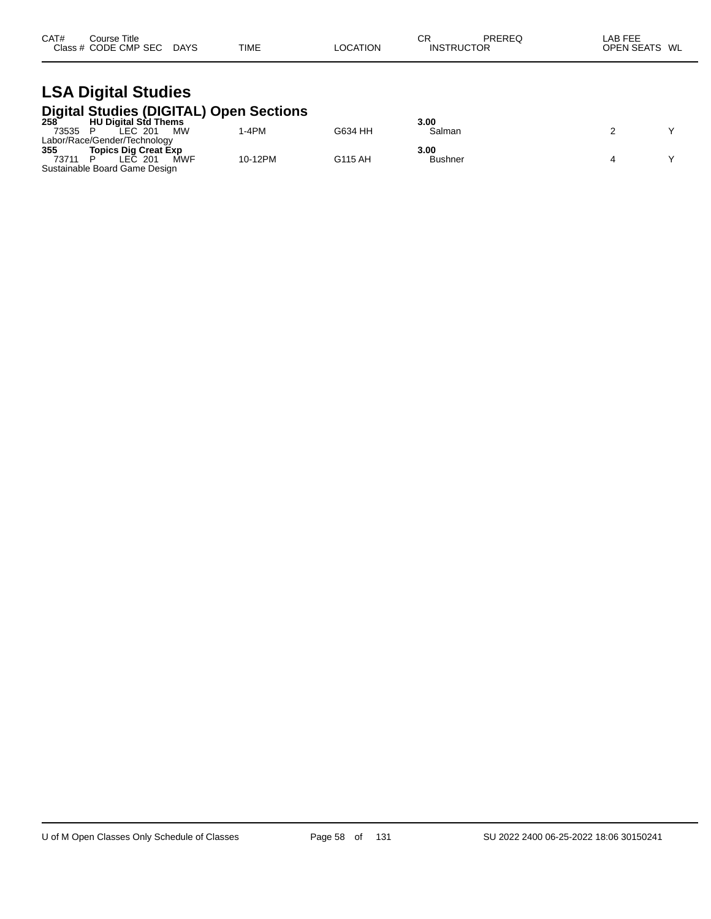| CAT# Class # | Course Title CODE | CMP | SEC | DAYS | TIME | LOCATION | CR INSTRUCTOR | PREREQ | LAB FEE OPEN SEATS | WL |
|---|---|---|---|---|---|---|---|---|---|---|

# LSA Digital Studies

## Digital Studies (DIGITAL) Open Sections

| CAT# Class # | Course Title CODE | CMP | SEC | DAYS | TIME | LOCATION | CR INSTRUCTOR | PREREQ | LAB FEE OPEN SEATS | WL |
|---|---|---|---|---|---|---|---|---|---|---|
| **258** | **HU Digital Std Thems** | | | | | | **3.00** | | | |
| 73535 | P | LEC | 201 | MW | 1-4PM | G634 HH | Salman | | 2 | Y |
| Labor/Race/Gender/Technology | | | | | | | | | | |
| **355** | **Topics Dig Creat Exp** | | | | | | **3.00** | | | |
| 73711 | P | LEC | 201 | MWF | 10-12PM | G115 AH | Bushner | | 4 | Y |
| Sustainable Board Game Design | | | | | | | | | | |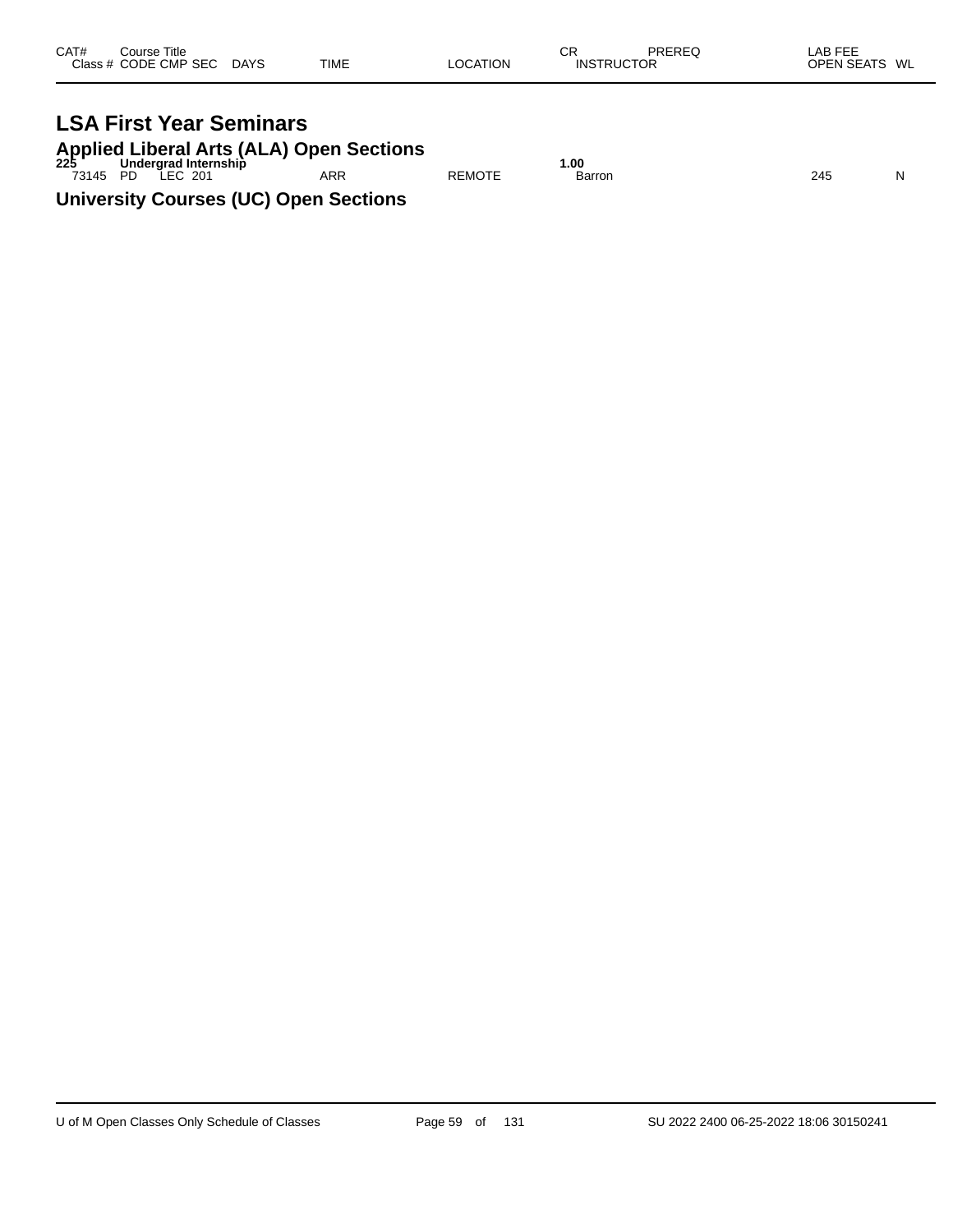# LSA First Year Seminars

## Applied Liberal Arts (ALA) Open Sections

| CAT# | Course Title | | | | | | CR | PREREQ | LAB FEE | |
|---|---|---|---|---|---|---|---|---|---|---|
| Class # | CODE | CMP | SEC | DAYS | TIME | LOCATION | INSTRUCTOR | | OPEN SEATS | WL |
| **225** | **Undergrad Internship** | | | | | | **1.00** | | | |
| 73145 | PD | LEC | 201 | | ARR | REMOTE | Barron | | 245 | N |

## University Courses (UC) Open Sections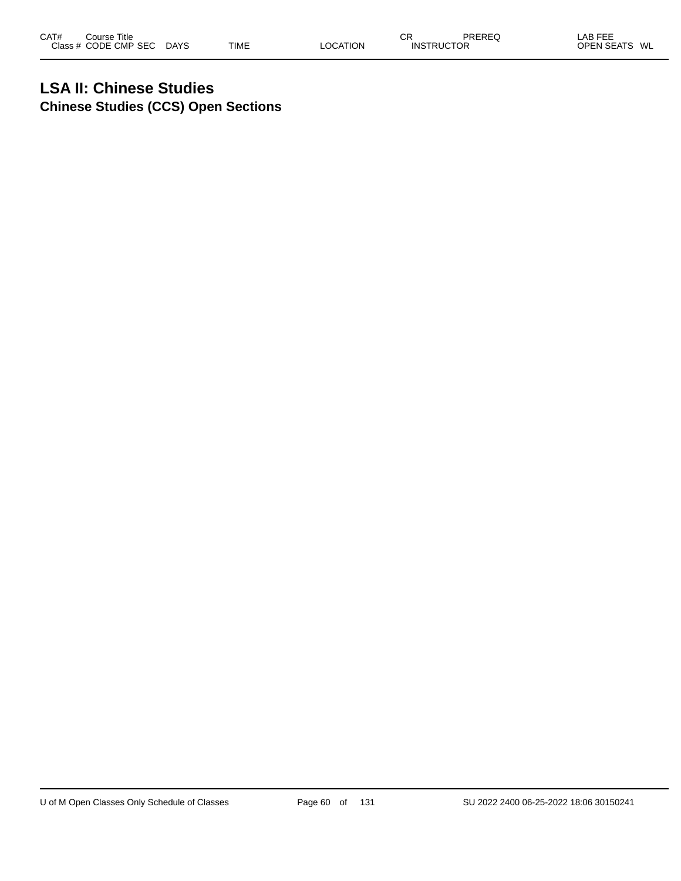| CAT# | Course Title |  |  |  | CR | PREREQ | LAB FEE |
| --- | --- | --- | --- | --- | --- | --- | --- |
| Class # | CODE CMP SEC | DAYS | TIME | LOCATION | INSTRUCTOR |  | OPEN SEATS WL |

# LSA II: Chinese Studies
## Chinese Studies (CCS) Open Sections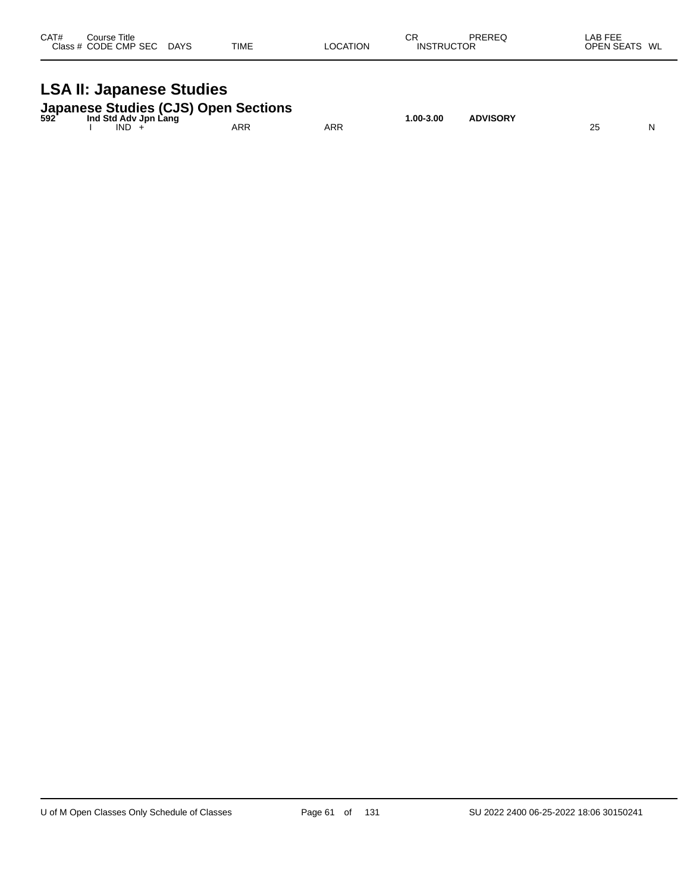| CAT# | Course Title<br>Class # CODE CMP SEC | DAYS | TIME | LOCATION | CR<br>INSTRUCTOR | PREREQ | LAB FEE<br>OPEN SEATS | WL |
|---|---|---|---|---|---|---|---|---|

## LSA II: Japanese Studies

### Japanese Studies (CJS) Open Sections

| CAT# | Course Title<br>Class # CODE CMP SEC | DAYS | TIME | LOCATION | CR<br>INSTRUCTOR | PREREQ | LAB FEE<br>OPEN SEATS | WL |
|---|---|---|---|---|---|---|---|---|
| **592** | **Ind Std Adv Jpn Lang** | | | | **1.00-3.00** | **ADVISORY** | | |
| | I IND + | | ARR | ARR | | | 25 | N |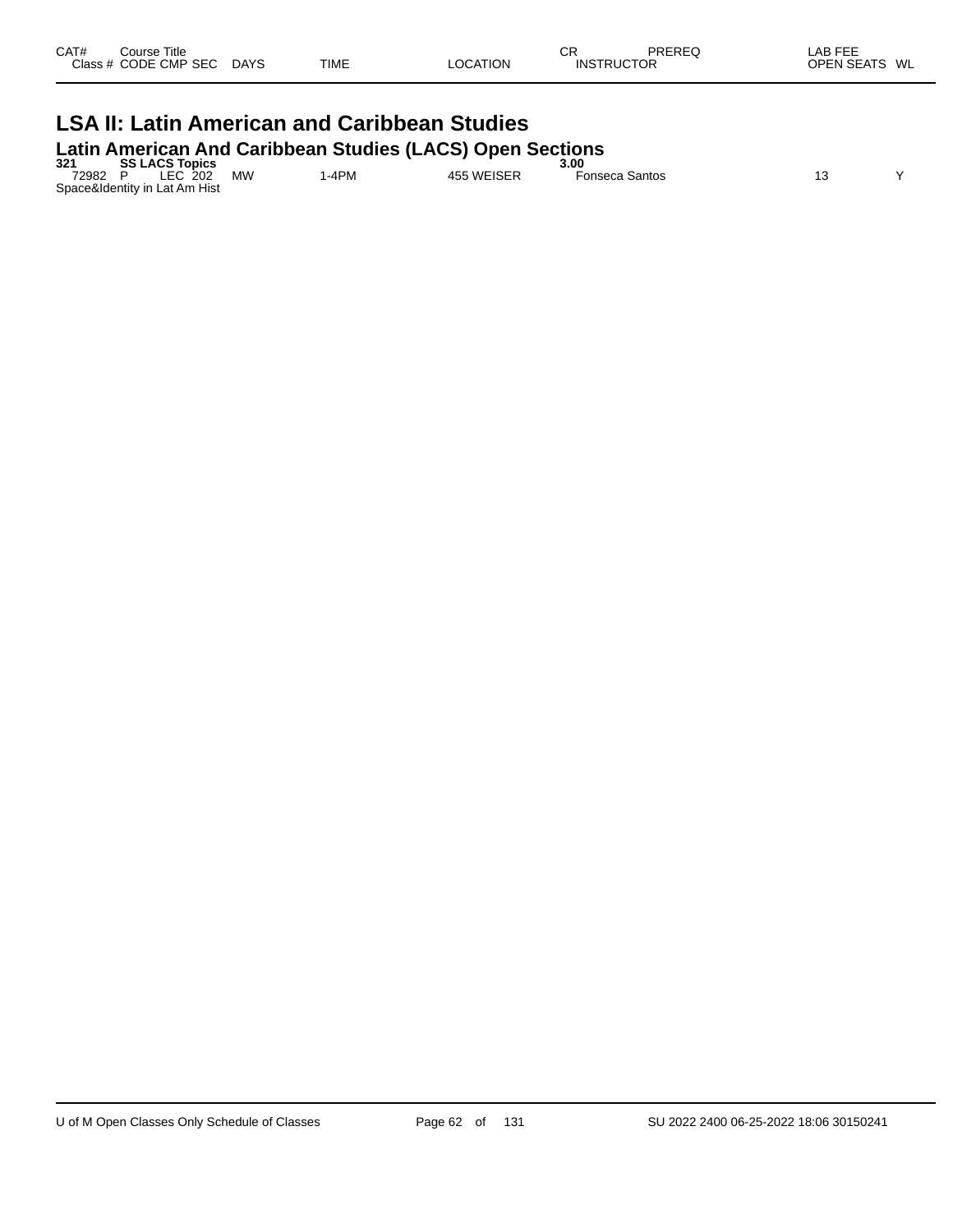| CAT# | Course Title | | | | | | CR | PREREQ | LAB FEE | |
|---|---|---|---|---|---|---|---|---|---|---|
| Class # | CODE | CMP | SEC | DAYS | TIME | LOCATION | INSTRUCTOR | | OPEN SEATS | WL |

# LSA II: Latin American and Caribbean Studies

## Latin American And Caribbean Studies (LACS) Open Sections

| CAT# | Course Title | | | | | | CR | PREREQ | LAB FEE | |
|---|---|---|---|---|---|---|---|---|---|---|
| **321** | **SS LACS Topics** | | | | | | **3.00** | | | |
| 72982 | P | LEC | 202 | MW | 1-4PM | 455 WEISER | Fonseca Santos | | 13 | Y |
| Space&Identity in Lat Am Hist | | | | | | | | | | |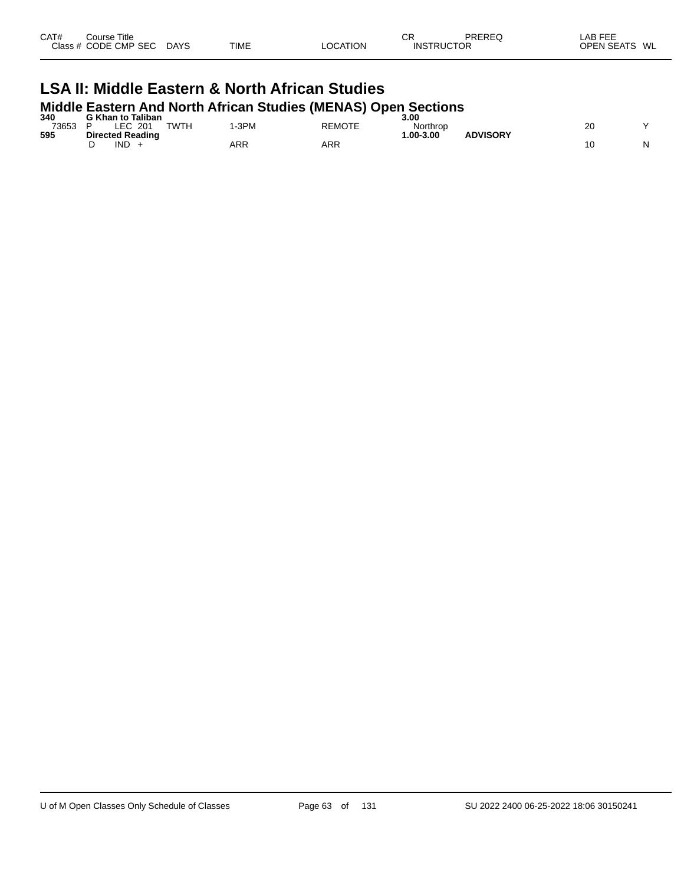| CAT# | Course Title | | | | | CR | PREREQ | LAB FEE | |
|---|---|---|---|---|---|---|---|---|---|
| Class # | CODE CMP SEC | DAYS | TIME | LOCATION | | INSTRUCTOR | | OPEN SEATS | WL |

# LSA II: Middle Eastern & North African Studies

## Middle Eastern And North African Studies (MENAS) Open Sections

| CAT# / Class # | Course Title / CODE CMP SEC | DAYS | TIME | LOCATION | CR / INSTRUCTOR | PREREQ | OPEN SEATS | WL |
|---|---|---|---|---|---|---|---|---|
| **340** | **G Khan to Taliban** | | | | **3.00** | | | |
| 73653 | P LEC 201 | TWTH | 1-3PM | REMOTE | Northrop | | 20 | Y |
| **595** | **Directed Reading** | | | | **1.00-3.00** | **ADVISORY** | | |
| | D IND + | | ARR | ARR | | | 10 | N |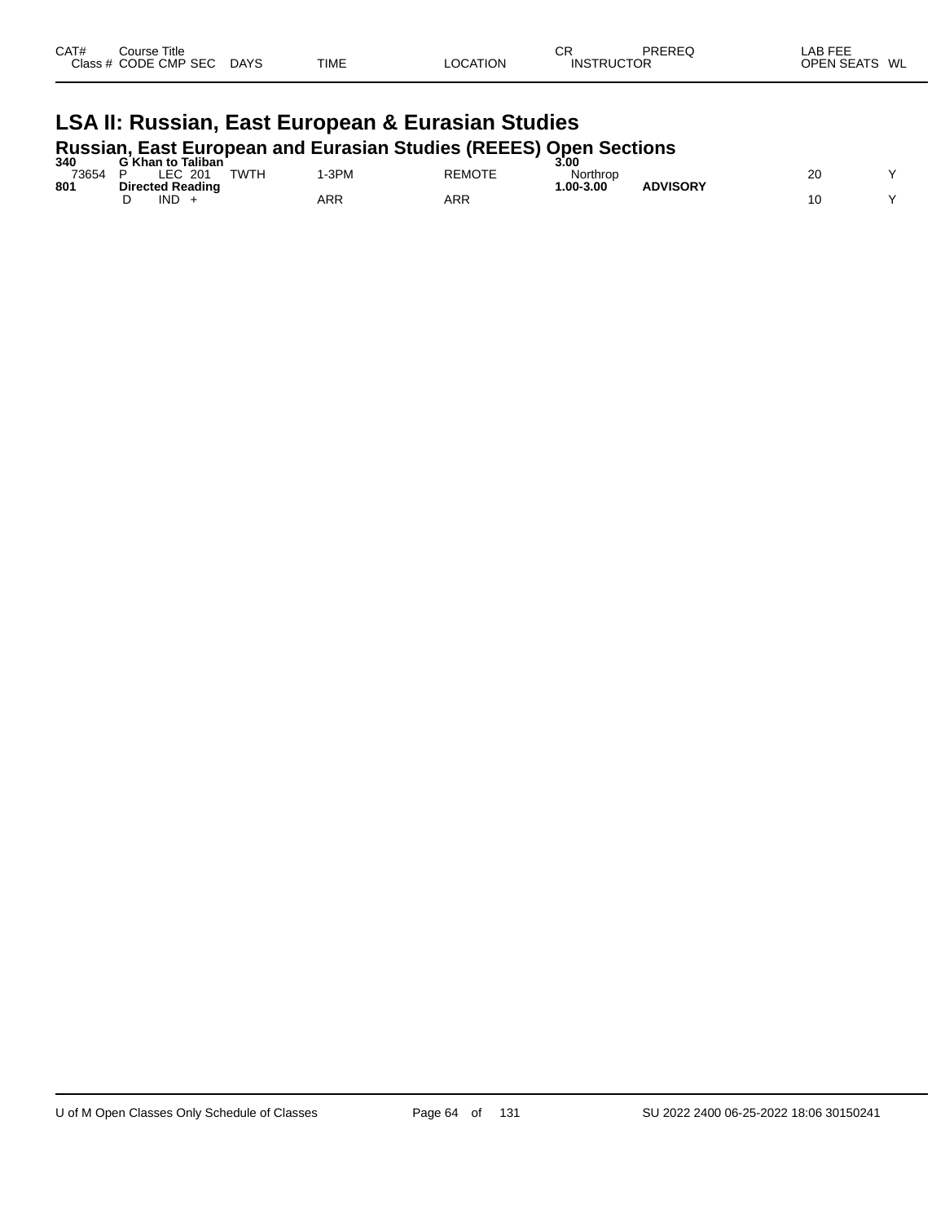| CAT# | Course Title | | | | | CR | PREREQ | LAB FEE | |
|---|---|---|---|---|---|---|---|---|---|
| Class # | CODE CMP SEC | DAYS | TIME | LOCATION | | INSTRUCTOR | | OPEN SEATS | WL |

# LSA II: Russian, East European & Eurasian Studies

## Russian, East European and Eurasian Studies (REEES) Open Sections

| CAT# / Class # | Course Title / CODE CMP SEC | DAYS | TIME | LOCATION | CR / INSTRUCTOR | PREREQ | OPEN SEATS | WL |
|---|---|---|---|---|---|---|---|---|
| **340** | **G Khan to Taliban** | | | | **3.00** | | | |
| 73654 | P LEC 201 | TWTH | 1-3PM | REMOTE | Northrop | | 20 | Y |
| **801** | **Directed Reading** | | | | **1.00-3.00** | **ADVISORY** | | |
| | D IND + | | ARR | ARR | | | 10 | Y |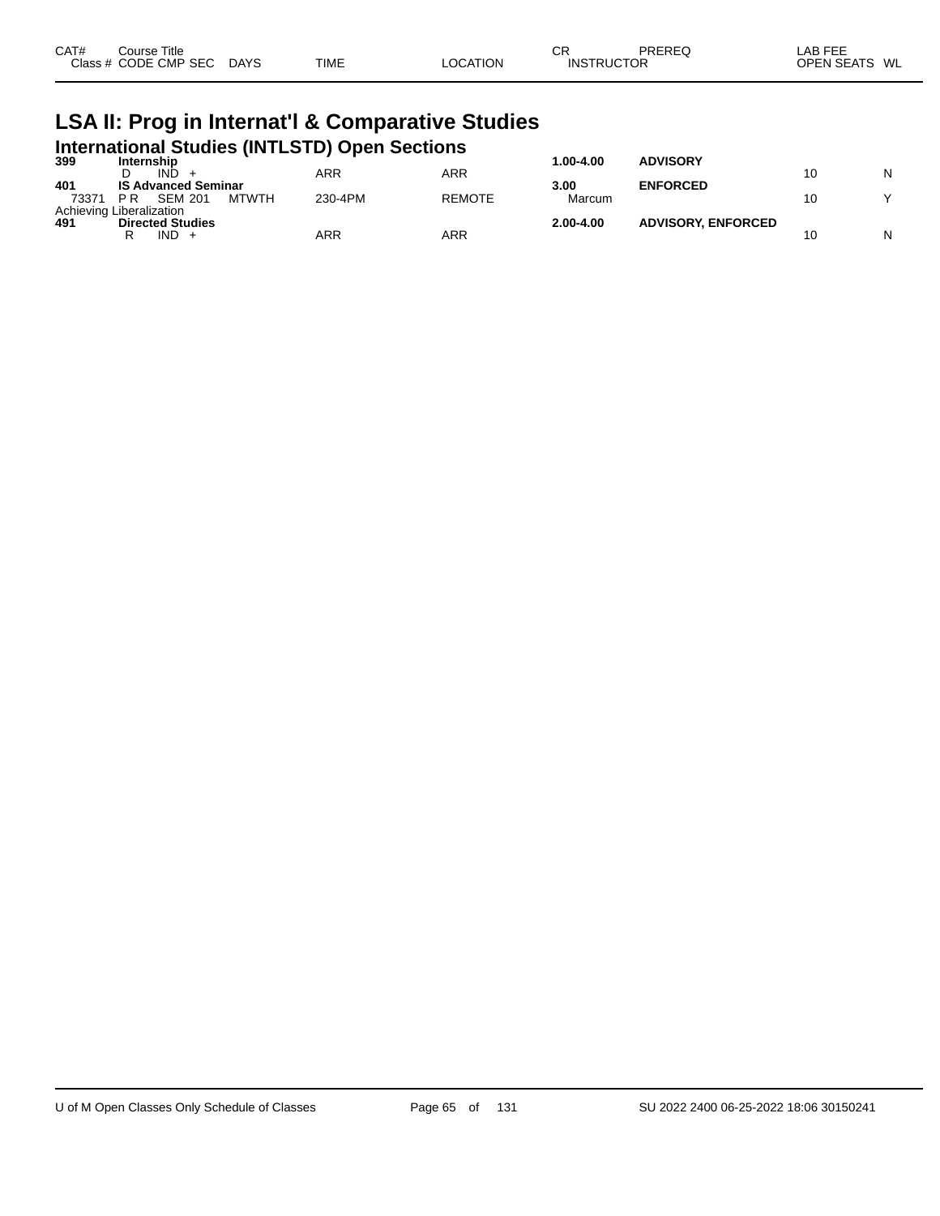# LSA II: Prog in Internat'l & Comparative Studies

## International Studies (INTLSTD) Open Sections

| CAT# Class # | Course Title CODE | CMP | SEC | DAYS | TIME | LOCATION | CR INSTRUCTOR | PREREQ | LAB FEE OPEN SEATS | WL |
|---|---|---|---|---|---|---|---|---|---|---|
| **399** | **Internship** | | | | | | **1.00-4.00** | **ADVISORY** | | |
| | D | IND | + | | ARR | ARR | | | 10 | N |
| **401** | **IS Advanced Seminar** | | | | | | **3.00** | **ENFORCED** | | |
| 73371 | P R | SEM | 201 | MTWTH | 230-4PM | REMOTE | Marcum | | 10 | Y |
| Achieving Liberalization | | | | | | | | | | |
| **491** | **Directed Studies** | | | | | | **2.00-4.00** | **ADVISORY, ENFORCED** | | |
| | R | IND | + | | ARR | ARR | | | 10 | N |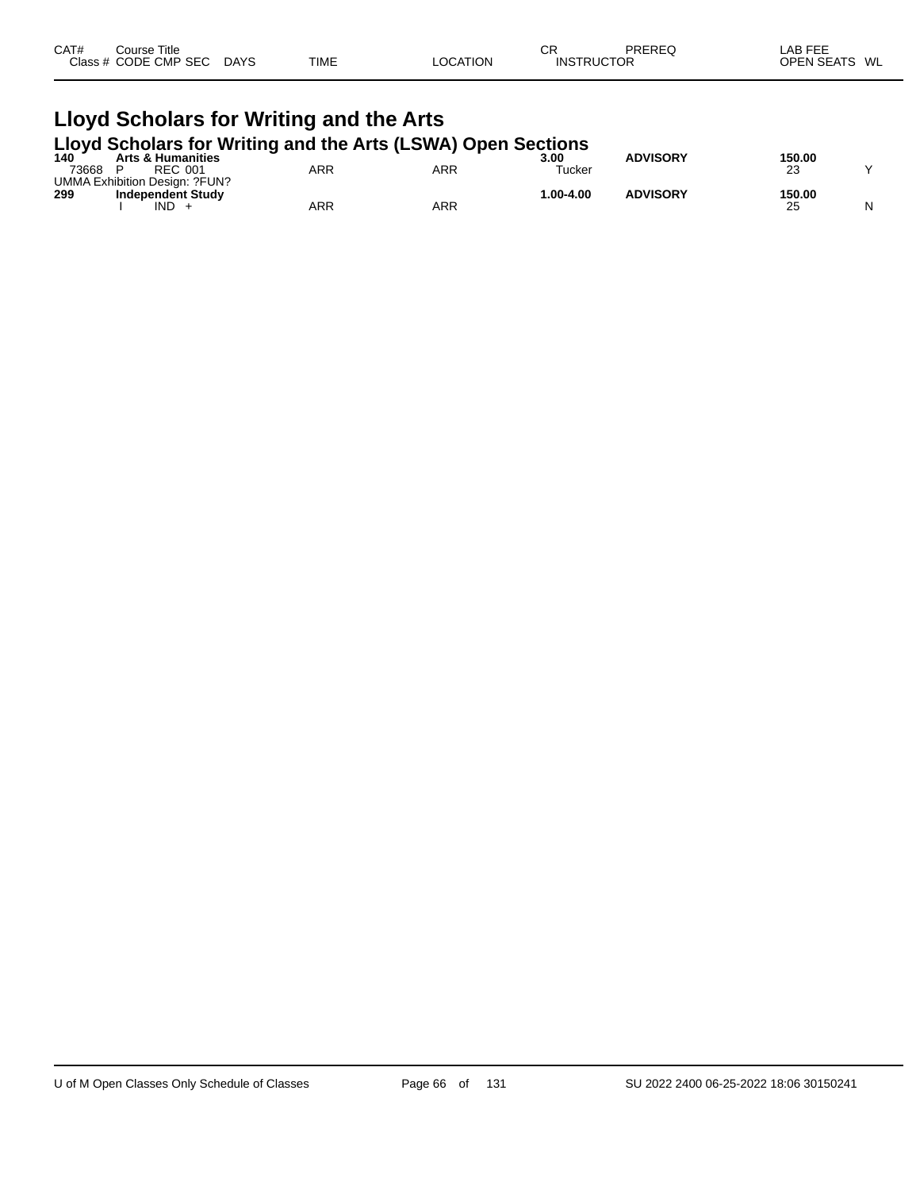| CAT# | Course Title | | | | | CR | PREREQ | LAB FEE | |
|---|---|---|---|---|---|---|---|---|---|
| Class # | CODE | CMP SEC | DAYS | TIME | LOCATION | INSTRUCTOR | | OPEN SEATS | WL |

# Lloyd Scholars for Writing and the Arts

## Lloyd Scholars for Writing and the Arts (LSWA) Open Sections

| CAT# | Course Title | | | | | CR | PREREQ | LAB FEE | |
|---|---|---|---|---|---|---|---|---|---|
| **140** | **Arts & Humanities** | | | | | **3.00** | **ADVISORY** | **150.00** | |
| 73668 | P | REC 001 | | ARR | ARR | Tucker | | 23 | Y |
| UMMA Exhibition Design: ?FUN? | | | | | | | | | |
| **299** | **Independent Study** | | | | | **1.00-4.00** | **ADVISORY** | **150.00** | |
| | I | IND + | | ARR | ARR | | | 25 | N |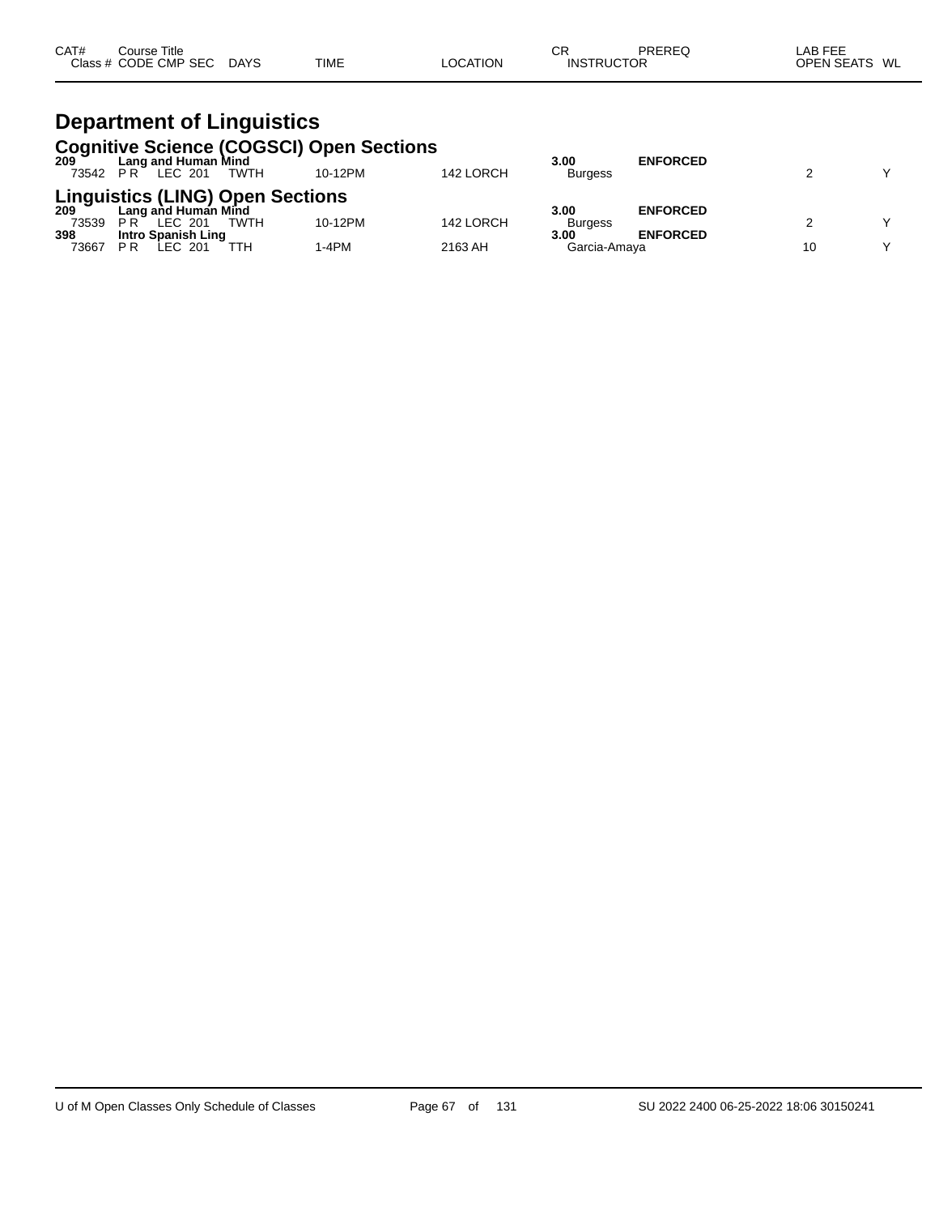| CAT# Class # | Course Title CODE | CMP | SEC | DAYS | TIME | LOCATION | CR INSTRUCTOR | PREREQ | LAB FEE OPEN SEATS | WL |
|---|---|---|---|---|---|---|---|---|---|---|

# Department of Linguistics

## Cognitive Science (COGSCI) Open Sections

| CAT# Class # | Course Title CODE | CMP | SEC | DAYS | TIME | LOCATION | CR INSTRUCTOR | PREREQ | LAB FEE OPEN SEATS | WL |
|---|---|---|---|---|---|---|---|---|---|---|
| **209** | **Lang and Human Mind** | | | | | | **3.00** | **ENFORCED** | | |
| 73542 | P R | LEC | 201 | TWTH | 10-12PM | 142 LORCH | Burgess | | 2 | Y |

## Linguistics (LING) Open Sections

| CAT# Class # | Course Title CODE | CMP | SEC | DAYS | TIME | LOCATION | CR INSTRUCTOR | PREREQ | LAB FEE OPEN SEATS | WL |
|---|---|---|---|---|---|---|---|---|---|---|
| **209** | **Lang and Human Mind** | | | | | | **3.00** | **ENFORCED** | | |
| 73539 | P R | LEC | 201 | TWTH | 10-12PM | 142 LORCH | Burgess | | 2 | Y |
| **398** | **Intro Spanish Ling** | | | | | | **3.00** | **ENFORCED** | | |
| 73667 | P R | LEC | 201 | TTH | 1-4PM | 2163 AH | Garcia-Amaya | | 10 | Y |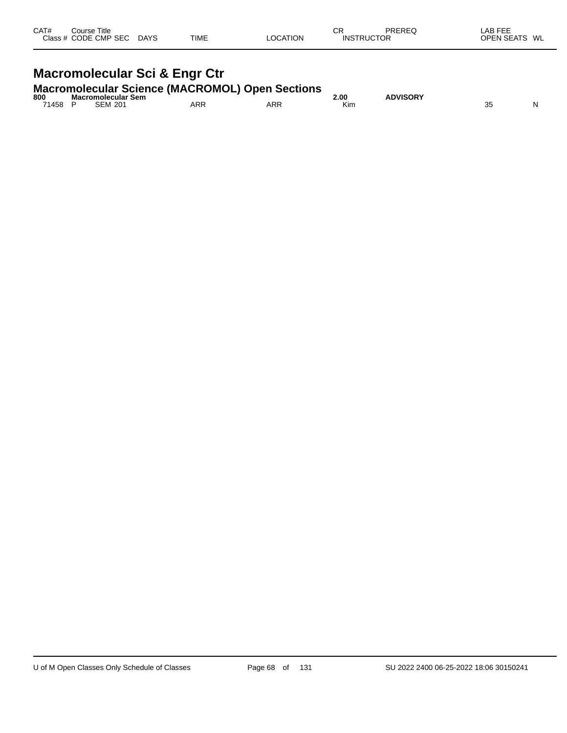| CAT# | Course Title<br>Class # CODE CMP SEC | DAYS | TIME | LOCATION | CR<br>INSTRUCTOR | PREREQ | LAB FEE<br>OPEN SEATS | WL |
|---|---|---|---|---|---|---|---|---|

# Macromolecular Sci & Engr Ctr

## Macromolecular Science (MACROMOL) Open Sections

| CAT# | Course Title<br>Class # CODE CMP SEC | DAYS | TIME | LOCATION | CR<br>INSTRUCTOR | PREREQ | LAB FEE<br>OPEN SEATS | WL |
|---|---|---|---|---|---|---|---|---|
| **800** | **Macromolecular Sem** | | | | **2.00** | **ADVISORY** | | |
| 71458 | P SEM 201 | | ARR | ARR | Kim | | 35 | N |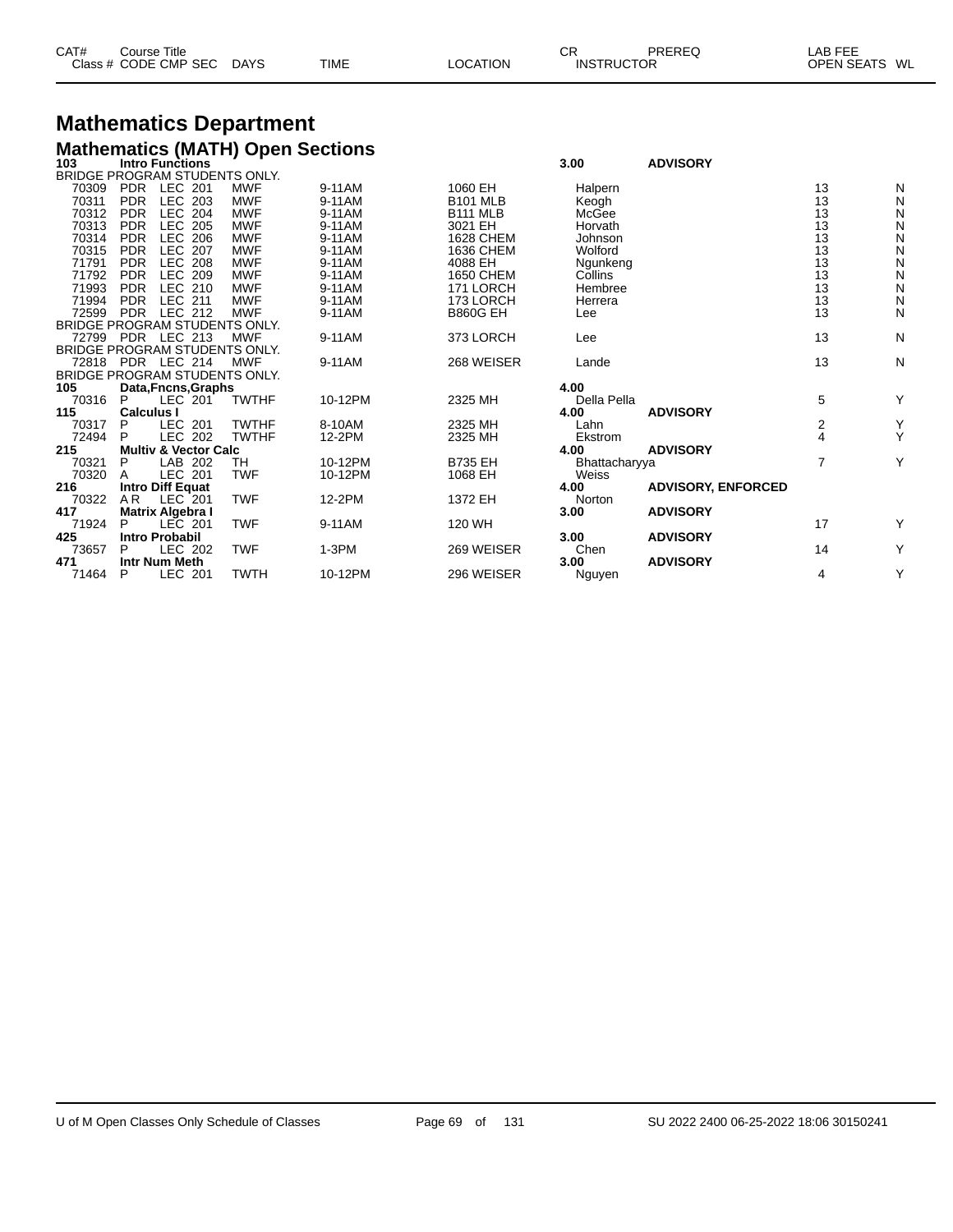# Mathematics Department

## Mathematics (MATH) Open Sections

| CAT# Class # | Course Title CODE | CMP | SEC | DAYS | TIME | LOCATION | CR INSTRUCTOR | PREREQ | LAB FEE OPEN SEATS | WL |
|---|---|---|---|---|---|---|---|---|---|---|
| **103** | **Intro Functions** | | | | | | **3.00** | **ADVISORY** | | |
| BRIDGE PROGRAM STUDENTS ONLY. | | | | | | | | | | |
| 70309 | PDR | LEC | 201 | MWF | 9-11AM | 1060 EH | Halpern | | 13 | N |
| 70311 | PDR | LEC | 203 | MWF | 9-11AM | B101 MLB | Keogh | | 13 | N |
| 70312 | PDR | LEC | 204 | MWF | 9-11AM | B111 MLB | McGee | | 13 | N |
| 70313 | PDR | LEC | 205 | MWF | 9-11AM | 3021 EH | Horvath | | 13 | N |
| 70314 | PDR | LEC | 206 | MWF | 9-11AM | 1628 CHEM | Johnson | | 13 | N |
| 70315 | PDR | LEC | 207 | MWF | 9-11AM | 1636 CHEM | Wolford | | 13 | N |
| 71791 | PDR | LEC | 208 | MWF | 9-11AM | 4088 EH | Ngunkeng | | 13 | N |
| 71792 | PDR | LEC | 209 | MWF | 9-11AM | 1650 CHEM | Collins | | 13 | N |
| 71993 | PDR | LEC | 210 | MWF | 9-11AM | 171 LORCH | Hembree | | 13 | N |
| 71994 | PDR | LEC | 211 | MWF | 9-11AM | 173 LORCH | Herrera | | 13 | N |
| 72599 | PDR | LEC | 212 | MWF | 9-11AM | B860G EH | Lee | | 13 | N |
| BRIDGE PROGRAM STUDENTS ONLY. | | | | | | | | | | |
| 72799 | PDR | LEC | 213 | MWF | 9-11AM | 373 LORCH | Lee | | 13 | N |
| BRIDGE PROGRAM STUDENTS ONLY. | | | | | | | | | | |
| 72818 | PDR | LEC | 214 | MWF | 9-11AM | 268 WEISER | Lande | | 13 | N |
| BRIDGE PROGRAM STUDENTS ONLY. | | | | | | | | | | |
| **105** | **Data,Fncns,Graphs** | | | | | | **4.00** | | | |
| 70316 | P | LEC | 201 | TWTHF | 10-12PM | 2325 MH | Della Pella | | 5 | Y |
| **115** | **Calculus I** | | | | | | **4.00** | **ADVISORY** | | |
| 70317 | P | LEC | 201 | TWTHF | 8-10AM | 2325 MH | Lahn | | 2 | Y |
| 72494 | P | LEC | 202 | TWTHF | 12-2PM | 2325 MH | Ekstrom | | 4 | Y |
| **215** | **Multiv & Vector Calc** | | | | | | **4.00** | **ADVISORY** | | |
| 70321 | P | LAB | 202 | TH | 10-12PM | B735 EH | Bhattacharyya | | 7 | Y |
| 70320 | A | LEC | 201 | TWF | 10-12PM | 1068 EH | Weiss | | | |
| **216** | **Intro Diff Equat** | | | | | | **4.00** | **ADVISORY, ENFORCED** | | |
| 70322 | A R | LEC | 201 | TWF | 12-2PM | 1372 EH | Norton | | | |
| **417** | **Matrix Algebra I** | | | | | | **3.00** | **ADVISORY** | | |
| 71924 | P | LEC | 201 | TWF | 9-11AM | 120 WH | | | 17 | Y |
| **425** | **Intro Probabil** | | | | | | **3.00** | **ADVISORY** | | |
| 73657 | P | LEC | 202 | TWF | 1-3PM | 269 WEISER | Chen | | 14 | Y |
| **471** | **Intr Num Meth** | | | | | | **3.00** | **ADVISORY** | | |
| 71464 | P | LEC | 201 | TWTH | 10-12PM | 296 WEISER | Nguyen | | 4 | Y |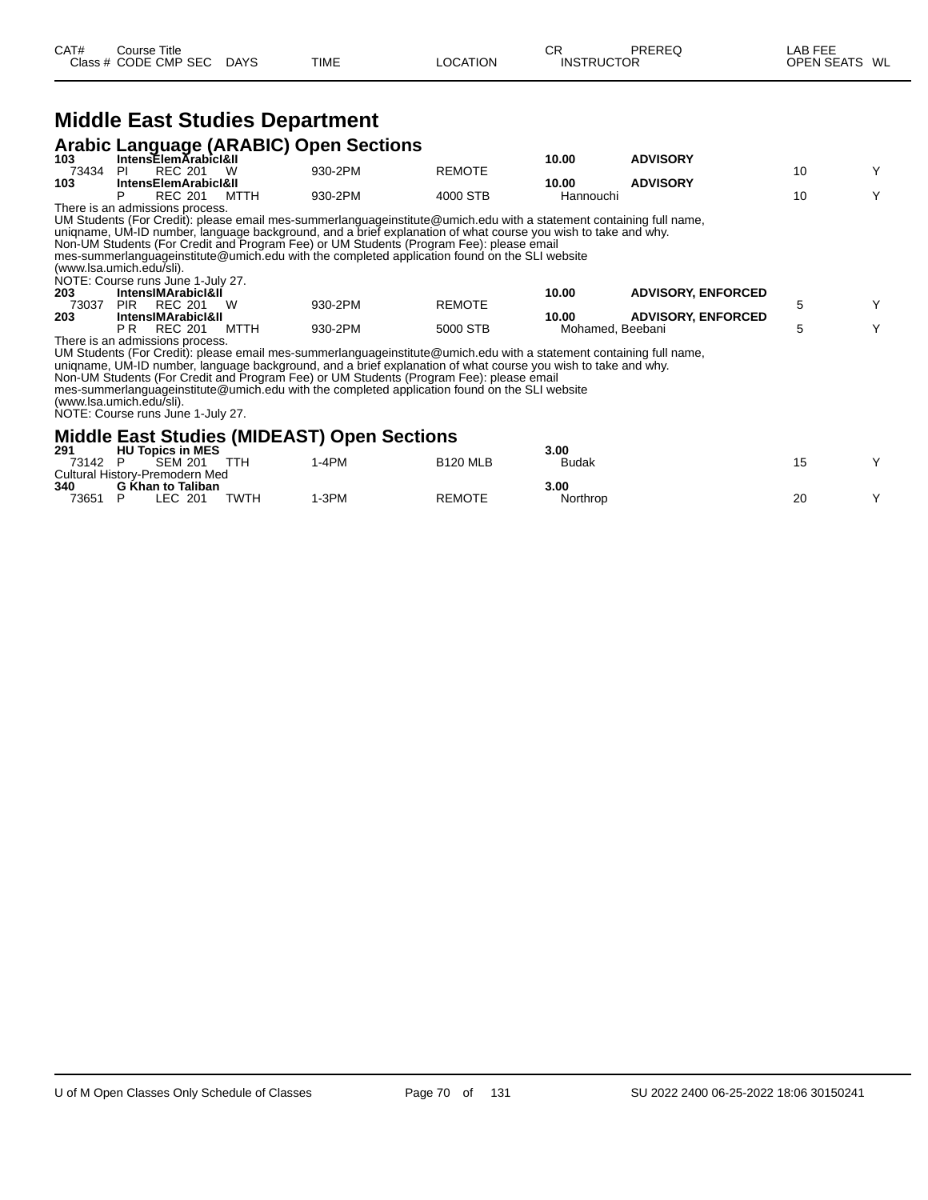| CAT# | Course Title | | | | | CR | PREREQ | LAB FEE | |
|---|---|---|---|---|---|---|---|---|---|
| Class # | CODE CMP SEC | DAYS | TIME | LOCATION | INSTRUCTOR | | | OPEN SEATS | WL |

# Middle East Studies Department

## Arabic Language (ARABIC) Open Sections

| CAT# / Class # | Course Title / CODE CMP SEC | DAYS | TIME | LOCATION | CR / INSTRUCTOR | PREREQ | OPEN SEATS | WL |
|---|---|---|---|---|---|---|---|---|
| **103** | **IntensElemArabicI&II** | | | | **10.00** | **ADVISORY** | | |
| 73434 | PI REC 201 | W | 930-2PM | REMOTE | | | 10 | Y |
| **103** | **IntensElemArabicI&II** | | | | **10.00** | **ADVISORY** | | |
| | P REC 201 | MTTH | 930-2PM | 4000 STB | Hannouchi | | 10 | Y |

There is an admissions process.
UM Students (For Credit): please email mes-summerlanguageinstitute@umich.edu with a statement containing full name, uniqname, UM-ID number, language background, and a brief explanation of what course you wish to take and why.
Non-UM Students (For Credit and Program Fee) or UM Students (Program Fee): please email mes-summerlanguageinstitute@umich.edu with the completed application found on the SLI website (www.lsa.umich.edu/sli).
NOTE: Course runs June 1-July 27.

| CAT# / Class # | Course Title / CODE CMP SEC | DAYS | TIME | LOCATION | CR / INSTRUCTOR | PREREQ | OPEN SEATS | WL |
|---|---|---|---|---|---|---|---|---|
| **203** | **IntensIMArabicI&II** | | | | **10.00** | **ADVISORY, ENFORCED** | | |
| 73037 | PIR REC 201 | W | 930-2PM | REMOTE | | | 5 | Y |
| **203** | **IntensIMArabicI&II** | | | | **10.00** | **ADVISORY, ENFORCED** | | |
| | P R REC 201 | MTTH | 930-2PM | 5000 STB | Mohamed, Beebani | | 5 | Y |

There is an admissions process.
UM Students (For Credit): please email mes-summerlanguageinstitute@umich.edu with a statement containing full name, uniqname, UM-ID number, language background, and a brief explanation of what course you wish to take and why.
Non-UM Students (For Credit and Program Fee) or UM Students (Program Fee): please email mes-summerlanguageinstitute@umich.edu with the completed application found on the SLI website (www.lsa.umich.edu/sli).
NOTE: Course runs June 1-July 27.

## Middle East Studies (MIDEAST) Open Sections

| CAT# / Class # | Course Title / CODE CMP SEC | DAYS | TIME | LOCATION | CR / INSTRUCTOR | PREREQ | OPEN SEATS | WL |
|---|---|---|---|---|---|---|---|---|
| **291** | **HU Topics in MES** | | | | **3.00** | | | |
| 73142 | P SEM 201 | TTH | 1-4PM | B120 MLB | Budak | | 15 | Y |

Cultural History-Premodern Med

| CAT# / Class # | Course Title / CODE CMP SEC | DAYS | TIME | LOCATION | CR / INSTRUCTOR | PREREQ | OPEN SEATS | WL |
|---|---|---|---|---|---|---|---|---|
| **340** | **G Khan to Taliban** | | | | **3.00** | | | |
| 73651 | P LEC 201 | TWTH | 1-3PM | REMOTE | Northrop | | 20 | Y |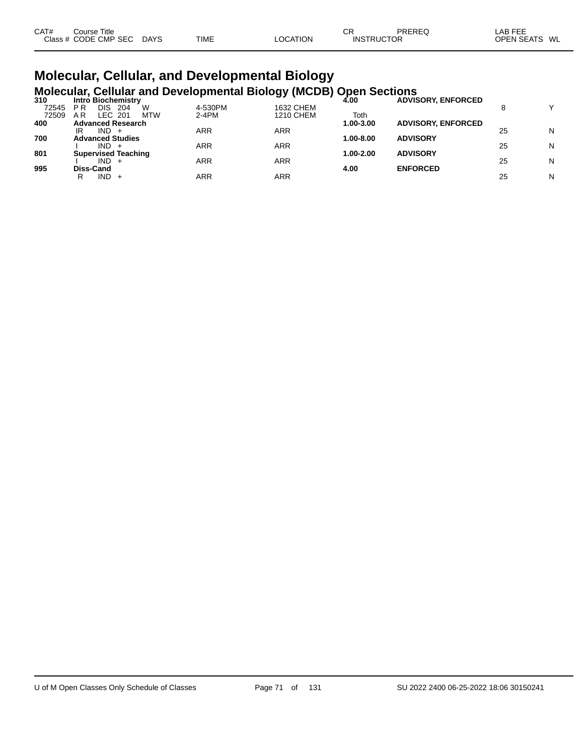# Molecular, Cellular, and Developmental Biology

## Molecular, Cellular and Developmental Biology (MCDB) Open Sections

| CAT# / Class # | Course Title / CODE CMP SEC | DAYS | TIME | LOCATION | CR / INSTRUCTOR | PREREQ | LAB FEE / OPEN SEATS | WL |
|---|---|---|---|---|---|---|---|---|
| **310** | **Intro Biochemistry** | | | | **4.00** | **ADVISORY, ENFORCED** | | |
| 72545 | P R DIS 204 | W | 4-530PM | 1632 CHEM | | | 8 | Y |
| 72509 | A R LEC 201 | MTW | 2-4PM | 1210 CHEM | Toth | | | |
| **400** | **Advanced Research** | | | | **1.00-3.00** | **ADVISORY, ENFORCED** | | |
| | IR IND + | | ARR | ARR | | | 25 | N |
| **700** | **Advanced Studies** | | | | **1.00-8.00** | **ADVISORY** | | |
| | I IND + | | ARR | ARR | | | 25 | N |
| **801** | **Supervised Teaching** | | | | **1.00-2.00** | **ADVISORY** | | |
| | I IND + | | ARR | ARR | | | 25 | N |
| **995** | **Diss-Cand** | | | | **4.00** | **ENFORCED** | | |
| | R IND + | | ARR | ARR | | | 25 | N |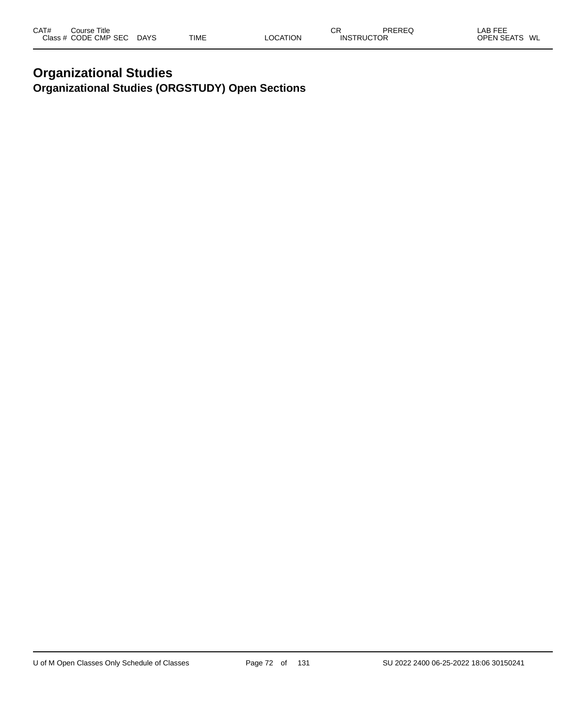# Organizational Studies

## Organizational Studies (ORGSTUDY) Open Sections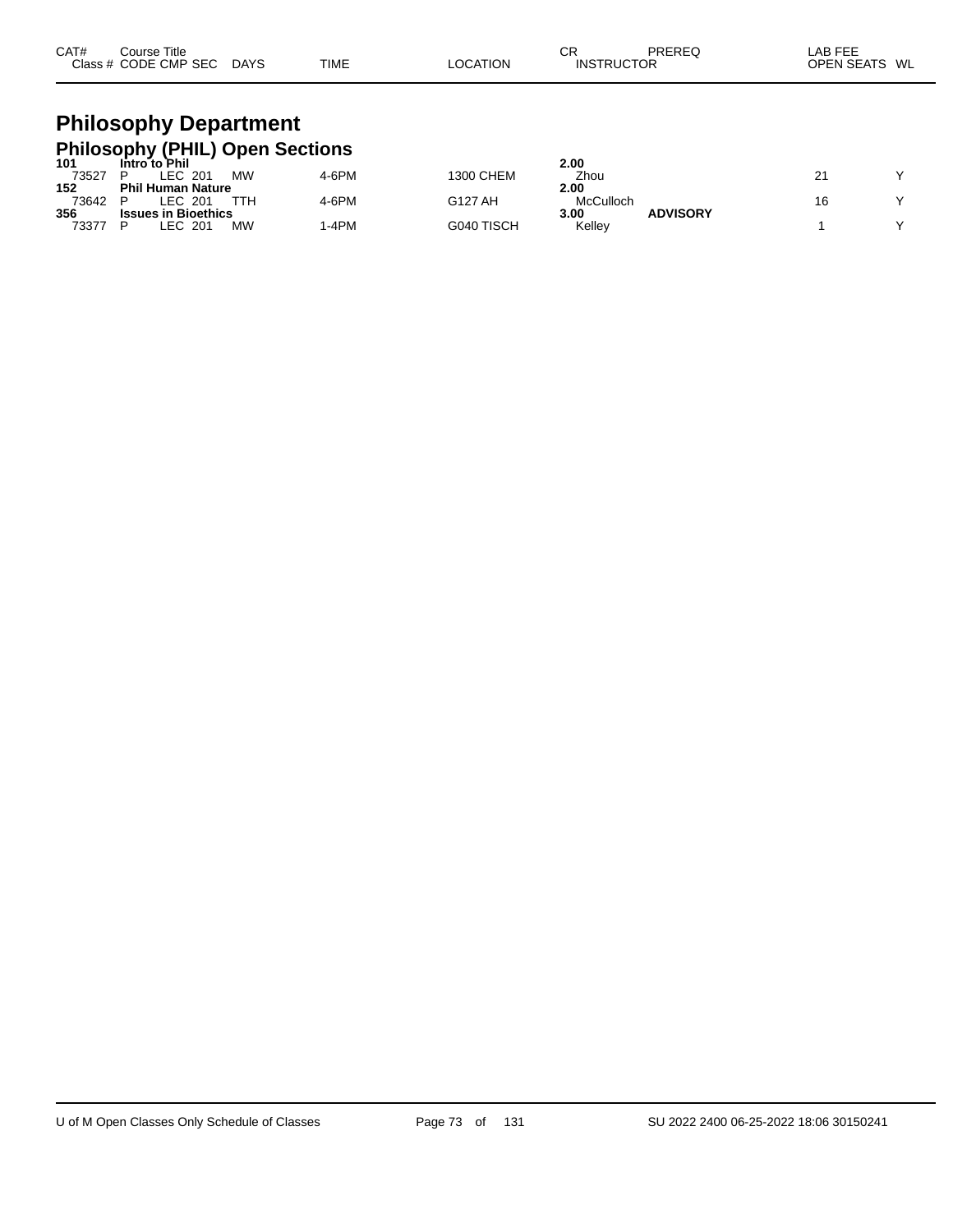# Philosophy Department

## Philosophy (PHIL) Open Sections

| CAT# Class # | Course Title CODE | CMP | SEC | DAYS | TIME | LOCATION | CR INSTRUCTOR | PREREQ | LAB FEE OPEN SEATS | WL |
|---|---|---|---|---|---|---|---|---|---|---|
| **101** | **Intro to Phil** | | | | | | **2.00** | | | |
| 73527 | P | LEC | 201 | MW | 4-6PM | 1300 CHEM | Zhou | | 21 | Y |
| **152** | **Phil Human Nature** | | | | | | **2.00** | | | |
| 73642 | P | LEC | 201 | TTH | 4-6PM | G127 AH | McCulloch | | 16 | Y |
| **356** | **Issues in Bioethics** | | | | | | **3.00** | **ADVISORY** | | |
| 73377 | P | LEC | 201 | MW | 1-4PM | G040 TISCH | Kelley | | 1 | Y |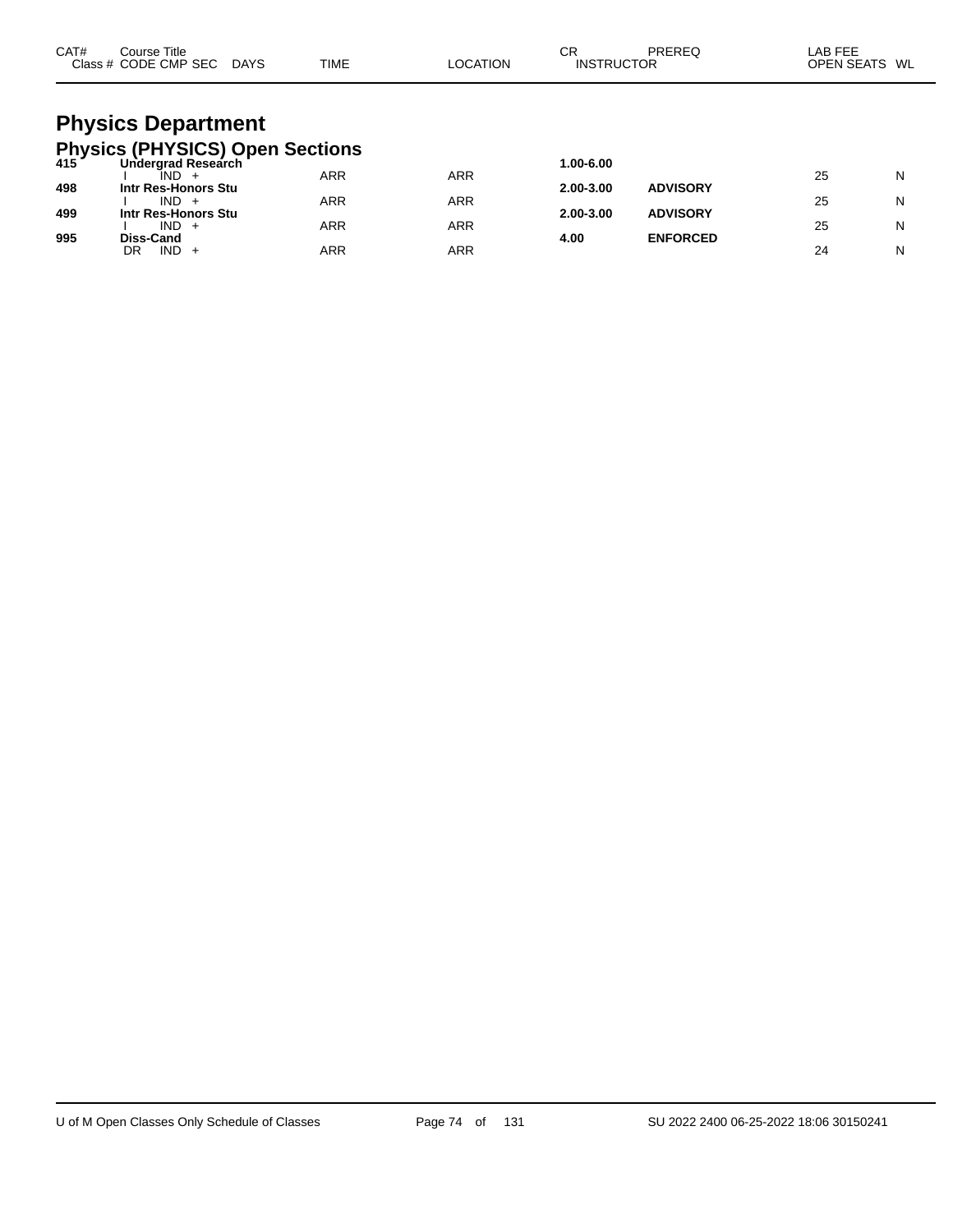| CAT# | Course Title Class # CODE CMP SEC | DAYS | TIME | LOCATION | CR INSTRUCTOR | PREREQ | LAB FEE OPEN SEATS | WL |
|---|---|---|---|---|---|---|---|---|

# Physics Department

## Physics (PHYSICS) Open Sections

| CAT# | Course Title Class # CODE CMP SEC | DAYS | TIME | LOCATION | CR INSTRUCTOR | PREREQ | LAB FEE OPEN SEATS | WL |
|---|---|---|---|---|---|---|---|---|
| **415** | **Undergrad Research** | | | | **1.00-6.00** | | | |
| | I IND + | | ARR | ARR | | | 25 | N |
| **498** | **Intr Res-Honors Stu** | | | | **2.00-3.00** | **ADVISORY** | | |
| | I IND + | | ARR | ARR | | | 25 | N |
| **499** | **Intr Res-Honors Stu** | | | | **2.00-3.00** | **ADVISORY** | | |
| | I IND + | | ARR | ARR | | | 25 | N |
| **995** | **Diss-Cand** | | | | **4.00** | **ENFORCED** | | |
| | DR IND + | | ARR | ARR | | | 24 | N |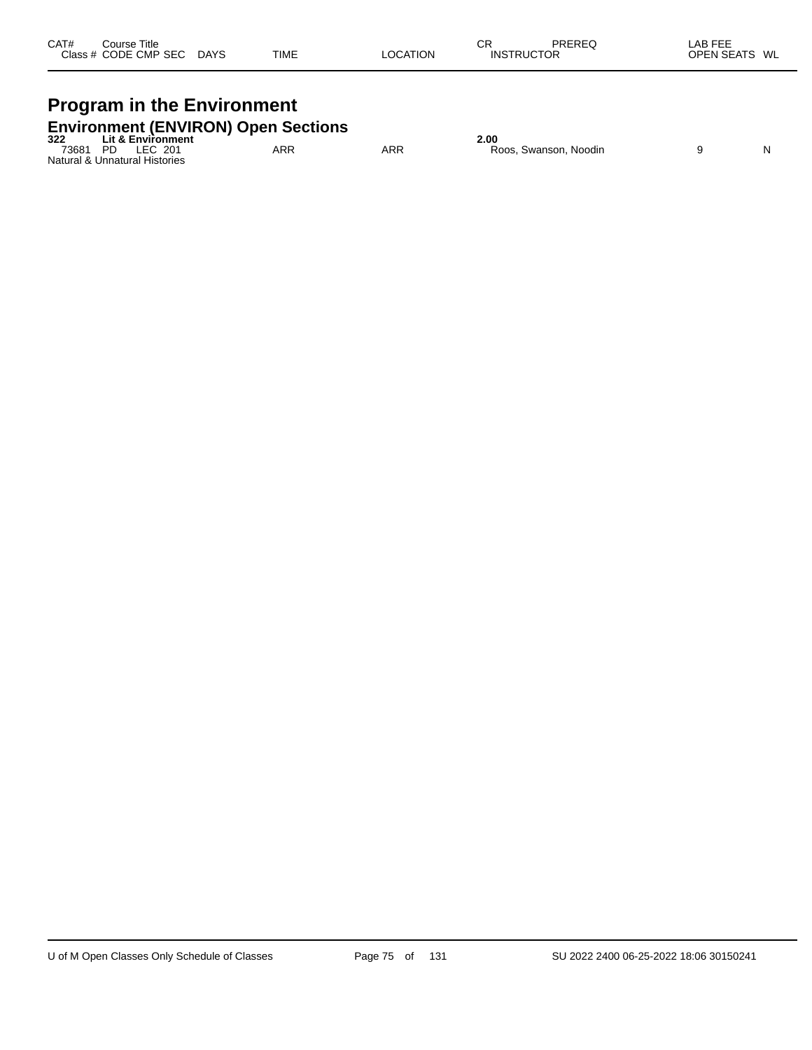| CAT# | Course Title | | | | | CR | PREREQ | LAB FEE | |
|---|---|---|---|---|---|---|---|---|---|
| Class # | CODE | CMP | SEC | DAYS | TIME | LOCATION | INSTRUCTOR | OPEN SEATS | WL |

# Program in the Environment

## Environment (ENVIRON) Open Sections

| CAT# | Course Title | | | | | | CR | | |
|---|---|---|---|---|---|---|---|---|---|
| **322** | **Lit & Environment** | | | | | | **2.00** | | |
| 73681 | PD | LEC | 201 | | ARR | ARR | Roos, Swanson, Noodin | 9 | N |

Natural & Unnatural Histories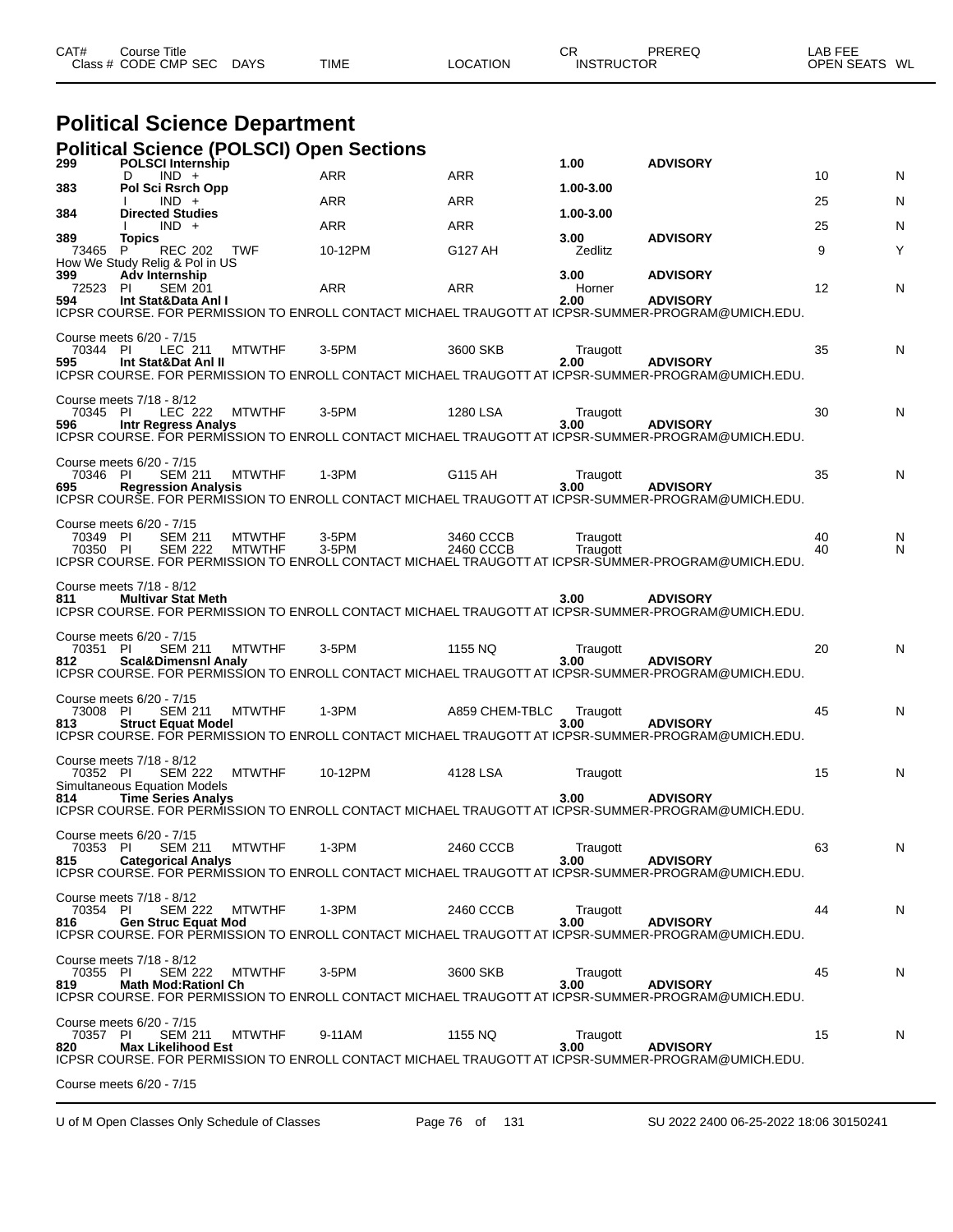| CAT# | Course Title | | | | | CR | PREREQ | LAB FEE | |
|---|---|---|---|---|---|---|---|---|---|
| Class # | CODE CMP SEC | DAYS | TIME | LOCATION | | INSTRUCTOR | | OPEN SEATS | WL |

# Political Science Department

## Political Science (POLSCI) Open Sections

| CAT# / Class # | Course Title / CODE CMP SEC | DAYS | TIME | LOCATION | CR / INSTRUCTOR | PREREQ | OPEN SEATS | WL |
|---|---|---|---|---|---|---|---|---|
| **299** | **POLSCI Internship** | | | | **1.00** | **ADVISORY** | | |
| | D IND + | | ARR | ARR | | | 10 | N |
| **383** | **Pol Sci Rsrch Opp** | | | | **1.00-3.00** | | | |
| | I IND + | | ARR | ARR | | | 25 | N |
| **384** | **Directed Studies** | | | | **1.00-3.00** | | | |
| | I IND + | | ARR | ARR | | | 25 | N |
| **389** | **Topics** | | | | **3.00** | **ADVISORY** | | |
| 73465 | P REC 202 | TWF | 10-12PM | G127 AH | Zedlitz | | 9 | Y |
| | How We Study Relig & Pol in US | | | | | | | |
| **399** | **Adv Internship** | | | | **3.00** | **ADVISORY** | | |
| 72523 | PI SEM 201 | | ARR | ARR | Horner | | 12 | N |
| **594** | **Int Stat&Data Anl I** | | | | **2.00** | **ADVISORY** | | |

ICPSR COURSE. FOR PERMISSION TO ENROLL CONTACT MICHAEL TRAUGOTT AT ICPSR-SUMMER-PROGRAM@UMICH.EDU.

Course meets 6/20 - 7/15

| 70344 | PI LEC 211 | MTWTHF | 3-5PM | 3600 SKB | Traugott | | 35 | N |
|---|---|---|---|---|---|---|---|---|
| **595** | **Int Stat&Dat Anl II** | | | | **2.00** | **ADVISORY** | | |

ICPSR COURSE. FOR PERMISSION TO ENROLL CONTACT MICHAEL TRAUGOTT AT ICPSR-SUMMER-PROGRAM@UMICH.EDU.

Course meets 7/18 - 8/12

| 70345 | PI LEC 222 | MTWTHF | 3-5PM | 1280 LSA | Traugott | | 30 | N |
|---|---|---|---|---|---|---|---|---|
| **596** | **Intr Regress Analys** | | | | **3.00** | **ADVISORY** | | |

ICPSR COURSE. FOR PERMISSION TO ENROLL CONTACT MICHAEL TRAUGOTT AT ICPSR-SUMMER-PROGRAM@UMICH.EDU.

Course meets 6/20 - 7/15

| 70346 | PI SEM 211 | MTWTHF | 1-3PM | G115 AH | Traugott | | 35 | N |
|---|---|---|---|---|---|---|---|---|
| **695** | **Regression Analysis** | | | | **3.00** | **ADVISORY** | | |

ICPSR COURSE. FOR PERMISSION TO ENROLL CONTACT MICHAEL TRAUGOTT AT ICPSR-SUMMER-PROGRAM@UMICH.EDU.

Course meets 6/20 - 7/15

| 70349 | PI SEM 211 | MTWTHF | 3-5PM | 3460 CCCB | Traugott | | 40 | N |
|---|---|---|---|---|---|---|---|---|
| 70350 | PI SEM 222 | MTWTHF | 3-5PM | 2460 CCCB | Traugott | | 40 | N |

ICPSR COURSE. FOR PERMISSION TO ENROLL CONTACT MICHAEL TRAUGOTT AT ICPSR-SUMMER-PROGRAM@UMICH.EDU.

Course meets 7/18 - 8/12

| **811** | **Multivar Stat Meth** | | | | **3.00** | **ADVISORY** | | |
|---|---|---|---|---|---|---|---|---|

ICPSR COURSE. FOR PERMISSION TO ENROLL CONTACT MICHAEL TRAUGOTT AT ICPSR-SUMMER-PROGRAM@UMICH.EDU.

Course meets 6/20 - 7/15

| 70351 | PI SEM 211 | MTWTHF | 3-5PM | 1155 NQ | Traugott | | 20 | N |
|---|---|---|---|---|---|---|---|---|
| **812** | **Scal&Dimensnl Analy** | | | | **3.00** | **ADVISORY** | | |

ICPSR COURSE. FOR PERMISSION TO ENROLL CONTACT MICHAEL TRAUGOTT AT ICPSR-SUMMER-PROGRAM@UMICH.EDU.

Course meets 6/20 - 7/15

| 73008 | PI SEM 211 | MTWTHF | 1-3PM | A859 CHEM-TBLC | Traugott | | 45 | N |
|---|---|---|---|---|---|---|---|---|
| **813** | **Struct Equat Model** | | | | **3.00** | **ADVISORY** | | |

ICPSR COURSE. FOR PERMISSION TO ENROLL CONTACT MICHAEL TRAUGOTT AT ICPSR-SUMMER-PROGRAM@UMICH.EDU.

Course meets 7/18 - 8/12

| 70352 | PI SEM 222 | MTWTHF | 10-12PM | 4128 LSA | Traugott | | 15 | N |
|---|---|---|---|---|---|---|---|---|
| | Simultaneous Equation Models | | | | | | | |
| **814** | **Time Series Analys** | | | | **3.00** | **ADVISORY** | | |

ICPSR COURSE. FOR PERMISSION TO ENROLL CONTACT MICHAEL TRAUGOTT AT ICPSR-SUMMER-PROGRAM@UMICH.EDU.

Course meets 6/20 - 7/15

| 70353 | PI SEM 211 | MTWTHF | 1-3PM | 2460 CCCB | Traugott | | 63 | N |
|---|---|---|---|---|---|---|---|---|
| **815** | **Categorical Analys** | | | | **3.00** | **ADVISORY** | | |

ICPSR COURSE. FOR PERMISSION TO ENROLL CONTACT MICHAEL TRAUGOTT AT ICPSR-SUMMER-PROGRAM@UMICH.EDU.

Course meets 7/18 - 8/12

| 70354 | PI SEM 222 | MTWTHF | 1-3PM | 2460 CCCB | Traugott | | 44 | N |
|---|---|---|---|---|---|---|---|---|
| **816** | **Gen Struc Equat Mod** | | | | **3.00** | **ADVISORY** | | |

ICPSR COURSE. FOR PERMISSION TO ENROLL CONTACT MICHAEL TRAUGOTT AT ICPSR-SUMMER-PROGRAM@UMICH.EDU.

Course meets 7/18 - 8/12

| 70355 | PI SEM 222 | MTWTHF | 3-5PM | 3600 SKB | Traugott | | 45 | N |
|---|---|---|---|---|---|---|---|---|
| **819** | **Math Mod:Rationl Ch** | | | | **3.00** | **ADVISORY** | | |

ICPSR COURSE. FOR PERMISSION TO ENROLL CONTACT MICHAEL TRAUGOTT AT ICPSR-SUMMER-PROGRAM@UMICH.EDU.

Course meets 6/20 - 7/15

| 70357 | PI SEM 211 | MTWTHF | 9-11AM | 1155 NQ | Traugott | | 15 | N |
|---|---|---|---|---|---|---|---|---|
| **820** | **Max Likelihood Est** | | | | **3.00** | **ADVISORY** | | |

ICPSR COURSE. FOR PERMISSION TO ENROLL CONTACT MICHAEL TRAUGOTT AT ICPSR-SUMMER-PROGRAM@UMICH.EDU.

Course meets 6/20 - 7/15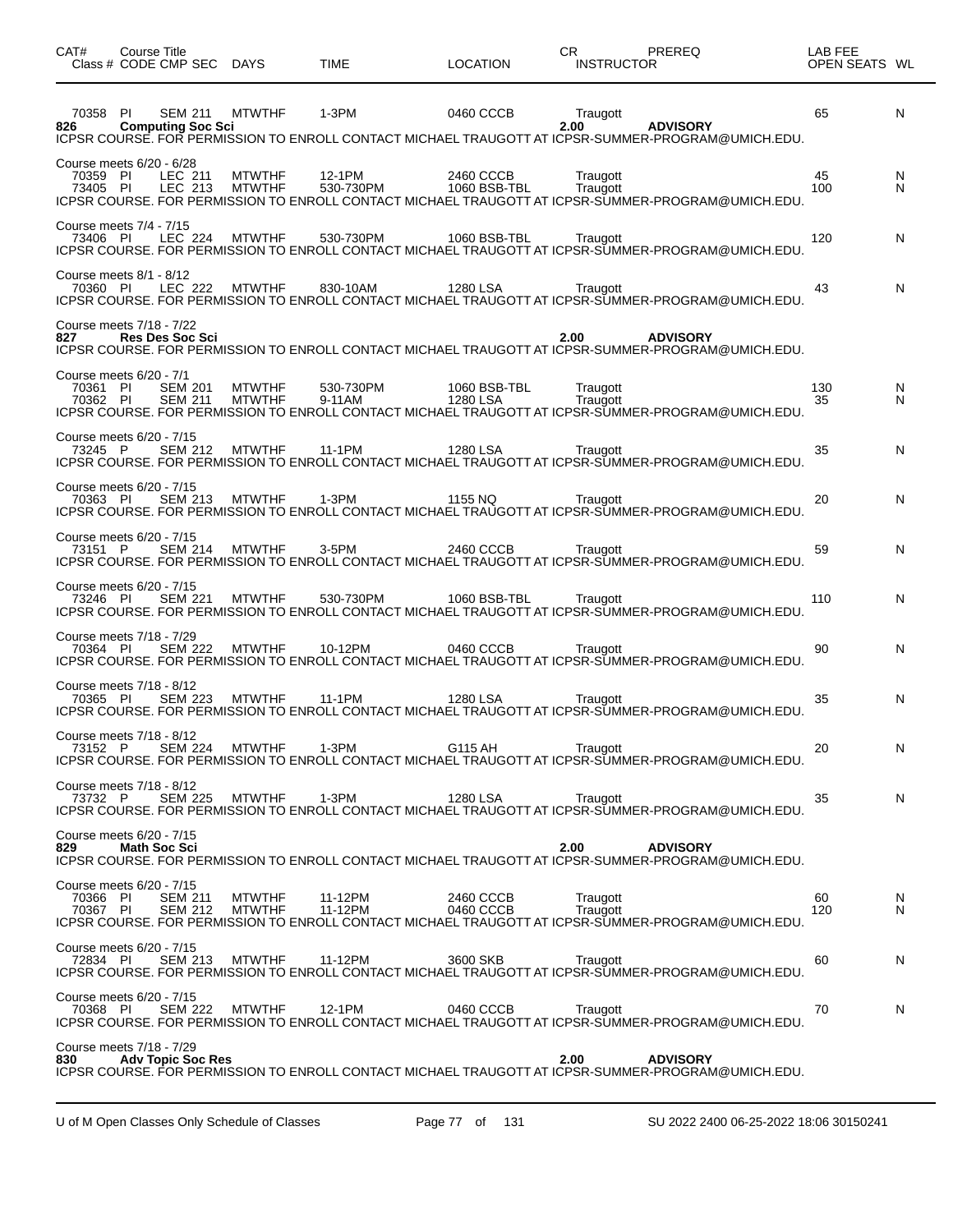| CAT# Class # | Course Title CODE CMP SEC | DAYS | TIME | LOCATION | CR INSTRUCTOR | PREREQ | LAB FEE OPEN SEATS | WL |
|---|---|---|---|---|---|---|---|---|
| 70358 | PI SEM 211 | MTWTHF | 1-3PM | 0460 CCCB | Traugott | | 65 | N |
| **826** | **Computing Soc Sci** | | | | **2.00** | **ADVISORY** | | |

ICPSR COURSE. FOR PERMISSION TO ENROLL CONTACT MICHAEL TRAUGOTT AT ICPSR-SUMMER-PROGRAM@UMICH.EDU.

Course meets 6/20 - 6/28

| Class # | CODE CMP SEC | DAYS | TIME | LOCATION | INSTRUCTOR | OPEN SEATS | WL |
|---|---|---|---|---|---|---|---|
| 70359 | PI LEC 211 | MTWTHF | 12-1PM | 2460 CCCB | Traugott | 45 | N |
| 73405 | PI LEC 213 | MTWTHF | 530-730PM | 1060 BSB-TBL | Traugott | 100 | N |

ICPSR COURSE. FOR PERMISSION TO ENROLL CONTACT MICHAEL TRAUGOTT AT ICPSR-SUMMER-PROGRAM@UMICH.EDU.

Course meets 7/4 - 7/15

| Class # | CODE CMP SEC | DAYS | TIME | LOCATION | INSTRUCTOR | OPEN SEATS | WL |
|---|---|---|---|---|---|---|---|
| 73406 | PI LEC 224 | MTWTHF | 530-730PM | 1060 BSB-TBL | Traugott | 120 | N |

ICPSR COURSE. FOR PERMISSION TO ENROLL CONTACT MICHAEL TRAUGOTT AT ICPSR-SUMMER-PROGRAM@UMICH.EDU.

Course meets 8/1 - 8/12

| Class # | CODE CMP SEC | DAYS | TIME | LOCATION | INSTRUCTOR | OPEN SEATS | WL |
|---|---|---|---|---|---|---|---|
| 70360 | PI LEC 222 | MTWTHF | 830-10AM | 1280 LSA | Traugott | 43 | N |

ICPSR COURSE. FOR PERMISSION TO ENROLL CONTACT MICHAEL TRAUGOTT AT ICPSR-SUMMER-PROGRAM@UMICH.EDU.

Course meets 7/18 - 7/22

**827 Res Des Soc Sci** **2.00** **ADVISORY**

ICPSR COURSE. FOR PERMISSION TO ENROLL CONTACT MICHAEL TRAUGOTT AT ICPSR-SUMMER-PROGRAM@UMICH.EDU.

Course meets 6/20 - 7/1

| Class # | CODE CMP SEC | DAYS | TIME | LOCATION | INSTRUCTOR | OPEN SEATS | WL |
|---|---|---|---|---|---|---|---|
| 70361 | PI SEM 201 | MTWTHF | 530-730PM | 1060 BSB-TBL | Traugott | 130 | N |
| 70362 | PI SEM 211 | MTWTHF | 9-11AM | 1280 LSA | Traugott | 35 | N |

ICPSR COURSE. FOR PERMISSION TO ENROLL CONTACT MICHAEL TRAUGOTT AT ICPSR-SUMMER-PROGRAM@UMICH.EDU.

Course meets 6/20 - 7/15

| Class # | CODE CMP SEC | DAYS | TIME | LOCATION | INSTRUCTOR | OPEN SEATS | WL |
|---|---|---|---|---|---|---|---|
| 73245 | P SEM 212 | MTWTHF | 11-1PM | 1280 LSA | Traugott | 35 | N |

ICPSR COURSE. FOR PERMISSION TO ENROLL CONTACT MICHAEL TRAUGOTT AT ICPSR-SUMMER-PROGRAM@UMICH.EDU.

Course meets 6/20 - 7/15

| Class # | CODE CMP SEC | DAYS | TIME | LOCATION | INSTRUCTOR | OPEN SEATS | WL |
|---|---|---|---|---|---|---|---|
| 70363 | PI SEM 213 | MTWTHF | 1-3PM | 1155 NQ | Traugott | 20 | N |

ICPSR COURSE. FOR PERMISSION TO ENROLL CONTACT MICHAEL TRAUGOTT AT ICPSR-SUMMER-PROGRAM@UMICH.EDU.

Course meets 6/20 - 7/15

| Class # | CODE CMP SEC | DAYS | TIME | LOCATION | INSTRUCTOR | OPEN SEATS | WL |
|---|---|---|---|---|---|---|---|
| 73151 | P SEM 214 | MTWTHF | 3-5PM | 2460 CCCB | Traugott | 59 | N |

ICPSR COURSE. FOR PERMISSION TO ENROLL CONTACT MICHAEL TRAUGOTT AT ICPSR-SUMMER-PROGRAM@UMICH.EDU.

Course meets 6/20 - 7/15

| Class # | CODE CMP SEC | DAYS | TIME | LOCATION | INSTRUCTOR | OPEN SEATS | WL |
|---|---|---|---|---|---|---|---|
| 73246 | PI SEM 221 | MTWTHF | 530-730PM | 1060 BSB-TBL | Traugott | 110 | N |

ICPSR COURSE. FOR PERMISSION TO ENROLL CONTACT MICHAEL TRAUGOTT AT ICPSR-SUMMER-PROGRAM@UMICH.EDU.

Course meets 7/18 - 7/29

| Class # | CODE CMP SEC | DAYS | TIME | LOCATION | INSTRUCTOR | OPEN SEATS | WL |
|---|---|---|---|---|---|---|---|
| 70364 | PI SEM 222 | MTWTHF | 10-12PM | 0460 CCCB | Traugott | 90 | N |

ICPSR COURSE. FOR PERMISSION TO ENROLL CONTACT MICHAEL TRAUGOTT AT ICPSR-SUMMER-PROGRAM@UMICH.EDU.

Course meets 7/18 - 8/12

| Class # | CODE CMP SEC | DAYS | TIME | LOCATION | INSTRUCTOR | OPEN SEATS | WL |
|---|---|---|---|---|---|---|---|
| 70365 | PI SEM 223 | MTWTHF | 11-1PM | 1280 LSA | Traugott | 35 | N |

ICPSR COURSE. FOR PERMISSION TO ENROLL CONTACT MICHAEL TRAUGOTT AT ICPSR-SUMMER-PROGRAM@UMICH.EDU.

Course meets 7/18 - 8/12

| Class # | CODE CMP SEC | DAYS | TIME | LOCATION | INSTRUCTOR | OPEN SEATS | WL |
|---|---|---|---|---|---|---|---|
| 73152 | P SEM 224 | MTWTHF | 1-3PM | G115 AH | Traugott | 20 | N |

ICPSR COURSE. FOR PERMISSION TO ENROLL CONTACT MICHAEL TRAUGOTT AT ICPSR-SUMMER-PROGRAM@UMICH.EDU.

Course meets 7/18 - 8/12

| Class # | CODE CMP SEC | DAYS | TIME | LOCATION | INSTRUCTOR | OPEN SEATS | WL |
|---|---|---|---|---|---|---|---|
| 73732 | P SEM 225 | MTWTHF | 1-3PM | 1280 LSA | Traugott | 35 | N |

ICPSR COURSE. FOR PERMISSION TO ENROLL CONTACT MICHAEL TRAUGOTT AT ICPSR-SUMMER-PROGRAM@UMICH.EDU.

Course meets 6/20 - 7/15

**829 Math Soc Sci** **2.00** **ADVISORY**

ICPSR COURSE. FOR PERMISSION TO ENROLL CONTACT MICHAEL TRAUGOTT AT ICPSR-SUMMER-PROGRAM@UMICH.EDU.

Course meets 6/20 - 7/15

| Class # | CODE CMP SEC | DAYS | TIME | LOCATION | INSTRUCTOR | OPEN SEATS | WL |
|---|---|---|---|---|---|---|---|
| 70366 | PI SEM 211 | MTWTHF | 11-12PM | 2460 CCCB | Traugott | 60 | N |
| 70367 | PI SEM 212 | MTWTHF | 11-12PM | 0460 CCCB | Traugott | 120 | N |

ICPSR COURSE. FOR PERMISSION TO ENROLL CONTACT MICHAEL TRAUGOTT AT ICPSR-SUMMER-PROGRAM@UMICH.EDU.

Course meets 6/20 - 7/15

| Class # | CODE CMP SEC | DAYS | TIME | LOCATION | INSTRUCTOR | OPEN SEATS | WL |
|---|---|---|---|---|---|---|---|
| 72834 | PI SEM 213 | MTWTHF | 11-12PM | 3600 SKB | Traugott | 60 | N |

ICPSR COURSE. FOR PERMISSION TO ENROLL CONTACT MICHAEL TRAUGOTT AT ICPSR-SUMMER-PROGRAM@UMICH.EDU.

Course meets 6/20 - 7/15

| Class # | CODE CMP SEC | DAYS | TIME | LOCATION | INSTRUCTOR | OPEN SEATS | WL |
|---|---|---|---|---|---|---|---|
| 70368 | PI SEM 222 | MTWTHF | 12-1PM | 0460 CCCB | Traugott | 70 | N |

ICPSR COURSE. FOR PERMISSION TO ENROLL CONTACT MICHAEL TRAUGOTT AT ICPSR-SUMMER-PROGRAM@UMICH.EDU.

Course meets 7/18 - 7/29

**830 Adv Topic Soc Res** **2.00** **ADVISORY**

ICPSR COURSE. FOR PERMISSION TO ENROLL CONTACT MICHAEL TRAUGOTT AT ICPSR-SUMMER-PROGRAM@UMICH.EDU.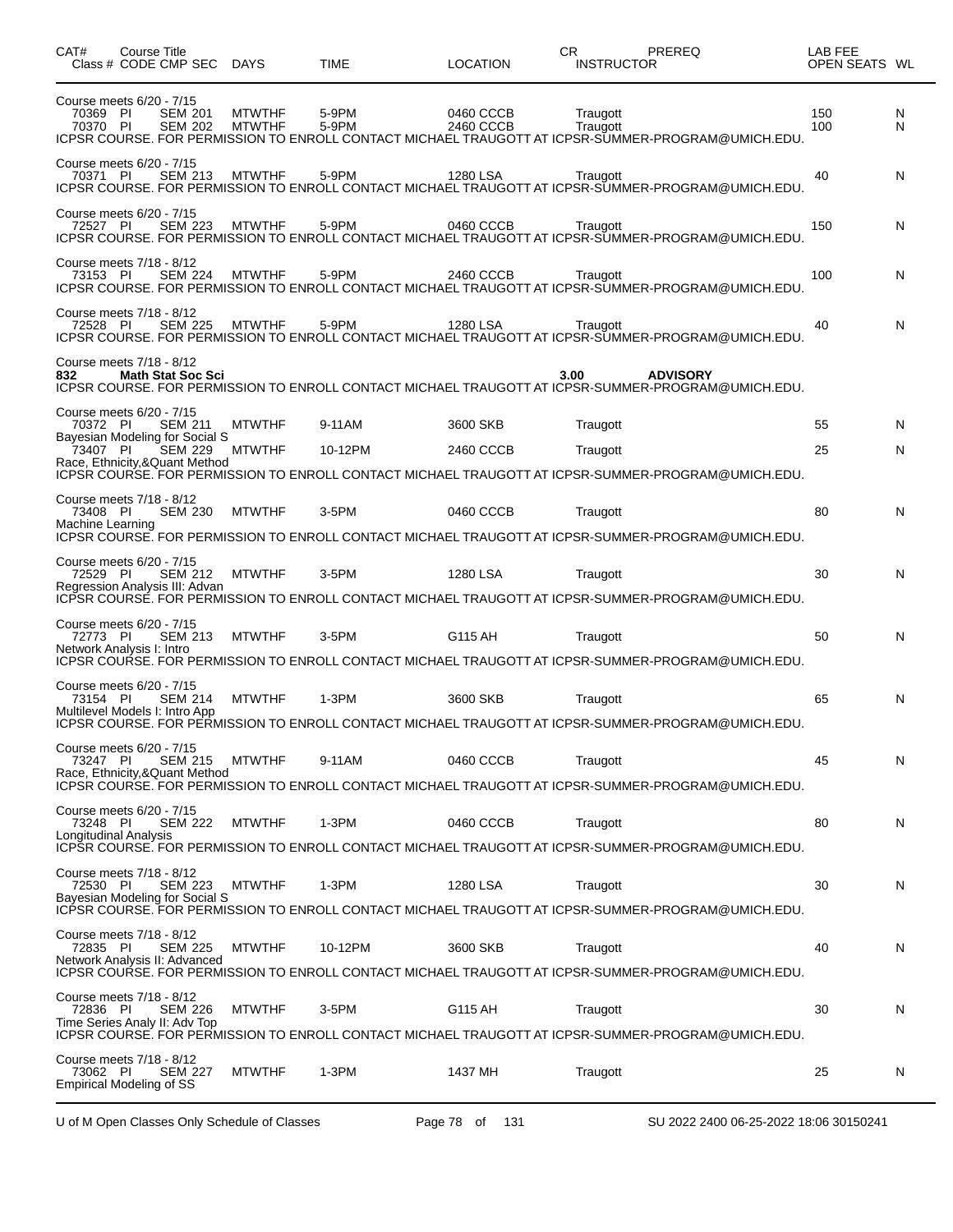| CAT# Class # | Course Title CODE CMP SEC | DAYS | TIME | LOCATION | CR INSTRUCTOR | PREREQ | LAB FEE OPEN SEATS | WL |
|---|---|---|---|---|---|---|---|---|
| Course meets 6/20 - 7/15 | | | | | | | | |
| 70369 PI | SEM 201 | MTWTHF | 5-9PM | 0460 CCCB | Traugott | | 150 | N |
| 70370 PI | SEM 202 | MTWTHF | 5-9PM | 2460 CCCB | Traugott | | 100 | N |
| ICPSR COURSE. FOR PERMISSION TO ENROLL CONTACT MICHAEL TRAUGOTT AT ICPSR-SUMMER-PROGRAM@UMICH.EDU. | | | | | | | | |
| Course meets 6/20 - 7/15 | | | | | | | | |
| 70371 PI | SEM 213 | MTWTHF | 5-9PM | 1280 LSA | Traugott | | 40 | N |
| ICPSR COURSE. FOR PERMISSION TO ENROLL CONTACT MICHAEL TRAUGOTT AT ICPSR-SUMMER-PROGRAM@UMICH.EDU. | | | | | | | | |
| Course meets 6/20 - 7/15 | | | | | | | | |
| 72527 PI | SEM 223 | MTWTHF | 5-9PM | 0460 CCCB | Traugott | | 150 | N |
| ICPSR COURSE. FOR PERMISSION TO ENROLL CONTACT MICHAEL TRAUGOTT AT ICPSR-SUMMER-PROGRAM@UMICH.EDU. | | | | | | | | |
| Course meets 7/18 - 8/12 | | | | | | | | |
| 73153 PI | SEM 224 | MTWTHF | 5-9PM | 2460 CCCB | Traugott | | 100 | N |
| ICPSR COURSE. FOR PERMISSION TO ENROLL CONTACT MICHAEL TRAUGOTT AT ICPSR-SUMMER-PROGRAM@UMICH.EDU. | | | | | | | | |
| Course meets 7/18 - 8/12 | | | | | | | | |
| 72528 PI | SEM 225 | MTWTHF | 5-9PM | 1280 LSA | Traugott | | 40 | N |
| ICPSR COURSE. FOR PERMISSION TO ENROLL CONTACT MICHAEL TRAUGOTT AT ICPSR-SUMMER-PROGRAM@UMICH.EDU. | | | | | | | | |
| Course meets 7/18 - 8/12 | | | | | | | | |
| **832** | **Math Stat Soc Sci** | | | | **3.00** | **ADVISORY** | | |
| ICPSR COURSE. FOR PERMISSION TO ENROLL CONTACT MICHAEL TRAUGOTT AT ICPSR-SUMMER-PROGRAM@UMICH.EDU. | | | | | | | | |
| Course meets 6/20 - 7/15 | | | | | | | | |
| 70372 PI | SEM 211 | MTWTHF | 9-11AM | 3600 SKB | Traugott | | 55 | N |
| Bayesian Modeling for Social S | | | | | | | | |
| 73407 PI | SEM 229 | MTWTHF | 10-12PM | 2460 CCCB | Traugott | | 25 | N |
| Race, Ethnicity,&Quant Method | | | | | | | | |
| ICPSR COURSE. FOR PERMISSION TO ENROLL CONTACT MICHAEL TRAUGOTT AT ICPSR-SUMMER-PROGRAM@UMICH.EDU. | | | | | | | | |
| Course meets 7/18 - 8/12 | | | | | | | | |
| 73408 PI | SEM 230 | MTWTHF | 3-5PM | 0460 CCCB | Traugott | | 80 | N |
| Machine Learning | | | | | | | | |
| ICPSR COURSE. FOR PERMISSION TO ENROLL CONTACT MICHAEL TRAUGOTT AT ICPSR-SUMMER-PROGRAM@UMICH.EDU. | | | | | | | | |
| Course meets 6/20 - 7/15 | | | | | | | | |
| 72529 PI | SEM 212 | MTWTHF | 3-5PM | 1280 LSA | Traugott | | 30 | N |
| Regression Analysis III: Advan | | | | | | | | |
| ICPSR COURSE. FOR PERMISSION TO ENROLL CONTACT MICHAEL TRAUGOTT AT ICPSR-SUMMER-PROGRAM@UMICH.EDU. | | | | | | | | |
| Course meets 6/20 - 7/15 | | | | | | | | |
| 72773 PI | SEM 213 | MTWTHF | 3-5PM | G115 AH | Traugott | | 50 | N |
| Network Analysis I: Intro | | | | | | | | |
| ICPSR COURSE. FOR PERMISSION TO ENROLL CONTACT MICHAEL TRAUGOTT AT ICPSR-SUMMER-PROGRAM@UMICH.EDU. | | | | | | | | |
| Course meets 6/20 - 7/15 | | | | | | | | |
| 73154 PI | SEM 214 | MTWTHF | 1-3PM | 3600 SKB | Traugott | | 65 | N |
| Multilevel Models I: Intro App | | | | | | | | |
| ICPSR COURSE. FOR PERMISSION TO ENROLL CONTACT MICHAEL TRAUGOTT AT ICPSR-SUMMER-PROGRAM@UMICH.EDU. | | | | | | | | |
| Course meets 6/20 - 7/15 | | | | | | | | |
| 73247 PI | SEM 215 | MTWTHF | 9-11AM | 0460 CCCB | Traugott | | 45 | N |
| Race, Ethnicity,&Quant Method | | | | | | | | |
| ICPSR COURSE. FOR PERMISSION TO ENROLL CONTACT MICHAEL TRAUGOTT AT ICPSR-SUMMER-PROGRAM@UMICH.EDU. | | | | | | | | |
| Course meets 6/20 - 7/15 | | | | | | | | |
| 73248 PI | SEM 222 | MTWTHF | 1-3PM | 0460 CCCB | Traugott | | 80 | N |
| Longitudinal Analysis | | | | | | | | |
| ICPSR COURSE. FOR PERMISSION TO ENROLL CONTACT MICHAEL TRAUGOTT AT ICPSR-SUMMER-PROGRAM@UMICH.EDU. | | | | | | | | |
| Course meets 7/18 - 8/12 | | | | | | | | |
| 72530 PI | SEM 223 | MTWTHF | 1-3PM | 1280 LSA | Traugott | | 30 | N |
| Bayesian Modeling for Social S | | | | | | | | |
| ICPSR COURSE. FOR PERMISSION TO ENROLL CONTACT MICHAEL TRAUGOTT AT ICPSR-SUMMER-PROGRAM@UMICH.EDU. | | | | | | | | |
| Course meets 7/18 - 8/12 | | | | | | | | |
| 72835 PI | SEM 225 | MTWTHF | 10-12PM | 3600 SKB | Traugott | | 40 | N |
| Network Analysis II: Advanced | | | | | | | | |
| ICPSR COURSE. FOR PERMISSION TO ENROLL CONTACT MICHAEL TRAUGOTT AT ICPSR-SUMMER-PROGRAM@UMICH.EDU. | | | | | | | | |
| Course meets 7/18 - 8/12 | | | | | | | | |
| 72836 PI | SEM 226 | MTWTHF | 3-5PM | G115 AH | Traugott | | 30 | N |
| Time Series Analy II: Adv Top | | | | | | | | |
| ICPSR COURSE. FOR PERMISSION TO ENROLL CONTACT MICHAEL TRAUGOTT AT ICPSR-SUMMER-PROGRAM@UMICH.EDU. | | | | | | | | |
| Course meets 7/18 - 8/12 | | | | | | | | |
| 73062 PI | SEM 227 | MTWTHF | 1-3PM | 1437 MH | Traugott | | 25 | N |
| Empirical Modeling of SS | | | | | | | | |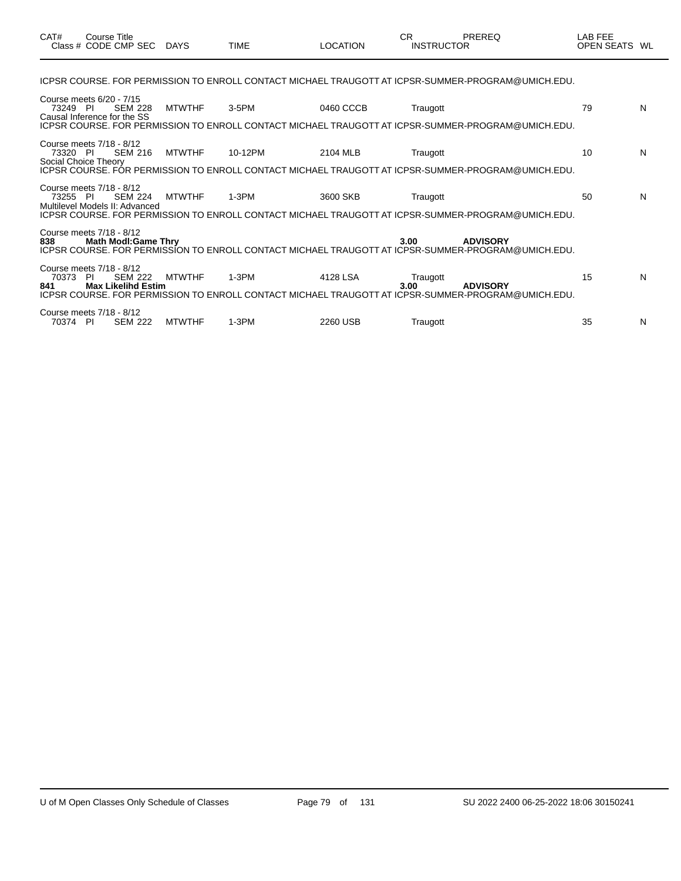| CAT# Class # | Course Title CODE CMP SEC | DAYS | TIME | LOCATION | CR INSTRUCTOR | PREREQ | LAB FEE OPEN SEATS | WL |
|---|---|---|---|---|---|---|---|---|

ICPSR COURSE. FOR PERMISSION TO ENROLL CONTACT MICHAEL TRAUGOTT AT ICPSR-SUMMER-PROGRAM@UMICH.EDU.

Course meets 6/20 - 7/15

| 73249 | PI SEM 228 | MTWTHF | 3-5PM | 0460 CCCB | Traugott | | 79 | N |
|---|---|---|---|---|---|---|---|---|

Causal Inference for the SS
ICPSR COURSE. FOR PERMISSION TO ENROLL CONTACT MICHAEL TRAUGOTT AT ICPSR-SUMMER-PROGRAM@UMICH.EDU.

Course meets 7/18 - 8/12

| 73320 | PI SEM 216 | MTWTHF | 10-12PM | 2104 MLB | Traugott | | 10 | N |
|---|---|---|---|---|---|---|---|---|

Social Choice Theory
ICPSR COURSE. FOR PERMISSION TO ENROLL CONTACT MICHAEL TRAUGOTT AT ICPSR-SUMMER-PROGRAM@UMICH.EDU.

Course meets 7/18 - 8/12

| 73255 | PI SEM 224 | MTWTHF | 1-3PM | 3600 SKB | Traugott | | 50 | N |
|---|---|---|---|---|---|---|---|---|

Multilevel Models II: Advanced
ICPSR COURSE. FOR PERMISSION TO ENROLL CONTACT MICHAEL TRAUGOTT AT ICPSR-SUMMER-PROGRAM@UMICH.EDU.

Course meets 7/18 - 8/12

**838 Math Modl:Game Thry** **3.00** **ADVISORY**

ICPSR COURSE. FOR PERMISSION TO ENROLL CONTACT MICHAEL TRAUGOTT AT ICPSR-SUMMER-PROGRAM@UMICH.EDU.

Course meets 7/18 - 8/12

| 70373 | PI SEM 222 | MTWTHF | 1-3PM | 4128 LSA | Traugott | | 15 | N |
|---|---|---|---|---|---|---|---|---|

**841 Max Likelihd Estim** **3.00** **ADVISORY**

ICPSR COURSE. FOR PERMISSION TO ENROLL CONTACT MICHAEL TRAUGOTT AT ICPSR-SUMMER-PROGRAM@UMICH.EDU.

Course meets 7/18 - 8/12

| 70374 | PI SEM 222 | MTWTHF | 1-3PM | 2260 USB | Traugott | | 35 | N |
|---|---|---|---|---|---|---|---|---|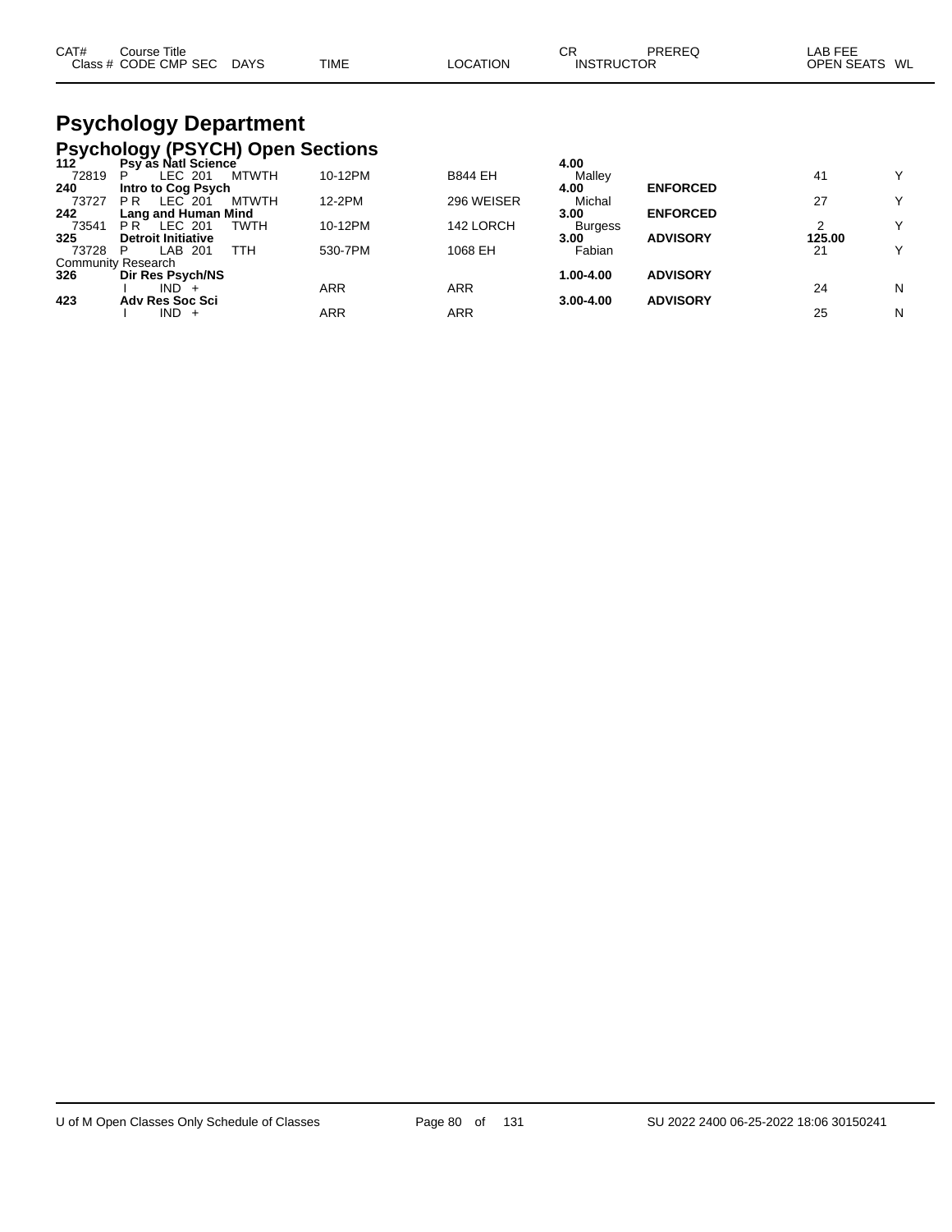| CAT# | Course Title | | | | | CR | PREREQ | LAB FEE | |
|---|---|---|---|---|---|---|---|---|---|
| Class # | CODE CMP SEC | DAYS | TIME | LOCATION | | INSTRUCTOR | | OPEN SEATS | WL |

# Psychology Department

## Psychology (PSYCH) Open Sections

| CAT# / Class # | Course Title / CODE CMP SEC | DAYS | TIME | LOCATION | CR / INSTRUCTOR | PREREQ | LAB FEE / OPEN SEATS | WL |
|---|---|---|---|---|---|---|---|---|
| **112** | **Psy as Natl Science** | | | | **4.00** | | | |
| 72819 | P LEC 201 | MTWTH | 10-12PM | B844 EH | Malley | | 41 | Y |
| **240** | **Intro to Cog Psych** | | | | **4.00** | **ENFORCED** | | |
| 73727 | P R LEC 201 | MTWTH | 12-2PM | 296 WEISER | Michal | | 27 | Y |
| **242** | **Lang and Human Mind** | | | | **3.00** | **ENFORCED** | | |
| 73541 | P R LEC 201 | TWTH | 10-12PM | 142 LORCH | Burgess | | 2 | Y |
| **325** | **Detroit Initiative** | | | | **3.00** | **ADVISORY** | **125.00** | |
| 73728 | P LAB 201 | TTH | 530-7PM | 1068 EH | Fabian | | 21 | Y |
| Community Research | | | | | | | | |
| **326** | **Dir Res Psych/NS** | | | | **1.00-4.00** | **ADVISORY** | | |
| | I IND + | | ARR | ARR | | | 24 | N |
| **423** | **Adv Res Soc Sci** | | | | **3.00-4.00** | **ADVISORY** | | |
| | I IND + | | ARR | ARR | | | 25 | N |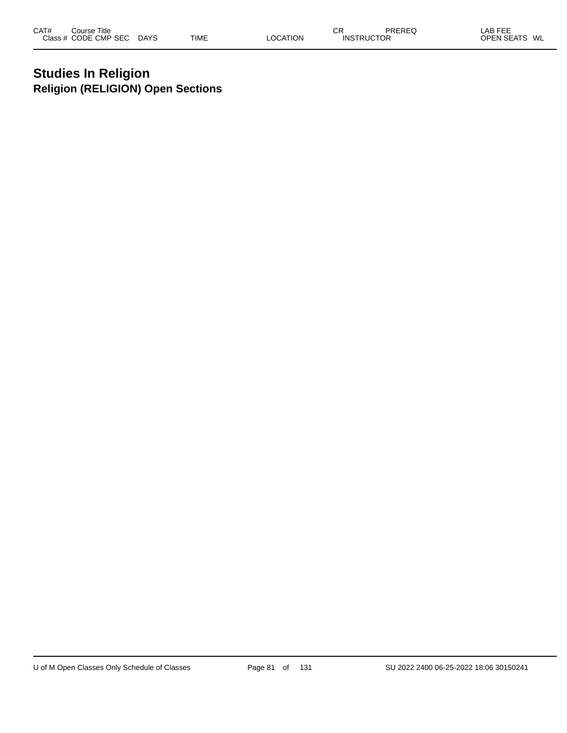| CAT# Class # | Course Title CODE CMP SEC | DAYS | TIME | LOCATION | CR INSTRUCTOR | PREREQ | LAB FEE OPEN SEATS WL |
|---|---|---|---|---|---|---|---|

# Studies In Religion

## Religion (RELIGION) Open Sections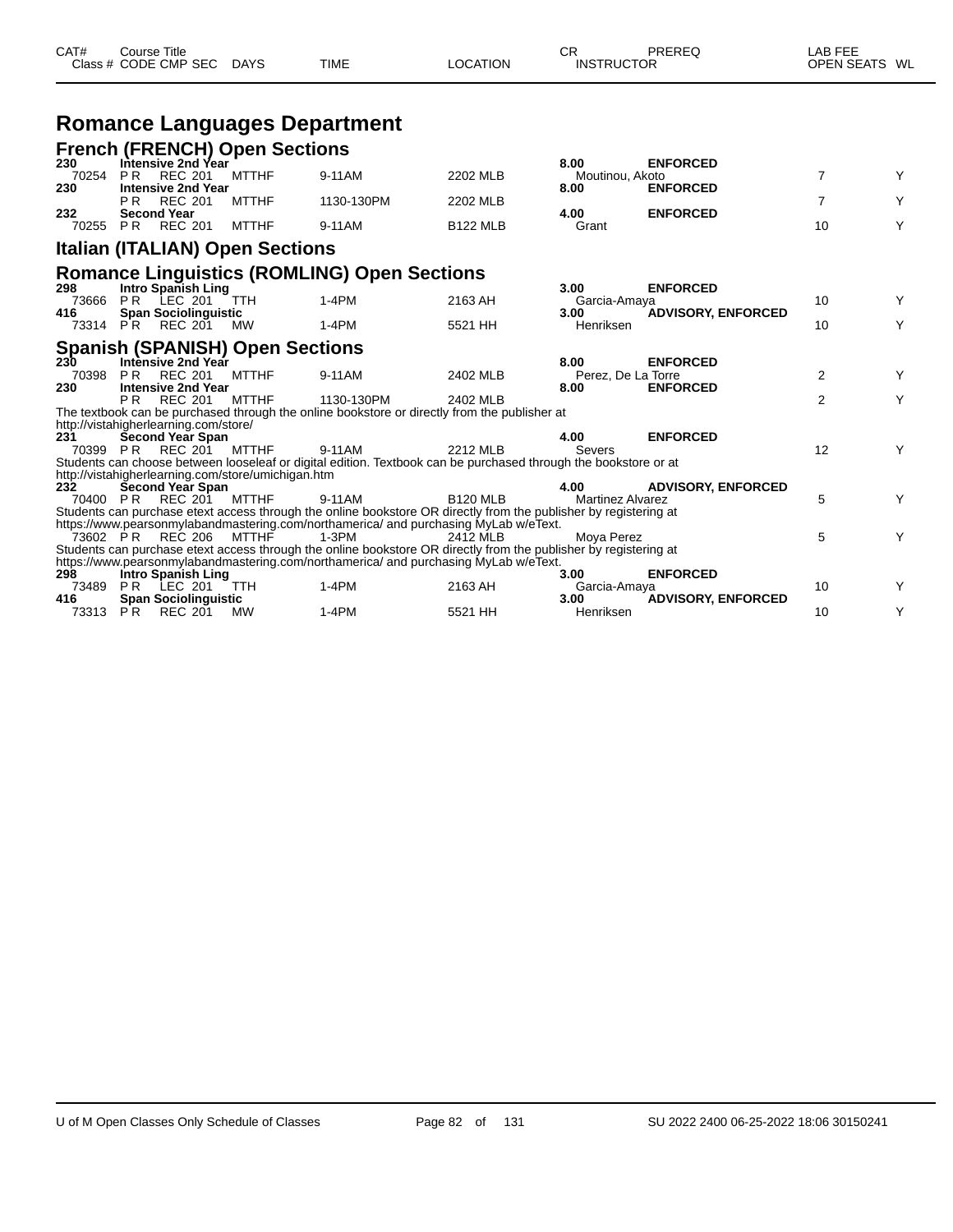# Romance Languages Department

## French (FRENCH) Open Sections

| CAT# / Class # | Course Title / CODE CMP SEC | DAYS | TIME | LOCATION | CR / INSTRUCTOR | PREREQ | LAB FEE / OPEN SEATS | WL |
|---|---|---|---|---|---|---|---|---|
| 230 | Intensive 2nd Year | | | | 8.00 | ENFORCED | | |
| 70254 | P R REC 201 | MTTHF | 9-11AM | 2202 MLB | Moutinou, Akoto | | 7 | Y |
| 230 | Intensive 2nd Year | | | | 8.00 | ENFORCED | | |
| | P R REC 201 | MTTHF | 1130-130PM | 2202 MLB | | | 7 | Y |
| 232 | Second Year | | | | 4.00 | ENFORCED | | |
| 70255 | P R REC 201 | MTTHF | 9-11AM | B122 MLB | Grant | | 10 | Y |

## Italian (ITALIAN) Open Sections

## Romance Linguistics (ROMLING) Open Sections

| CAT# / Class # | Course Title / CODE CMP SEC | DAYS | TIME | LOCATION | CR / INSTRUCTOR | PREREQ | LAB FEE / OPEN SEATS | WL |
|---|---|---|---|---|---|---|---|---|
| 298 | Intro Spanish Ling | | | | 3.00 | ENFORCED | | |
| 73666 | P R LEC 201 | TTH | 1-4PM | 2163 AH | Garcia-Amaya | | 10 | Y |
| 416 | Span Sociolinguistic | | | | 3.00 | ADVISORY, ENFORCED | | |
| 73314 | P R REC 201 | MW | 1-4PM | 5521 HH | Henriksen | | 10 | Y |

## Spanish (SPANISH) Open Sections

| CAT# / Class # | Course Title / CODE CMP SEC | DAYS | TIME | LOCATION | CR / INSTRUCTOR | PREREQ | LAB FEE / OPEN SEATS | WL |
|---|---|---|---|---|---|---|---|---|
| 230 | Intensive 2nd Year | | | | 8.00 | ENFORCED | | |
| 70398 | P R REC 201 | MTTHF | 9-11AM | 2402 MLB | Perez, De La Torre | | 2 | Y |
| 230 | Intensive 2nd Year | | | | 8.00 | ENFORCED | | |
| | P R REC 201 | MTTHF | 1130-130PM | 2402 MLB | | | 2 | Y |

The textbook can be purchased through the online bookstore or directly from the publisher at http://vistahigherlearning.com/store/

| CAT# / Class # | Course Title / CODE CMP SEC | DAYS | TIME | LOCATION | CR / INSTRUCTOR | PREREQ | LAB FEE / OPEN SEATS | WL |
|---|---|---|---|---|---|---|---|---|
| 231 | Second Year Span | | | | 4.00 | ENFORCED | | |
| 70399 | P R REC 201 | MTTHF | 9-11AM | 2212 MLB | Severs | | 12 | Y |

Students can choose between looseleaf or digital edition. Textbook can be purchased through the bookstore or at http://vistahigherlearning.com/store/umichigan.htm

| CAT# / Class # | Course Title / CODE CMP SEC | DAYS | TIME | LOCATION | CR / INSTRUCTOR | PREREQ | LAB FEE / OPEN SEATS | WL |
|---|---|---|---|---|---|---|---|---|
| 232 | Second Year Span | | | | 4.00 | ADVISORY, ENFORCED | | |
| 70400 | P R REC 201 | MTTHF | 9-11AM | B120 MLB | Martinez Alvarez | | 5 | Y |

Students can purchase etext access through the online bookstore OR directly from the publisher by registering at https://www.pearsonmylabandmastering.com/northamerica/ and purchasing MyLab w/eText.

| CAT# / Class # | Course Title / CODE CMP SEC | DAYS | TIME | LOCATION | CR / INSTRUCTOR | PREREQ | LAB FEE / OPEN SEATS | WL |
|---|---|---|---|---|---|---|---|---|
| 73602 | P R REC 206 | MTTHF | 1-3PM | 2412 MLB | Moya Perez | | 5 | Y |

Students can purchase etext access through the online bookstore OR directly from the publisher by registering at https://www.pearsonmylabandmastering.com/northamerica/ and purchasing MyLab w/eText.

| CAT# / Class # | Course Title / CODE CMP SEC | DAYS | TIME | LOCATION | CR / INSTRUCTOR | PREREQ | LAB FEE / OPEN SEATS | WL |
|---|---|---|---|---|---|---|---|---|
| 298 | Intro Spanish Ling | | | | 3.00 | ENFORCED | | |
| 73489 | P R LEC 201 | TTH | 1-4PM | 2163 AH | Garcia-Amaya | | 10 | Y |
| 416 | Span Sociolinguistic | | | | 3.00 | ADVISORY, ENFORCED | | |
| 73313 | P R REC 201 | MW | 1-4PM | 5521 HH | Henriksen | | 10 | Y |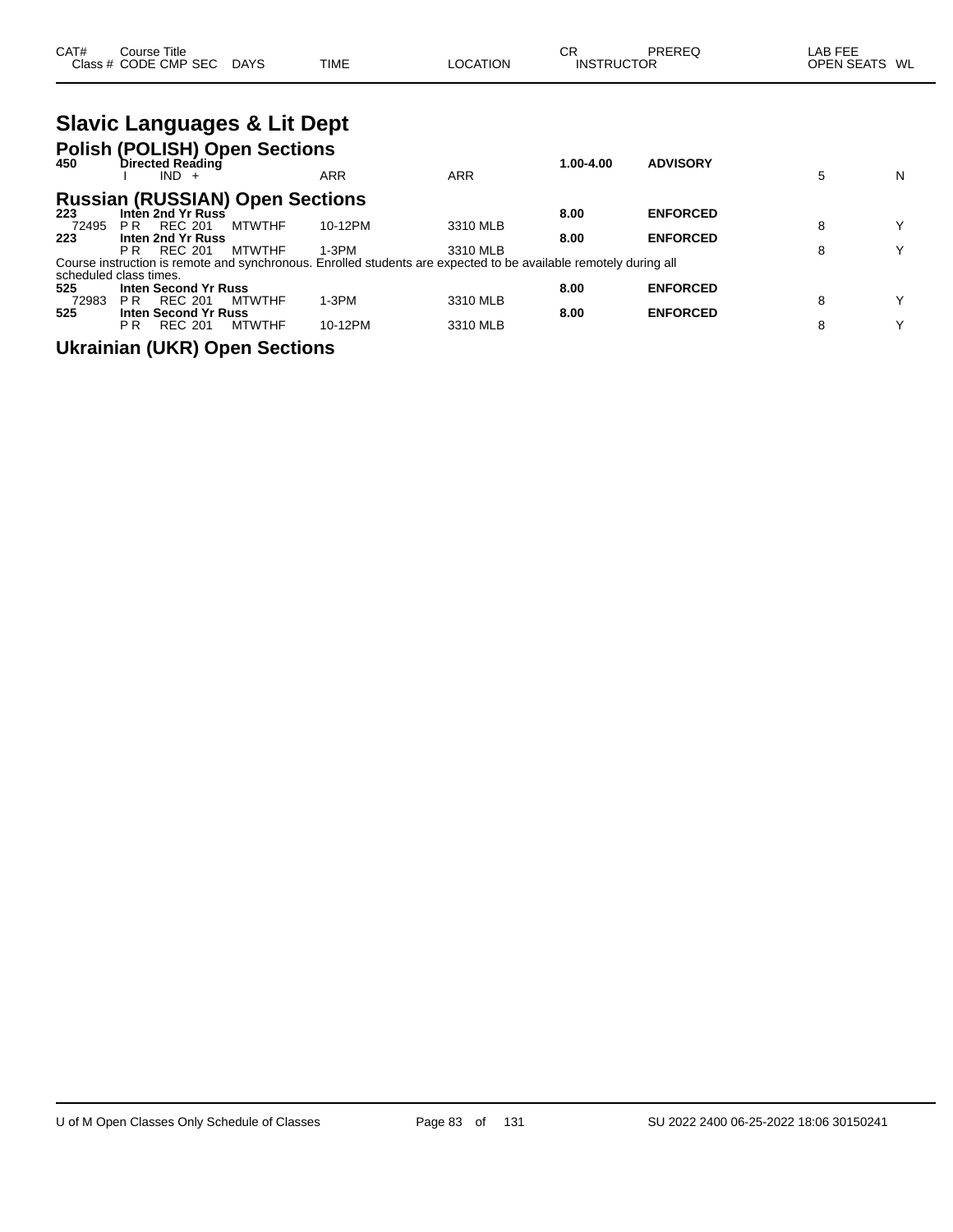| CAT# Class # | Course Title CODE CMP SEC | DAYS | TIME | LOCATION | CR INSTRUCTOR | PREREQ | LAB FEE OPEN SEATS | WL |
|---|---|---|---|---|---|---|---|---|

# Slavic Languages & Lit Dept

## Polish (POLISH) Open Sections

| CAT# Class # | Course Title CODE CMP SEC | DAYS | TIME | LOCATION | CR INSTRUCTOR | PREREQ | OPEN SEATS | WL |
|---|---|---|---|---|---|---|---|---|
| **450** | **Directed Reading** | | | | **1.00-4.00** | **ADVISORY** | | |
| | I IND + | | ARR | ARR | | | 5 | N |

## Russian (RUSSIAN) Open Sections

| CAT# Class # | Course Title CODE CMP SEC | DAYS | TIME | LOCATION | CR INSTRUCTOR | PREREQ | OPEN SEATS | WL |
|---|---|---|---|---|---|---|---|---|
| **223** | **Inten 2nd Yr Russ** | | | | **8.00** | **ENFORCED** | | |
| 72495 | P R REC 201 | MTWTHF | 10-12PM | 3310 MLB | | | 8 | Y |
| **223** | **Inten 2nd Yr Russ** | | | | **8.00** | **ENFORCED** | | |
| | P R REC 201 | MTWTHF | 1-3PM | 3310 MLB | | | 8 | Y |

Course instruction is remote and synchronous. Enrolled students are expected to be available remotely during all scheduled class times.

| CAT# Class # | Course Title CODE CMP SEC | DAYS | TIME | LOCATION | CR INSTRUCTOR | PREREQ | OPEN SEATS | WL |
|---|---|---|---|---|---|---|---|---|
| **525** | **Inten Second Yr Russ** | | | | **8.00** | **ENFORCED** | | |
| 72983 | P R REC 201 | MTWTHF | 1-3PM | 3310 MLB | | | 8 | Y |
| **525** | **Inten Second Yr Russ** | | | | **8.00** | **ENFORCED** | | |
| | P R REC 201 | MTWTHF | 10-12PM | 3310 MLB | | | 8 | Y |

## Ukrainian (UKR) Open Sections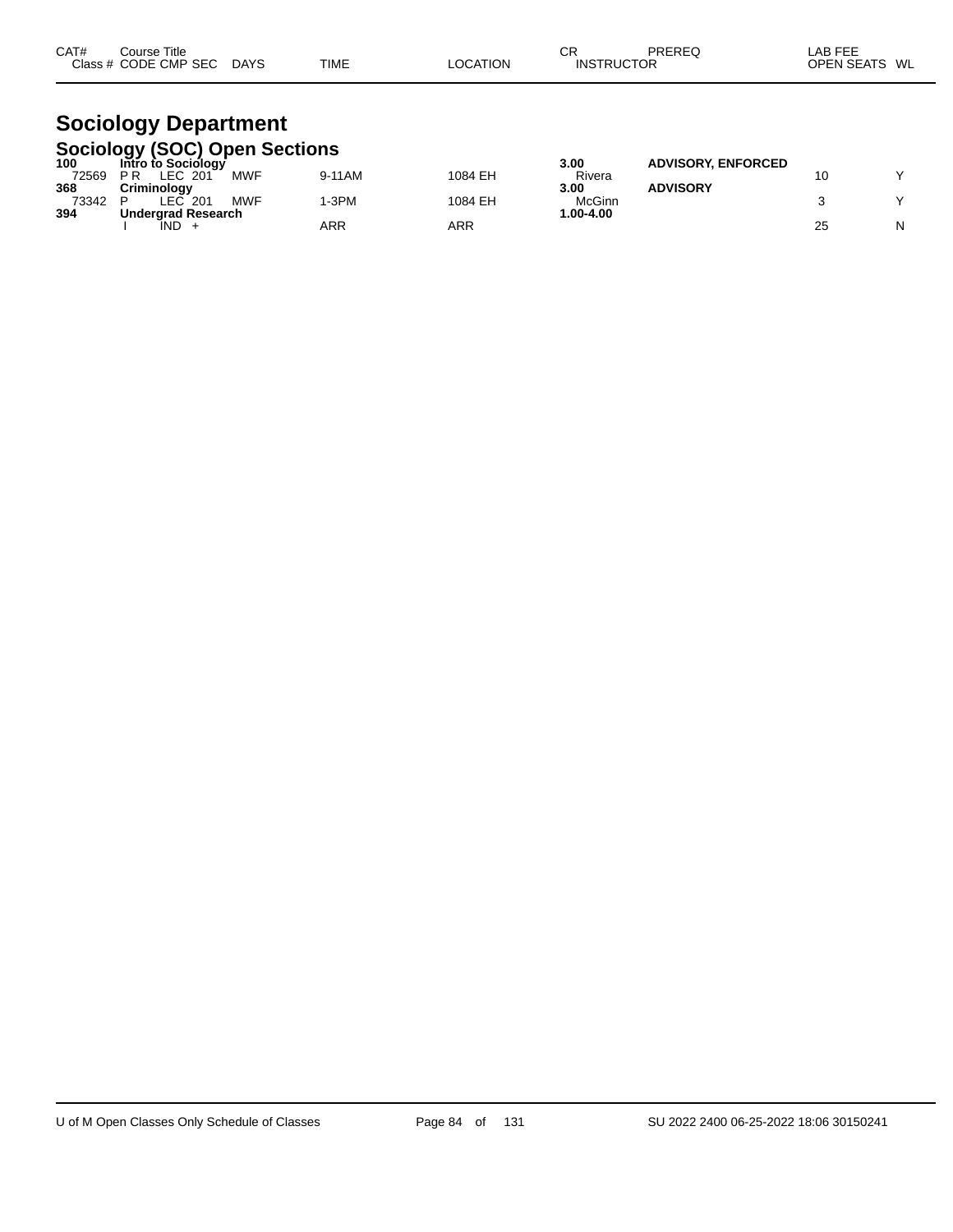| CAT# Class # | Course Title CODE | CMP | SEC | DAYS | TIME | LOCATION | CR INSTRUCTOR | PREREQ | LAB FEE OPEN SEATS | WL |
|---|---|---|---|---|---|---|---|---|---|---|

# Sociology Department

## Sociology (SOC) Open Sections

| CAT# Class # | Course Title CODE | CMP | SEC | DAYS | TIME | LOCATION | CR INSTRUCTOR | PREREQ | LAB FEE OPEN SEATS | WL |
|---|---|---|---|---|---|---|---|---|---|---|
| **100** | **Intro to Sociology** | | | | | | **3.00** | **ADVISORY, ENFORCED** | | |
| 72569 | P R | LEC | 201 | MWF | 9-11AM | 1084 EH | Rivera | | 10 | Y |
| **368** | **Criminology** | | | | | | **3.00** | **ADVISORY** | | |
| 73342 | P | LEC | 201 | MWF | 1-3PM | 1084 EH | McGinn | | 3 | Y |
| **394** | **Undergrad Research** | | | | | | **1.00-4.00** | | | |
| | I | IND | + | | ARR | ARR | | | 25 | N |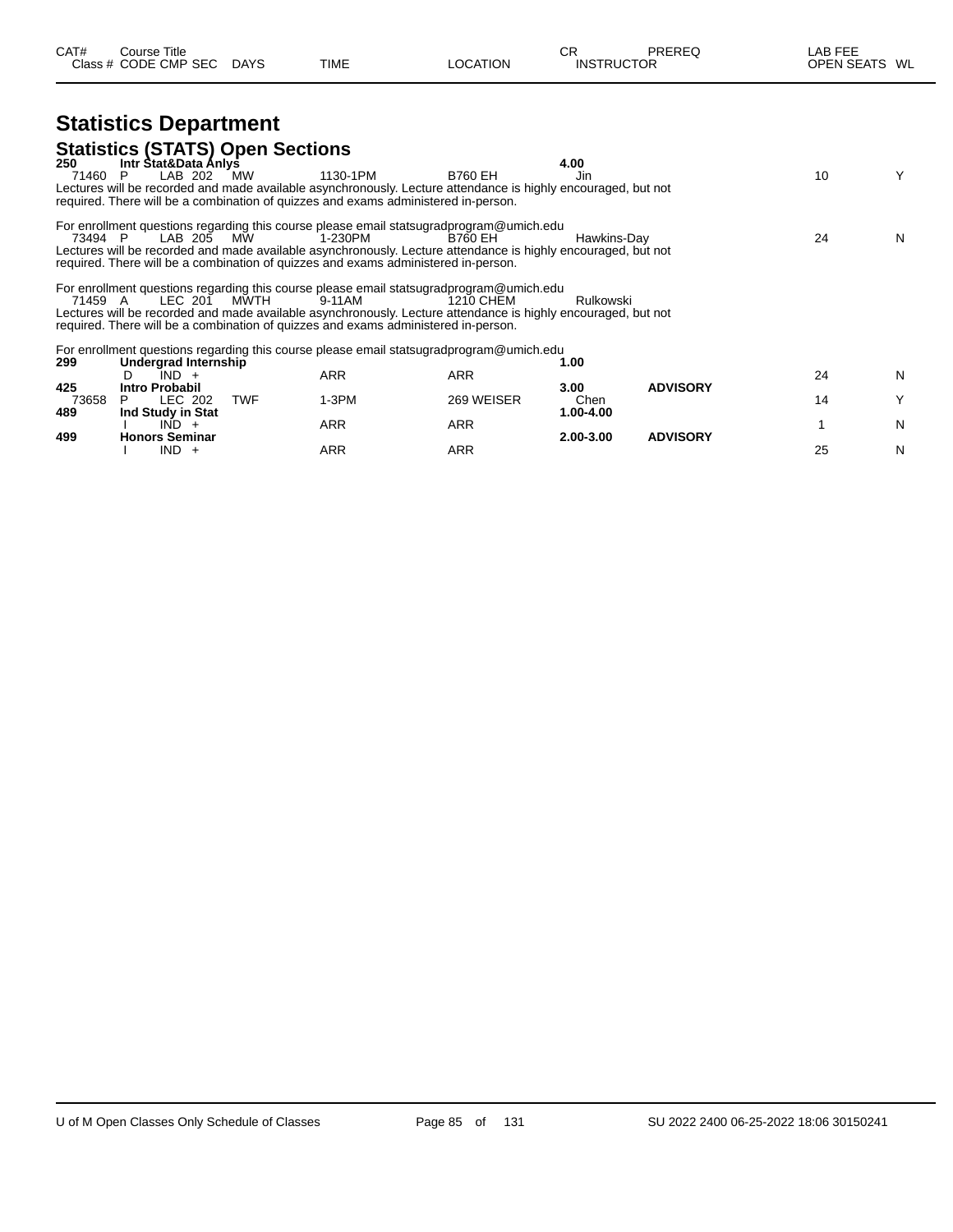| CAT# Class # | Course Title CODE CMP SEC | DAYS | TIME | LOCATION | CR INSTRUCTOR | PREREQ | LAB FEE OPEN SEATS | WL |
|---|---|---|---|---|---|---|---|---|

# Statistics Department

## Statistics (STATS) Open Sections

| CAT# Class # | Course Title CODE CMP SEC | DAYS | TIME | LOCATION | CR INSTRUCTOR | PREREQ | LAB FEE OPEN SEATS | WL |
|---|---|---|---|---|---|---|---|---|
| **250** | **Intr Stat&Data Anlys** | | | | **4.00** | | | |
| 71460 | P LAB 202 | MW | 1130-1PM | B760 EH | Jin | | 10 | Y |

Lectures will be recorded and made available asynchronously. Lecture attendance is highly encouraged, but not required. There will be a combination of quizzes and exams administered in-person.

For enrollment questions regarding this course please email statsugradprogram@umich.edu

| Class # | CODE CMP SEC | DAYS | TIME | LOCATION | INSTRUCTOR | PREREQ | OPEN SEATS | WL |
|---|---|---|---|---|---|---|---|---|
| 73494 | P LAB 205 | MW | 1-230PM | B760 EH | Hawkins-Day | | 24 | N |

Lectures will be recorded and made available asynchronously. Lecture attendance is highly encouraged, but not required. There will be a combination of quizzes and exams administered in-person.

For enrollment questions regarding this course please email statsugradprogram@umich.edu

| Class # | CODE CMP SEC | DAYS | TIME | LOCATION | INSTRUCTOR | PREREQ | OPEN SEATS | WL |
|---|---|---|---|---|---|---|---|---|
| 71459 | A LEC 201 | MWTH | 9-11AM | 1210 CHEM | Rulkowski | | | |

Lectures will be recorded and made available asynchronously. Lecture attendance is highly encouraged, but not required. There will be a combination of quizzes and exams administered in-person.

For enrollment questions regarding this course please email statsugradprogram@umich.edu

| CAT# Class # | Course Title CODE CMP SEC | DAYS | TIME | LOCATION | CR INSTRUCTOR | PREREQ | LAB FEE OPEN SEATS | WL |
|---|---|---|---|---|---|---|---|---|
| **299** | **Undergrad Internship** | | | | **1.00** | | | |
| | D IND + | | ARR | ARR | | | 24 | N |
| **425** | **Intro Probabil** | | | | **3.00** | **ADVISORY** | | |
| 73658 | P LEC 202 | TWF | 1-3PM | 269 WEISER | Chen | | 14 | Y |
| **489** | **Ind Study in Stat** | | | | **1.00-4.00** | | | |
| | I IND + | | ARR | ARR | | | 1 | N |
| **499** | **Honors Seminar** | | | | **2.00-3.00** | **ADVISORY** | | |
| | I IND + | | ARR | ARR | | | 25 | N |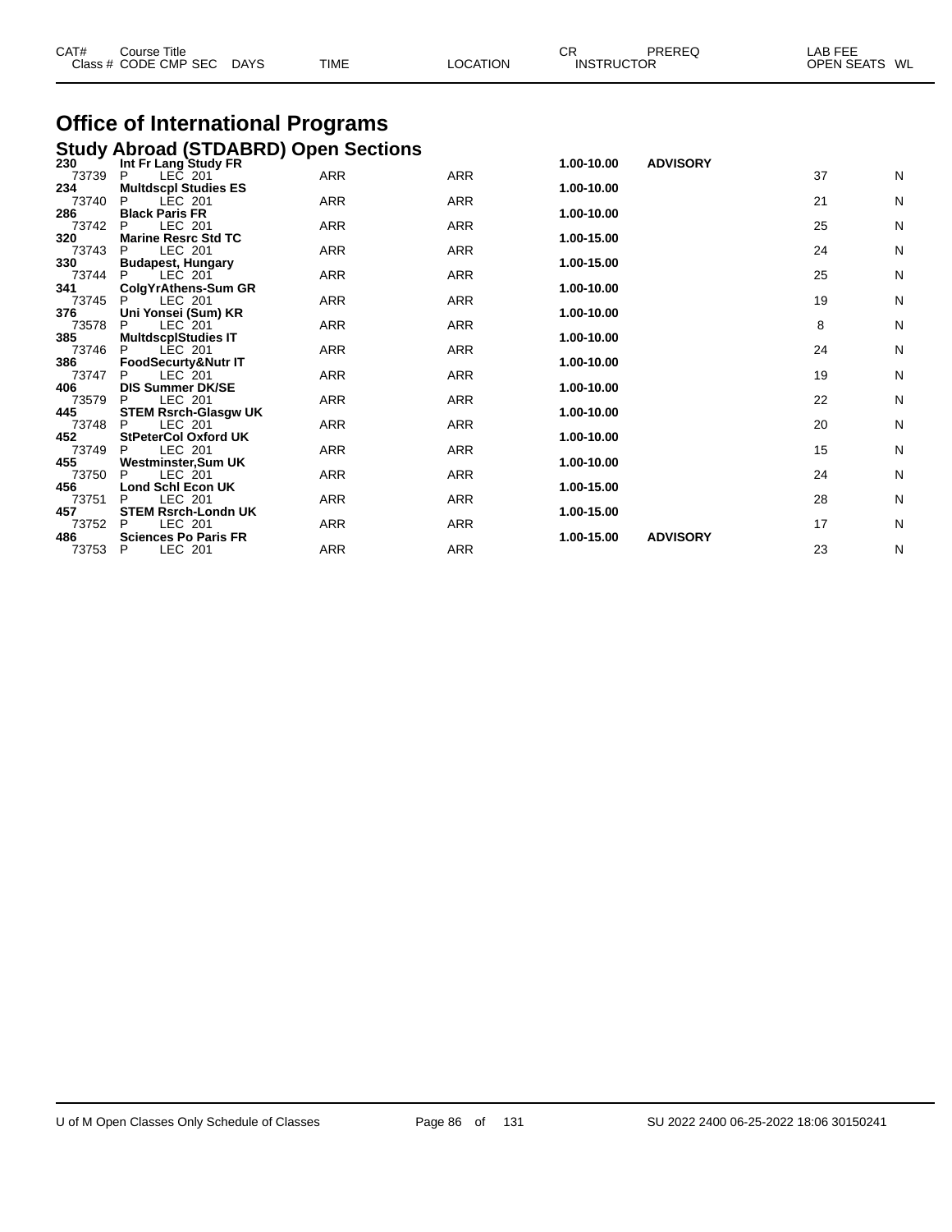| CAT# | Course Title | | | | | CR | PREREQ | LAB FEE | |
|---|---|---|---|---|---|---|---|---|---|
| Class # | CODE CMP SEC | DAYS | TIME | LOCATION | | INSTRUCTOR | | OPEN SEATS | WL |

# Office of International Programs

## Study Abroad (STDABRD) Open Sections

| CAT# / Class # | Course Title / CODE CMP SEC | DAYS | TIME | LOCATION | CR | PREREQ | OPEN SEATS | WL |
|---|---|---|---|---|---|---|---|---|
| **230** | **Int Fr Lang Study FR** | | | | **1.00-10.00** | **ADVISORY** | | |
| 73739 | P LEC 201 | | ARR | ARR | | | 37 | N |
| **234** | **Multdscpl Studies ES** | | | | **1.00-10.00** | | | |
| 73740 | P LEC 201 | | ARR | ARR | | | 21 | N |
| **286** | **Black Paris FR** | | | | **1.00-10.00** | | | |
| 73742 | P LEC 201 | | ARR | ARR | | | 25 | N |
| **320** | **Marine Resrc Std TC** | | | | **1.00-15.00** | | | |
| 73743 | P LEC 201 | | ARR | ARR | | | 24 | N |
| **330** | **Budapest, Hungary** | | | | **1.00-15.00** | | | |
| 73744 | P LEC 201 | | ARR | ARR | | | 25 | N |
| **341** | **ColgYrAthens-Sum GR** | | | | **1.00-10.00** | | | |
| 73745 | P LEC 201 | | ARR | ARR | | | 19 | N |
| **376** | **Uni Yonsei (Sum) KR** | | | | **1.00-10.00** | | | |
| 73578 | P LEC 201 | | ARR | ARR | | | 8 | N |
| **385** | **MultdscplStudies IT** | | | | **1.00-10.00** | | | |
| 73746 | P LEC 201 | | ARR | ARR | | | 24 | N |
| **386** | **FoodSecurty&Nutr IT** | | | | **1.00-10.00** | | | |
| 73747 | P LEC 201 | | ARR | ARR | | | 19 | N |
| **406** | **DIS Summer DK/SE** | | | | **1.00-10.00** | | | |
| 73579 | P LEC 201 | | ARR | ARR | | | 22 | N |
| **445** | **STEM Rsrch-Glasgw UK** | | | | **1.00-10.00** | | | |
| 73748 | P LEC 201 | | ARR | ARR | | | 20 | N |
| **452** | **StPeterCol Oxford UK** | | | | **1.00-10.00** | | | |
| 73749 | P LEC 201 | | ARR | ARR | | | 15 | N |
| **455** | **Westminster,Sum UK** | | | | **1.00-10.00** | | | |
| 73750 | P LEC 201 | | ARR | ARR | | | 24 | N |
| **456** | **Lond Schl Econ UK** | | | | **1.00-15.00** | | | |
| 73751 | P LEC 201 | | ARR | ARR | | | 28 | N |
| **457** | **STEM Rsrch-Londn UK** | | | | **1.00-15.00** | | | |
| 73752 | P LEC 201 | | ARR | ARR | | | 17 | N |
| **486** | **Sciences Po Paris FR** | | | | **1.00-15.00** | **ADVISORY** | | |
| 73753 | P LEC 201 | | ARR | ARR | | | 23 | N |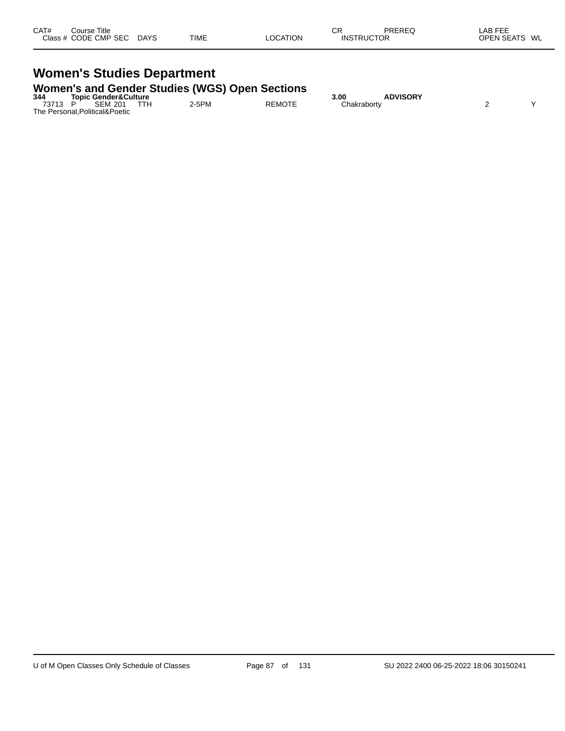| CAT# Class # | Course Title CODE | CMP | SEC | DAYS | TIME | LOCATION | CR INSTRUCTOR | PREREQ | LAB FEE OPEN SEATS | WL |
|---|---|---|---|---|---|---|---|---|---|---|

# Women's Studies Department

## Women's and Gender Studies (WGS) Open Sections

| CAT# Class # | Course Title CODE | CMP | SEC | DAYS | TIME | LOCATION | CR INSTRUCTOR | PREREQ | LAB FEE OPEN SEATS | WL |
|---|---|---|---|---|---|---|---|---|---|---|
| **344** | **Topic Gender&Culture** | | | | | | **3.00** | **ADVISORY** | | |
| 73713 | P | SEM | 201 | TTH | 2-5PM | REMOTE | Chakraborty | | 2 | Y |
| The Personal,Political&Poetic | | | | | | | | | | |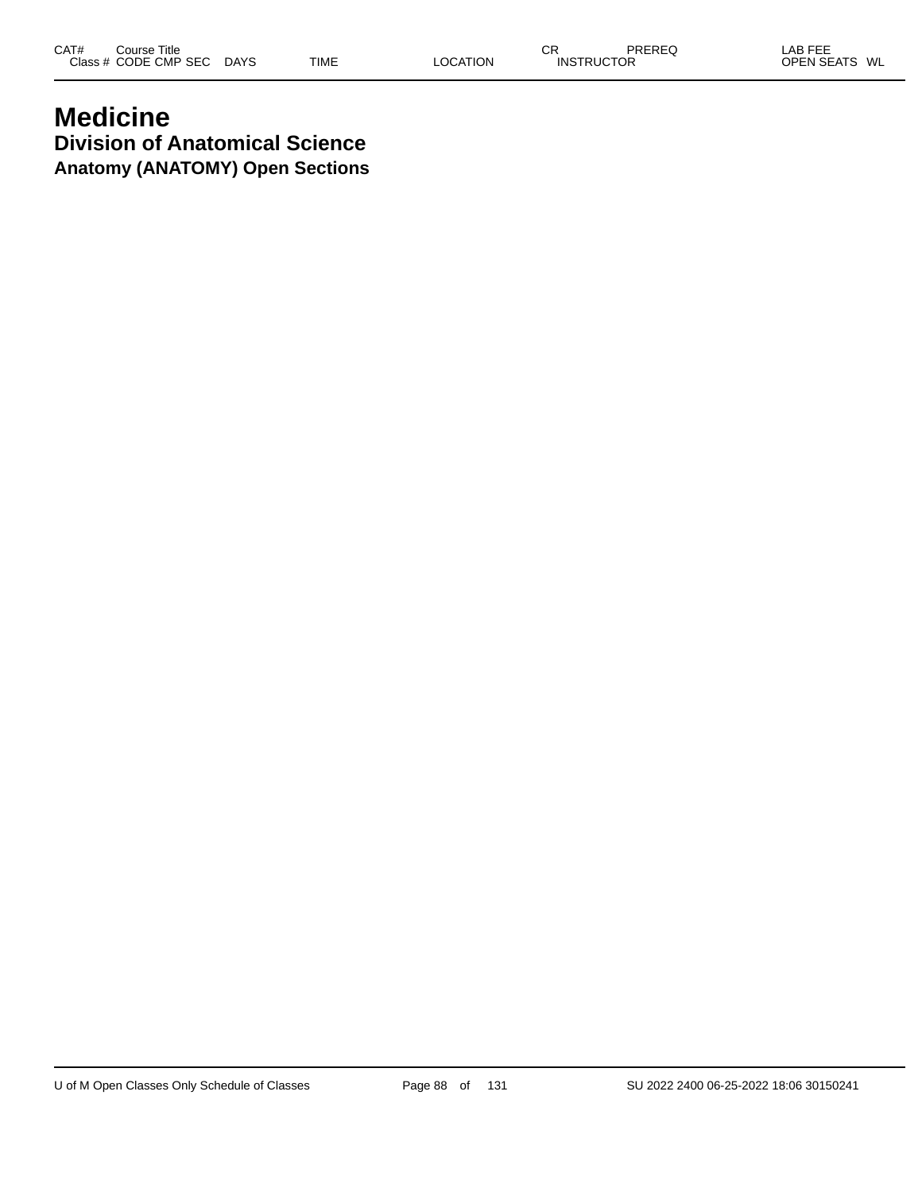| CAT# | Course Title | | | | | CR | PREREQ | LAB FEE |
|---|---|---|---|---|---|---|---|---|
| Class # | CODE CMP SEC | DAYS | TIME | LOCATION | INSTRUCTOR | | | OPEN SEATS WL |

# Medicine

## Division of Anatomical Science

### Anatomy (ANATOMY) Open Sections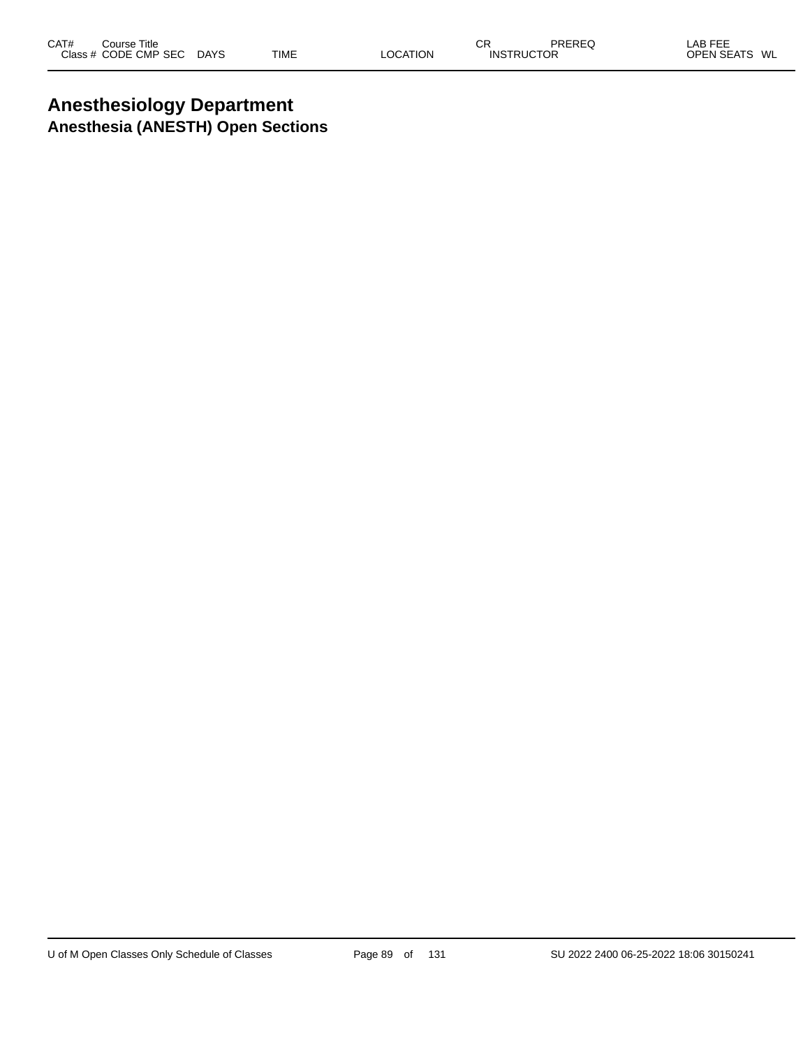# Anesthesiology Department

## Anesthesia (ANESTH) Open Sections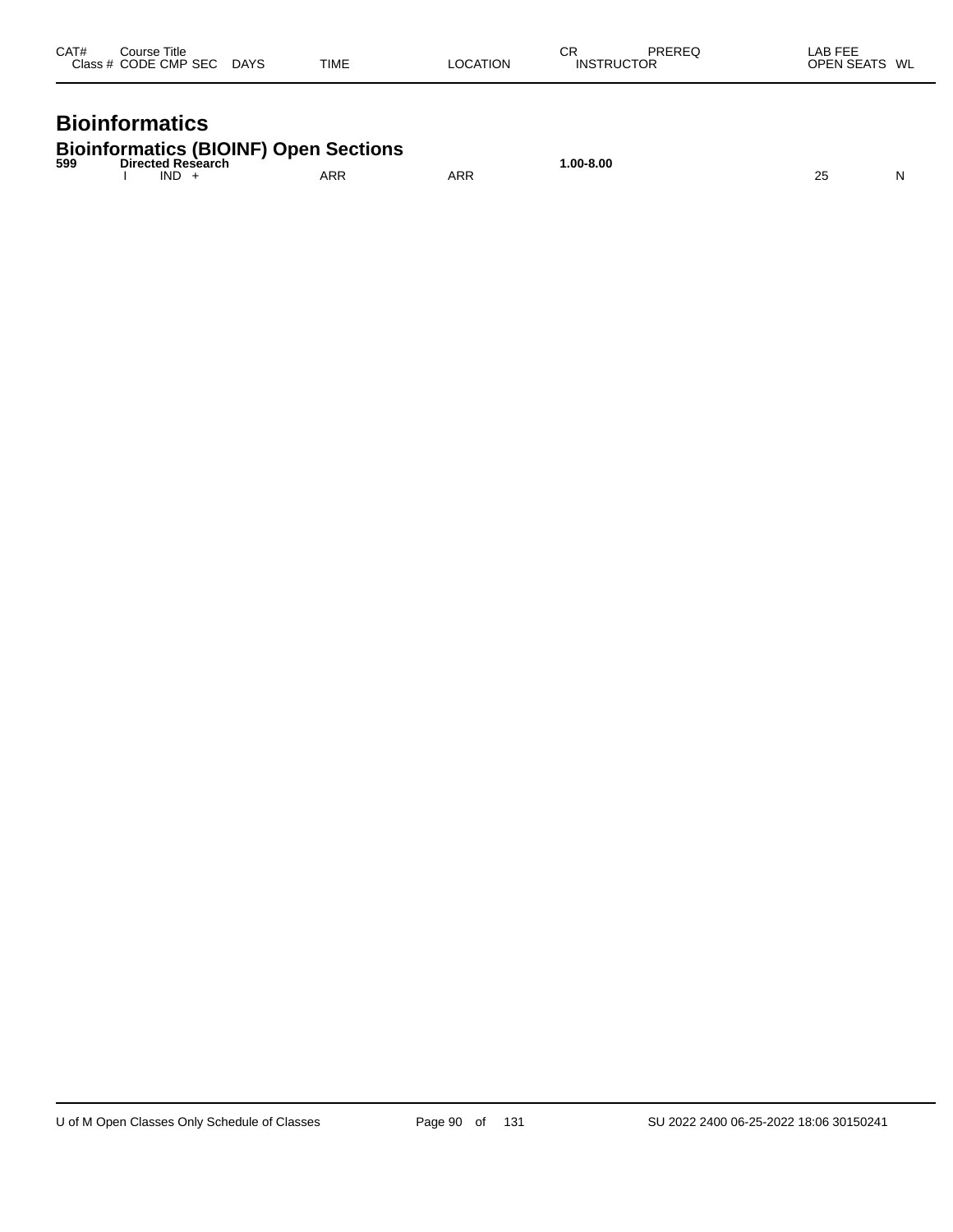| CAT# | Course Title | | | | | CR | PREREQ | LAB FEE | |
|---|---|---|---|---|---|---|---|---|---|
| | Class # CODE CMP SEC | DAYS | TIME | LOCATION | | INSTRUCTOR | | OPEN SEATS | WL |

# Bioinformatics

## Bioinformatics (BIOINF) Open Sections

| CAT# | Course Title / Class # CODE CMP SEC | DAYS | TIME | LOCATION | CR / INSTRUCTOR | PREREQ | LAB FEE / OPEN SEATS | WL |
|---|---|---|---|---|---|---|---|---|
| **599** | **Directed Research** | | | | **1.00-8.00** | | | |
| | I IND + | | ARR | ARR | | | 25 | N |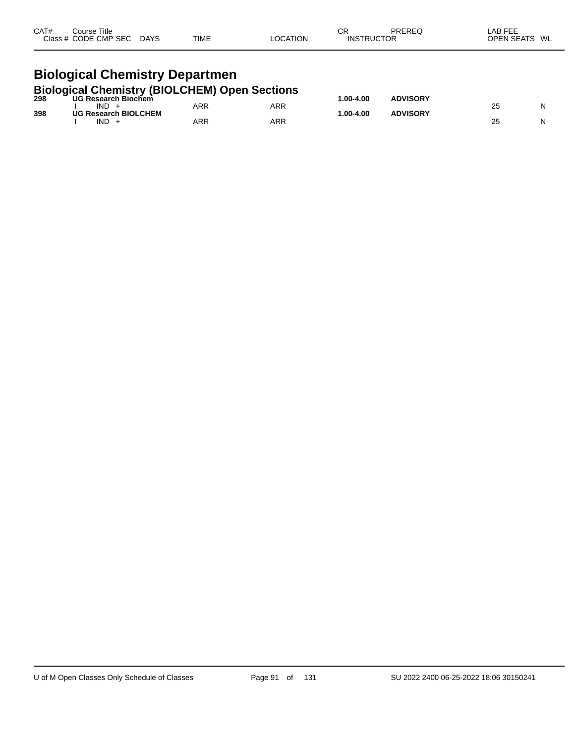| CAT# | Course Title |  |  |  | CR | PREREQ | LAB FEE |  |
|---|---|---|---|---|---|---|---|---|
| Class # | CODE CMP SEC | DAYS | TIME | LOCATION | INSTRUCTOR |  | OPEN SEATS | WL |

# Biological Chemistry Departmen

## Biological Chemistry (BIOLCHEM) Open Sections

| CAT# | Course Title |  |  |  | CR | PREREQ | OPEN SEATS | WL |
|---|---|---|---|---|---|---|---|---|
| **298** | **UG Research Biochem** |  |  |  | **1.00-4.00** | **ADVISORY** |  |  |
|  | I IND + |  | ARR | ARR |  |  | 25 | N |
| **398** | **UG Research BIOLCHEM** |  |  |  | **1.00-4.00** | **ADVISORY** |  |  |
|  | I IND + |  | ARR | ARR |  |  | 25 | N |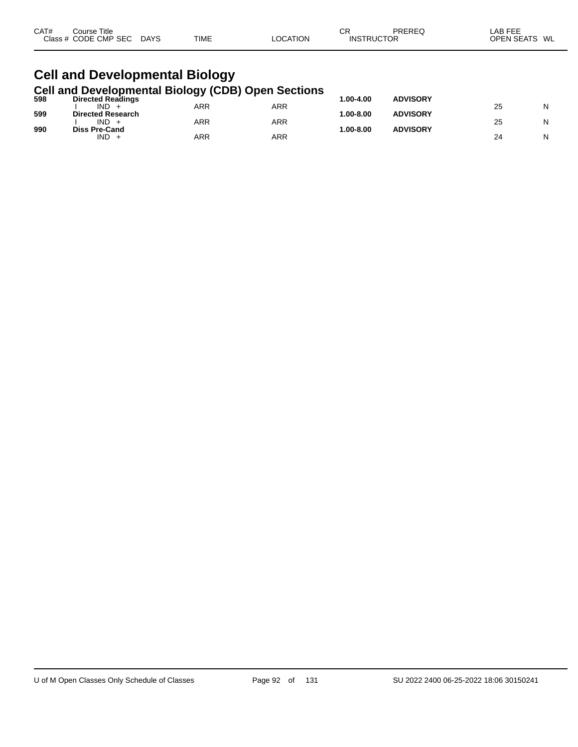| CAT# | Course Title | | | | | | CR | PREREQ | LAB FEE | |
|---|---|---|---|---|---|---|---|---|---|---|
| Class # | CODE | CMP | SEC | DAYS | TIME | LOCATION | INSTRUCTOR | | OPEN SEATS | WL |

# Cell and Developmental Biology

## Cell and Developmental Biology (CDB) Open Sections

| CAT# | Course Title | | | | | | CR | PREREQ | | |
|---|---|---|---|---|---|---|---|---|---|---|
| Class # | CODE | CMP | SEC | DAYS | TIME | LOCATION | INSTRUCTOR | | OPEN SEATS | WL |
| **598** | **Directed Readings** | | | | | | **1.00-4.00** | **ADVISORY** | | |
| | I | IND | + | | ARR | ARR | | | 25 | N |
| **599** | **Directed Research** | | | | | | **1.00-8.00** | **ADVISORY** | | |
| | I | IND | + | | ARR | ARR | | | 25 | N |
| **990** | **Diss Pre-Cand** | | | | | | **1.00-8.00** | **ADVISORY** | | |
| | | IND | + | | ARR | ARR | | | 24 | N |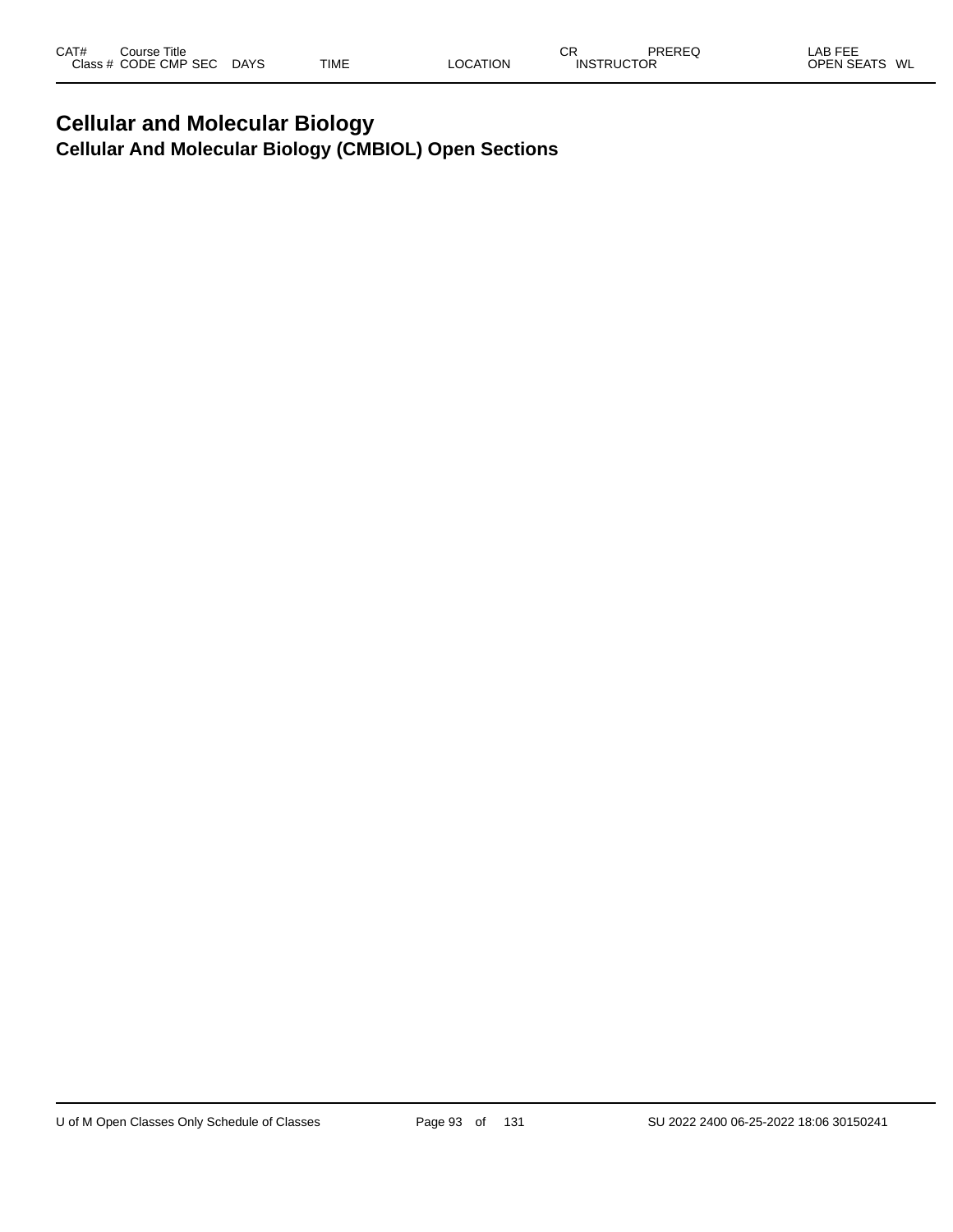| CAT# | Course Title | | | | | | CR | PREREQ | LAB FEE |
|---|---|---|---|---|---|---|---|---|---|
| Class # | CODE | CMP | SEC | DAYS | TIME | LOCATION | INSTRUCTOR | | OPEN SEATS WL |

# Cellular and Molecular Biology

## Cellular And Molecular Biology (CMBIOL) Open Sections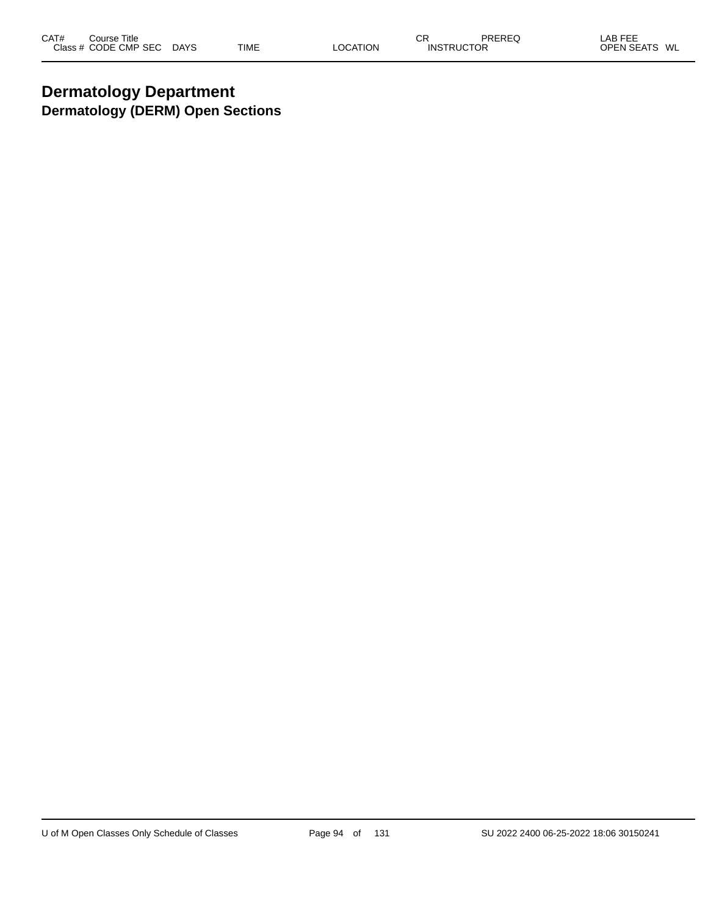| CAT# Class # | Course Title CODE CMP SEC | DAYS | TIME | LOCATION | CR INSTRUCTOR | PREREQ | LAB FEE OPEN SEATS WL |
|---|---|---|---|---|---|---|---|

# Dermatology Department
## Dermatology (DERM) Open Sections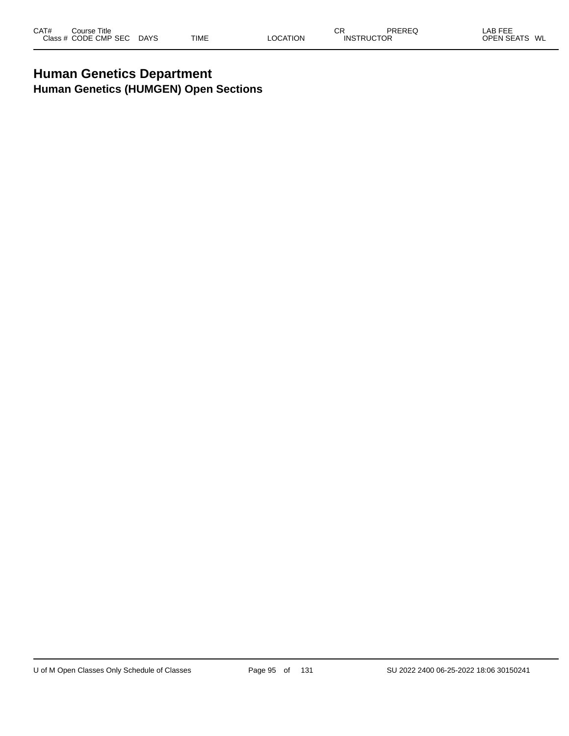# Human Genetics Department

## Human Genetics (HUMGEN) Open Sections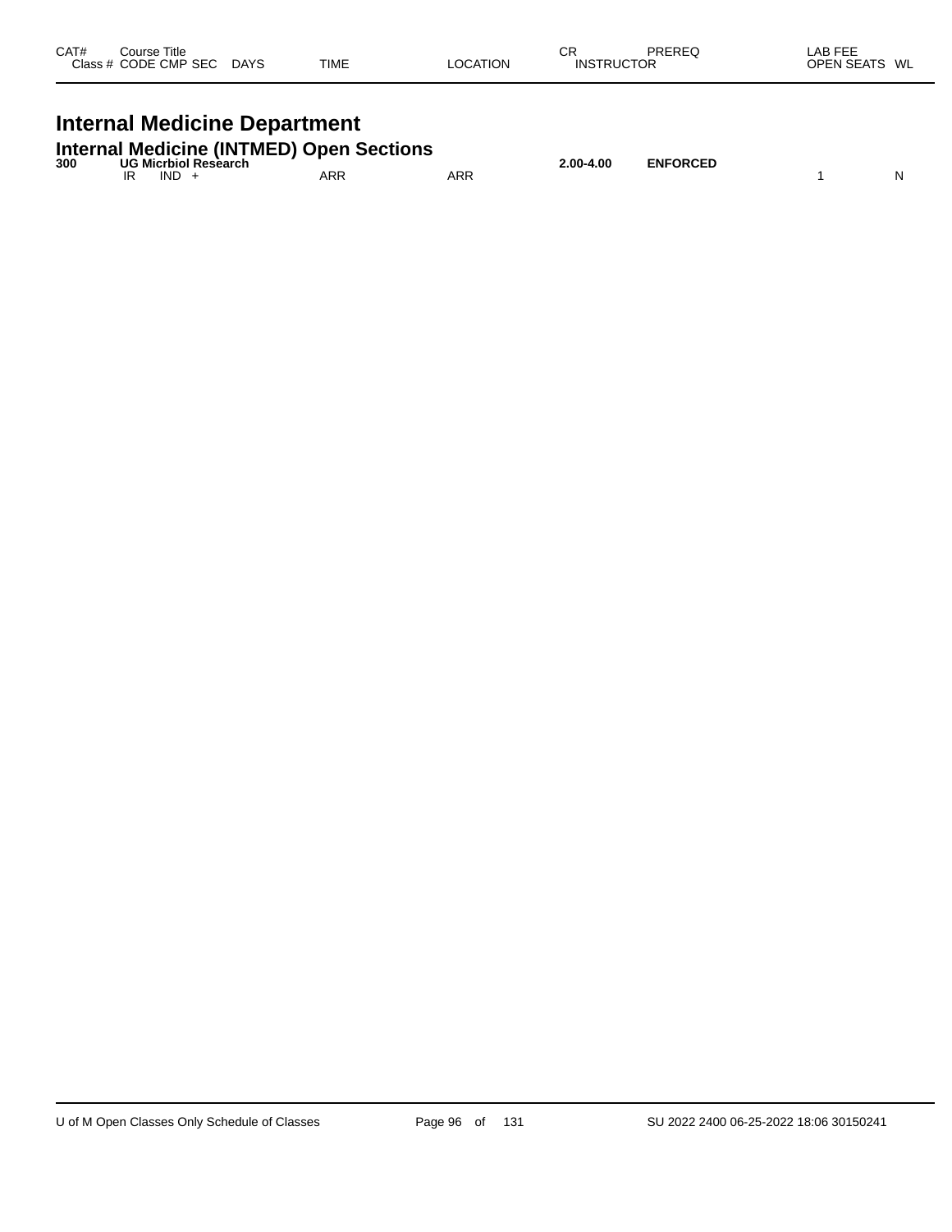| CAT# | Course Title |  |  |  |  | CR | PREREQ | LAB FEE |  |
| --- | --- | --- | --- | --- | --- | --- | --- | --- | --- |
| Class # | CODE CMP SEC | DAYS | TIME | LOCATION | INSTRUCTOR |  |  | OPEN SEATS | WL |

# Internal Medicine Department

## Internal Medicine (INTMED) Open Sections

| CAT# | Course Title |  |  |  |  | CR | PREREQ | OPEN SEATS | WL |
| --- | --- | --- | --- | --- | --- | --- | --- | --- | --- |
| **300** | **UG Micrbiol Research** |  |  |  |  | **2.00-4.00** | **ENFORCED** |  |  |
|  | IR IND + |  | ARR | ARR |  |  |  | 1 | N |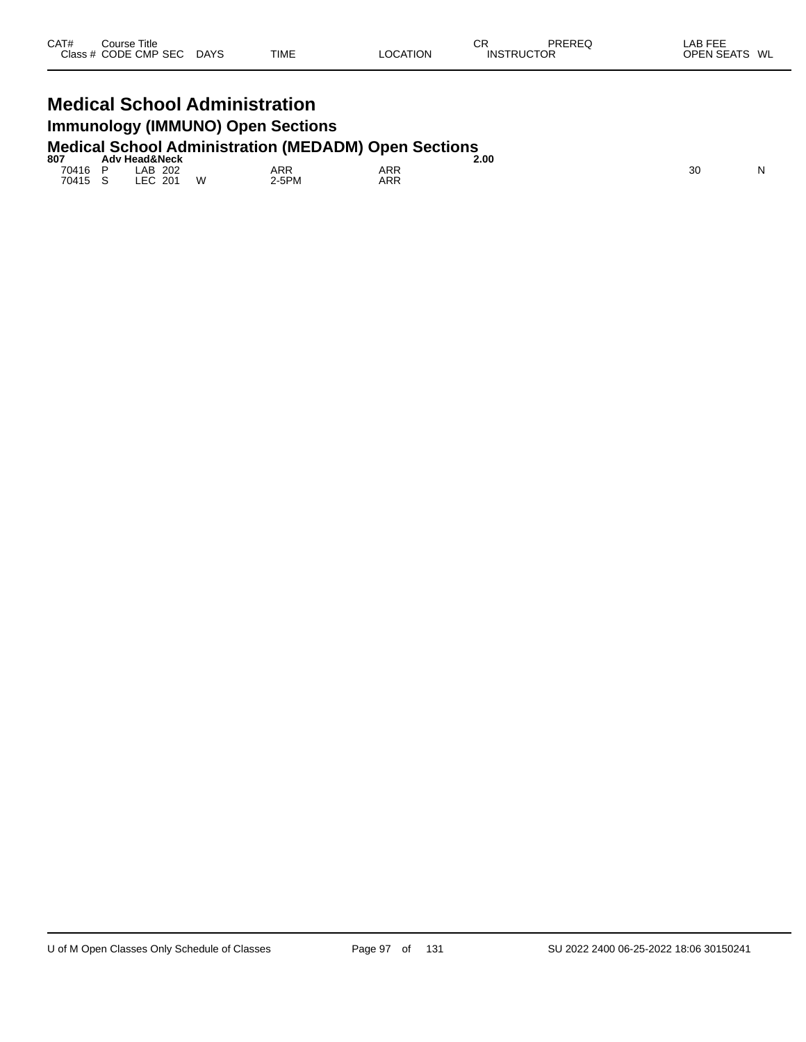| CAT# | Course Title |  |  |  |  |  | CR | PREREQ | LAB FEE |  |
|---|---|---|---|---|---|---|---|---|---|---|
| Class # | CODE | CMP | SEC | DAYS | TIME | LOCATION | INSTRUCTOR |  | OPEN SEATS | WL |

# Medical School Administration

## Immunology (IMMUNO) Open Sections

## Medical School Administration (MEDADM) Open Sections

| CAT# | Course Title |  |  |  |  |  | CR | PREREQ | LAB FEE |  |
|---|---|---|---|---|---|---|---|---|---|---|
| **807** | **Adv Head&Neck** |  |  |  |  |  | **2.00** |  |  |  |
| Class # | CODE | CMP | SEC | DAYS | TIME | LOCATION | INSTRUCTOR |  | OPEN SEATS | WL |
| 70416 | P | LAB | 202 |  | ARR | ARR |  |  | 30 | N |
| 70415 | S | LEC | 201 | W | 2-5PM | ARR |  |  |  |  |

U of M Open Classes Only Schedule of Classes

SU 2022 2400 06-25-2022 18:06 30150241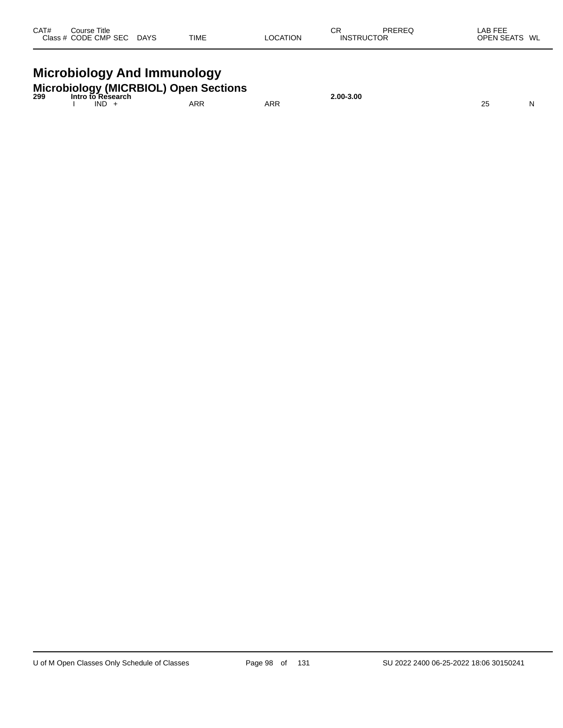| CAT# | Course Title | | | | | | CR | PREREQ | LAB FEE | |
|---|---|---|---|---|---|---|---|---|---|---|
| Class # | CODE | CMP | SEC | DAYS | TIME | LOCATION | INSTRUCTOR | | OPEN SEATS | WL |

# Microbiology And Immunology

## Microbiology (MICRBIOL) Open Sections

| CAT# | Course Title | | | | | | CR | PREREQ | LAB FEE | |
|---|---|---|---|---|---|---|---|---|---|---|
| **299** | **Intro to Research** | | | | | | **2.00-3.00** | | | |
| | I | IND | + | | ARR | ARR | | | 25 | N |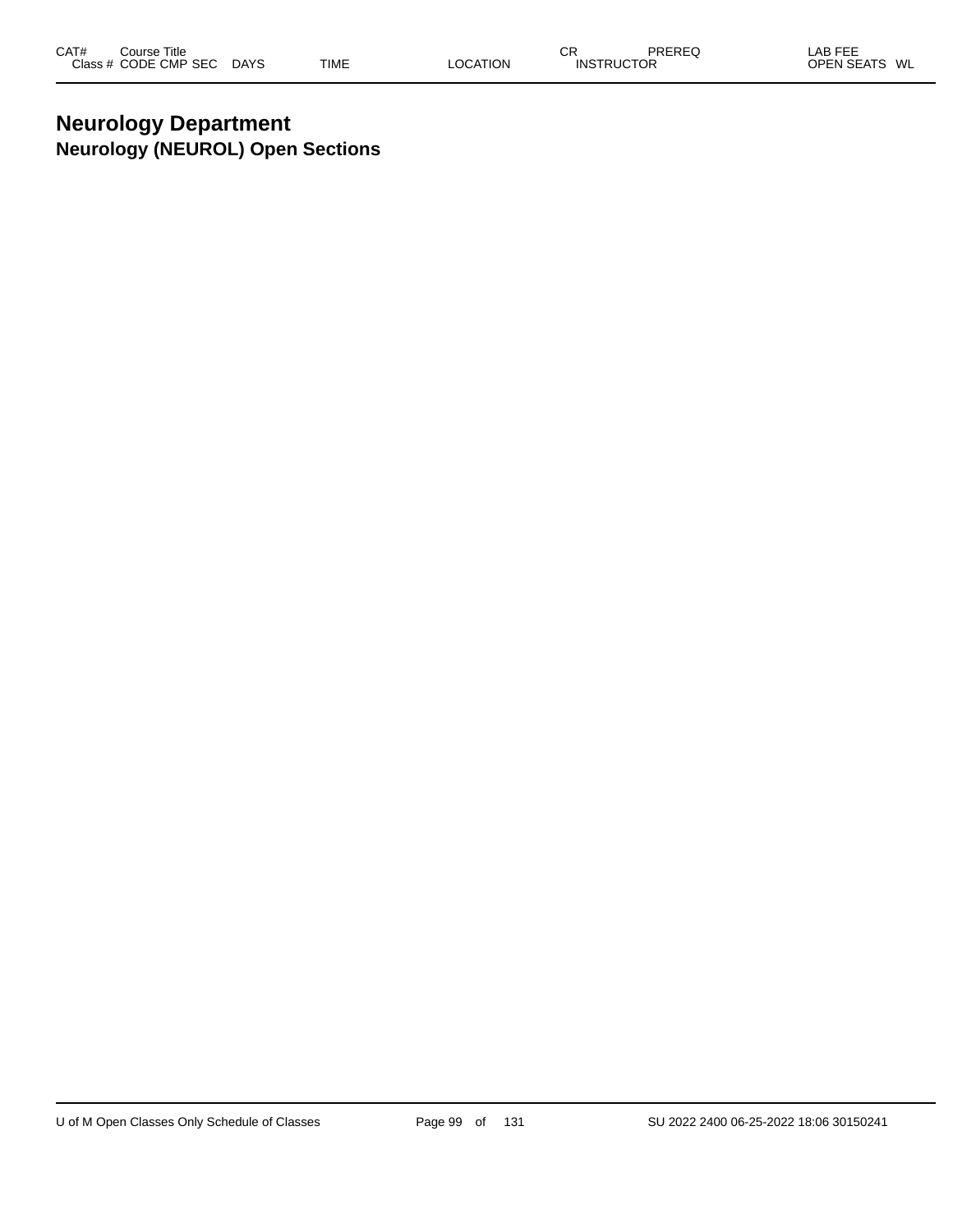# Neurology Department
## Neurology (NEUROL) Open Sections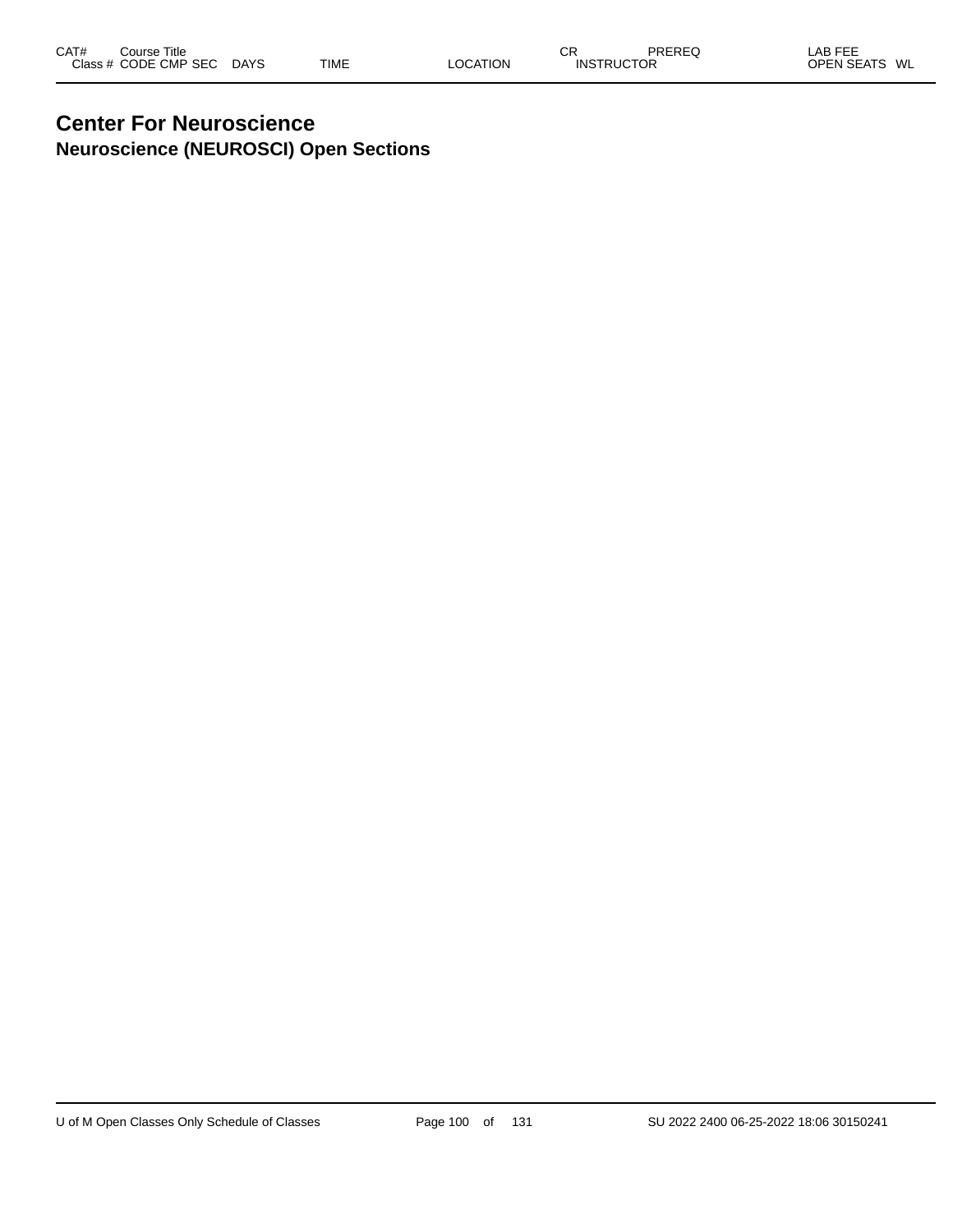# Center For Neuroscience

## Neuroscience (NEUROSCI) Open Sections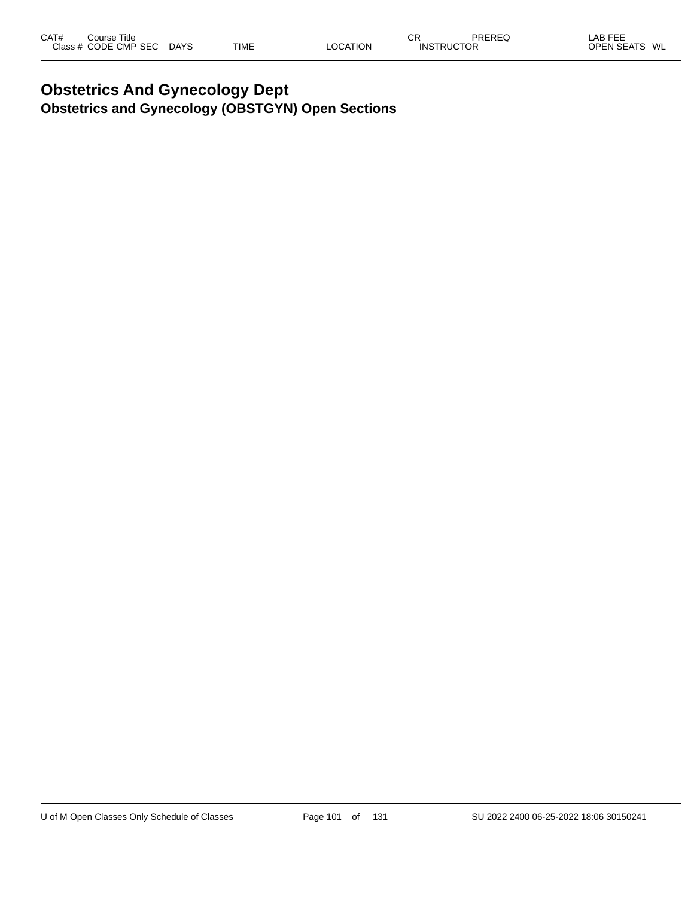# Obstetrics And Gynecology Dept

## Obstetrics and Gynecology (OBSTGYN) Open Sections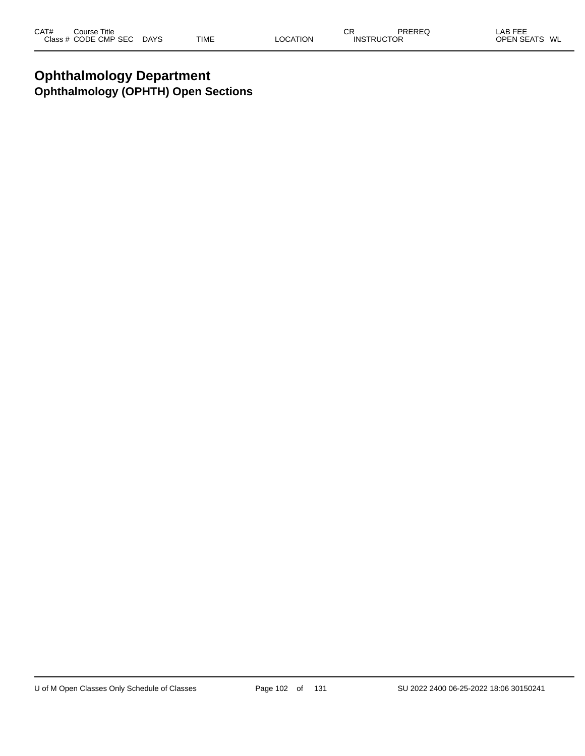# Ophthalmology Department

## Ophthalmology (OPHTH) Open Sections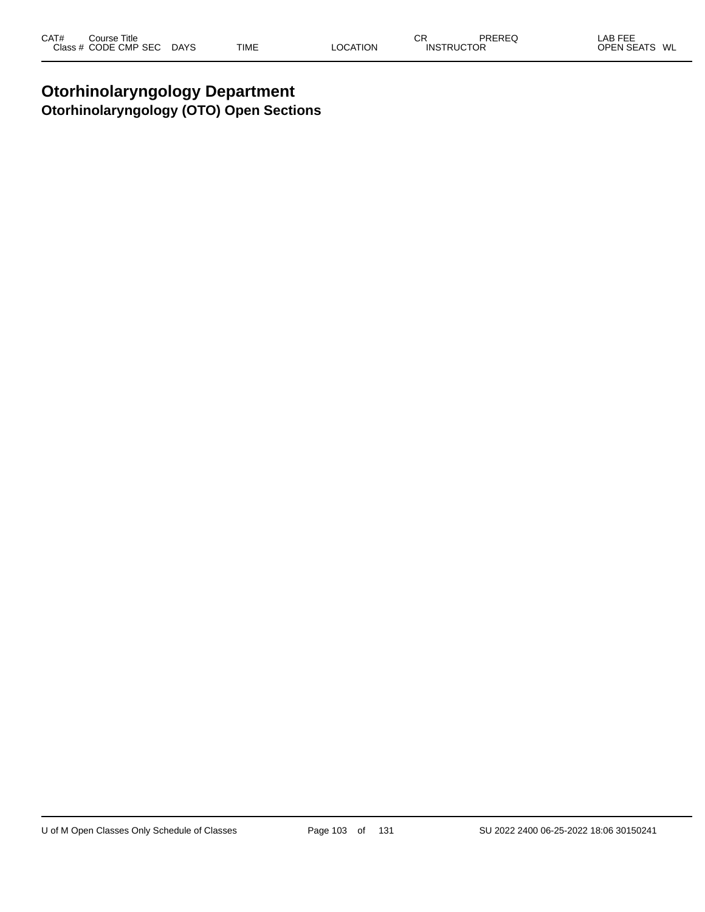# Otorhinolaryngology Department

## Otorhinolaryngology (OTO) Open Sections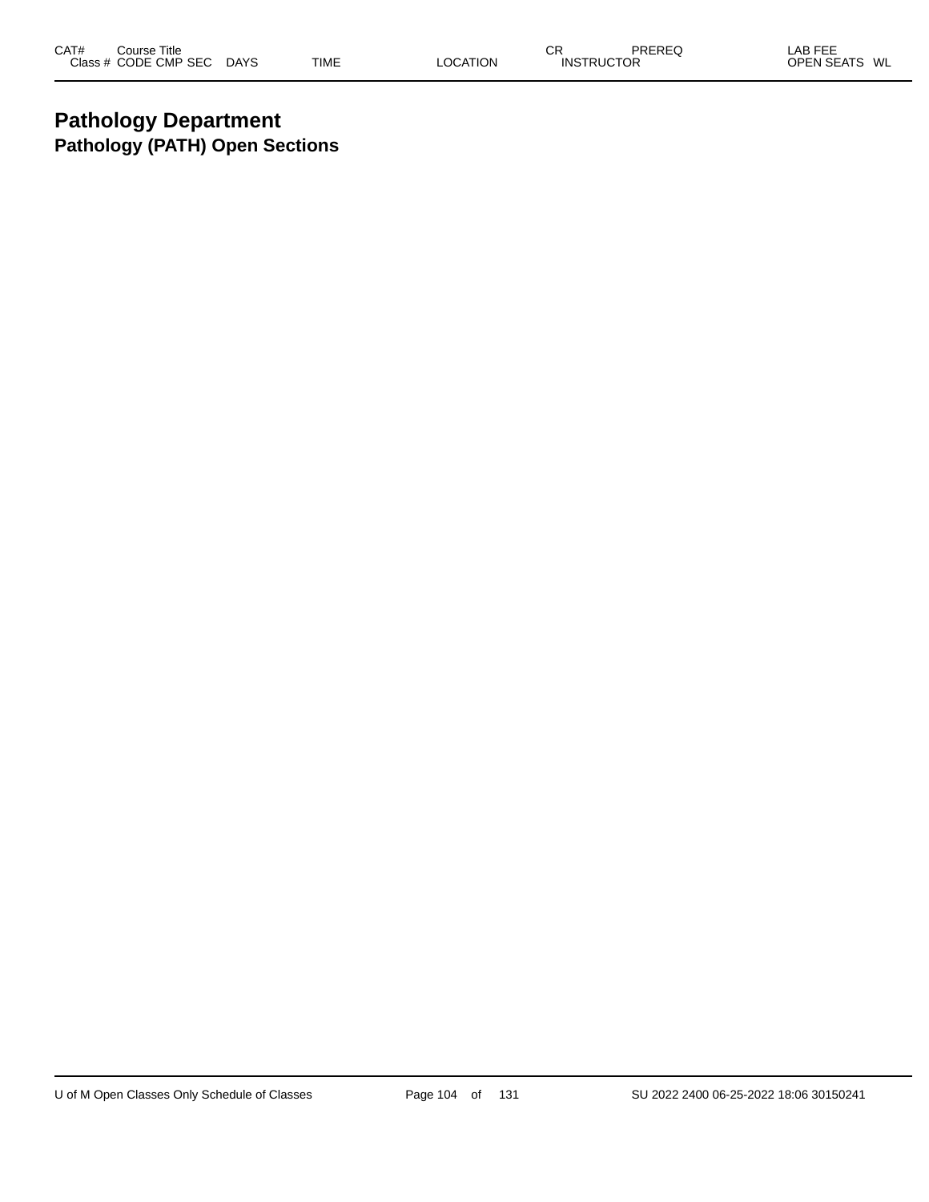# Pathology Department

## Pathology (PATH) Open Sections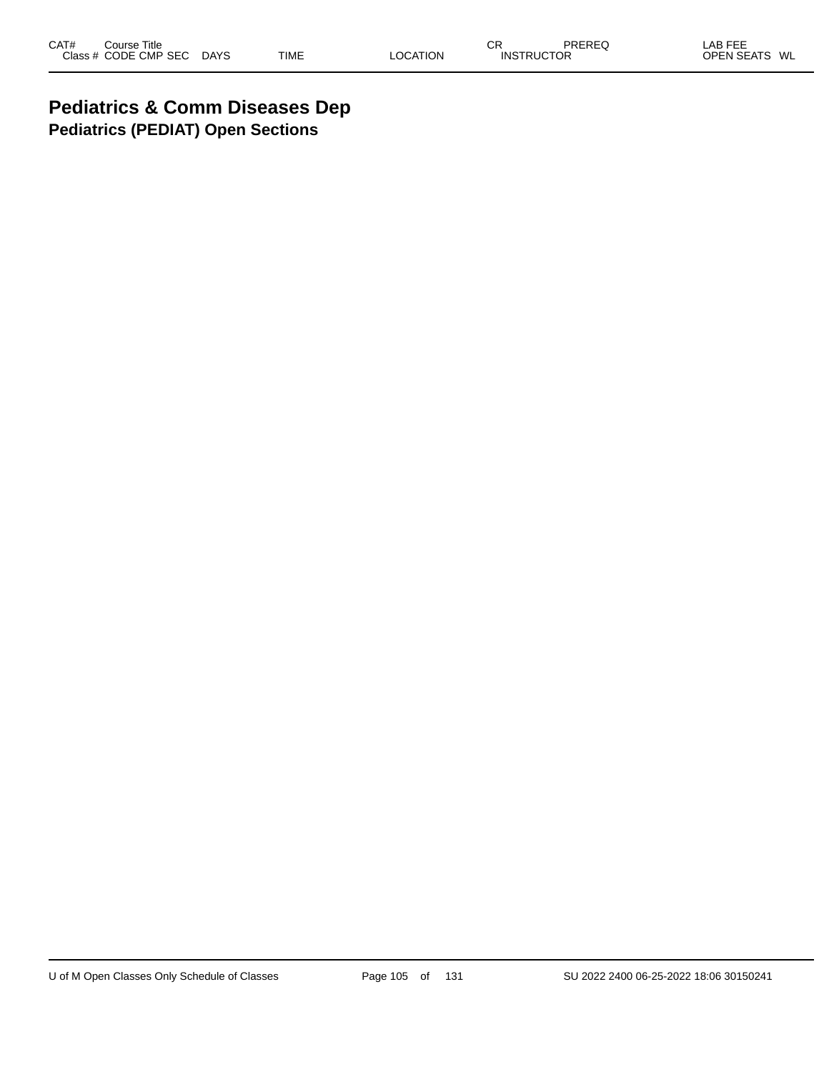| CAT# | Course Title |  |  |  | CR | PREREQ | LAB FEE |
|---|---|---|---|---|---|---|---|
| Class # | CODE CMP SEC | DAYS | TIME | LOCATION | INSTRUCTOR |  | OPEN SEATS WL |

# Pediatrics & Comm Diseases Dep

## Pediatrics (PEDIAT) Open Sections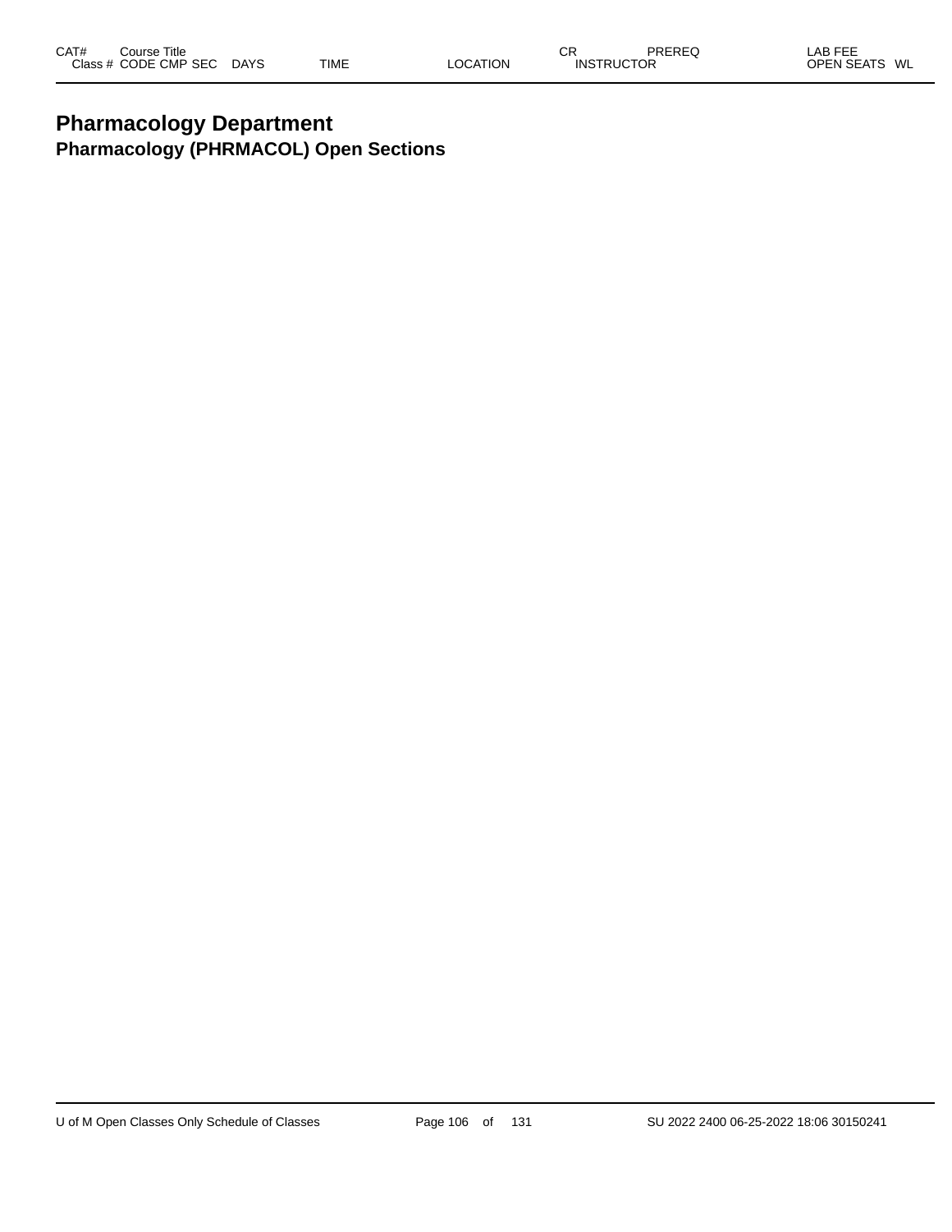# Pharmacology Department

## Pharmacology (PHRMACOL) Open Sections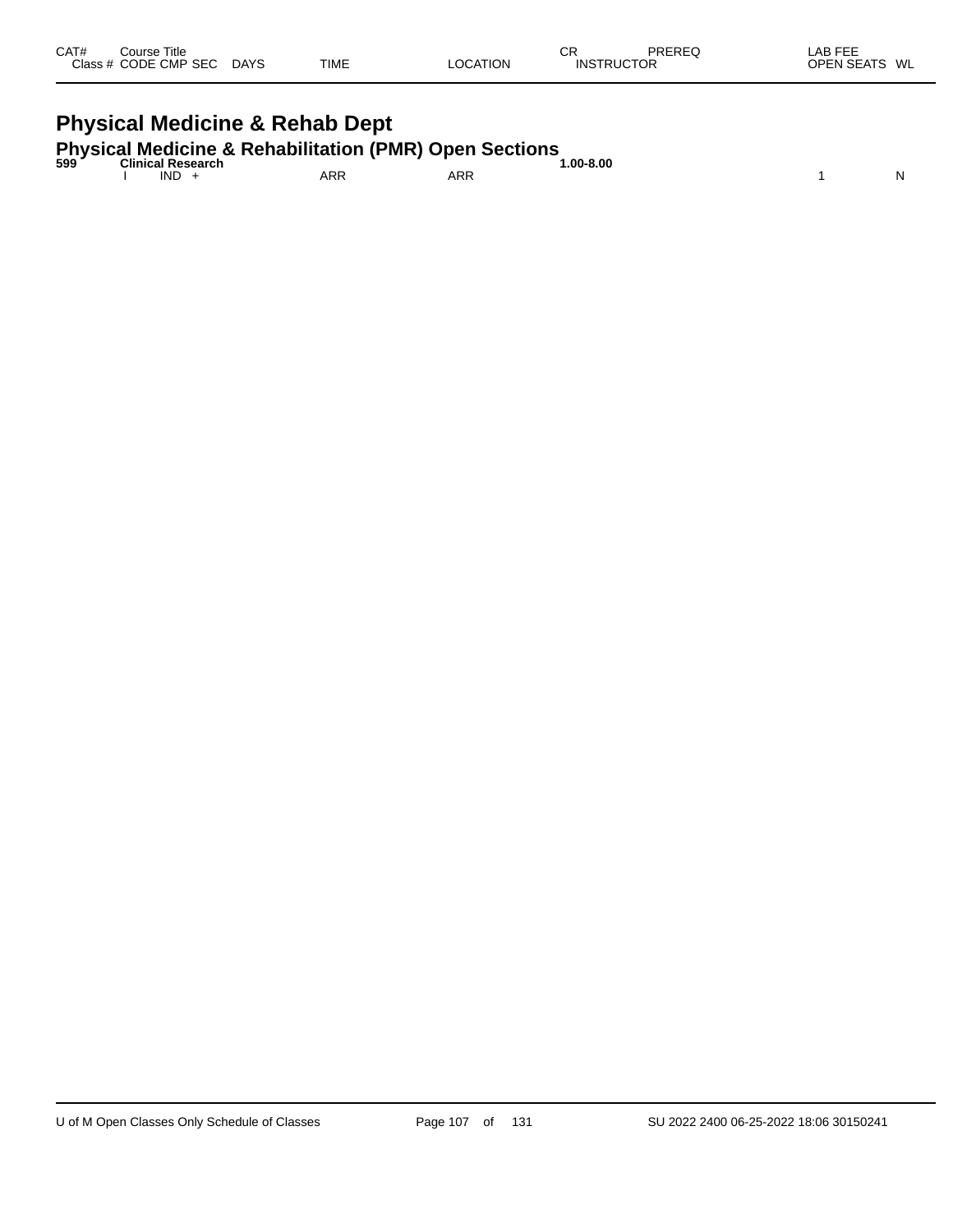| CAT# | Course Title | | | | | CR | PREREQ | LAB FEE | |
|---|---|---|---|---|---|---|---|---|---|
| Class # | CODE CMP SEC | DAYS | TIME | LOCATION | | INSTRUCTOR | | OPEN SEATS | WL |

# Physical Medicine & Rehab Dept

## Physical Medicine & Rehabilitation (PMR) Open Sections

| CAT# | Course Title | | | | | CR | PREREQ | LAB FEE | |
|---|---|---|---|---|---|---|---|---|---|
| **599** | **Clinical Research** | | | | | **1.00-8.00** | | | |
| | I IND + | | ARR | ARR | | | | 1 | N |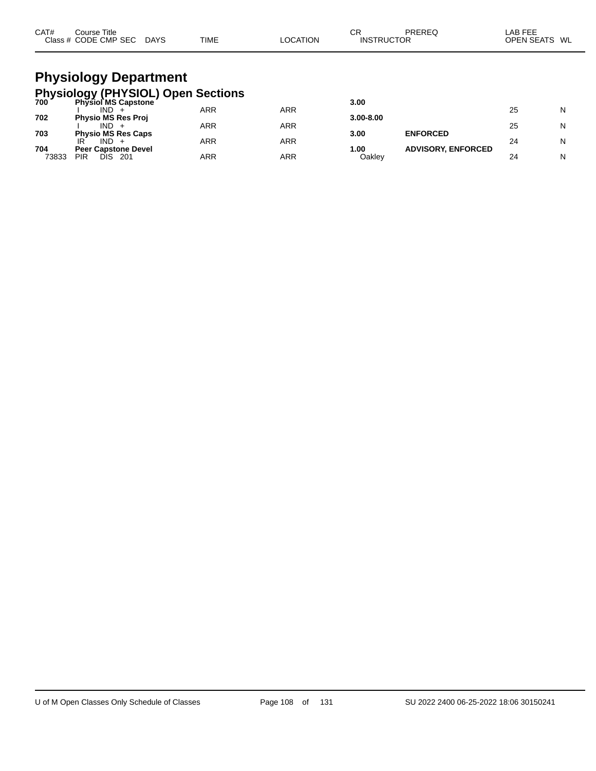# Physiology Department

## Physiology (PHYSIOL) Open Sections

| CAT# Class # | Course Title CODE CMP SEC | DAYS | TIME | LOCATION | CR INSTRUCTOR | PREREQ | LAB FEE OPEN SEATS | WL |
|---|---|---|---|---|---|---|---|---|
| **700** | **Physiol MS Capstone** | | | | **3.00** | | | |
| | I IND + | | ARR | ARR | | | 25 | N |
| **702** | **Physio MS Res Proj** | | | | **3.00-8.00** | | | |
| | I IND + | | ARR | ARR | | | 25 | N |
| **703** | **Physio MS Res Caps** | | | | **3.00** | **ENFORCED** | | |
| | IR IND + | | ARR | ARR | | | 24 | N |
| **704** | **Peer Capstone Devel** | | | | **1.00** | **ADVISORY, ENFORCED** | | |
| 73833 | PIR DIS 201 | | ARR | ARR | Oakley | | 24 | N |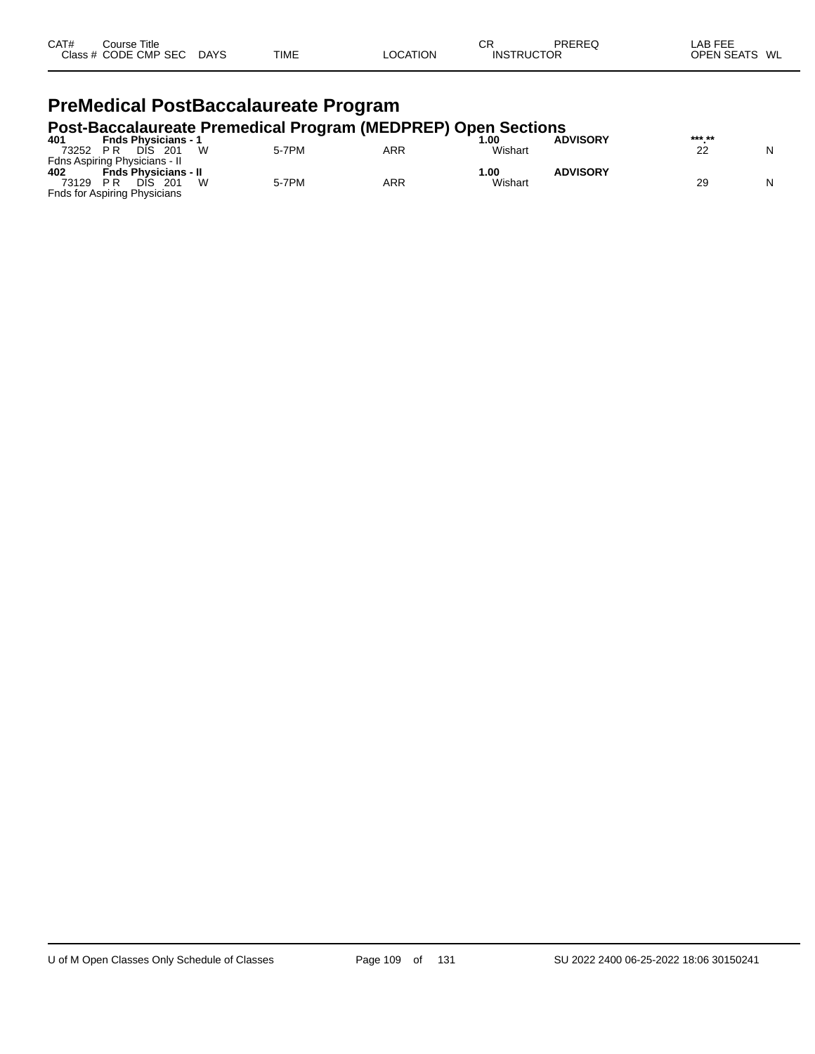| CAT# Class # | Course Title CODE CMP SEC | DAYS | TIME | LOCATION | CR INSTRUCTOR | PREREQ | LAB FEE OPEN SEATS | WL |
|---|---|---|---|---|---|---|---|---|

# PreMedical PostBaccalaureate Program

## Post-Baccalaureate Premedical Program (MEDPREP) Open Sections

| CAT# Class # | Course Title CODE CMP SEC | DAYS | TIME | LOCATION | CR INSTRUCTOR | PREREQ | LAB FEE OPEN SEATS | WL |
|---|---|---|---|---|---|---|---|---|
| **401** | **Fnds Physicians - 1** | | | | **1.00** | **ADVISORY** | **\*\*\*.\*\*** | |
| 73252 | P R DIS 201 | W | 5-7PM | ARR | Wishart | | 22 | N |
| Fdns Aspiring Physicians - II | | | | | | | | |
| **402** | **Fnds Physicians - II** | | | | **1.00** | **ADVISORY** | | |
| 73129 | P R DIS 201 | W | 5-7PM | ARR | Wishart | | 29 | N |
| Fnds for Aspiring Physicians | | | | | | | | |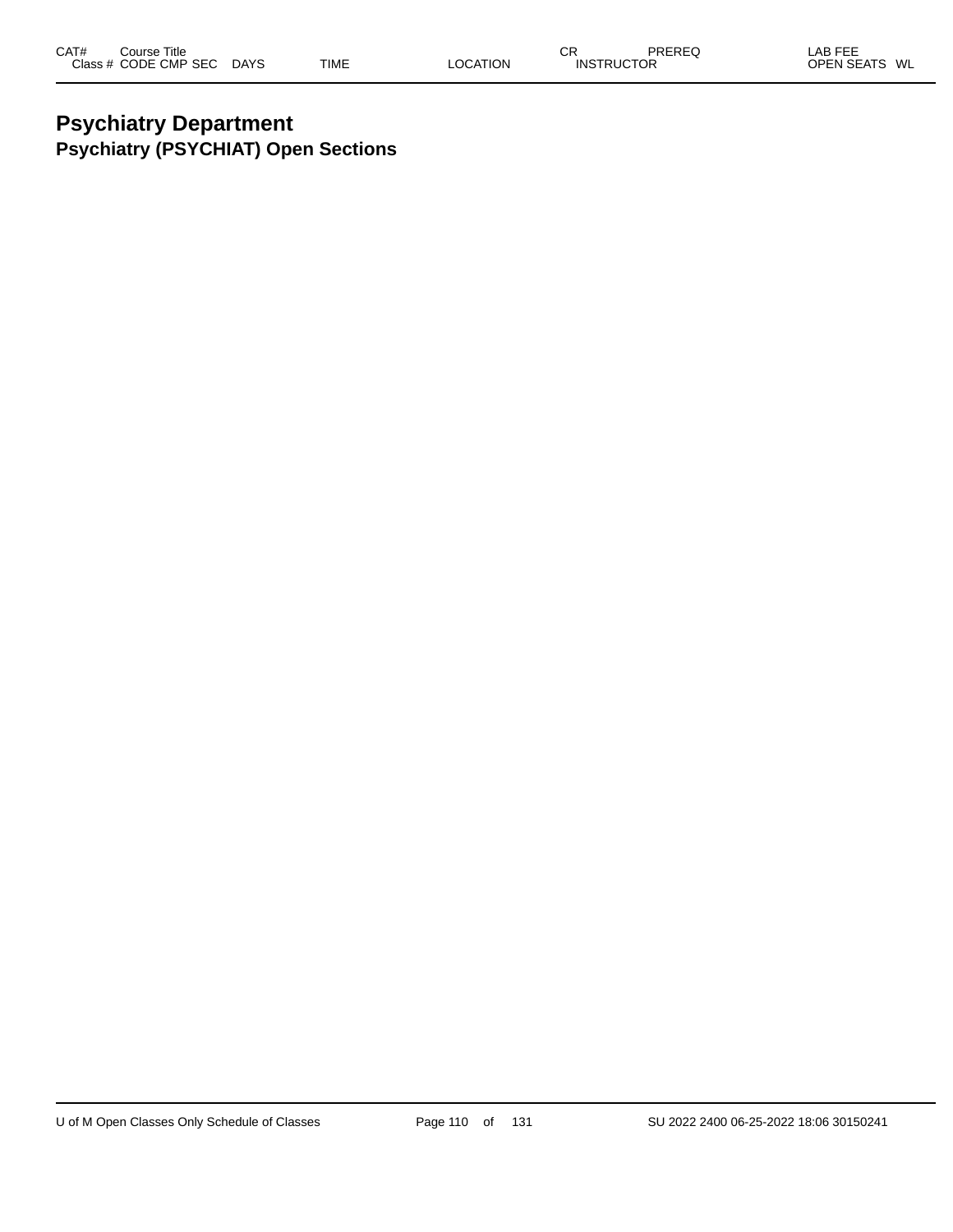# Psychiatry Department

## Psychiatry (PSYCHIAT) Open Sections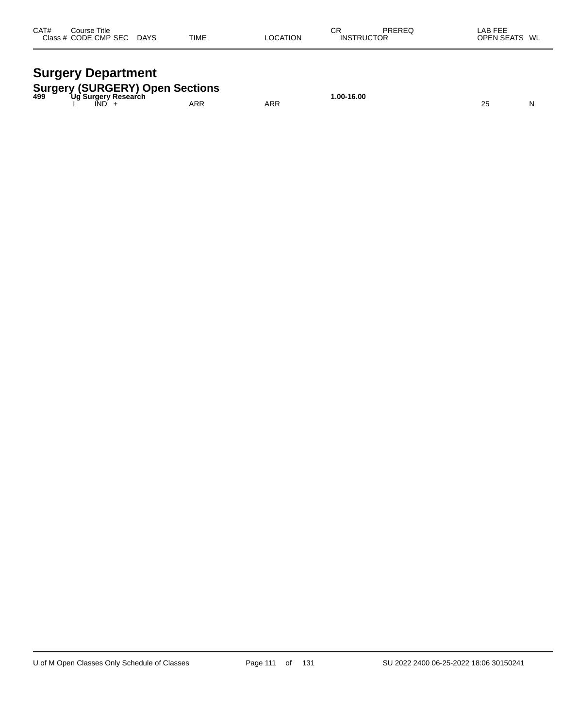| CAT# | Course Title<br>Class # CODE CMP SEC | DAYS | TIME | LOCATION | CR<br>INSTRUCTOR | PREREQ | LAB FEE<br>OPEN SEATS | WL |
|---|---|---|---|---|---|---|---|---|

# Surgery Department

## Surgery (SURGERY) Open Sections

| CAT# | Course Title<br>Class # CODE CMP SEC | DAYS | TIME | LOCATION | CR<br>INSTRUCTOR | PREREQ | LAB FEE<br>OPEN SEATS | WL |
|---|---|---|---|---|---|---|---|---|
| **499** | **Ug Surgery Research** | | | | **1.00-16.00** | | | |
| | I IND + | | ARR | ARR | | | 25 | N |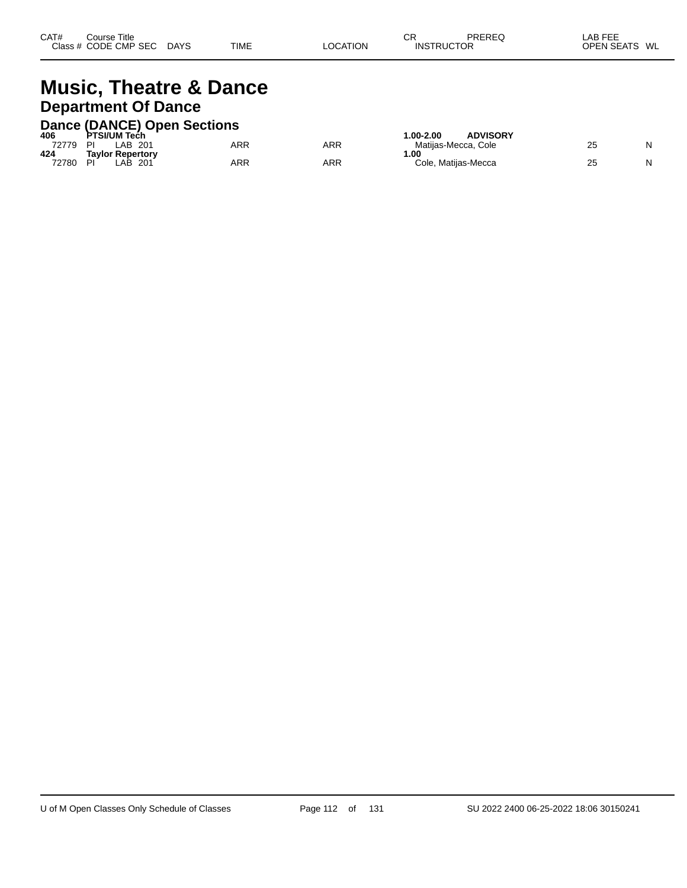| CAT# Class # | Course Title CODE | CMP | SEC | DAYS | TIME | LOCATION | CR INSTRUCTOR | PREREQ | LAB FEE OPEN SEATS | WL |
|---|---|---|---|---|---|---|---|---|---|---|

# Music, Theatre & Dance

## Department Of Dance

### Dance (DANCE) Open Sections

| CAT# Class # | Course Title CODE | CMP | SEC | DAYS | TIME | LOCATION | CR INSTRUCTOR | PREREQ | LAB FEE OPEN SEATS | WL |
|---|---|---|---|---|---|---|---|---|---|---|
| **406** | **PTSI/UM Tech** | | | | | | **1.00-2.00** | **ADVISORY** | | |
| 72779 | PI | LAB | 201 | | ARR | ARR | Matijas-Mecca, Cole | | 25 | N |
| **424** | **Taylor Repertory** | | | | | | **1.00** | | | |
| 72780 | PI | LAB | 201 | | ARR | ARR | Cole, Matijas-Mecca | | 25 | N |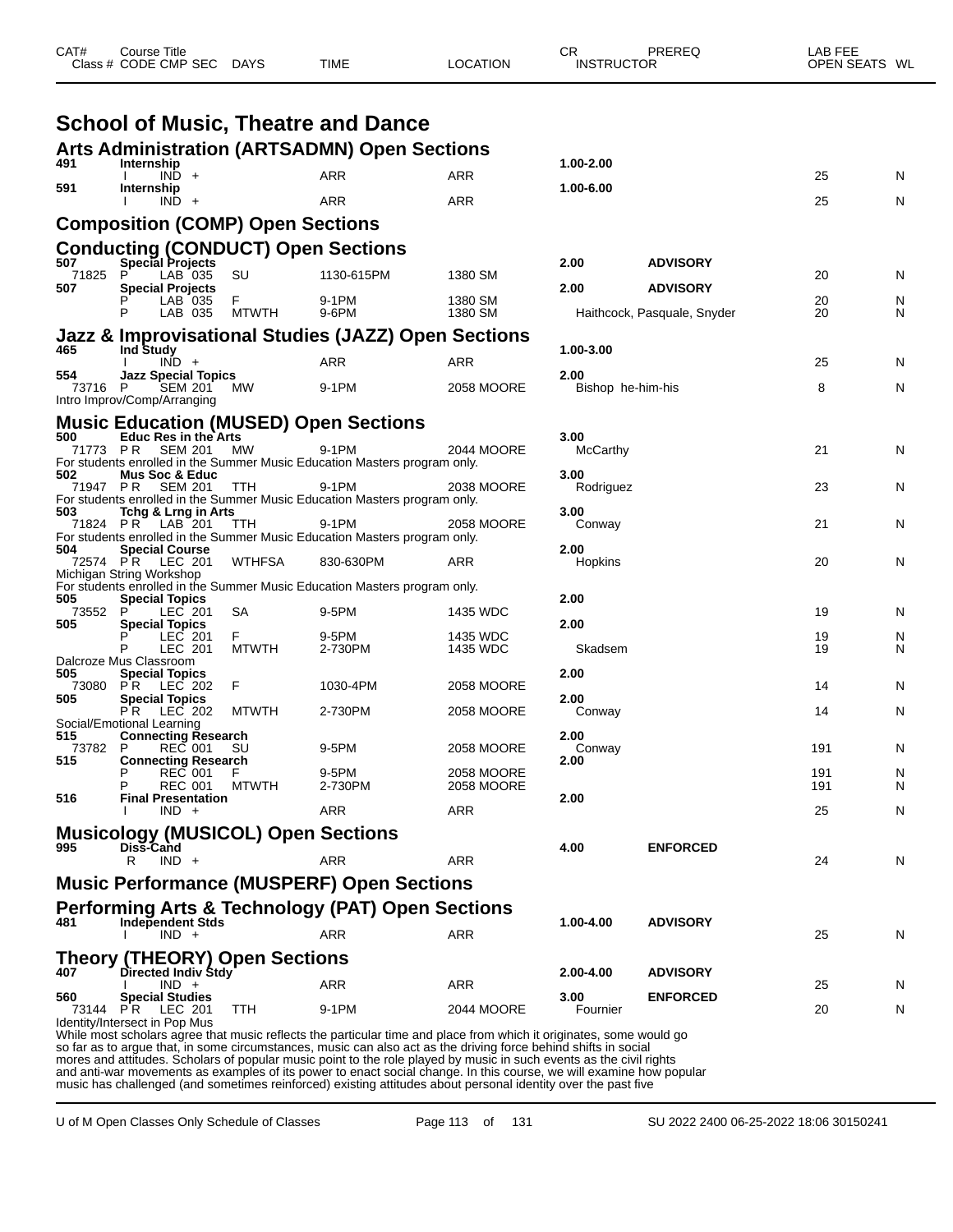# School of Music, Theatre and Dance

| CAT# | Course Title / Class # CODE CMP SEC | DAYS | TIME | LOCATION | CR / INSTRUCTOR | PREREQ | LAB FEE / OPEN SEATS | WL |
|---|---|---|---|---|---|---|---|---|

## Arts Administration (ARTSADMN) Open Sections

| CAT# | Course Title / Class # CODE CMP SEC | DAYS | TIME | LOCATION | CR / INSTRUCTOR | PREREQ | OPEN SEATS | WL |
|---|---|---|---|---|---|---|---|---|
| 491 | Internship | | | | 1.00-2.00 | | | |
| | I IND + | | ARR | ARR | | | 25 | N |
| 591 | Internship | | | | 1.00-6.00 | | | |
| | I IND + | | ARR | ARR | | | 25 | N |

## Composition (COMP) Open Sections

## Conducting (CONDUCT) Open Sections

| CAT# | Course Title / Class # CODE CMP SEC | DAYS | TIME | LOCATION | CR / INSTRUCTOR | PREREQ | OPEN SEATS | WL |
|---|---|---|---|---|---|---|---|---|
| 507 | Special Projects | | | | 2.00 | ADVISORY | | |
| 71825 | P LAB 035 | SU | 1130-615PM | 1380 SM | | | 20 | N |
| 507 | Special Projects | | | | 2.00 | ADVISORY | | |
| | P LAB 035 | F | 9-1PM | 1380 SM | | | 20 | N |
| | P LAB 035 | MTWTH | 9-6PM | 1380 SM | Haithcock, Pasquale, Snyder | | 20 | N |

## Jazz & Improvisational Studies (JAZZ) Open Sections

| CAT# | Course Title / Class # CODE CMP SEC | DAYS | TIME | LOCATION | CR / INSTRUCTOR | PREREQ | OPEN SEATS | WL |
|---|---|---|---|---|---|---|---|---|
| 465 | Ind Study | | | | 1.00-3.00 | | | |
| | I IND + | | ARR | ARR | | | 25 | N |
| 554 | Jazz Special Topics | | | | 2.00 | | | |
| 73716 | P SEM 201 | MW | 9-1PM | 2058 MOORE | Bishop he-him-his | | 8 | N |
| | Intro Improv/Comp/Arranging | | | | | | | |

## Music Education (MUSED) Open Sections

| CAT# | Course Title / Class # CODE CMP SEC | DAYS | TIME | LOCATION | CR / INSTRUCTOR | PREREQ | OPEN SEATS | WL |
|---|---|---|---|---|---|---|---|---|
| 500 | Educ Res in the Arts | | | | 3.00 | | | |
| 71773 | PR SEM 201 | MW | 9-1PM | 2044 MOORE | McCarthy | | 21 | N |
| | For students enrolled in the Summer Music Education Masters program only. | | | | | | | |
| 502 | Mus Soc & Educ | | | | 3.00 | | | |
| 71947 | PR SEM 201 | TTH | 9-1PM | 2038 MOORE | Rodriguez | | 23 | N |
| | For students enrolled in the Summer Music Education Masters program only. | | | | | | | |
| 503 | Tchg & Lrng in Arts | | | | 3.00 | | | |
| 71824 | PR LAB 201 | TTH | 9-1PM | 2058 MOORE | Conway | | 21 | N |
| | For students enrolled in the Summer Music Education Masters program only. | | | | | | | |
| 504 | Special Course | | | | 2.00 | | | |
| 72574 | PR LEC 201 | WTHFSA | 830-630PM | ARR | Hopkins | | 20 | N |
| | Michigan String Workshop | | | | | | | |
| | For students enrolled in the Summer Music Education Masters program only. | | | | | | | |
| 505 | Special Topics | | | | 2.00 | | | |
| 73552 | P LEC 201 | SA | 9-5PM | 1435 WDC | | | 19 | N |
| 505 | Special Topics | | | | 2.00 | | | |
| | P LEC 201 | F | 9-5PM | 1435 WDC | | | 19 | N |
| | P LEC 201 | MTWTH | 2-730PM | 1435 WDC | Skadsem | | 19 | N |
| | Dalcroze Mus Classroom | | | | | | | |
| 505 | Special Topics | | | | 2.00 | | | |
| 73080 | PR LEC 202 | F | 1030-4PM | 2058 MOORE | | | 14 | N |
| 505 | Special Topics | | | | 2.00 | | | |
| | PR LEC 202 | MTWTH | 2-730PM | 2058 MOORE | Conway | | 14 | N |
| | Social/Emotional Learning | | | | | | | |
| 515 | Connecting Research | | | | 2.00 | | | |
| 73782 | P REC 001 | SU | 9-5PM | 2058 MOORE | Conway | | 191 | N |
| 515 | Connecting Research | | | | 2.00 | | | |
| | P REC 001 | F | 9-5PM | 2058 MOORE | | | 191 | N |
| | P REC 001 | MTWTH | 2-730PM | 2058 MOORE | | | 191 | N |
| 516 | Final Presentation | | | | 2.00 | | | |
| | I IND + | | ARR | ARR | | | 25 | N |

## Musicology (MUSICOL) Open Sections

| CAT# | Course Title / Class # CODE CMP SEC | DAYS | TIME | LOCATION | CR / INSTRUCTOR | PREREQ | OPEN SEATS | WL |
|---|---|---|---|---|---|---|---|---|
| 995 | Diss-Cand | | | | 4.00 | ENFORCED | | |
| | R IND + | | ARR | ARR | | | 24 | N |

## Music Performance (MUSPERF) Open Sections

## Performing Arts & Technology (PAT) Open Sections

| CAT# | Course Title / Class # CODE CMP SEC | DAYS | TIME | LOCATION | CR / INSTRUCTOR | PREREQ | OPEN SEATS | WL |
|---|---|---|---|---|---|---|---|---|
| 481 | Independent Stds | | | | 1.00-4.00 | ADVISORY | | |
| | I IND + | | ARR | ARR | | | 25 | N |

## Theory (THEORY) Open Sections

| CAT# | Course Title / Class # CODE CMP SEC | DAYS | TIME | LOCATION | CR / INSTRUCTOR | PREREQ | OPEN SEATS | WL |
|---|---|---|---|---|---|---|---|---|
| 407 | Directed Indiv Stdy | | | | 2.00-4.00 | ADVISORY | | |
| | I IND + | | ARR | ARR | | | 25 | N |
| 560 | Special Studies | | | | 3.00 | ENFORCED | | |
| 73144 | PR LEC 201 | TTH | 9-1PM | 2044 MOORE | Fournier | | 20 | N |

Identity/Intersect in Pop Mus

While most scholars agree that music reflects the particular time and place from which it originates, some would go so far as to argue that, in some circumstances, music can also act as the driving force behind shifts in social mores and attitudes. Scholars of popular music point to the role played by music in such events as the civil rights and anti-war movements as examples of its power to enact social change. In this course, we will examine how popular music has challenged (and sometimes reinforced) existing attitudes about personal identity over the past five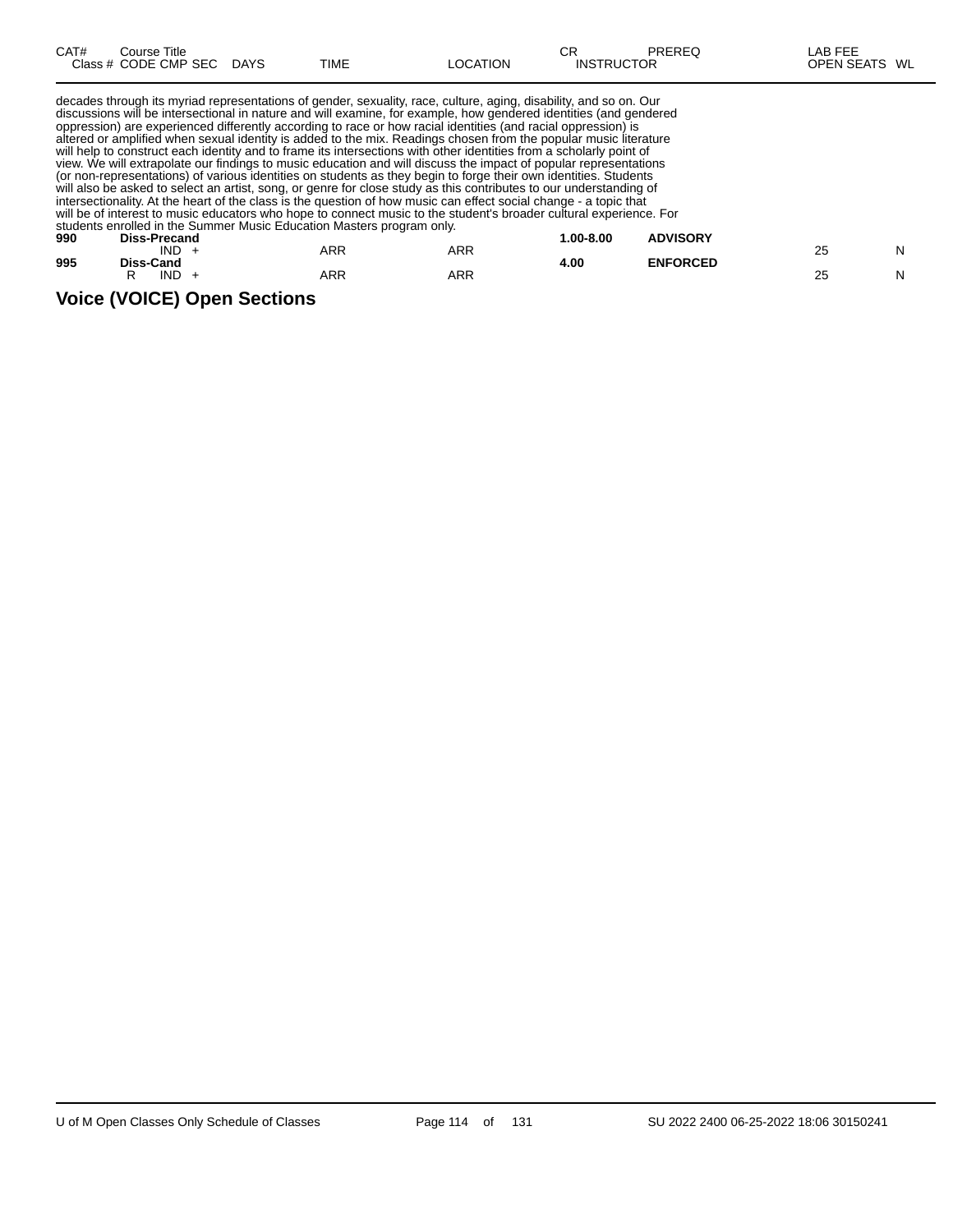| CAT# Class # | Course Title CODE CMP SEC | DAYS | TIME | LOCATION | CR INSTRUCTOR | PREREQ | LAB FEE OPEN SEATS | WL |
|---|---|---|---|---|---|---|---|---|

decades through its myriad representations of gender, sexuality, race, culture, aging, disability, and so on. Our discussions will be intersectional in nature and will examine, for example, how gendered identities (and gendered oppression) are experienced differently according to race or how racial identities (and racial oppression) is altered or amplified when sexual identity is added to the mix. Readings chosen from the popular music literature will help to construct each identity and to frame its intersections with other identities from a scholarly point of view. We will extrapolate our findings to music education and will discuss the impact of popular representations (or non-representations) of various identities on students as they begin to forge their own identities. Students will also be asked to select an artist, song, or genre for close study as this contributes to our understanding of intersectionality. At the heart of the class is the question of how music can effect social change - a topic that will be of interest to music educators who hope to connect music to the student's broader cultural experience. For students enrolled in the Summer Music Education Masters program only.

| CAT# Class # | Course Title CODE CMP SEC | DAYS | TIME | LOCATION | CR INSTRUCTOR | PREREQ | LAB FEE OPEN SEATS | WL |
|---|---|---|---|---|---|---|---|---|
| **990** | **Diss-Precand** | | | | **1.00-8.00** | **ADVISORY** | | |
| | IND + | | ARR | ARR | | | 25 | N |
| **995** | **Diss-Cand** | | | | **4.00** | **ENFORCED** | | |
| | R IND + | | ARR | ARR | | | 25 | N |

## Voice (VOICE) Open Sections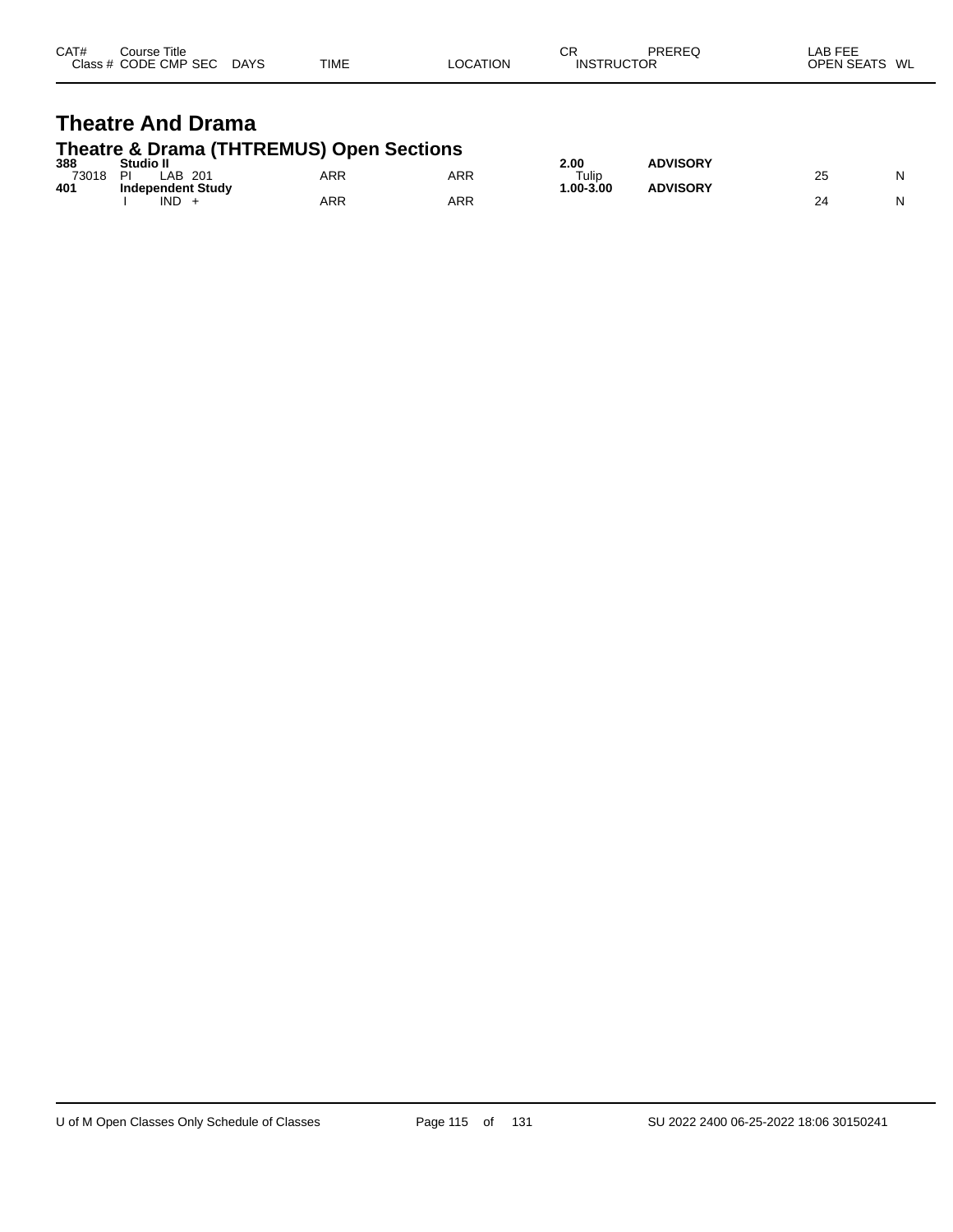| CAT# | Course Title | | | | | | CR | PREREQ | LAB FEE | |
|---|---|---|---|---|---|---|---|---|---|---|
| Class # | CODE | CMP | SEC | DAYS | TIME | LOCATION | INSTRUCTOR | | OPEN SEATS | WL |

# Theatre And Drama

## Theatre & Drama (THTREMUS) Open Sections

| CAT# / Class # | Course Title / CODE | CMP | SEC | DAYS | TIME | LOCATION | CR / INSTRUCTOR | PREREQ | OPEN SEATS | WL |
|---|---|---|---|---|---|---|---|---|---|---|
| **388** | **Studio II** | | | | | | **2.00** | **ADVISORY** | | |
| 73018 | PI | LAB | 201 | | ARR | ARR | Tulip | | 25 | N |
| **401** | **Independent Study** | | | | | | **1.00-3.00** | **ADVISORY** | | |
| | I | IND | + | | ARR | ARR | | | 24 | N |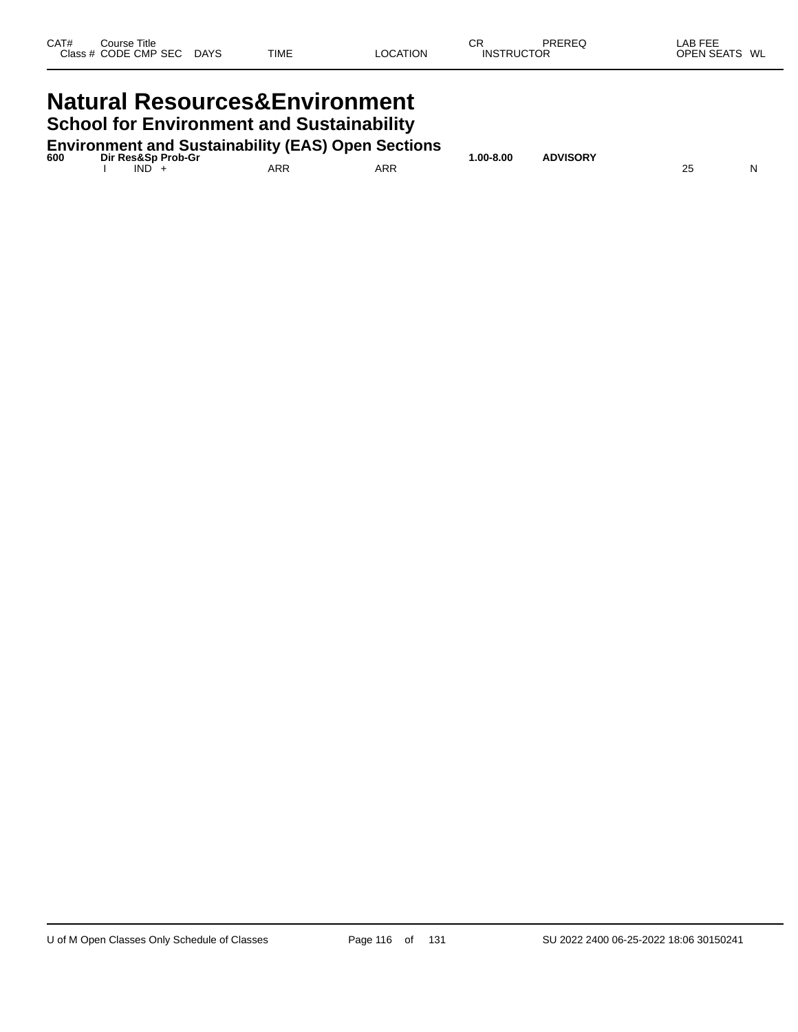| CAT# | Course Title | | | | | CR | PREREQ | LAB FEE | |
|---|---|---|---|---|---|---|---|---|---|
| Class # | CODE CMP SEC | DAYS | TIME | LOCATION | | INSTRUCTOR | | OPEN SEATS | WL |

# Natural Resources&Environment

## School for Environment and Sustainability

### Environment and Sustainability (EAS) Open Sections

| CAT# | Course Title | | | | CR | PREREQ | | OPEN SEATS | WL |
|---|---|---|---|---|---|---|---|---|---|
| **600** | **Dir Res&Sp Prob-Gr** | | | | **1.00-8.00** | **ADVISORY** | | | |
| | I IND + | | ARR | ARR | | | | 25 | N |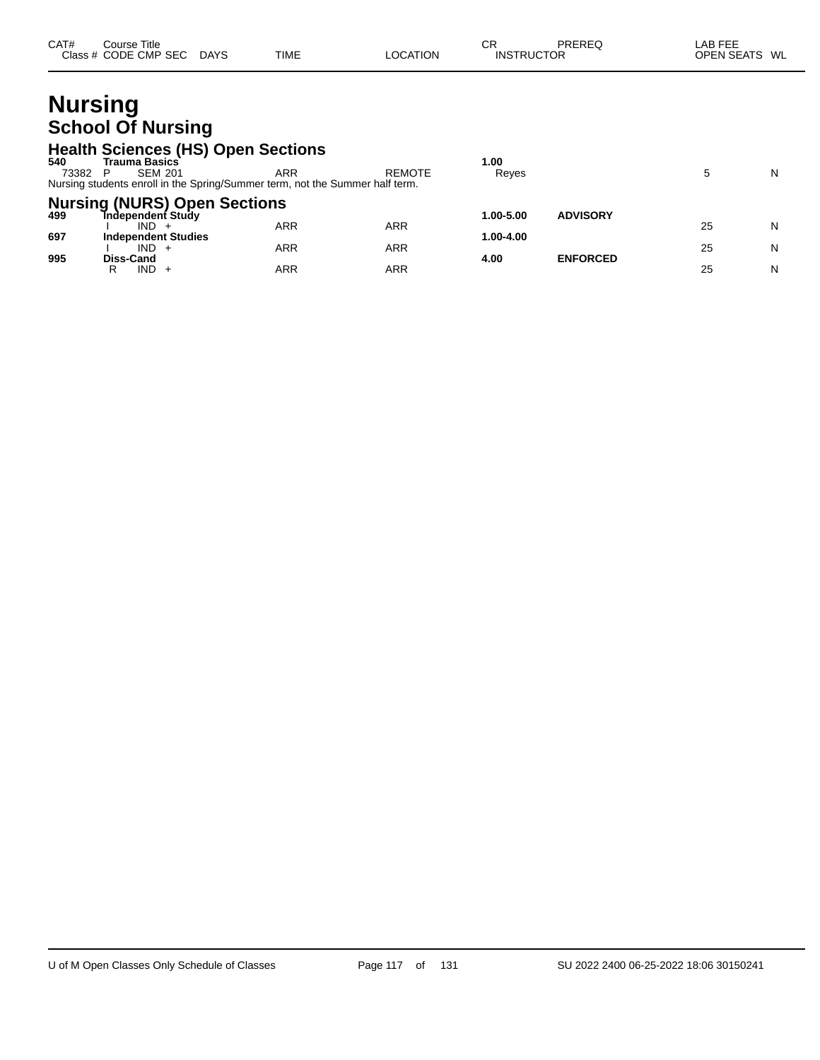# Nursing

## School Of Nursing

### Health Sciences (HS) Open Sections

| CAT# | Class # | CODE | CMP | SEC | Course Title | DAYS | TIME | LOCATION | CR | INSTRUCTOR | PREREQ | LAB FEE | OPEN SEATS | WL |
|---|---|---|---|---|---|---|---|---|---|---|---|---|---|---|
| **540** | | | | | **Trauma Basics** | | | | **1.00** | | | | | |
| | 73382 | P | SEM | 201 | | | ARR | REMOTE | | Reyes | | | 5 | N |

Nursing students enroll in the Spring/Summer term, not the Summer half term.

### Nursing (NURS) Open Sections

| CAT# | Class # | CODE | CMP | SEC | Course Title | DAYS | TIME | LOCATION | CR | INSTRUCTOR | PREREQ | LAB FEE | OPEN SEATS | WL |
|---|---|---|---|---|---|---|---|---|---|---|---|---|---|---|
| **499** | | | | | **Independent Study** | | | | **1.00-5.00** | | **ADVISORY** | | | |
| | | I | IND | + | | | ARR | ARR | | | | | 25 | N |
| **697** | | | | | **Independent Studies** | | | | **1.00-4.00** | | | | | |
| | | I | IND | + | | | ARR | ARR | | | | | 25 | N |
| **995** | | | | | **Diss-Cand** | | | | **4.00** | | **ENFORCED** | | | |
| | | R | IND | + | | | ARR | ARR | | | | | 25 | N |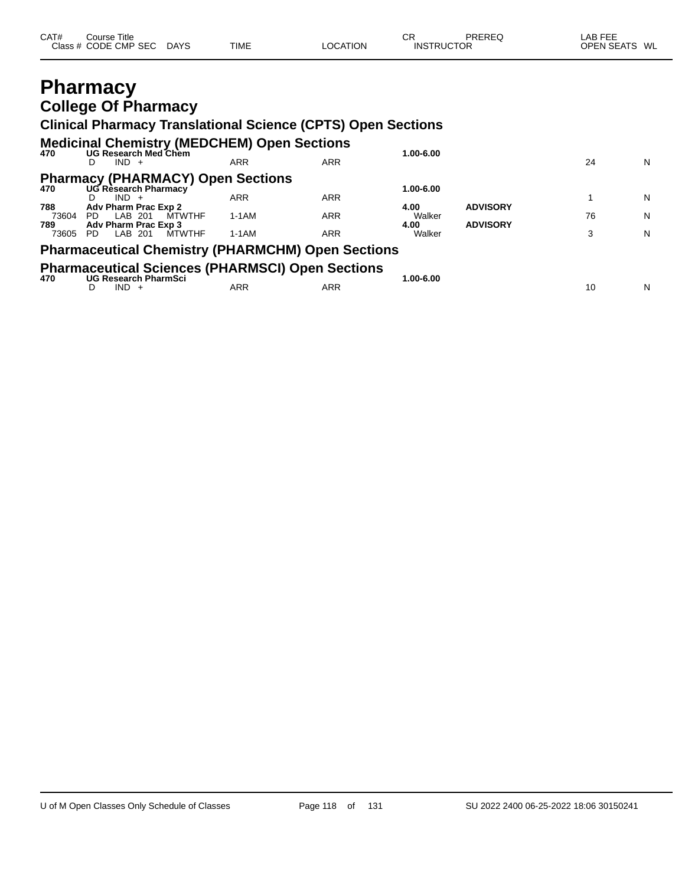| CAT# | Course Title | | | | | | CR | PREREQ | LAB FEE | |
|---|---|---|---|---|---|---|---|---|---|---|
| Class # | CODE | CMP | SEC | DAYS | TIME | LOCATION | INSTRUCTOR | | OPEN SEATS | WL |

# Pharmacy

## College Of Pharmacy

### Clinical Pharmacy Translational Science (CPTS) Open Sections

### Medicinal Chemistry (MEDCHEM) Open Sections

| CAT# / Class # | Course Title / CODE | CMP | SEC | DAYS | TIME | LOCATION | CR / INSTRUCTOR | PREREQ | OPEN SEATS | WL |
|---|---|---|---|---|---|---|---|---|---|---|
| **470** | **UG Research Med Chem** | | | | | | **1.00-6.00** | | | |
| | D | IND | + | | ARR | ARR | | | 24 | N |

### Pharmacy (PHARMACY) Open Sections

| CAT# / Class # | Course Title / CODE | CMP | SEC | DAYS | TIME | LOCATION | CR / INSTRUCTOR | PREREQ | OPEN SEATS | WL |
|---|---|---|---|---|---|---|---|---|---|---|
| **470** | **UG Research Pharmacy** | | | | | | **1.00-6.00** | | | |
| | D | IND | + | | ARR | ARR | | | 1 | N |
| **788** | **Adv Pharm Prac Exp 2** | | | | | | **4.00** | **ADVISORY** | | |
| 73604 | PD | LAB | 201 | MTWTHF | 1-1AM | ARR | Walker | | 76 | N |
| **789** | **Adv Pharm Prac Exp 3** | | | | | | **4.00** | **ADVISORY** | | |
| 73605 | PD | LAB | 201 | MTWTHF | 1-1AM | ARR | Walker | | 3 | N |

### Pharmaceutical Chemistry (PHARMCHM) Open Sections

### Pharmaceutical Sciences (PHARMSCI) Open Sections

| CAT# / Class # | Course Title / CODE | CMP | SEC | DAYS | TIME | LOCATION | CR / INSTRUCTOR | PREREQ | OPEN SEATS | WL |
|---|---|---|---|---|---|---|---|---|---|---|
| **470** | **UG Research PharmSci** | | | | | | **1.00-6.00** | | | |
| | D | IND | + | | ARR | ARR | | | 10 | N |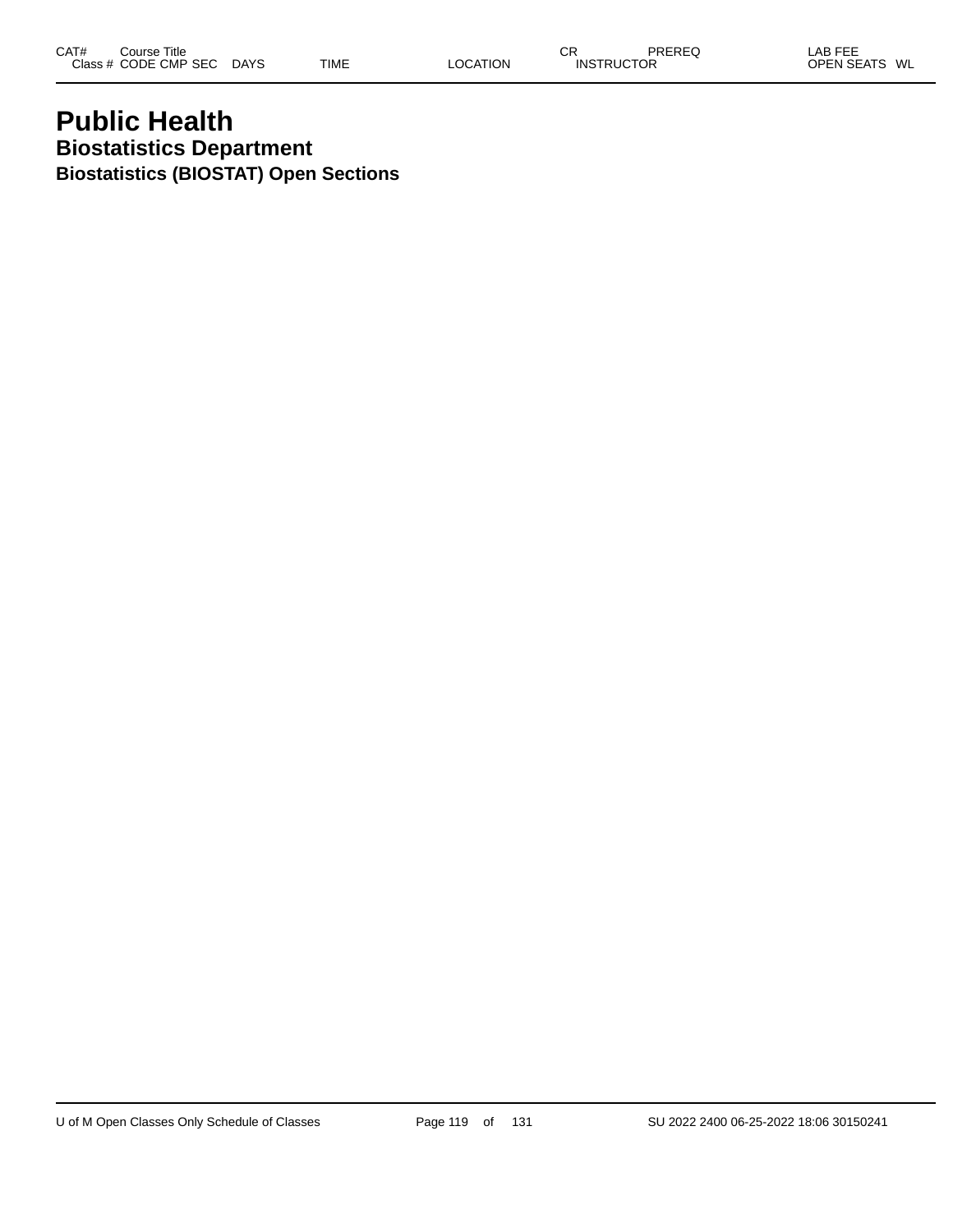# Public Health

## Biostatistics Department

### Biostatistics (BIOSTAT) Open Sections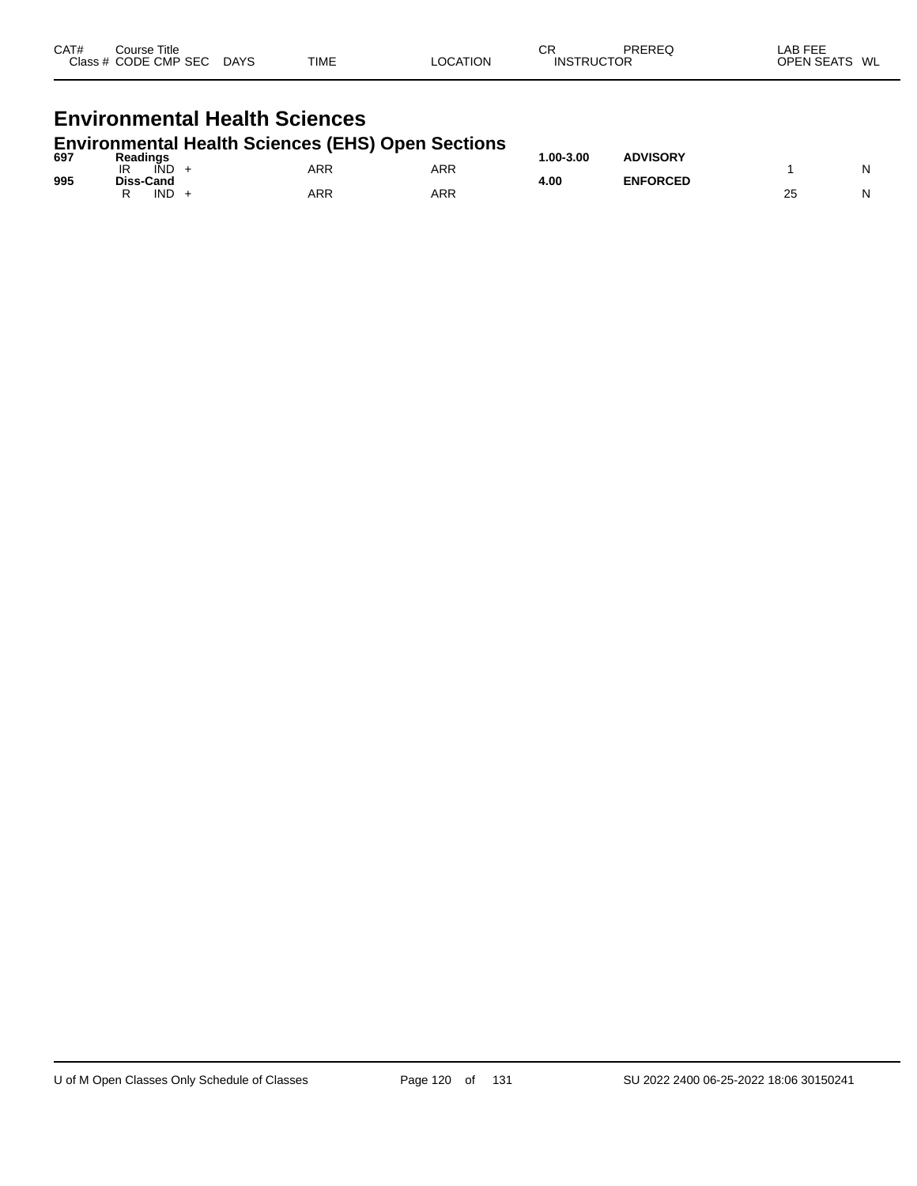| CAT# Class # | Course Title CODE | CMP | SEC | DAYS | TIME | LOCATION | CR INSTRUCTOR | PREREQ | LAB FEE OPEN SEATS | WL |
|---|---|---|---|---|---|---|---|---|---|---|

# Environmental Health Sciences

## Environmental Health Sciences (EHS) Open Sections

| CAT# Class # | Course Title CODE | CMP | SEC | DAYS | TIME | LOCATION | CR INSTRUCTOR | PREREQ | LAB FEE OPEN SEATS | WL |
|---|---|---|---|---|---|---|---|---|---|---|
| **697** | **Readings** | | | | | | **1.00-3.00** | **ADVISORY** | | |
| | IR | IND | + | | ARR | ARR | | | 1 | N |
| **995** | **Diss-Cand** | | | | | | **4.00** | **ENFORCED** | | |
| | R | IND | + | | ARR | ARR | | | 25 | N |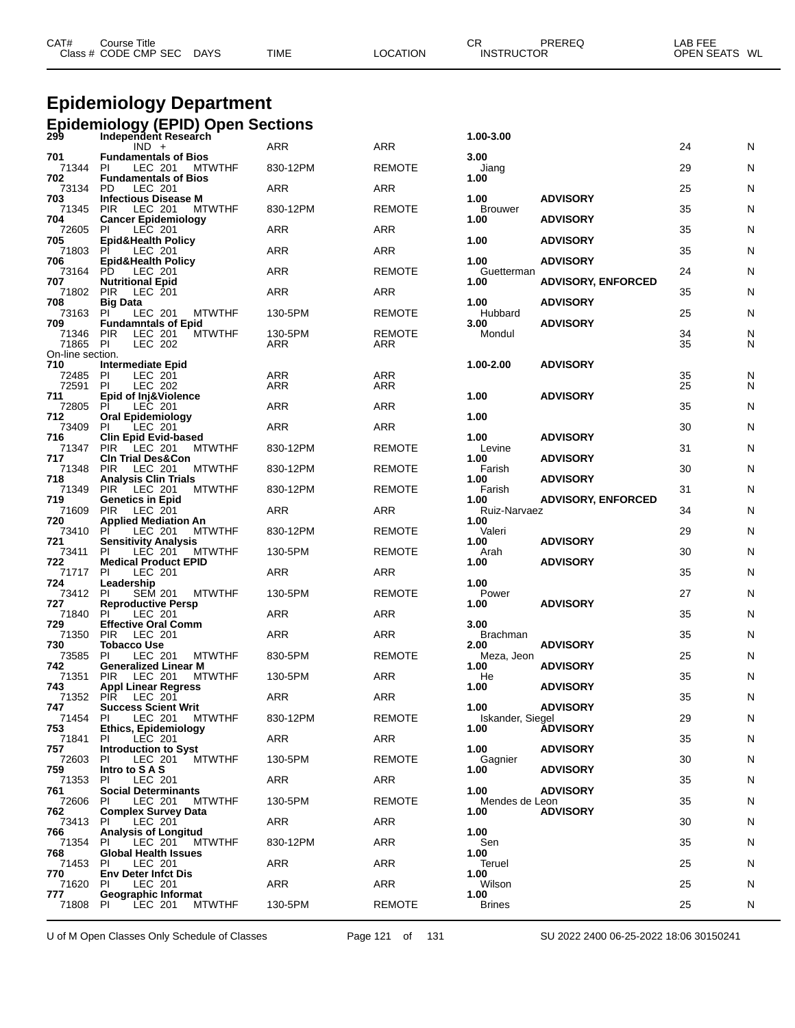# Epidemiology Department

## Epidemiology (EPID) Open Sections

| CAT# Class # | Course Title CODE | CMP | SEC | DAYS | TIME | LOCATION | CR INSTRUCTOR | PREREQ | LAB FEE OPEN SEATS | WL |
|---|---|---|---|---|---|---|---|---|---|---|
| **299** | **Independent Research** | | | | | | **1.00-3.00** | | | |
| | | IND | + | | ARR | ARR | | | 24 | N |
| **701** | **Fundamentals of Bios** | | | | | | **3.00** | | | |
| 71344 | PI | LEC | 201 | MTWTHF | 830-12PM | REMOTE | Jiang | | 29 | N |
| **702** | **Fundamentals of Bios** | | | | | | **1.00** | | | |
| 73134 | PD | LEC | 201 | | ARR | ARR | | | 25 | N |
| **703** | **Infectious Disease M** | | | | | | **1.00** | **ADVISORY** | | |
| 71345 | PIR | LEC | 201 | MTWTHF | 830-12PM | REMOTE | Brouwer | | 35 | N |
| **704** | **Cancer Epidemiology** | | | | | | **1.00** | **ADVISORY** | | |
| 72605 | PI | LEC | 201 | | ARR | ARR | | | 35 | N |
| **705** | **Epid&Health Policy** | | | | | | **1.00** | **ADVISORY** | | |
| 71803 | PI | LEC | 201 | | ARR | ARR | | | 35 | N |
| **706** | **Epid&Health Policy** | | | | | | **1.00** | **ADVISORY** | | |
| 73164 | PD | LEC | 201 | | ARR | REMOTE | Guetterman | | 24 | N |
| **707** | **Nutritional Epid** | | | | | | **1.00** | **ADVISORY, ENFORCED** | | |
| 71802 | PIR | LEC | 201 | | ARR | ARR | | | 35 | N |
| **708** | **Big Data** | | | | | | **1.00** | **ADVISORY** | | |
| 73163 | PI | LEC | 201 | MTWTHF | 130-5PM | REMOTE | Hubbard | | 25 | N |
| **709** | **Fundamntals of Epid** | | | | | | **3.00** | **ADVISORY** | | |
| 71346 | PIR | LEC | 201 | MTWTHF | 130-5PM | REMOTE | Mondul | | 34 | N |
| 71865 | PI | LEC | 202 | | ARR | ARR | | | 35 | N |
| On-line section. | | | | | | | | | | |
| **710** | **Intermediate Epid** | | | | | | **1.00-2.00** | **ADVISORY** | | |
| 72485 | PI | LEC | 201 | | ARR | ARR | | | 35 | N |
| 72591 | PI | LEC | 202 | | ARR | ARR | | | 25 | N |
| **711** | **Epid of Inj&Violence** | | | | | | **1.00** | **ADVISORY** | | |
| 72805 | PI | LEC | 201 | | ARR | ARR | | | 35 | N |
| **712** | **Oral Epidemiology** | | | | | | **1.00** | | | |
| 73409 | PI | LEC | 201 | | ARR | ARR | | | 30 | N |
| **716** | **Clin Epid Evid-based** | | | | | | **1.00** | **ADVISORY** | | |
| 71347 | PIR | LEC | 201 | MTWTHF | 830-12PM | REMOTE | Levine | | 31 | N |
| **717** | **Cln Trial Des&Con** | | | | | | **1.00** | **ADVISORY** | | |
| 71348 | PIR | LEC | 201 | MTWTHF | 830-12PM | REMOTE | Farish | | 30 | N |
| **718** | **Analysis Clin Trials** | | | | | | **1.00** | **ADVISORY** | | |
| 71349 | PIR | LEC | 201 | MTWTHF | 830-12PM | REMOTE | Farish | | 31 | N |
| **719** | **Genetics in Epid** | | | | | | **1.00** | **ADVISORY, ENFORCED** | | |
| 71609 | PIR | LEC | 201 | | ARR | ARR | Ruiz-Narvaez | | 34 | N |
| **720** | **Applied Mediation An** | | | | | | **1.00** | | | |
| 73410 | PI | LEC | 201 | MTWTHF | 830-12PM | REMOTE | Valeri | | 29 | N |
| **721** | **Sensitivity Analysis** | | | | | | **1.00** | **ADVISORY** | | |
| 73411 | PI | LEC | 201 | MTWTHF | 130-5PM | REMOTE | Arah | | 30 | N |
| **722** | **Medical Product EPID** | | | | | | **1.00** | **ADVISORY** | | |
| 71717 | PI | LEC | 201 | | ARR | ARR | | | 35 | N |
| **724** | **Leadership** | | | | | | **1.00** | | | |
| 73412 | PI | SEM | 201 | MTWTHF | 130-5PM | REMOTE | Power | | 27 | N |
| **727** | **Reproductive Persp** | | | | | | **1.00** | **ADVISORY** | | |
| 71840 | PI | LEC | 201 | | ARR | ARR | | | 35 | N |
| **729** | **Effective Oral Comm** | | | | | | **3.00** | | | |
| 71350 | PIR | LEC | 201 | | ARR | ARR | Brachman | | 35 | N |
| **730** | **Tobacco Use** | | | | | | **2.00** | **ADVISORY** | | |
| 73585 | PI | LEC | 201 | MTWTHF | 830-5PM | REMOTE | Meza, Jeon | | 25 | N |
| **742** | **Generalized Linear M** | | | | | | **1.00** | **ADVISORY** | | |
| 71351 | PIR | LEC | 201 | MTWTHF | 130-5PM | ARR | He | | 35 | N |
| **743** | **Appl Linear Regress** | | | | | | **1.00** | **ADVISORY** | | |
| 71352 | PIR | LEC | 201 | | ARR | ARR | | | 35 | N |
| **747** | **Success Scient Writ** | | | | | | **1.00** | **ADVISORY** | | |
| 71454 | PI | LEC | 201 | MTWTHF | 830-12PM | REMOTE | Iskander, Siegel | | 29 | N |
| **753** | **Ethics, Epidemiology** | | | | | | **1.00** | **ADVISORY** | | |
| 71841 | PI | LEC | 201 | | ARR | ARR | | | 35 | N |
| **757** | **Introduction to Syst** | | | | | | **1.00** | **ADVISORY** | | |
| 72603 | PI | LEC | 201 | MTWTHF | 130-5PM | REMOTE | Gagnier | | 30 | N |
| **759** | **Intro to S A S** | | | | | | **1.00** | **ADVISORY** | | |
| 71353 | PI | LEC | 201 | | ARR | ARR | | | 35 | N |
| **761** | **Social Determinants** | | | | | | **1.00** | **ADVISORY** | | |
| 72606 | PI | LEC | 201 | MTWTHF | 130-5PM | REMOTE | Mendes de Leon | | 35 | N |
| **762** | **Complex Survey Data** | | | | | | **1.00** | **ADVISORY** | | |
| 73413 | PI | LEC | 201 | | ARR | ARR | | | 30 | N |
| **766** | **Analysis of Longitud** | | | | | | **1.00** | | | |
| 71354 | PI | LEC | 201 | MTWTHF | 830-12PM | ARR | Sen | | 35 | N |
| **768** | **Global Health Issues** | | | | | | **1.00** | | | |
| 71453 | PI | LEC | 201 | | ARR | ARR | Teruel | | 25 | N |
| **770** | **Env Deter Infct Dis** | | | | | | **1.00** | | | |
| 71620 | PI | LEC | 201 | | ARR | ARR | Wilson | | 25 | N |
| **777** | **Geographic Informat** | | | | | | **1.00** | | | |
| 71808 | PI | LEC | 201 | MTWTHF | 130-5PM | REMOTE | Brines | | 25 | N |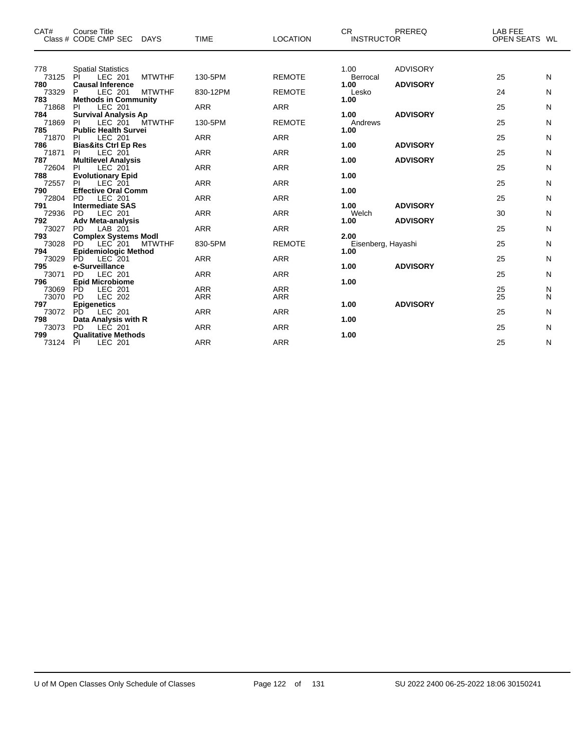| CAT# | Course Title / Class # CODE CMP SEC | DAYS | TIME | LOCATION | CR / INSTRUCTOR | PREREQ | LAB FEE | OPEN SEATS | WL |
|---|---|---|---|---|---|---|---|---|---|
| 778 | Spatial Statistics | | | | 1.00 | ADVISORY | | | |
| 73125 | PI LEC 201 | MTWTHF | 130-5PM | REMOTE | Berrocal | | | 25 | N |
| **780** | **Causal Inference** | | | | **1.00** | **ADVISORY** | | | |
| 73329 | P LEC 201 | MTWTHF | 830-12PM | REMOTE | Lesko | | | 24 | N |
| **783** | **Methods in Community** | | | | **1.00** | | | | |
| 71868 | PI LEC 201 | | ARR | ARR | | | | 25 | N |
| **784** | **Survival Analysis Ap** | | | | **1.00** | **ADVISORY** | | | |
| 71869 | PI LEC 201 | MTWTHF | 130-5PM | REMOTE | Andrews | | | 25 | N |
| **785** | **Public Health Survei** | | | | **1.00** | | | | |
| 71870 | PI LEC 201 | | ARR | ARR | | | | 25 | N |
| **786** | **Bias&its Ctrl Ep Res** | | | | **1.00** | **ADVISORY** | | | |
| 71871 | PI LEC 201 | | ARR | ARR | | | | 25 | N |
| **787** | **Multilevel Analysis** | | | | **1.00** | **ADVISORY** | | | |
| 72604 | PI LEC 201 | | ARR | ARR | | | | 25 | N |
| **788** | **Evolutionary Epid** | | | | **1.00** | | | | |
| 72557 | PI LEC 201 | | ARR | ARR | | | | 25 | N |
| **790** | **Effective Oral Comm** | | | | **1.00** | | | | |
| 72804 | PD LEC 201 | | ARR | ARR | | | | 25 | N |
| **791** | **Intermediate SAS** | | | | **1.00** | **ADVISORY** | | | |
| 72936 | PD LEC 201 | | ARR | ARR | Welch | | | 30 | N |
| **792** | **Adv Meta-analysis** | | | | **1.00** | **ADVISORY** | | | |
| 73027 | PD LAB 201 | | ARR | ARR | | | | 25 | N |
| **793** | **Complex Systems Modl** | | | | **2.00** | | | | |
| 73028 | PD LEC 201 | MTWTHF | 830-5PM | REMOTE | Eisenberg, Hayashi | | | 25 | N |
| **794** | **Epidemiologic Method** | | | | **1.00** | | | | |
| 73029 | PD LEC 201 | | ARR | ARR | | | | 25 | N |
| **795** | **e-Surveillance** | | | | **1.00** | **ADVISORY** | | | |
| 73071 | PD LEC 201 | | ARR | ARR | | | | 25 | N |
| **796** | **Epid Microbiome** | | | | **1.00** | | | | |
| 73069 | PD LEC 201 | | ARR | ARR | | | | 25 | N |
| 73070 | PD LEC 202 | | ARR | ARR | | | | 25 | N |
| **797** | **Epigenetics** | | | | **1.00** | **ADVISORY** | | | |
| 73072 | PD LEC 201 | | ARR | ARR | | | | 25 | N |
| **798** | **Data Analysis with R** | | | | **1.00** | | | | |
| 73073 | PD LEC 201 | | ARR | ARR | | | | 25 | N |
| **799** | **Qualitative Methods** | | | | **1.00** | | | | |
| 73124 | PI LEC 201 | | ARR | ARR | | | | 25 | N |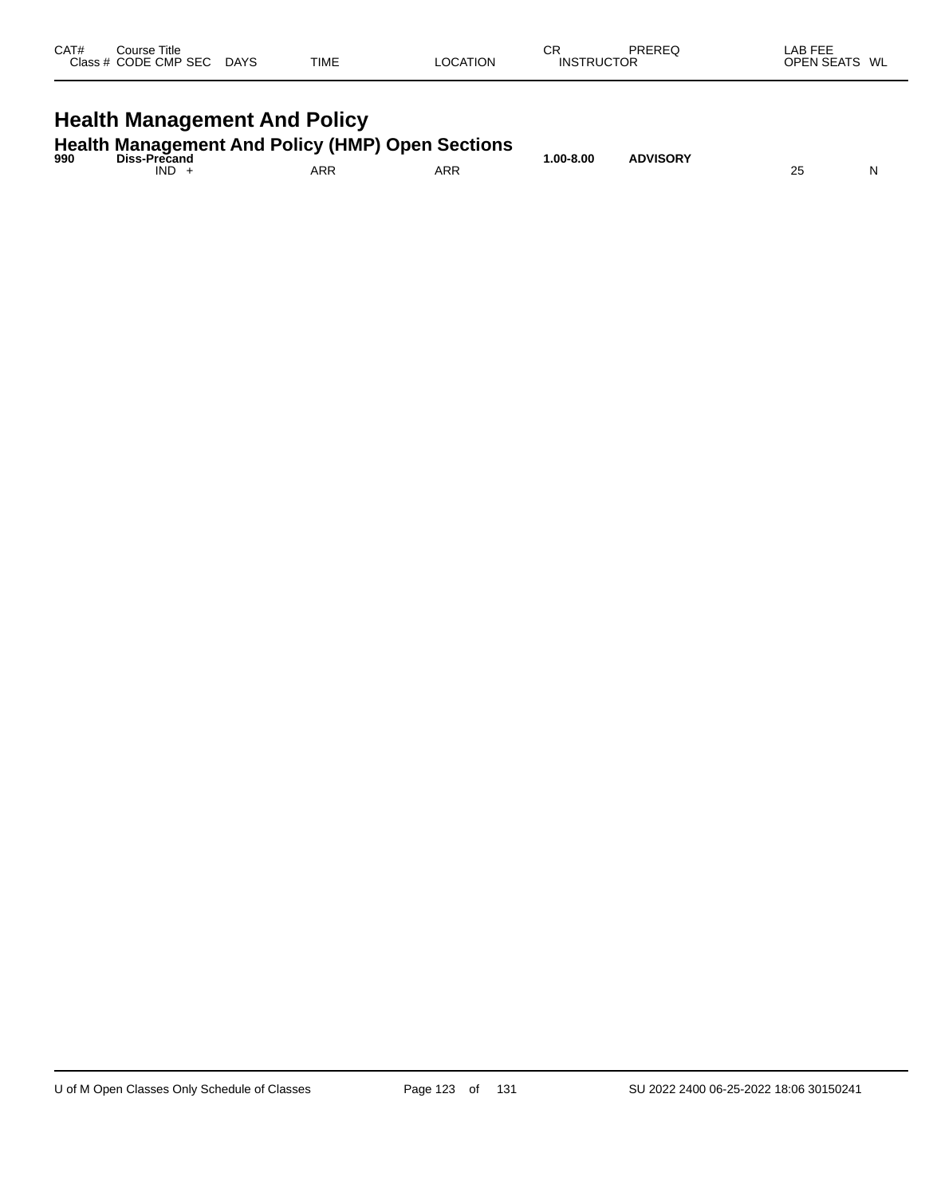| CAT# | Course Title Class # CODE CMP SEC | DAYS | TIME | LOCATION | CR INSTRUCTOR | PREREQ | LAB FEE OPEN SEATS | WL |
|---|---|---|---|---|---|---|---|---|

# Health Management And Policy

## Health Management And Policy (HMP) Open Sections

| CAT# | Course Title Class # CODE CMP SEC | DAYS | TIME | LOCATION | CR INSTRUCTOR | PREREQ | LAB FEE OPEN SEATS | WL |
|---|---|---|---|---|---|---|---|---|
| **990** | **Diss-Precand** | | | | **1.00-8.00** | **ADVISORY** | | |
| | IND + | | ARR | ARR | | | 25 | N |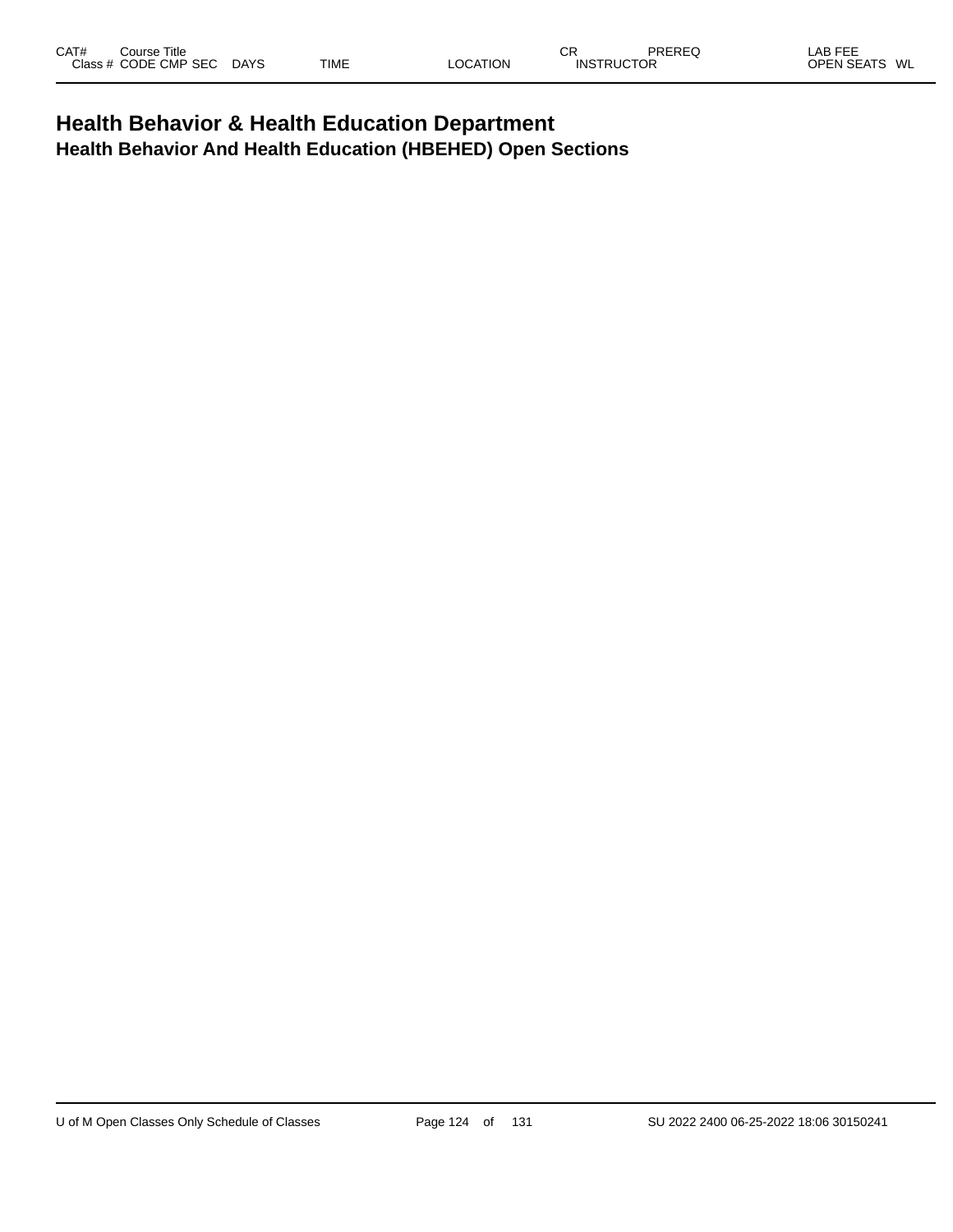# Health Behavior & Health Education Department

## Health Behavior And Health Education (HBEHED) Open Sections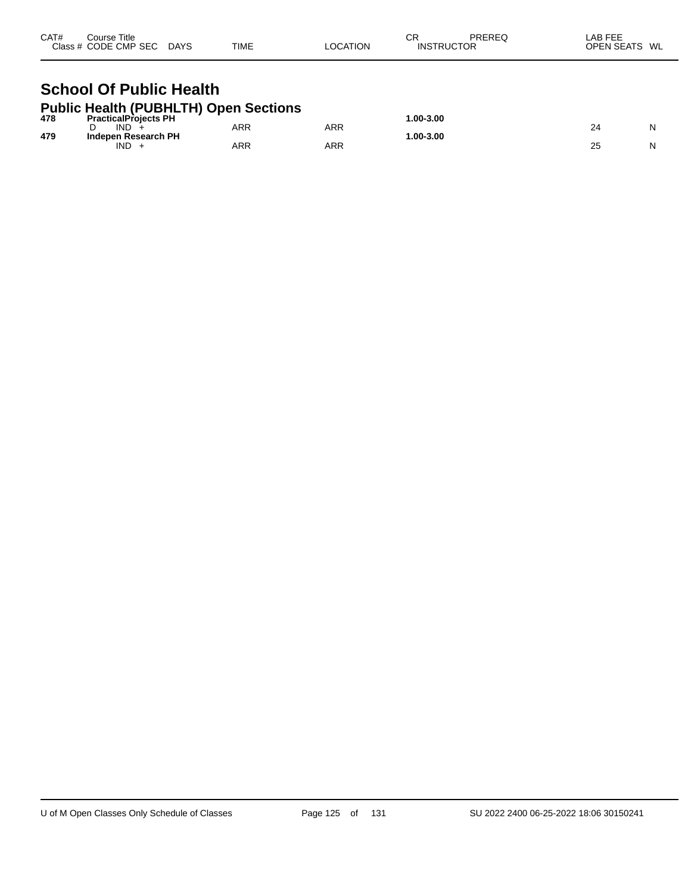| CAT# | Course Title<br>Class # CODE CMP SEC | DAYS | TIME | LOCATION | CR<br>INSTRUCTOR | PREREQ | LAB FEE<br>OPEN SEATS | WL |
|---|---|---|---|---|---|---|---|---|

# School Of Public Health

## Public Health (PUBHLTH) Open Sections

| CAT# | Course Title<br>Class # CODE CMP SEC | DAYS | TIME | LOCATION | CR<br>INSTRUCTOR | PREREQ | LAB FEE<br>OPEN SEATS | WL |
|---|---|---|---|---|---|---|---|---|
| **478** | **PracticalProjects PH** | | | | **1.00-3.00** | | | |
| | D IND + | | ARR | ARR | | | 24 | N |
| **479** | **Indepen Research PH** | | | | **1.00-3.00** | | | |
| | IND + | | ARR | ARR | | | 25 | N |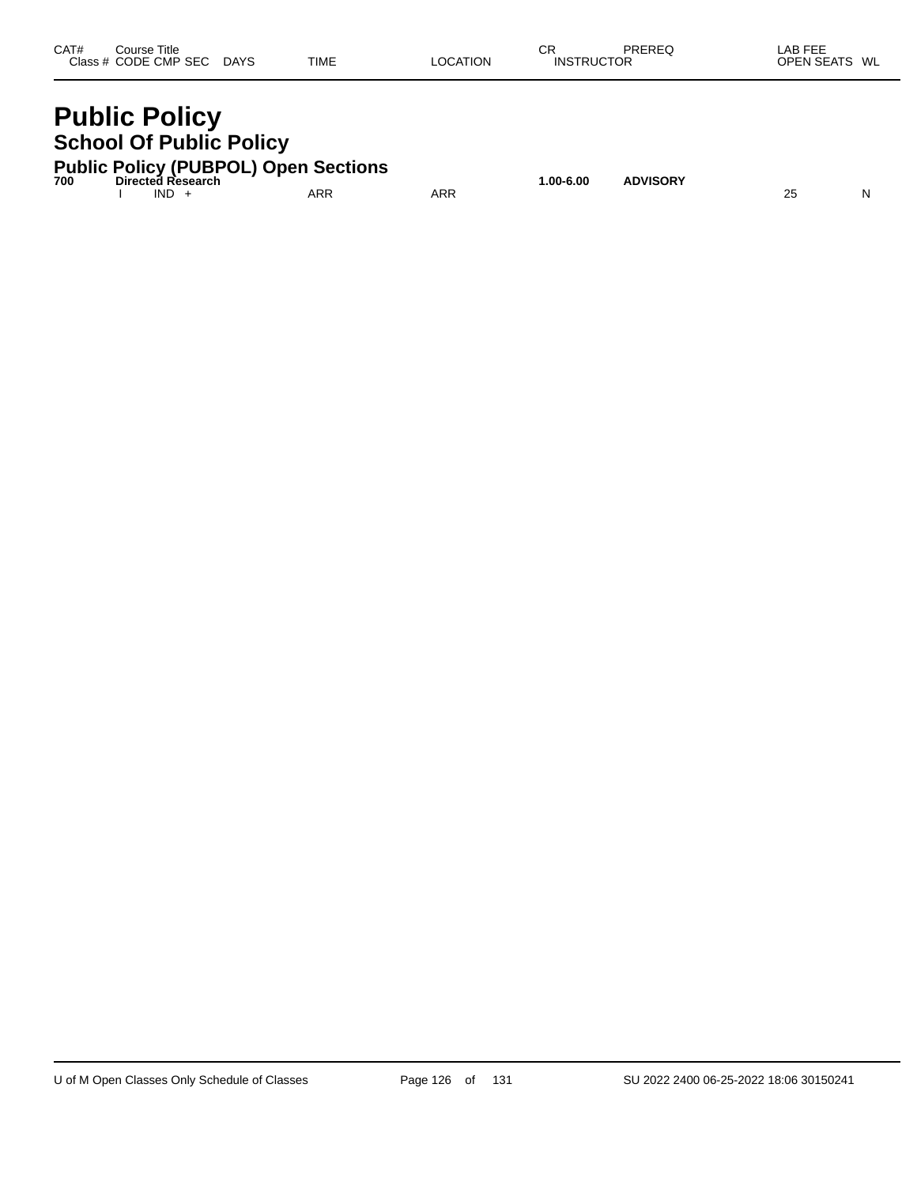| CAT# | Course Title | | | | | CR | PREREQ | LAB FEE | |
|---|---|---|---|---|---|---|---|---|---|
| Class # | CODE CMP SEC | DAYS | TIME | LOCATION | | INSTRUCTOR | | OPEN SEATS | WL |

# Public Policy

## School Of Public Policy

### Public Policy (PUBPOL) Open Sections

| CAT# | Course Title | | | | | CR | PREREQ | OPEN SEATS | WL |
|---|---|---|---|---|---|---|---|---|---|
| **700** | **Directed Research** | | | | | **1.00-6.00** | **ADVISORY** | | |
| | I IND + | | ARR | ARR | | | | 25 | N |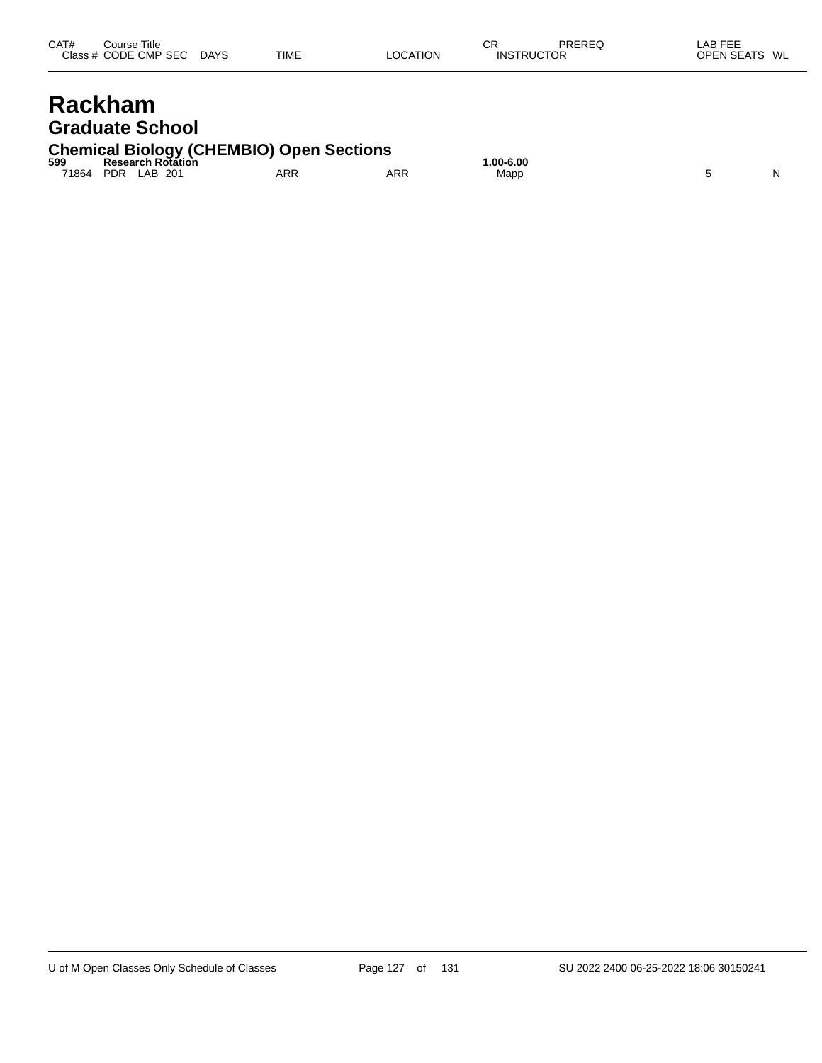| CAT# | Course Title | | | | | | CR | PREREQ | LAB FEE | |
|---|---|---|---|---|---|---|---|---|---|---|
| Class # | CODE | CMP | SEC | DAYS | TIME | LOCATION | INSTRUCTOR | | OPEN SEATS | WL |

# Rackham

## Graduate School

### Chemical Biology (CHEMBIO) Open Sections

| CAT# / Class # | Course Title / CODE | CMP | SEC | DAYS | TIME | LOCATION | CR / INSTRUCTOR | PREREQ | OPEN SEATS | WL |
|---|---|---|---|---|---|---|---|---|---|---|
| **599** | **Research Rotation** | | | | | | **1.00-6.00** | | | |
| 71864 | PDR | LAB | 201 | | ARR | ARR | Mapp | | 5 | N |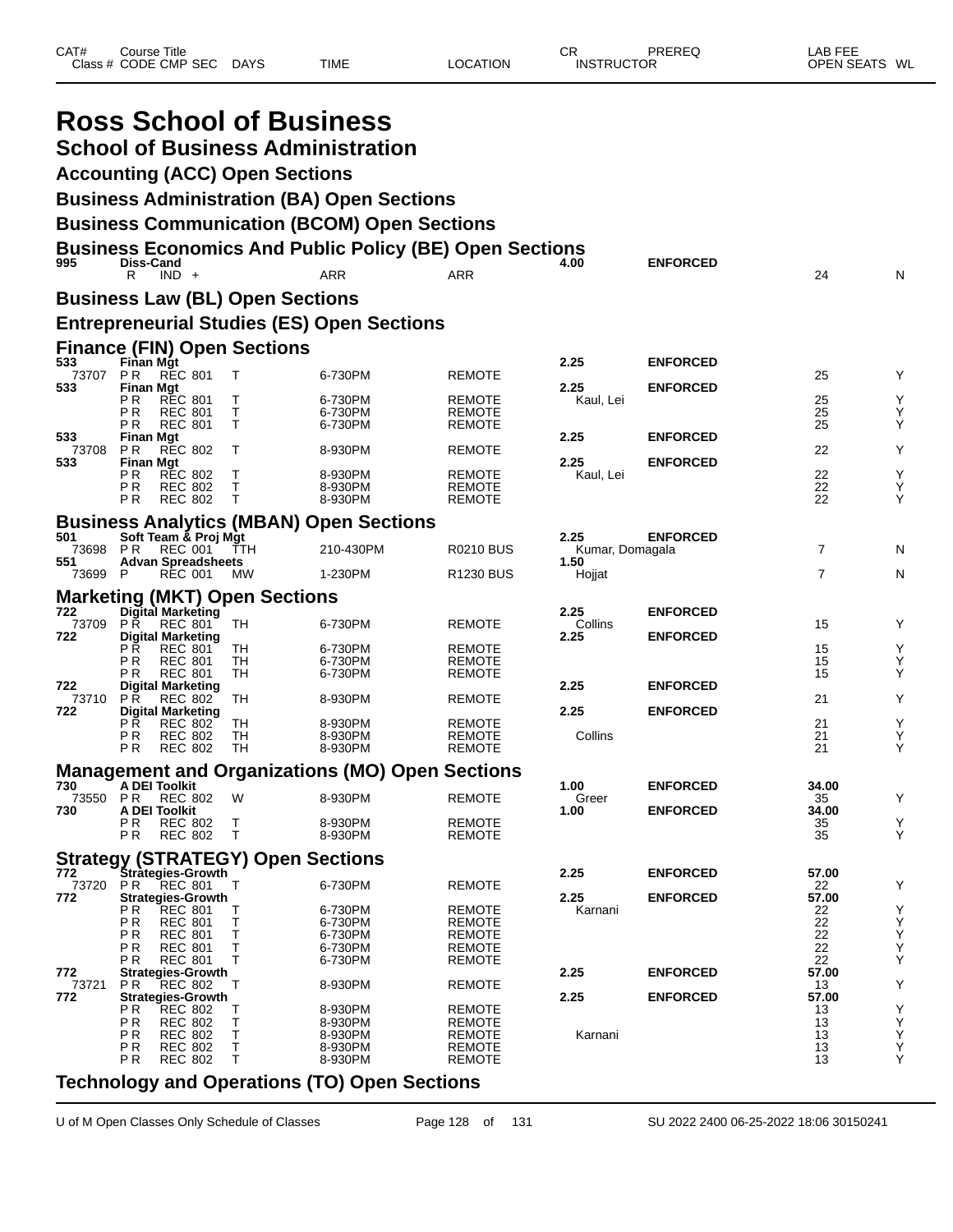# Ross School of Business

## School of Business Administration

### Accounting (ACC) Open Sections

### Business Administration (BA) Open Sections

### Business Communication (BCOM) Open Sections

### Business Economics And Public Policy (BE) Open Sections

| CAT# / Class # | Course Title / CODE CMP SEC | DAYS | TIME | LOCATION | CR / INSTRUCTOR | PREREQ | LAB FEE / OPEN SEATS | WL |
|---|---|---|---|---|---|---|---|---|
| **995** | **Diss-Cand** | | | | **4.00** | **ENFORCED** | | |
| | R IND + | | ARR | ARR | | | 24 | N |

### Business Law (BL) Open Sections

### Entrepreneurial Studies (ES) Open Sections

### Finance (FIN) Open Sections

| CAT# / Class # | Course Title / CODE CMP SEC | DAYS | TIME | LOCATION | CR / INSTRUCTOR | PREREQ | LAB FEE / OPEN SEATS | WL |
|---|---|---|---|---|---|---|---|---|
| **533** | **Finan Mgt** | | | | **2.25** | **ENFORCED** | | |
| 73707 | P R REC 801 | T | 6-730PM | REMOTE | | | 25 | Y |
| **533** | **Finan Mgt** | | | | **2.25** | **ENFORCED** | | |
| | P R REC 801 | T | 6-730PM | REMOTE | Kaul, Lei | | 25 | Y |
| | P R REC 801 | T | 6-730PM | REMOTE | | | 25 | Y |
| | P R REC 801 | T | 6-730PM | REMOTE | | | 25 | Y |
| **533** | **Finan Mgt** | | | | **2.25** | **ENFORCED** | | |
| 73708 | P R REC 802 | T | 8-930PM | REMOTE | | | 22 | Y |
| **533** | **Finan Mgt** | | | | **2.25** | **ENFORCED** | | |
| | P R REC 802 | T | 8-930PM | REMOTE | Kaul, Lei | | 22 | Y |
| | P R REC 802 | T | 8-930PM | REMOTE | | | 22 | Y |
| | P R REC 802 | T | 8-930PM | REMOTE | | | 22 | Y |

### Business Analytics (MBAN) Open Sections

| CAT# / Class # | Course Title / CODE CMP SEC | DAYS | TIME | LOCATION | CR / INSTRUCTOR | PREREQ | LAB FEE / OPEN SEATS | WL |
|---|---|---|---|---|---|---|---|---|
| **501** | **Soft Team & Proj Mgt** | | | | **2.25** | **ENFORCED** | | |
| 73698 | P R REC 001 | TTH | 210-430PM | R0210 BUS | Kumar, Domagala | | 7 | N |
| **551** | **Advan Spreadsheets** | | | | **1.50** | | | |
| 73699 | P REC 001 | MW | 1-230PM | R1230 BUS | Hojjat | | 7 | N |

### Marketing (MKT) Open Sections

| CAT# / Class # | Course Title / CODE CMP SEC | DAYS | TIME | LOCATION | CR / INSTRUCTOR | PREREQ | LAB FEE / OPEN SEATS | WL |
|---|---|---|---|---|---|---|---|---|
| **722** | **Digital Marketing** | | | | **2.25** | **ENFORCED** | | |
| 73709 | P R REC 801 | TH | 6-730PM | REMOTE | Collins | | 15 | Y |
| **722** | **Digital Marketing** | | | | **2.25** | **ENFORCED** | | |
| | P R REC 801 | TH | 6-730PM | REMOTE | | | 15 | Y |
| | P R REC 801 | TH | 6-730PM | REMOTE | | | 15 | Y |
| | P R REC 801 | TH | 6-730PM | REMOTE | | | 15 | Y |
| **722** | **Digital Marketing** | | | | **2.25** | **ENFORCED** | | |
| 73710 | P R REC 802 | TH | 8-930PM | REMOTE | | | 21 | Y |
| **722** | **Digital Marketing** | | | | **2.25** | **ENFORCED** | | |
| | P R REC 802 | TH | 8-930PM | REMOTE | | | 21 | Y |
| | P R REC 802 | TH | 8-930PM | REMOTE | Collins | | 21 | Y |
| | P R REC 802 | TH | 8-930PM | REMOTE | | | 21 | Y |

### Management and Organizations (MO) Open Sections

| CAT# / Class # | Course Title / CODE CMP SEC | DAYS | TIME | LOCATION | CR / INSTRUCTOR | PREREQ | LAB FEE / OPEN SEATS | WL |
|---|---|---|---|---|---|---|---|---|
| **730** | **A DEI Toolkit** | | | | **1.00** | **ENFORCED** | **34.00** | |
| 73550 | P R REC 802 | W | 8-930PM | REMOTE | Greer | | 35 | Y |
| **730** | **A DEI Toolkit** | | | | **1.00** | **ENFORCED** | **34.00** | |
| | P R REC 802 | T | 8-930PM | REMOTE | | | 35 | Y |
| | P R REC 802 | T | 8-930PM | REMOTE | | | 35 | Y |

### Strategy (STRATEGY) Open Sections

| CAT# / Class # | Course Title / CODE CMP SEC | DAYS | TIME | LOCATION | CR / INSTRUCTOR | PREREQ | LAB FEE / OPEN SEATS | WL |
|---|---|---|---|---|---|---|---|---|
| **772** | **Strategies-Growth** | | | | **2.25** | **ENFORCED** | **57.00** | |
| 73720 | P R REC 801 | T | 6-730PM | REMOTE | | | 22 | Y |
| **772** | **Strategies-Growth** | | | | **2.25** | **ENFORCED** | **57.00** | |
| | P R REC 801 | T | 6-730PM | REMOTE | Karnani | | 22 | Y |
| | P R REC 801 | T | 6-730PM | REMOTE | | | 22 | Y |
| | P R REC 801 | T | 6-730PM | REMOTE | | | 22 | Y |
| | P R REC 801 | T | 6-730PM | REMOTE | | | 22 | Y |
| | P R REC 801 | T | 6-730PM | REMOTE | | | 22 | Y |
| **772** | **Strategies-Growth** | | | | **2.25** | **ENFORCED** | **57.00** | |
| 73721 | P R REC 802 | T | 8-930PM | REMOTE | | | 13 | Y |
| **772** | **Strategies-Growth** | | | | **2.25** | **ENFORCED** | **57.00** | |
| | P R REC 802 | T | 8-930PM | REMOTE | | | 13 | Y |
| | P R REC 802 | T | 8-930PM | REMOTE | | | 13 | Y |
| | P R REC 802 | T | 8-930PM | REMOTE | Karnani | | 13 | Y |
| | P R REC 802 | T | 8-930PM | REMOTE | | | 13 | Y |
| | P R REC 802 | T | 8-930PM | REMOTE | | | 13 | Y |

### Technology and Operations (TO) Open Sections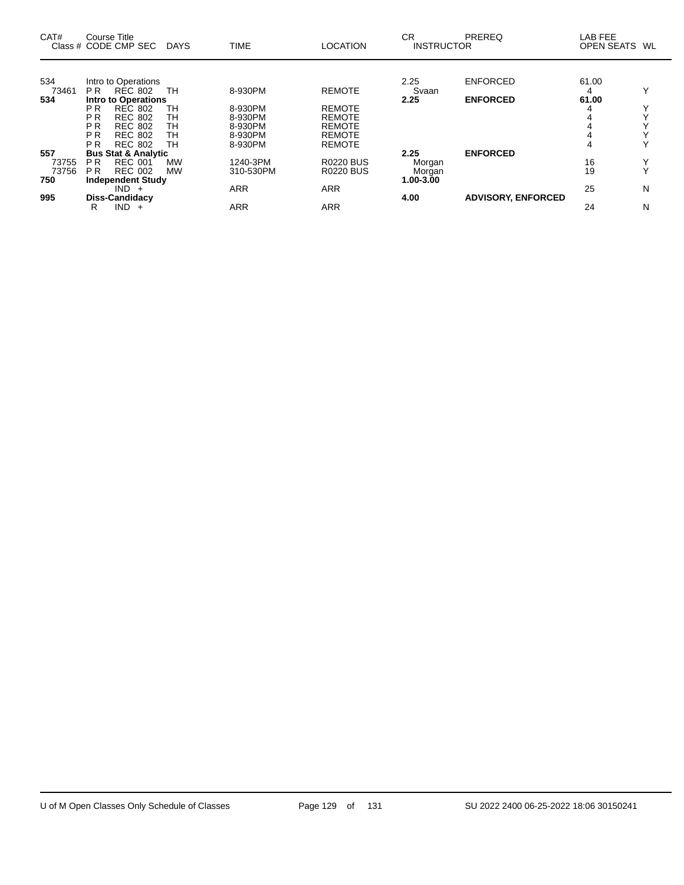| CAT# Class # | Course Title CODE CMP SEC | DAYS | TIME | LOCATION | CR INSTRUCTOR | PREREQ | LAB FEE OPEN SEATS | WL |
|---|---|---|---|---|---|---|---|---|
| 534 | Intro to Operations | | | | 2.25 | ENFORCED | 61.00 | |
| 73461 | P R REC 802 | TH | 8-930PM | REMOTE | Svaan | | 4 | Y |
| **534** | **Intro to Operations** | | | | **2.25** | **ENFORCED** | **61.00** | |
| | P R REC 802 | TH | 8-930PM | REMOTE | | | 4 | Y |
| | P R REC 802 | TH | 8-930PM | REMOTE | | | 4 | Y |
| | P R REC 802 | TH | 8-930PM | REMOTE | | | 4 | Y |
| | P R REC 802 | TH | 8-930PM | REMOTE | | | 4 | Y |
| | P R REC 802 | TH | 8-930PM | REMOTE | | | 4 | Y |
| **557** | **Bus Stat & Analytic** | | | | **2.25** | **ENFORCED** | | |
| 73755 | P R REC 001 | MW | 1240-3PM | R0220 BUS | Morgan | | 16 | Y |
| 73756 | P R REC 002 | MW | 310-530PM | R0220 BUS | Morgan | | 19 | Y |
| **750** | **Independent Study** | | | | **1.00-3.00** | | | |
| | IND + | | ARR | ARR | | | 25 | N |
| **995** | **Diss-Candidacy** | | | | **4.00** | **ADVISORY, ENFORCED** | | |
| | R IND + | | ARR | ARR | | | 24 | N |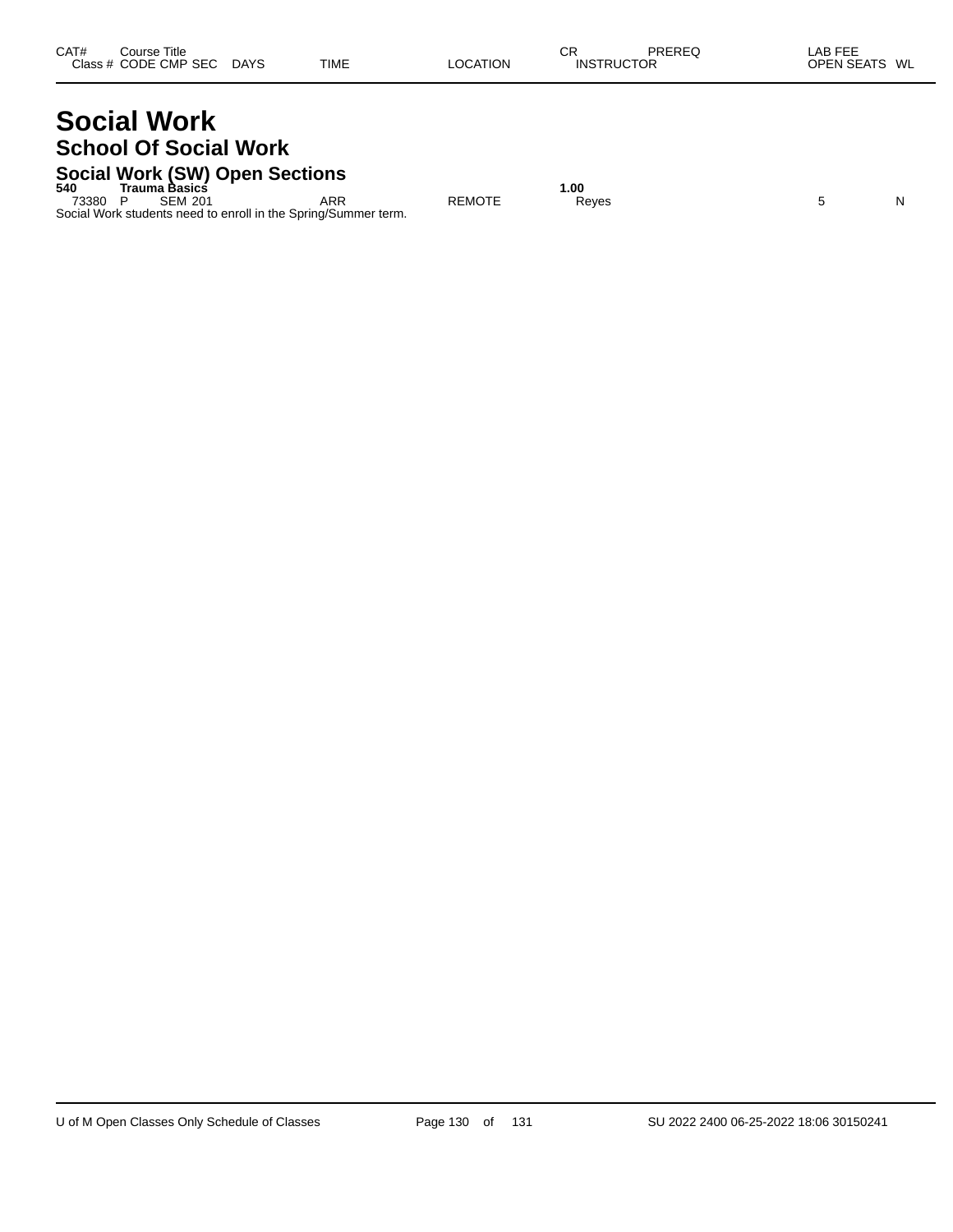| CAT# | Course Title | | | | | | CR | PREREQ | LAB FEE | |
|---|---|---|---|---|---|---|---|---|---|---|
| Class # | CODE | CMP | SEC | DAYS | TIME | LOCATION | INSTRUCTOR | | OPEN SEATS | WL |

# Social Work

## School Of Social Work

### Social Work (SW) Open Sections

| CAT# | Course Title | | | | | | CR | PREREQ | LAB FEE | |
|---|---|---|---|---|---|---|---|---|---|---|
| **540** | **Trauma Basics** | | | | | | **1.00** | | | |
| 73380 | P | SEM | 201 | | ARR | REMOTE | Reyes | | 5 | N |

Social Work students need to enroll in the Spring/Summer term.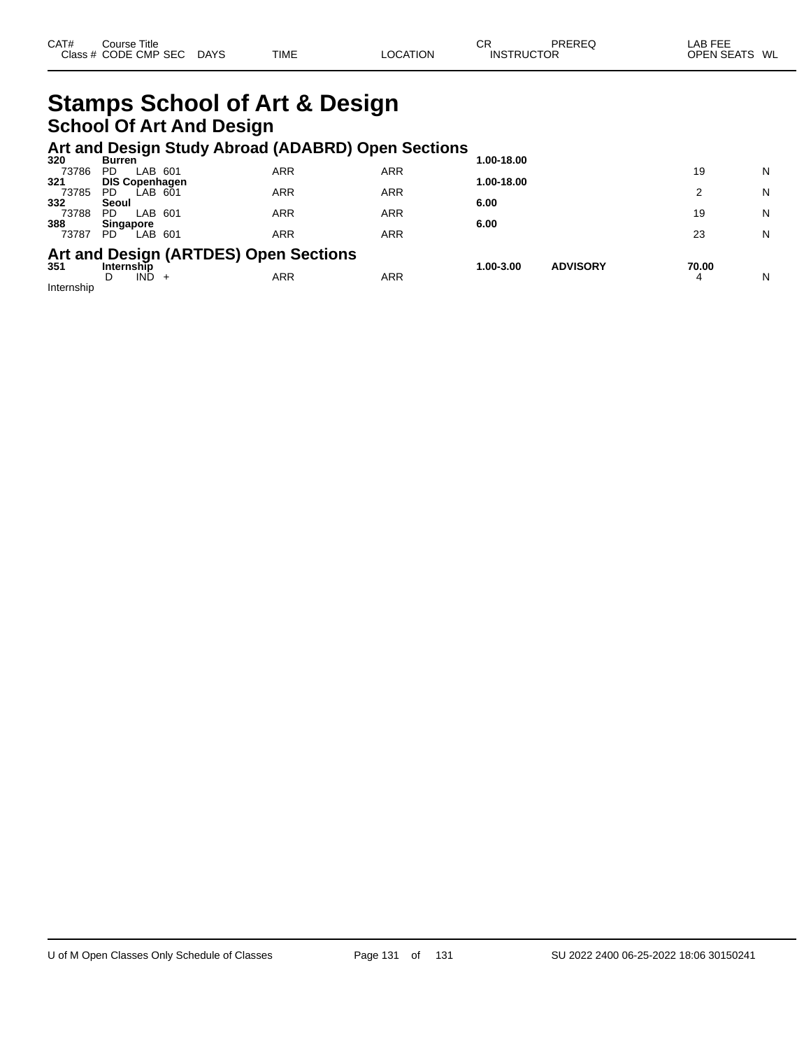| CAT# | Course Title | | | | | | CR | PREREQ | LAB FEE | |
|---|---|---|---|---|---|---|---|---|---|---|
| Class # | CODE | CMP | SEC | DAYS | TIME | LOCATION | INSTRUCTOR | | OPEN SEATS | WL |

# Stamps School of Art & Design

## School Of Art And Design

### Art and Design Study Abroad (ADABRD) Open Sections

| CAT# / Class # | Course Title / CODE | CMP | SEC | TIME | LOCATION | CR | PREREQ | LAB FEE / OPEN SEATS | WL |
|---|---|---|---|---|---|---|---|---|---|
| **320** | **Burren** | | | | | **1.00-18.00** | | | |
| 73786 | PD | LAB | 601 | ARR | ARR | | | 19 | N |
| **321** | **DIS Copenhagen** | | | | | **1.00-18.00** | | | |
| 73785 | PD | LAB | 601 | ARR | ARR | | | 2 | N |
| **332** | **Seoul** | | | | | **6.00** | | | |
| 73788 | PD | LAB | 601 | ARR | ARR | | | 19 | N |
| **388** | **Singapore** | | | | | **6.00** | | | |
| 73787 | PD | LAB | 601 | ARR | ARR | | | 23 | N |

### Art and Design (ARTDES) Open Sections

| CAT# / Class # | Course Title / CODE | CMP | SEC | TIME | LOCATION | CR | PREREQ | LAB FEE / OPEN SEATS | WL |
|---|---|---|---|---|---|---|---|---|---|
| **351** | **Internship** | | | | | **1.00-3.00** | **ADVISORY** | **70.00** | |
| | D | IND | + | ARR | ARR | | | 4 | N |

Internship